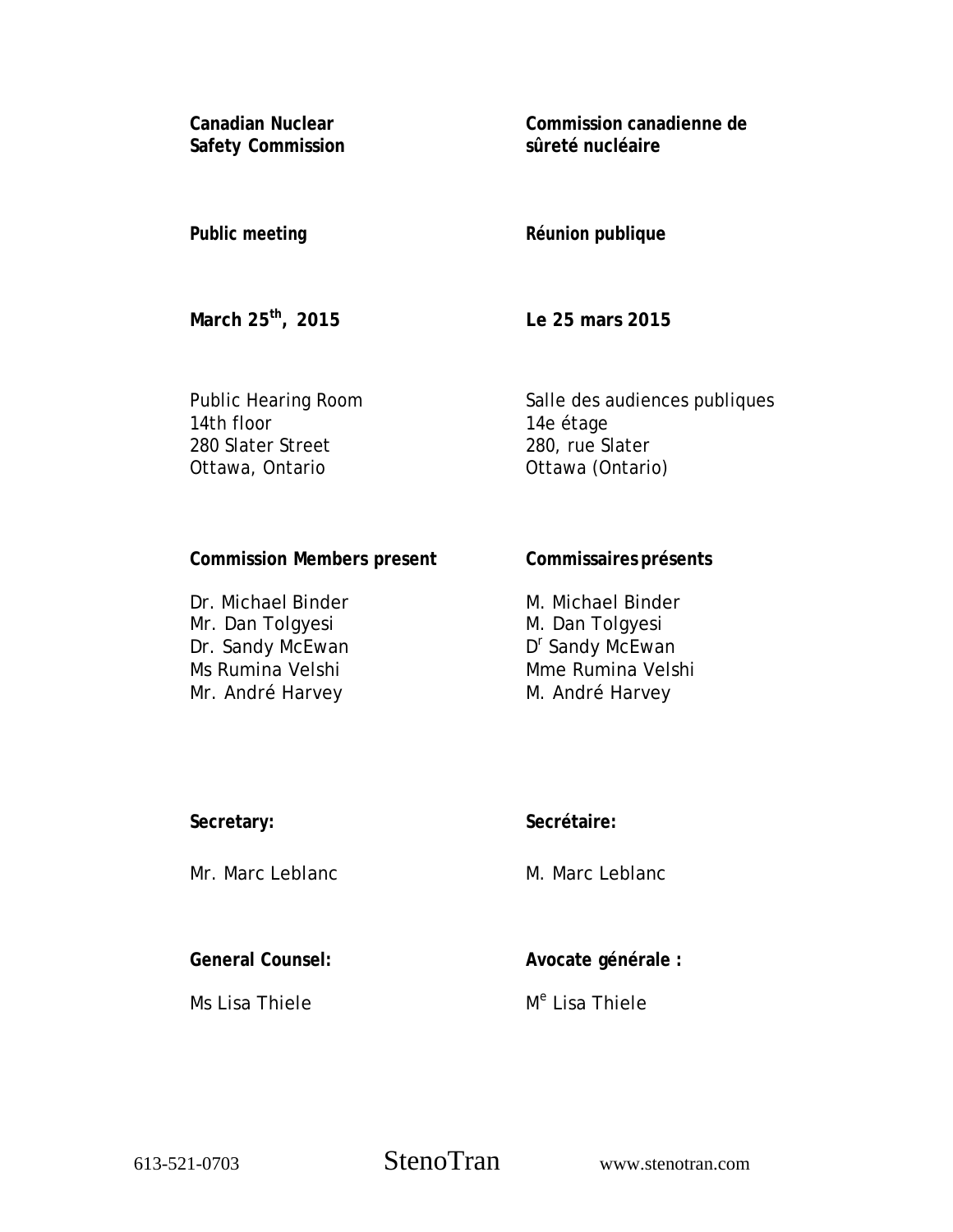**Canadian Nuclear Safety Commission**

**Commission canadienne de sûreté nucléaire**

**Public meeting**

**Réunion publique**

**March 25th, 2015**

**Le 25 mars 2015**

Public Hearing Room
14th floor
280 Slater Street
Ottawa, Ontario

Salle des audiences publiques
14e étage
280, rue Slater
Ottawa (Ontario)

**Commission Members present**

Dr. Michael Binder
Mr. Dan Tolgyesi
Dr. Sandy McEwan
Ms Rumina Velshi
Mr. André Harvey

**Commissaires présents**

M. Michael Binder
M. Dan Tolgyesi
Dr Sandy McEwan
Mme Rumina Velshi
M. André Harvey

**Secretary:**

Mr. Marc Leblanc

**Secrétaire:**

M. Marc Leblanc

**General Counsel:**

Ms Lisa Thiele

**Avocate générale :**

Me Lisa Thiele

613-521-0703 StenoTran www.stenotran.com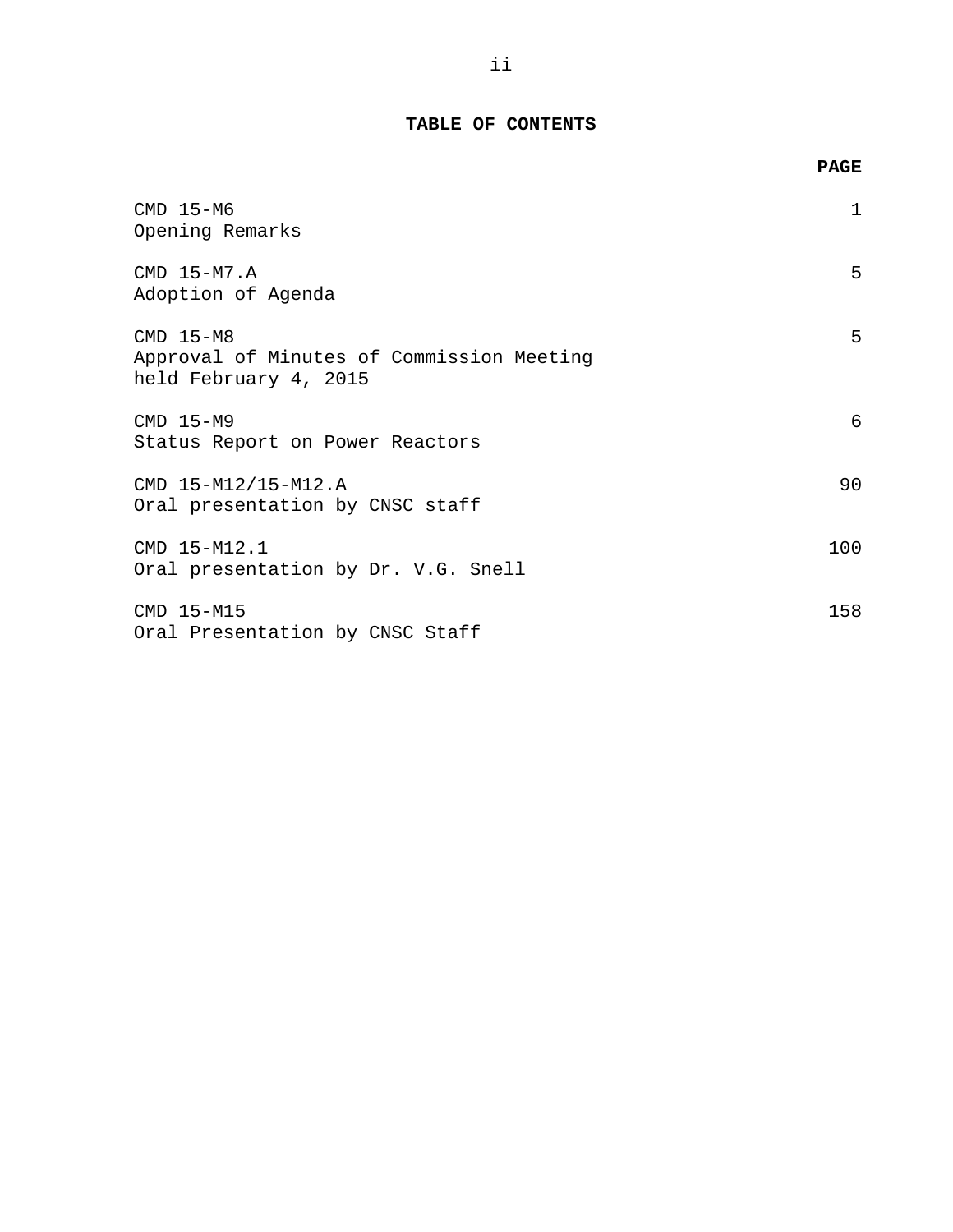# TABLE OF CONTENTS

| | PAGE |
|---|---|
| CMD 15-M6<br>Opening Remarks | 1 |
| CMD 15-M7.A<br>Adoption of Agenda | 5 |
| CMD 15-M8<br>Approval of Minutes of Commission Meeting held February 4, 2015 | 5 |
| CMD 15-M9<br>Status Report on Power Reactors | 6 |
| CMD 15-M12/15-M12.A<br>Oral presentation by CNSC staff | 90 |
| CMD 15-M12.1<br>Oral presentation by Dr. V.G. Snell | 100 |
| CMD 15-M15<br>Oral Presentation by CNSC Staff | 158 |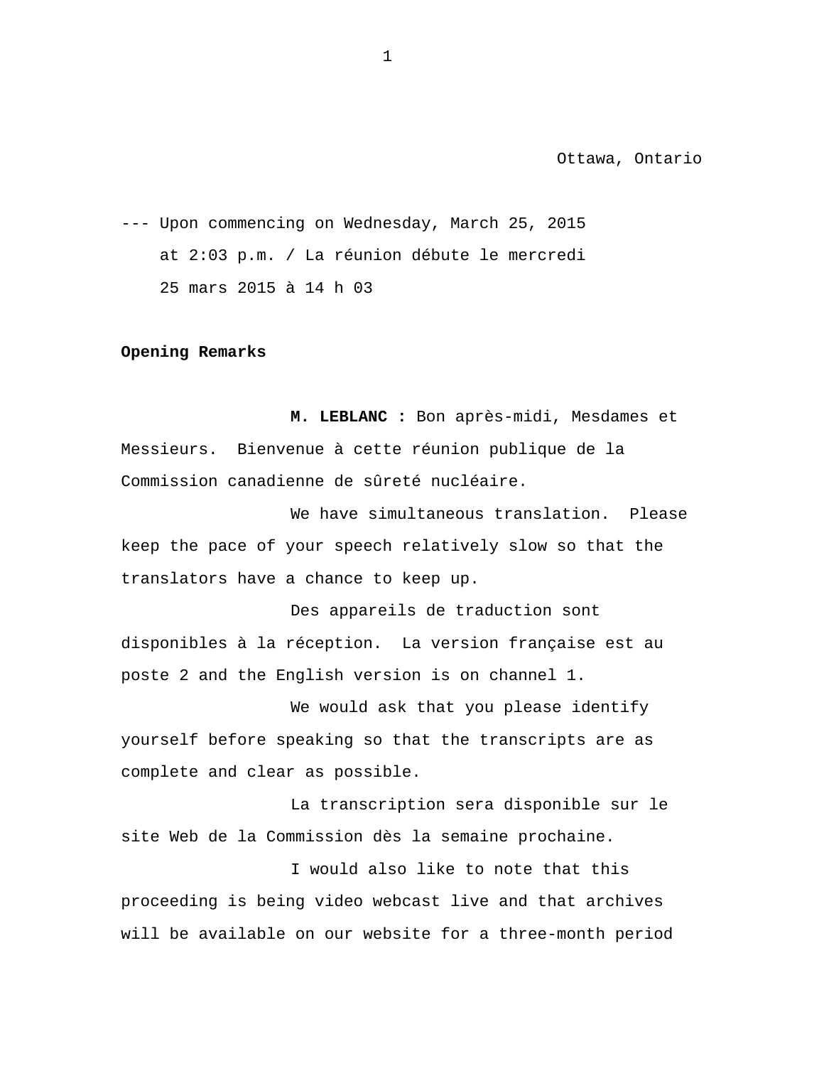Ottawa, Ontario

--- Upon commencing on Wednesday, March 25, 2015 at 2:03 p.m. / La réunion débute le mercredi 25 mars 2015 à 14 h 03

**Opening Remarks**

**M. LEBLANC :** Bon après-midi, Mesdames et Messieurs. Bienvenue à cette réunion publique de la Commission canadienne de sûreté nucléaire.

We have simultaneous translation. Please keep the pace of your speech relatively slow so that the translators have a chance to keep up.

Des appareils de traduction sont disponibles à la réception. La version française est au poste 2 and the English version is on channel 1.

We would ask that you please identify yourself before speaking so that the transcripts are as complete and clear as possible.

La transcription sera disponible sur le site Web de la Commission dès la semaine prochaine.

I would also like to note that this proceeding is being video webcast live and that archives will be available on our website for a three-month period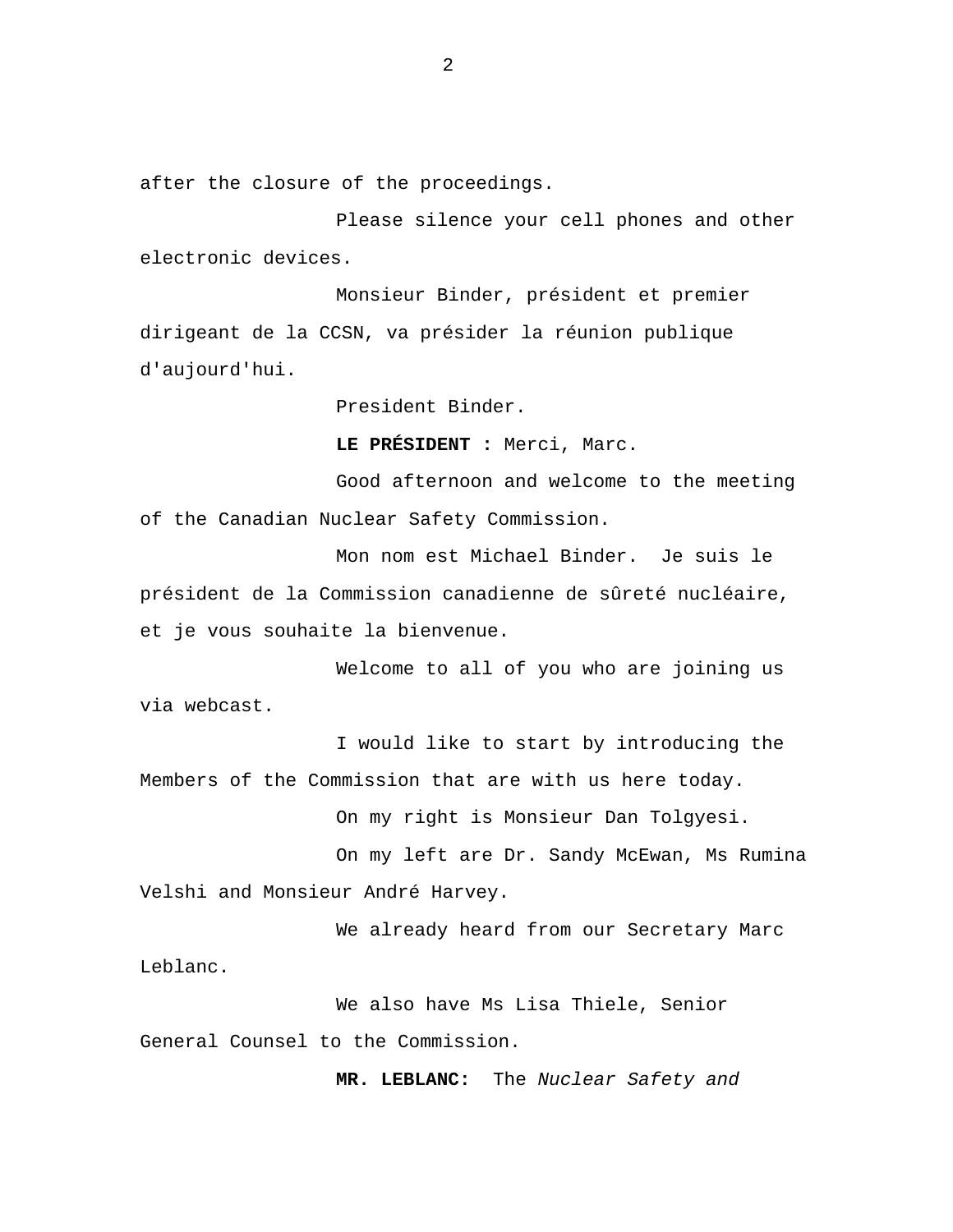after the closure of the proceedings.

Please silence your cell phones and other electronic devices.

Monsieur Binder, président et premier dirigeant de la CCSN, va présider la réunion publique d'aujourd'hui.

President Binder.

**LE PRÉSIDENT :** Merci, Marc.

Good afternoon and welcome to the meeting of the Canadian Nuclear Safety Commission.

Mon nom est Michael Binder. Je suis le président de la Commission canadienne de sûreté nucléaire, et je vous souhaite la bienvenue.

Welcome to all of you who are joining us via webcast.

I would like to start by introducing the Members of the Commission that are with us here today.

On my right is Monsieur Dan Tolgyesi.

On my left are Dr. Sandy McEwan, Ms Rumina Velshi and Monsieur André Harvey.

We already heard from our Secretary Marc Leblanc.

We also have Ms Lisa Thiele, Senior General Counsel to the Commission.

**MR. LEBLANC:** The *Nuclear Safety and*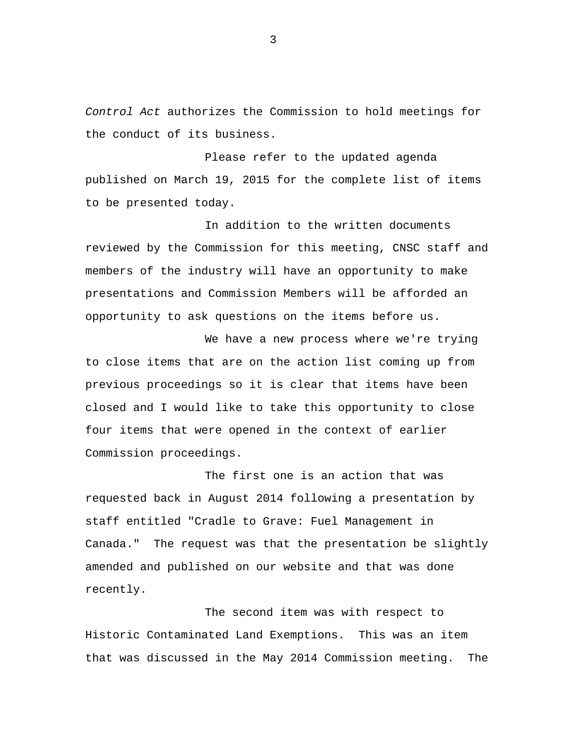*Control Act* authorizes the Commission to hold meetings for the conduct of its business.

Please refer to the updated agenda published on March 19, 2015 for the complete list of items to be presented today.

In addition to the written documents reviewed by the Commission for this meeting, CNSC staff and members of the industry will have an opportunity to make presentations and Commission Members will be afforded an opportunity to ask questions on the items before us.

We have a new process where we're trying to close items that are on the action list coming up from previous proceedings so it is clear that items have been closed and I would like to take this opportunity to close four items that were opened in the context of earlier Commission proceedings.

The first one is an action that was requested back in August 2014 following a presentation by staff entitled "Cradle to Grave: Fuel Management in Canada." The request was that the presentation be slightly amended and published on our website and that was done recently.

The second item was with respect to Historic Contaminated Land Exemptions. This was an item that was discussed in the May 2014 Commission meeting. The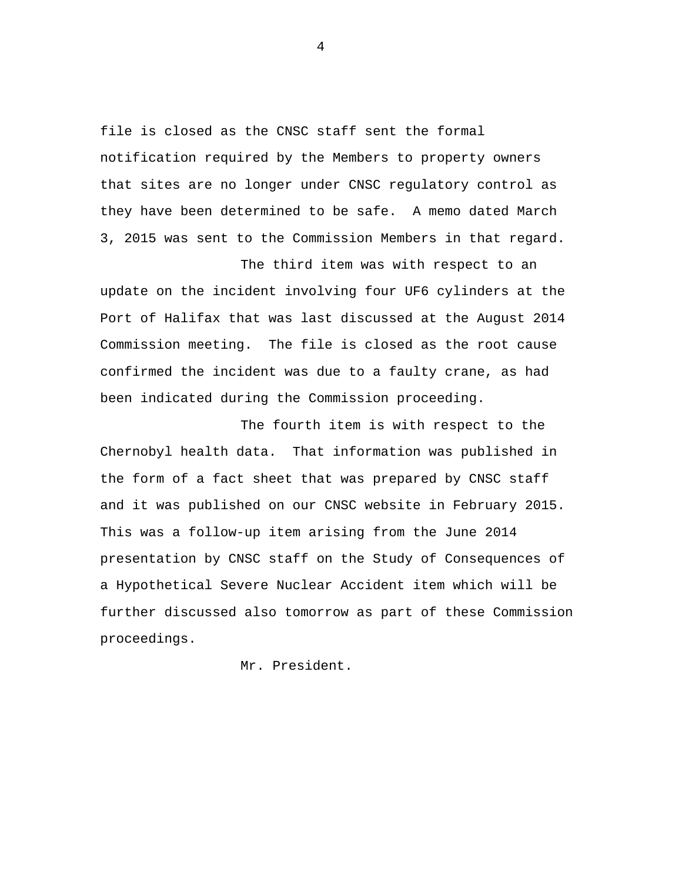file is closed as the CNSC staff sent the formal notification required by the Members to property owners that sites are no longer under CNSC regulatory control as they have been determined to be safe. A memo dated March 3, 2015 was sent to the Commission Members in that regard.

The third item was with respect to an update on the incident involving four $UF_6$ cylinders at the Port of Halifax that was last discussed at the August 2014 Commission meeting. The file is closed as the root cause confirmed the incident was due to a faulty crane, as had been indicated during the Commission proceeding.

The fourth item is with respect to the Chernobyl health data. That information was published in the form of a fact sheet that was prepared by CNSC staff and it was published on our CNSC website in February 2015. This was a follow-up item arising from the June 2014 presentation by CNSC staff on the Study of Consequences of a Hypothetical Severe Nuclear Accident item which will be further discussed also tomorrow as part of these Commission proceedings.

Mr. President.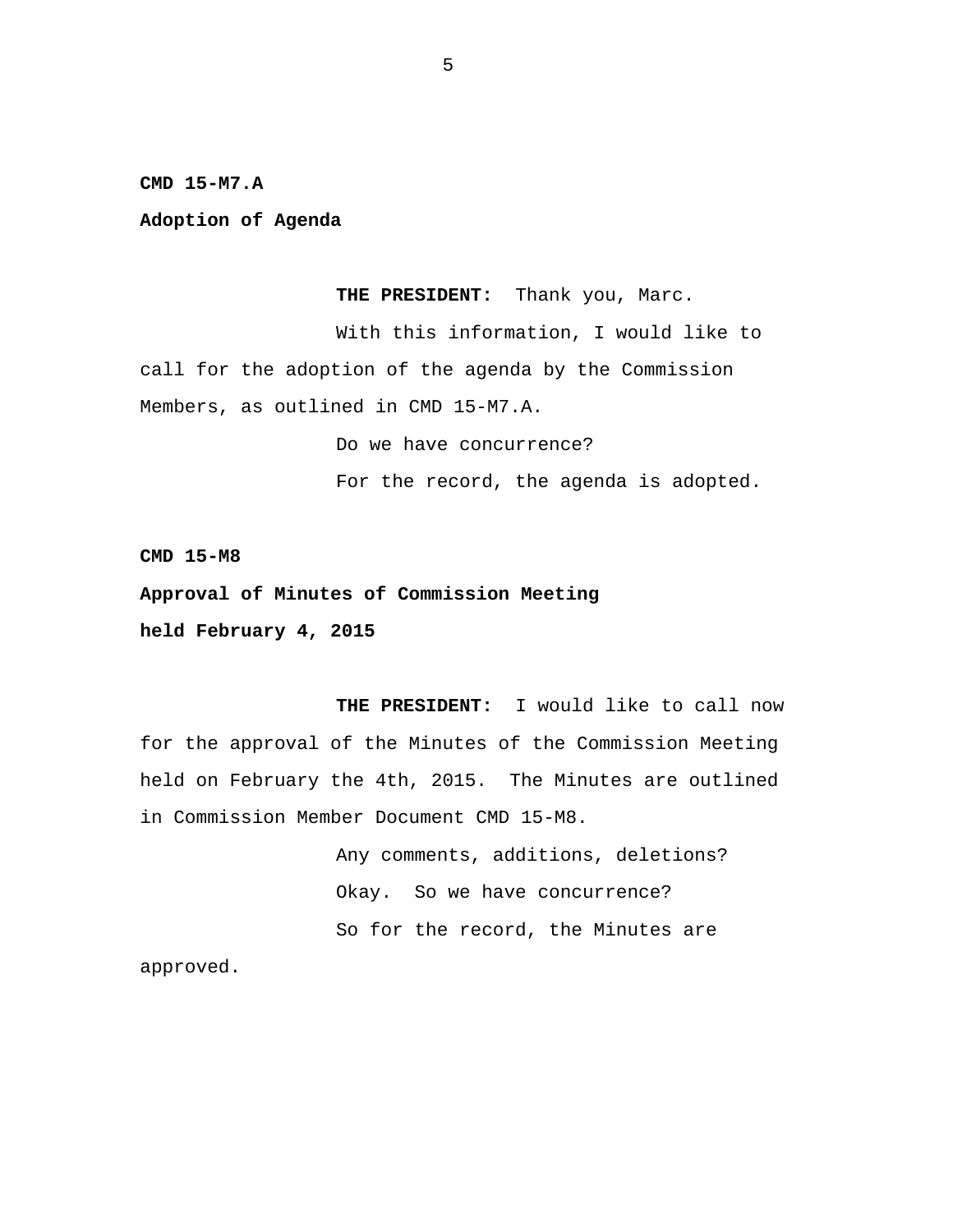**CMD 15-M7.A**

**Adoption of Agenda**

**THE PRESIDENT:** Thank you, Marc.

With this information, I would like to call for the adoption of the agenda by the Commission Members, as outlined in CMD 15-M7.A.

Do we have concurrence?

For the record, the agenda is adopted.

**CMD 15-M8**

**Approval of Minutes of Commission Meeting held February 4, 2015**

**THE PRESIDENT:** I would like to call now for the approval of the Minutes of the Commission Meeting held on February the 4th, 2015. The Minutes are outlined in Commission Member Document CMD 15-M8.

Any comments, additions, deletions?

Okay. So we have concurrence?

So for the record, the Minutes are approved.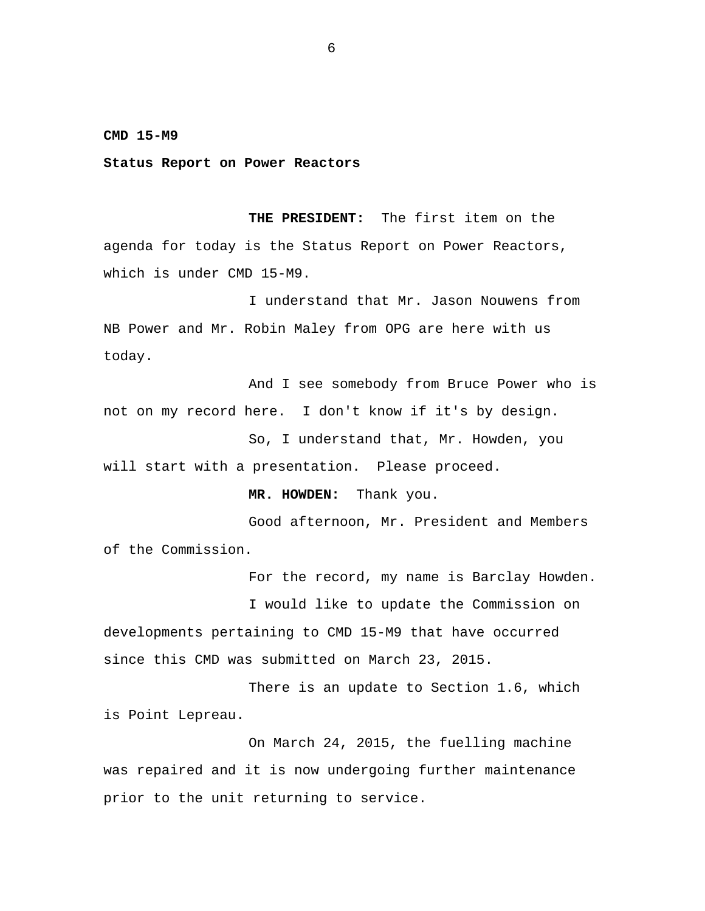**CMD 15-M9**

**Status Report on Power Reactors**

**THE PRESIDENT:** The first item on the agenda for today is the Status Report on Power Reactors, which is under CMD 15-M9.

I understand that Mr. Jason Nouwens from NB Power and Mr. Robin Maley from OPG are here with us today.

And I see somebody from Bruce Power who is not on my record here. I don't know if it's by design.

So, I understand that, Mr. Howden, you will start with a presentation. Please proceed.

**MR. HOWDEN:** Thank you.

Good afternoon, Mr. President and Members of the Commission.

For the record, my name is Barclay Howden.

I would like to update the Commission on developments pertaining to CMD 15-M9 that have occurred since this CMD was submitted on March 23, 2015.

There is an update to Section 1.6, which is Point Lepreau.

On March 24, 2015, the fuelling machine was repaired and it is now undergoing further maintenance prior to the unit returning to service.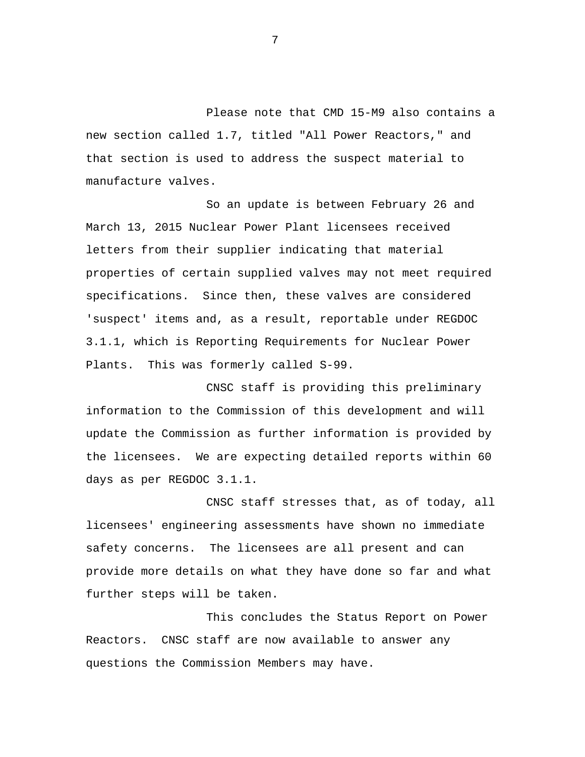Please note that CMD 15-M9 also contains a new section called 1.7, titled "All Power Reactors," and that section is used to address the suspect material to manufacture valves.

So an update is between February 26 and March 13, 2015 Nuclear Power Plant licensees received letters from their supplier indicating that material properties of certain supplied valves may not meet required specifications. Since then, these valves are considered 'suspect' items and, as a result, reportable under REGDOC 3.1.1, which is Reporting Requirements for Nuclear Power Plants. This was formerly called S-99.

CNSC staff is providing this preliminary information to the Commission of this development and will update the Commission as further information is provided by the licensees. We are expecting detailed reports within 60 days as per REGDOC 3.1.1.

CNSC staff stresses that, as of today, all licensees' engineering assessments have shown no immediate safety concerns. The licensees are all present and can provide more details on what they have done so far and what further steps will be taken.

This concludes the Status Report on Power Reactors. CNSC staff are now available to answer any questions the Commission Members may have.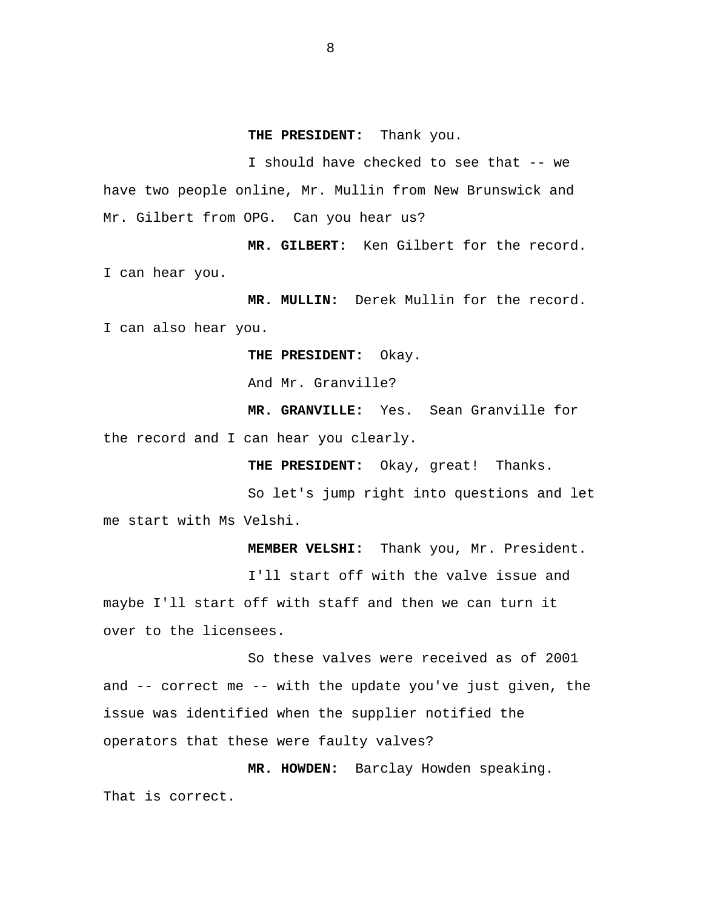**THE PRESIDENT:** Thank you.

I should have checked to see that -- we have two people online, Mr. Mullin from New Brunswick and Mr. Gilbert from OPG. Can you hear us?

**MR. GILBERT:** Ken Gilbert for the record. I can hear you.

**MR. MULLIN:** Derek Mullin for the record. I can also hear you.

**THE PRESIDENT:** Okay.

And Mr. Granville?

**MR. GRANVILLE:** Yes. Sean Granville for the record and I can hear you clearly.

**THE PRESIDENT:** Okay, great! Thanks.

So let's jump right into questions and let me start with Ms Velshi.

**MEMBER VELSHI:** Thank you, Mr. President.

I'll start off with the valve issue and maybe I'll start off with staff and then we can turn it over to the licensees.

So these valves were received as of 2001 and -- correct me -- with the update you've just given, the issue was identified when the supplier notified the operators that these were faulty valves?

**MR. HOWDEN:** Barclay Howden speaking. That is correct.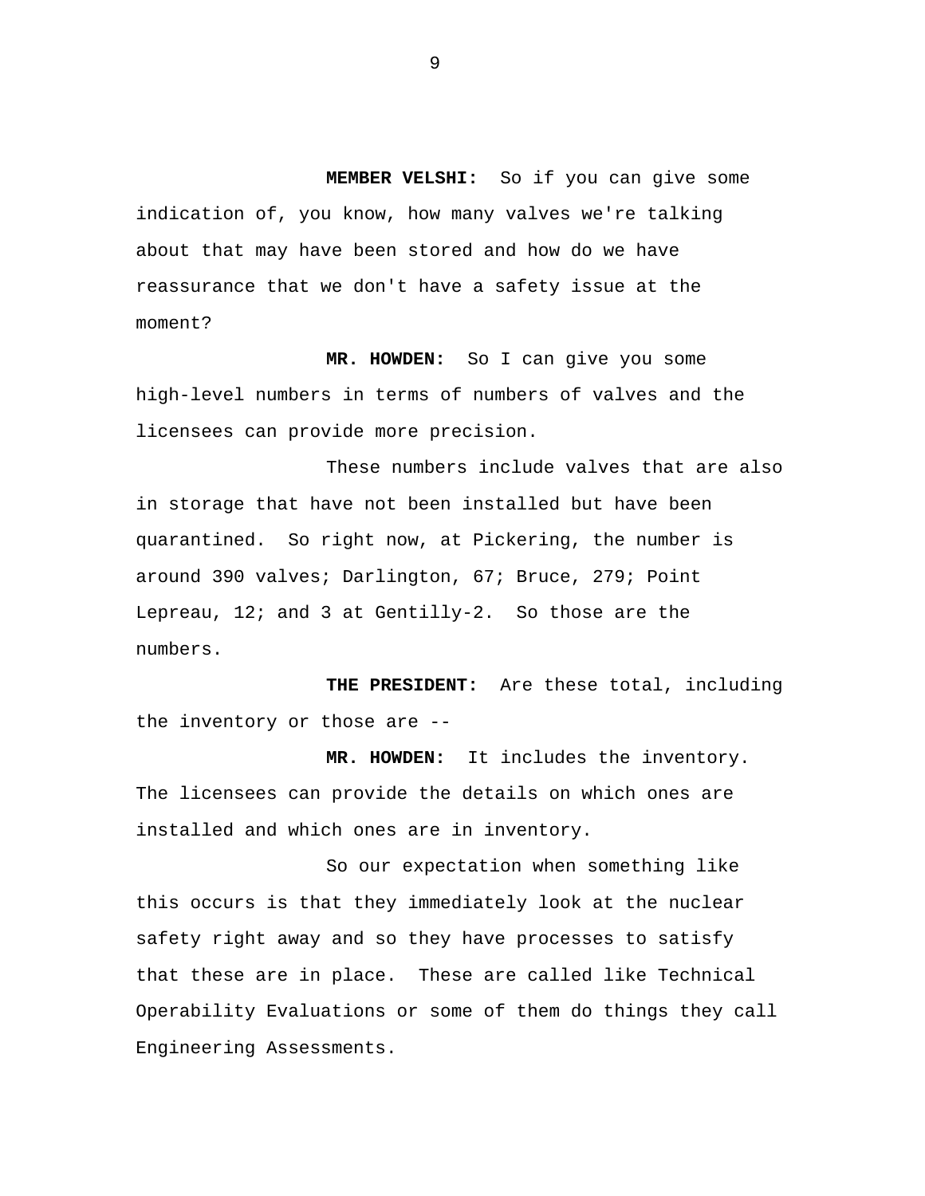**MEMBER VELSHI:** So if you can give some indication of, you know, how many valves we're talking about that may have been stored and how do we have reassurance that we don't have a safety issue at the moment?

**MR. HOWDEN:** So I can give you some high-level numbers in terms of numbers of valves and the licensees can provide more precision.

These numbers include valves that are also in storage that have not been installed but have been quarantined. So right now, at Pickering, the number is around 390 valves; Darlington, 67; Bruce, 279; Point Lepreau, 12; and 3 at Gentilly-2. So those are the numbers.

**THE PRESIDENT:** Are these total, including the inventory or those are --

**MR. HOWDEN:** It includes the inventory. The licensees can provide the details on which ones are installed and which ones are in inventory.

So our expectation when something like this occurs is that they immediately look at the nuclear safety right away and so they have processes to satisfy that these are in place. These are called like Technical Operability Evaluations or some of them do things they call Engineering Assessments.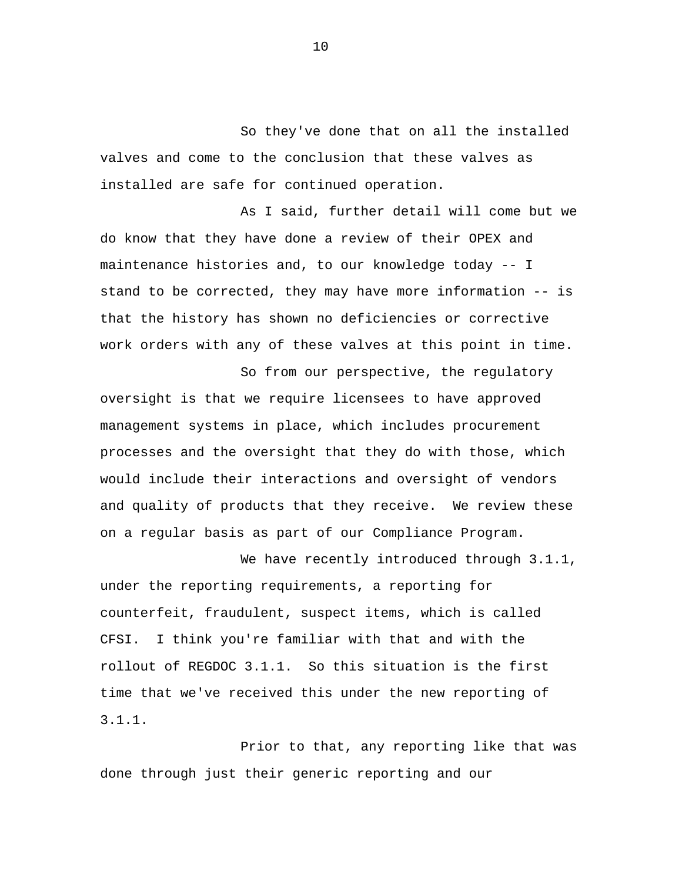So they've done that on all the installed valves and come to the conclusion that these valves as installed are safe for continued operation.

As I said, further detail will come but we do know that they have done a review of their OPEX and maintenance histories and, to our knowledge today -- I stand to be corrected, they may have more information -- is that the history has shown no deficiencies or corrective work orders with any of these valves at this point in time.

So from our perspective, the regulatory oversight is that we require licensees to have approved management systems in place, which includes procurement processes and the oversight that they do with those, which would include their interactions and oversight of vendors and quality of products that they receive. We review these on a regular basis as part of our Compliance Program.

We have recently introduced through 3.1.1, under the reporting requirements, a reporting for counterfeit, fraudulent, suspect items, which is called CFSI. I think you're familiar with that and with the rollout of REGDOC 3.1.1. So this situation is the first time that we've received this under the new reporting of 3.1.1.

Prior to that, any reporting like that was done through just their generic reporting and our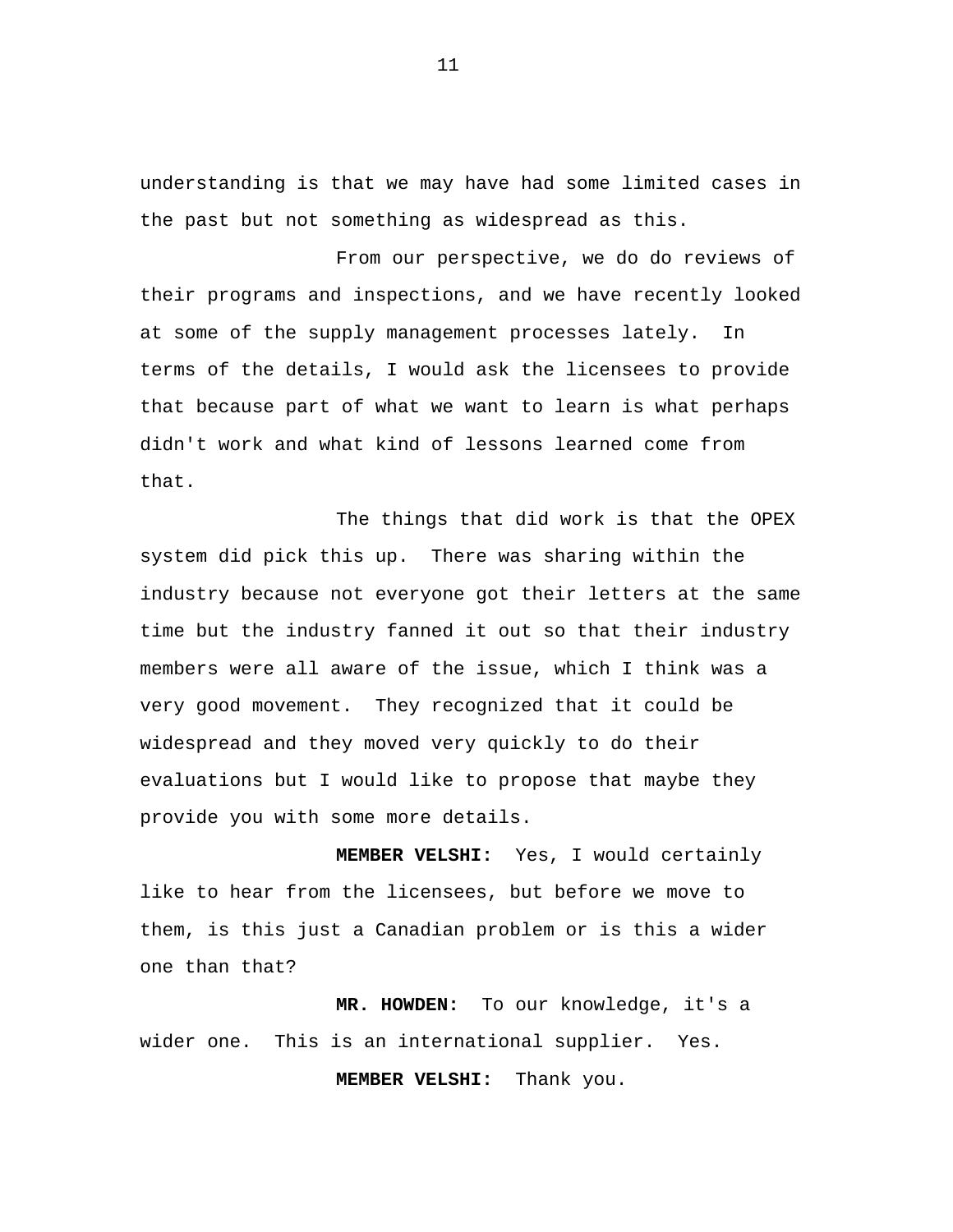understanding is that we may have had some limited cases in the past but not something as widespread as this.

From our perspective, we do do reviews of their programs and inspections, and we have recently looked at some of the supply management processes lately. In terms of the details, I would ask the licensees to provide that because part of what we want to learn is what perhaps didn't work and what kind of lessons learned come from that.

The things that did work is that the OPEX system did pick this up. There was sharing within the industry because not everyone got their letters at the same time but the industry fanned it out so that their industry members were all aware of the issue, which I think was a very good movement. They recognized that it could be widespread and they moved very quickly to do their evaluations but I would like to propose that maybe they provide you with some more details.

**MEMBER VELSHI:** Yes, I would certainly like to hear from the licensees, but before we move to them, is this just a Canadian problem or is this a wider one than that?

**MR. HOWDEN:** To our knowledge, it's a wider one. This is an international supplier. Yes.

**MEMBER VELSHI:** Thank you.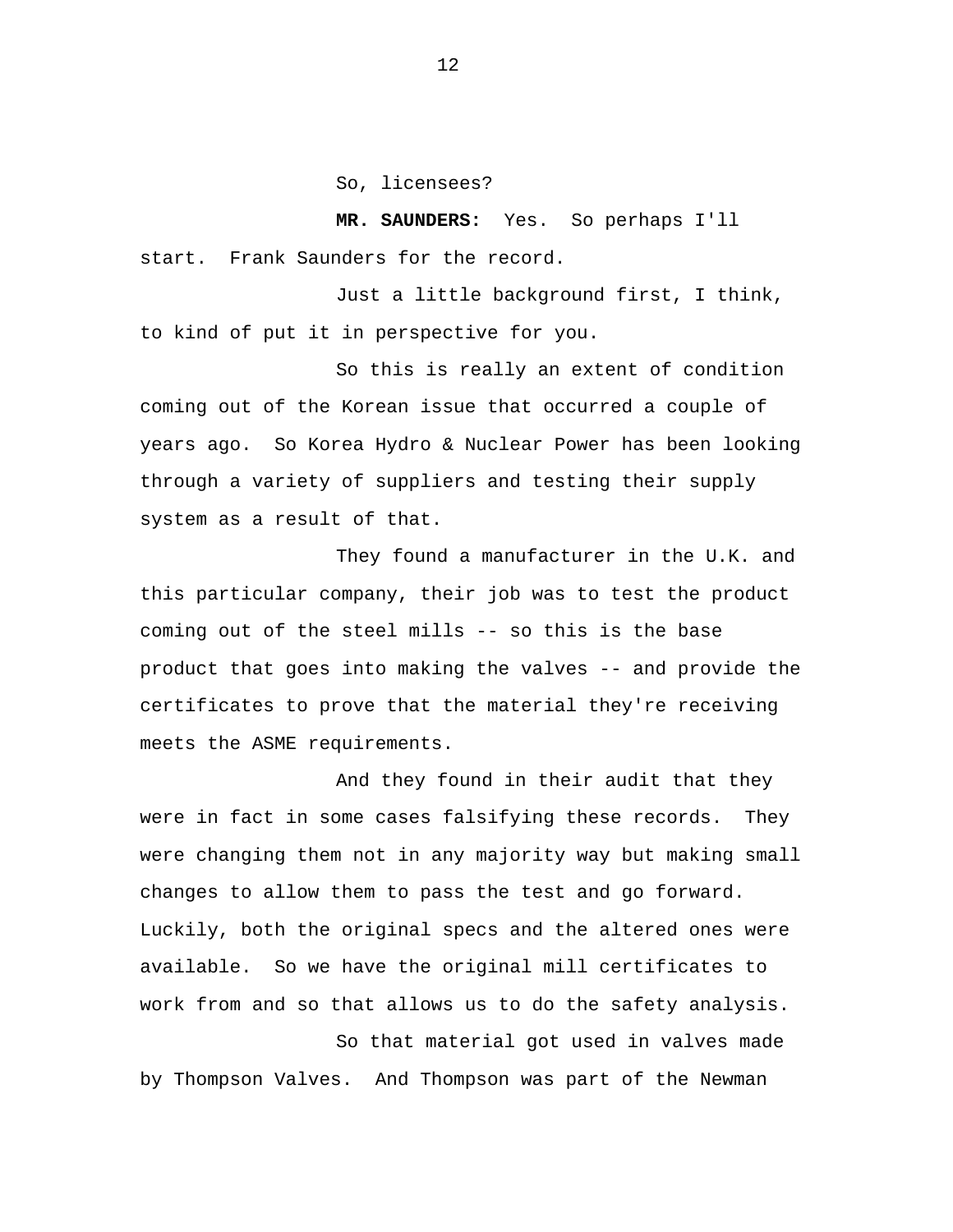So, licensees?

**MR. SAUNDERS:** Yes. So perhaps I'll start. Frank Saunders for the record.

Just a little background first, I think, to kind of put it in perspective for you.

So this is really an extent of condition coming out of the Korean issue that occurred a couple of years ago. So Korea Hydro & Nuclear Power has been looking through a variety of suppliers and testing their supply system as a result of that.

They found a manufacturer in the U.K. and this particular company, their job was to test the product coming out of the steel mills -- so this is the base product that goes into making the valves -- and provide the certificates to prove that the material they're receiving meets the ASME requirements.

And they found in their audit that they were in fact in some cases falsifying these records. They were changing them not in any majority way but making small changes to allow them to pass the test and go forward. Luckily, both the original specs and the altered ones were available. So we have the original mill certificates to work from and so that allows us to do the safety analysis.

So that material got used in valves made by Thompson Valves. And Thompson was part of the Newman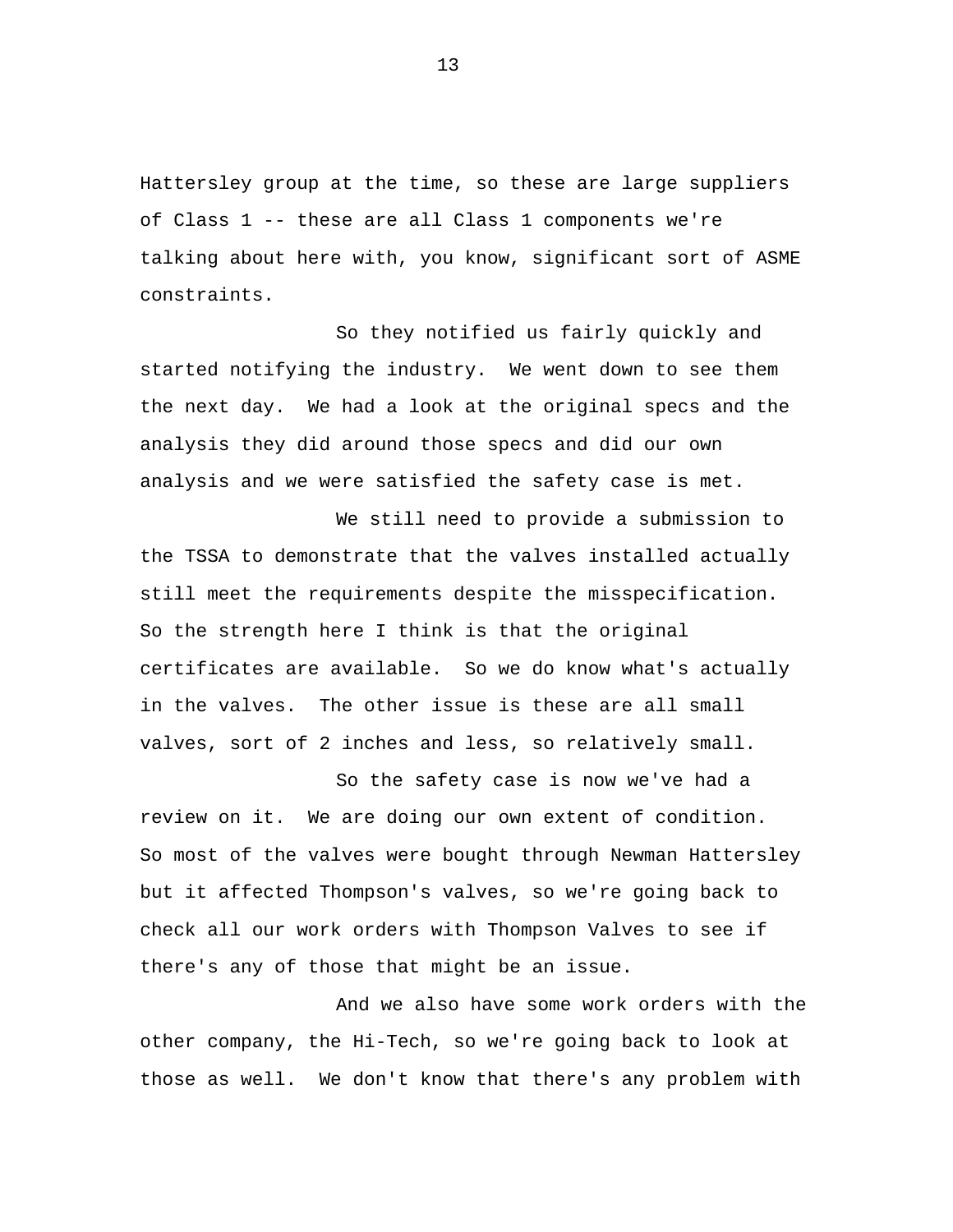Hattersley group at the time, so these are large suppliers of Class 1 -- these are all Class 1 components we're talking about here with, you know, significant sort of ASME constraints.

So they notified us fairly quickly and started notifying the industry. We went down to see them the next day. We had a look at the original specs and the analysis they did around those specs and did our own analysis and we were satisfied the safety case is met.

We still need to provide a submission to the TSSA to demonstrate that the valves installed actually still meet the requirements despite the misspecification. So the strength here I think is that the original certificates are available. So we do know what's actually in the valves. The other issue is these are all small valves, sort of 2 inches and less, so relatively small.

So the safety case is now we've had a review on it. We are doing our own extent of condition. So most of the valves were bought through Newman Hattersley but it affected Thompson's valves, so we're going back to check all our work orders with Thompson Valves to see if there's any of those that might be an issue.

And we also have some work orders with the other company, the Hi-Tech, so we're going back to look at those as well. We don't know that there's any problem with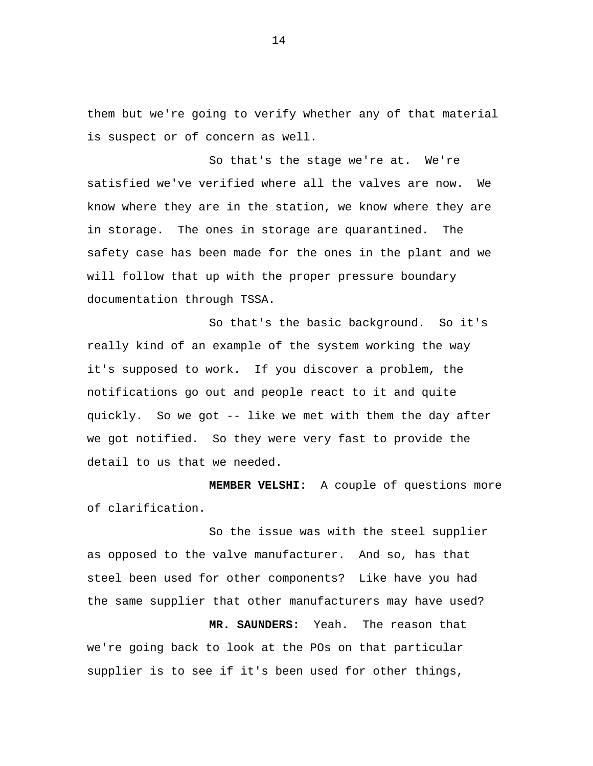them but we're going to verify whether any of that material is suspect or of concern as well.

So that's the stage we're at. We're satisfied we've verified where all the valves are now. We know where they are in the station, we know where they are in storage. The ones in storage are quarantined. The safety case has been made for the ones in the plant and we will follow that up with the proper pressure boundary documentation through TSSA.

So that's the basic background. So it's really kind of an example of the system working the way it's supposed to work. If you discover a problem, the notifications go out and people react to it and quite quickly. So we got -- like we met with them the day after we got notified. So they were very fast to provide the detail to us that we needed.

**MEMBER VELSHI:** A couple of questions more of clarification.

So the issue was with the steel supplier as opposed to the valve manufacturer. And so, has that steel been used for other components? Like have you had the same supplier that other manufacturers may have used?

**MR. SAUNDERS:** Yeah. The reason that we're going back to look at the POs on that particular supplier is to see if it's been used for other things,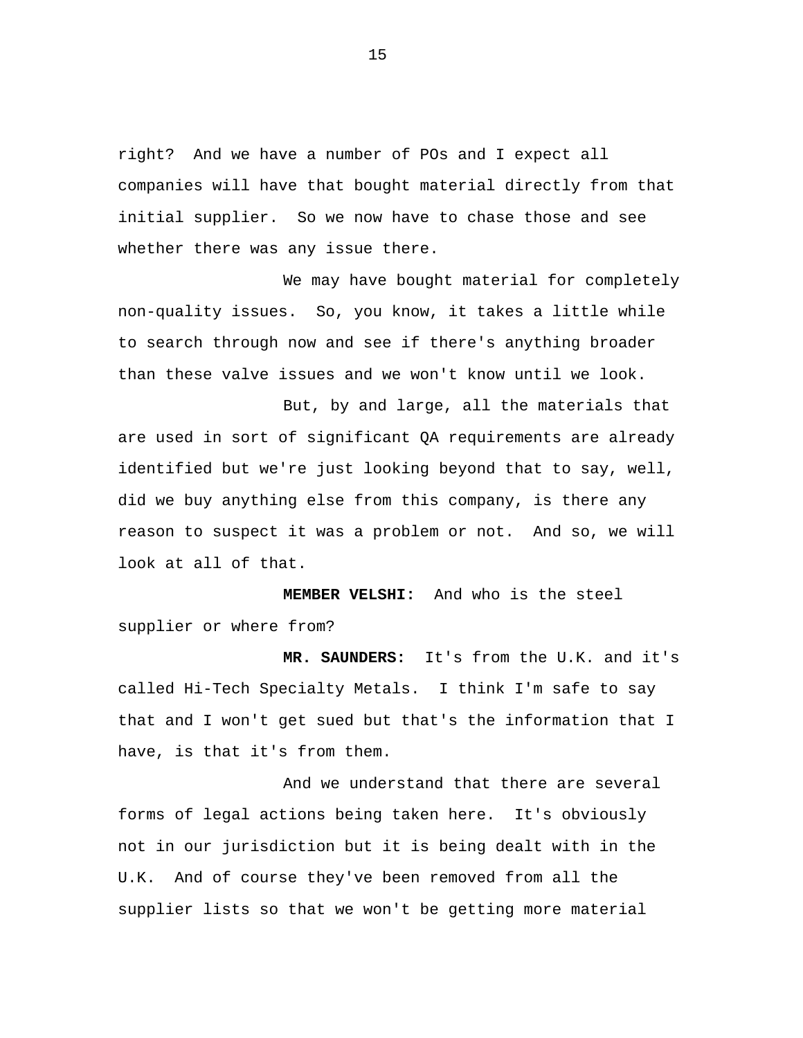right? And we have a number of POs and I expect all companies will have that bought material directly from that initial supplier. So we now have to chase those and see whether there was any issue there.

We may have bought material for completely non-quality issues. So, you know, it takes a little while to search through now and see if there's anything broader than these valve issues and we won't know until we look.

But, by and large, all the materials that are used in sort of significant QA requirements are already identified but we're just looking beyond that to say, well, did we buy anything else from this company, is there any reason to suspect it was a problem or not. And so, we will look at all of that.

**MEMBER VELSHI:** And who is the steel supplier or where from?

**MR. SAUNDERS:** It's from the U.K. and it's called Hi-Tech Specialty Metals. I think I'm safe to say that and I won't get sued but that's the information that I have, is that it's from them.

And we understand that there are several forms of legal actions being taken here. It's obviously not in our jurisdiction but it is being dealt with in the U.K. And of course they've been removed from all the supplier lists so that we won't be getting more material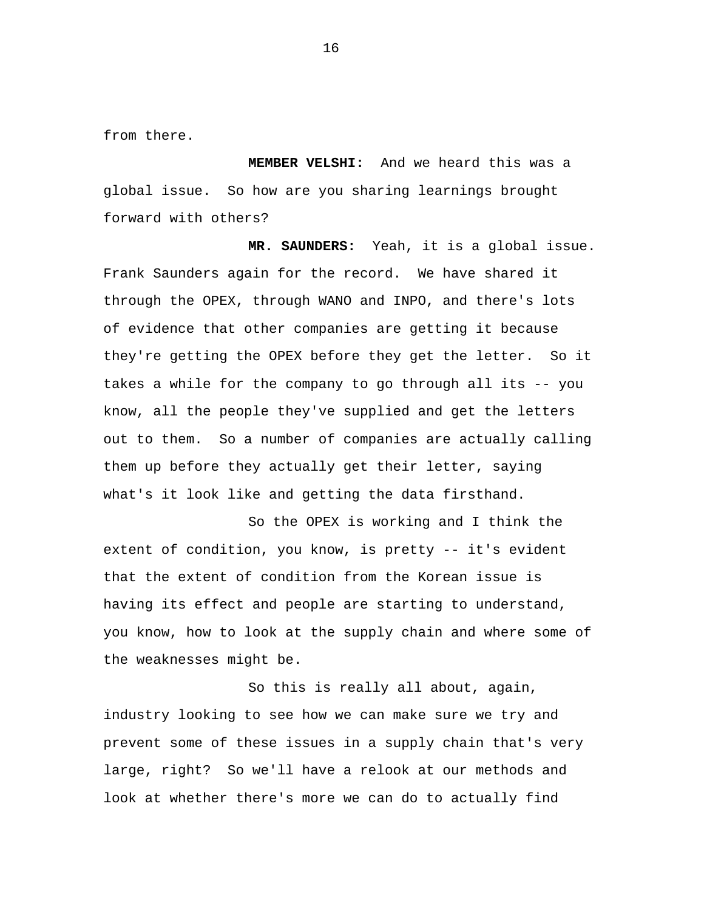from there.

**MEMBER VELSHI:** And we heard this was a global issue. So how are you sharing learnings brought forward with others?

**MR. SAUNDERS:** Yeah, it is a global issue. Frank Saunders again for the record. We have shared it through the OPEX, through WANO and INPO, and there's lots of evidence that other companies are getting it because they're getting the OPEX before they get the letter. So it takes a while for the company to go through all its -- you know, all the people they've supplied and get the letters out to them. So a number of companies are actually calling them up before they actually get their letter, saying what's it look like and getting the data firsthand.

So the OPEX is working and I think the extent of condition, you know, is pretty -- it's evident that the extent of condition from the Korean issue is having its effect and people are starting to understand, you know, how to look at the supply chain and where some of the weaknesses might be.

So this is really all about, again, industry looking to see how we can make sure we try and prevent some of these issues in a supply chain that's very large, right? So we'll have a relook at our methods and look at whether there's more we can do to actually find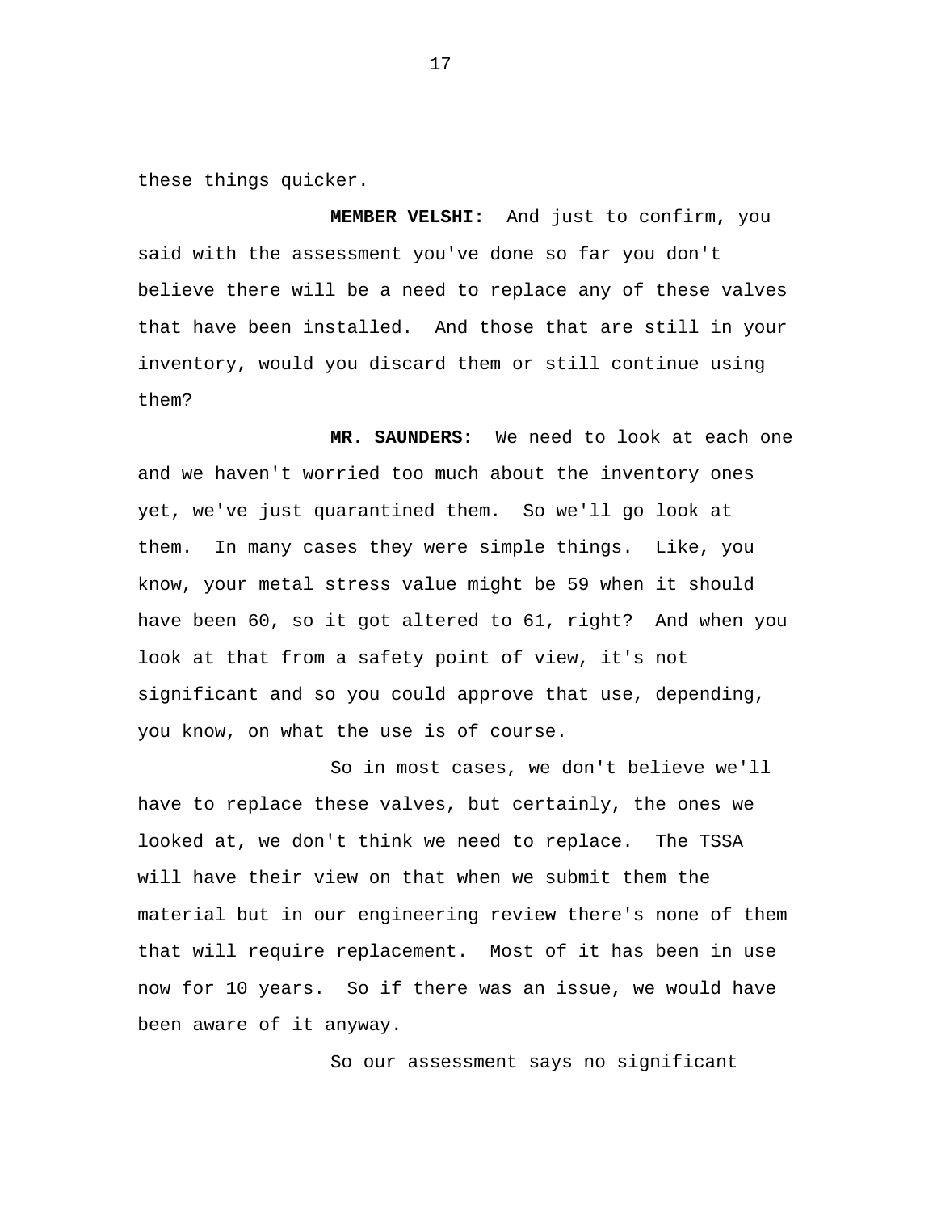these things quicker.

**MEMBER VELSHI:** And just to confirm, you said with the assessment you've done so far you don't believe there will be a need to replace any of these valves that have been installed. And those that are still in your inventory, would you discard them or still continue using them?

**MR. SAUNDERS:** We need to look at each one and we haven't worried too much about the inventory ones yet, we've just quarantined them. So we'll go look at them. In many cases they were simple things. Like, you know, your metal stress value might be 59 when it should have been 60, so it got altered to 61, right? And when you look at that from a safety point of view, it's not significant and so you could approve that use, depending, you know, on what the use is of course.

So in most cases, we don't believe we'll have to replace these valves, but certainly, the ones we looked at, we don't think we need to replace. The TSSA will have their view on that when we submit them the material but in our engineering review there's none of them that will require replacement. Most of it has been in use now for 10 years. So if there was an issue, we would have been aware of it anyway.

So our assessment says no significant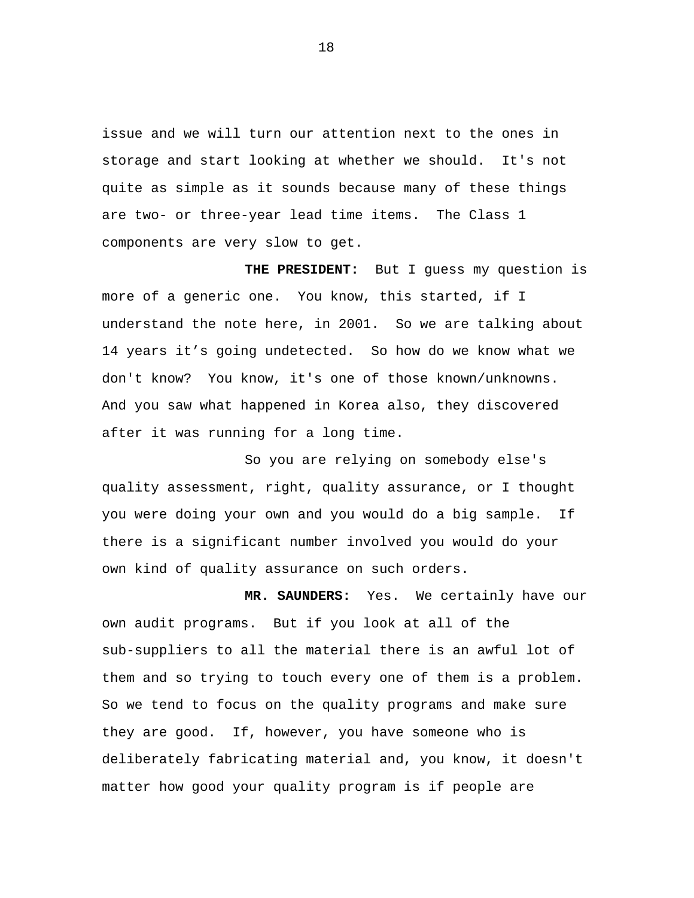issue and we will turn our attention next to the ones in storage and start looking at whether we should.  It's not quite as simple as it sounds because many of these things are two- or three-year lead time items.  The Class 1 components are very slow to get.

**THE PRESIDENT:**  But I guess my question is more of a generic one.  You know, this started, if I understand the note here, in 2001.  So we are talking about 14 years it's going undetected.  So how do we know what we don't know?  You know, it's one of those known/unknowns.  And you saw what happened in Korea also, they discovered after it was running for a long time.

So you are relying on somebody else's quality assessment, right, quality assurance, or I thought you were doing your own and you would do a big sample.  If there is a significant number involved you would do your own kind of quality assurance on such orders.

**MR. SAUNDERS:**  Yes.  We certainly have our own audit programs.  But if you look at all of the sub-suppliers to all the material there is an awful lot of them and so trying to touch every one of them is a problem.  So we tend to focus on the quality programs and make sure they are good.  If, however, you have someone who is deliberately fabricating material and, you know, it doesn't matter how good your quality program is if people are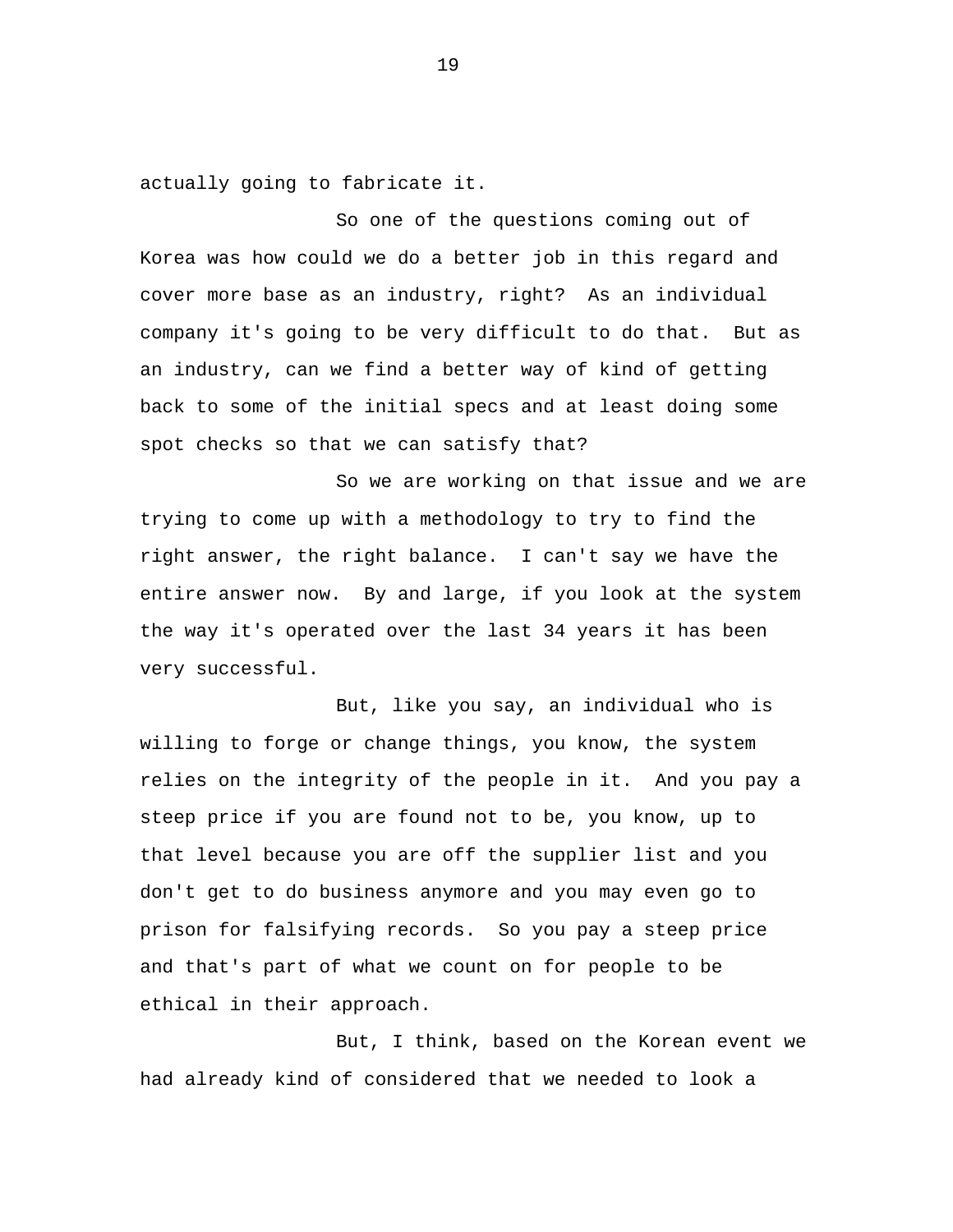actually going to fabricate it.

So one of the questions coming out of Korea was how could we do a better job in this regard and cover more base as an industry, right? As an individual company it's going to be very difficult to do that. But as an industry, can we find a better way of kind of getting back to some of the initial specs and at least doing some spot checks so that we can satisfy that?

So we are working on that issue and we are trying to come up with a methodology to try to find the right answer, the right balance. I can't say we have the entire answer now. By and large, if you look at the system the way it's operated over the last 34 years it has been very successful.

But, like you say, an individual who is willing to forge or change things, you know, the system relies on the integrity of the people in it. And you pay a steep price if you are found not to be, you know, up to that level because you are off the supplier list and you don't get to do business anymore and you may even go to prison for falsifying records. So you pay a steep price and that's part of what we count on for people to be ethical in their approach.

But, I think, based on the Korean event we had already kind of considered that we needed to look a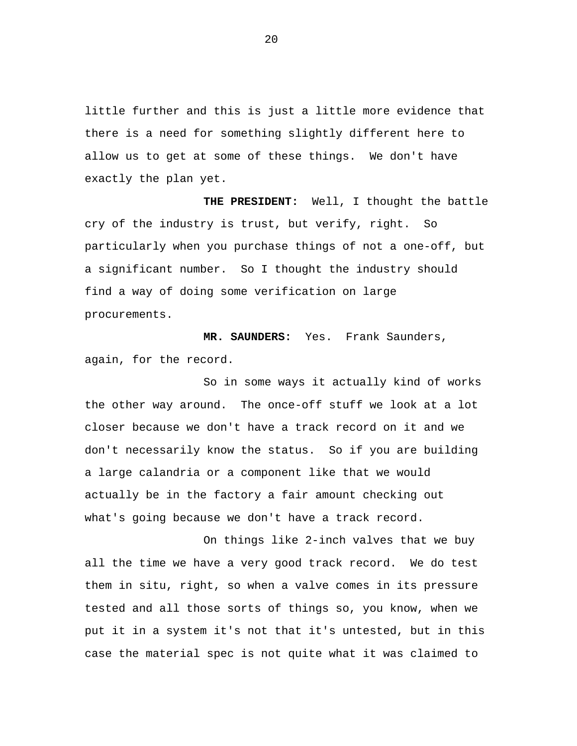little further and this is just a little more evidence that there is a need for something slightly different here to allow us to get at some of these things. We don't have exactly the plan yet.

**THE PRESIDENT:** Well, I thought the battle cry of the industry is trust, but verify, right. So particularly when you purchase things of not a one-off, but a significant number. So I thought the industry should find a way of doing some verification on large procurements.

**MR. SAUNDERS:** Yes. Frank Saunders, again, for the record.

So in some ways it actually kind of works the other way around. The once-off stuff we look at a lot closer because we don't have a track record on it and we don't necessarily know the status. So if you are building a large calandria or a component like that we would actually be in the factory a fair amount checking out what's going because we don't have a track record.

On things like 2-inch valves that we buy all the time we have a very good track record. We do test them in situ, right, so when a valve comes in its pressure tested and all those sorts of things so, you know, when we put it in a system it's not that it's untested, but in this case the material spec is not quite what it was claimed to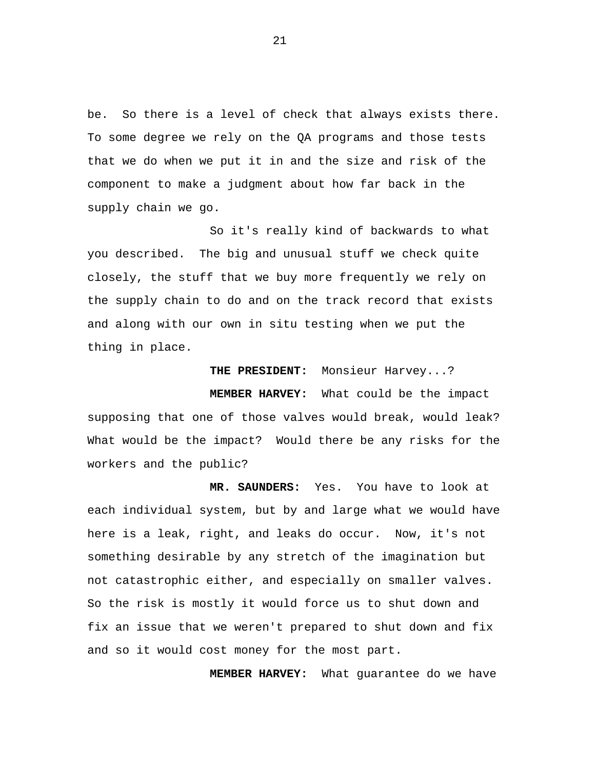be. So there is a level of check that always exists there. To some degree we rely on the QA programs and those tests that we do when we put it in and the size and risk of the component to make a judgment about how far back in the supply chain we go.

So it's really kind of backwards to what you described. The big and unusual stuff we check quite closely, the stuff that we buy more frequently we rely on the supply chain to do and on the track record that exists and along with our own in situ testing when we put the thing in place.

**THE PRESIDENT:** Monsieur Harvey...?

**MEMBER HARVEY:** What could be the impact supposing that one of those valves would break, would leak? What would be the impact? Would there be any risks for the workers and the public?

**MR. SAUNDERS:** Yes. You have to look at each individual system, but by and large what we would have here is a leak, right, and leaks do occur. Now, it's not something desirable by any stretch of the imagination but not catastrophic either, and especially on smaller valves. So the risk is mostly it would force us to shut down and fix an issue that we weren't prepared to shut down and fix and so it would cost money for the most part.

**MEMBER HARVEY:** What guarantee do we have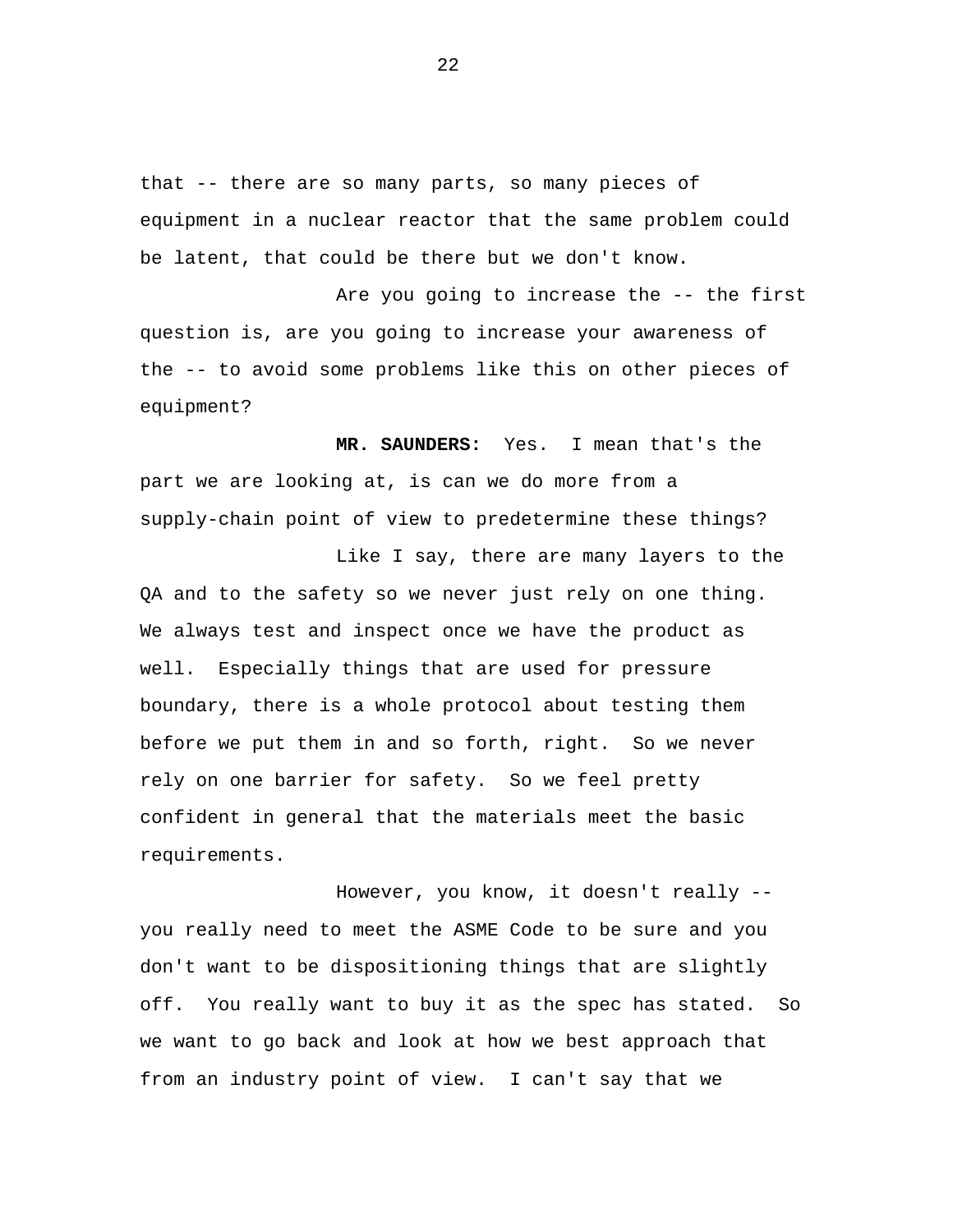that -- there are so many parts, so many pieces of equipment in a nuclear reactor that the same problem could be latent, that could be there but we don't know.

Are you going to increase the -- the first question is, are you going to increase your awareness of the -- to avoid some problems like this on other pieces of equipment?

**MR. SAUNDERS:** Yes. I mean that's the part we are looking at, is can we do more from a supply-chain point of view to predetermine these things?

Like I say, there are many layers to the QA and to the safety so we never just rely on one thing. We always test and inspect once we have the product as well. Especially things that are used for pressure boundary, there is a whole protocol about testing them before we put them in and so forth, right. So we never rely on one barrier for safety. So we feel pretty confident in general that the materials meet the basic requirements.

However, you know, it doesn't really -- you really need to meet the ASME Code to be sure and you don't want to be dispositioning things that are slightly off. You really want to buy it as the spec has stated. So we want to go back and look at how we best approach that from an industry point of view. I can't say that we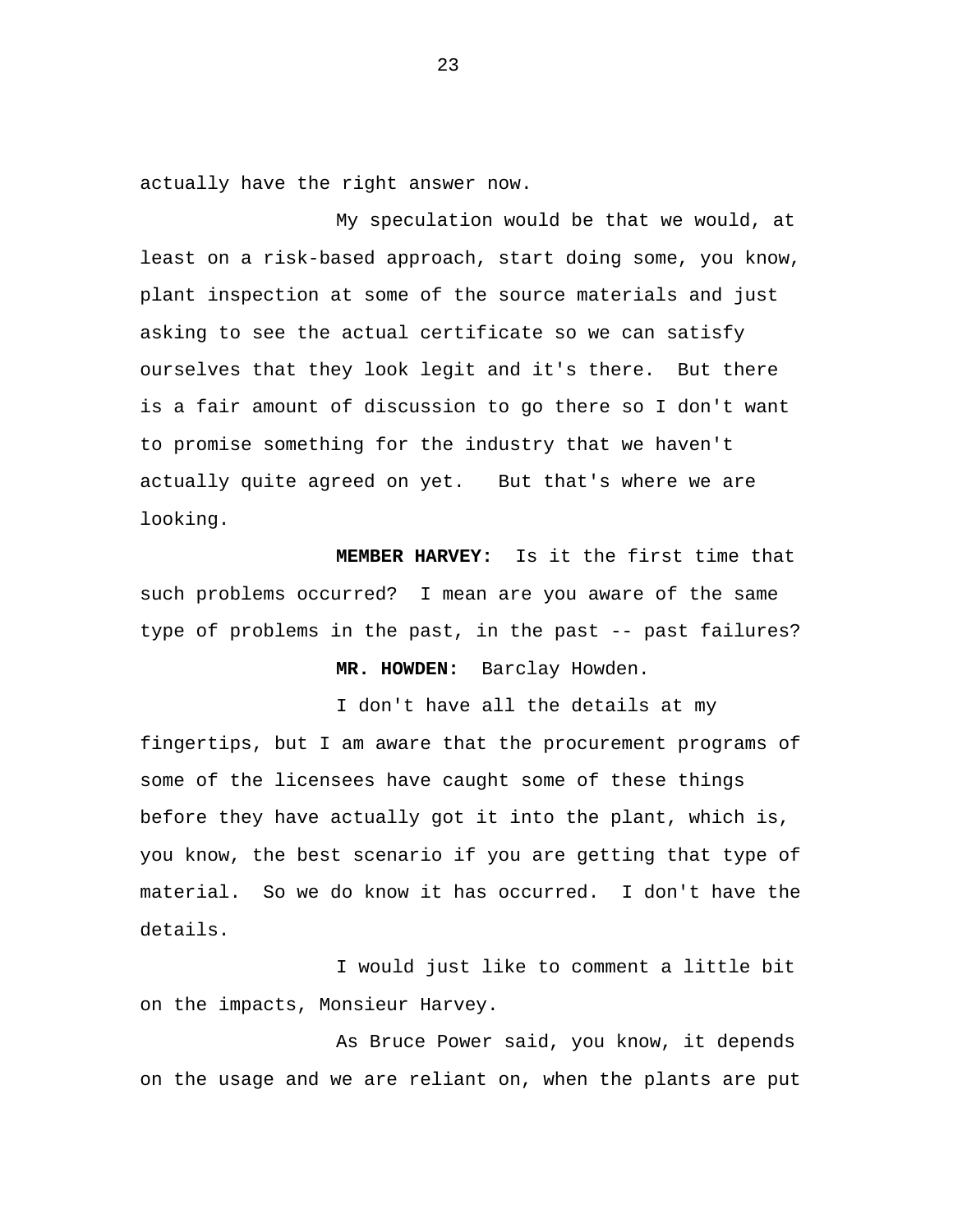actually have the right answer now.

My speculation would be that we would, at least on a risk-based approach, start doing some, you know, plant inspection at some of the source materials and just asking to see the actual certificate so we can satisfy ourselves that they look legit and it's there. But there is a fair amount of discussion to go there so I don't want to promise something for the industry that we haven't actually quite agreed on yet. But that's where we are looking.

**MEMBER HARVEY:** Is it the first time that such problems occurred? I mean are you aware of the same type of problems in the past, in the past -- past failures?

**MR. HOWDEN:** Barclay Howden.

I don't have all the details at my fingertips, but I am aware that the procurement programs of some of the licensees have caught some of these things before they have actually got it into the plant, which is, you know, the best scenario if you are getting that type of material. So we do know it has occurred. I don't have the details.

I would just like to comment a little bit on the impacts, Monsieur Harvey.

As Bruce Power said, you know, it depends on the usage and we are reliant on, when the plants are put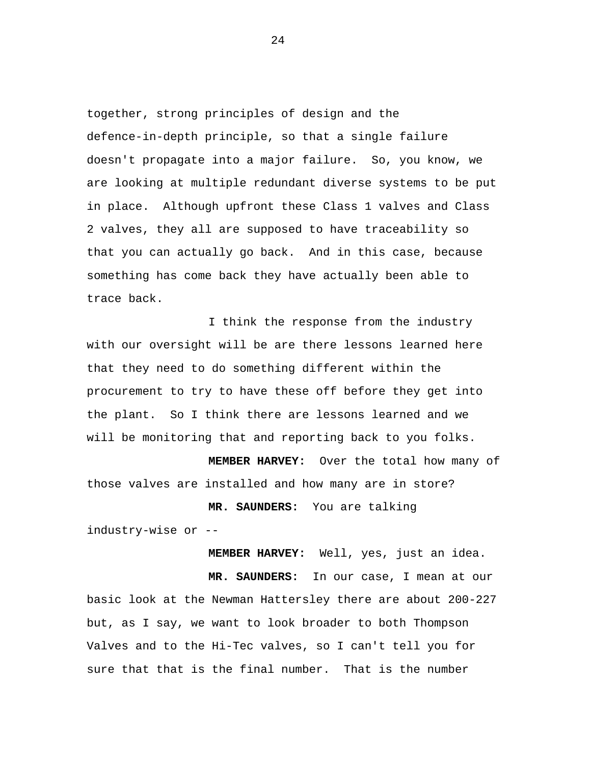together, strong principles of design and the defence-in-depth principle, so that a single failure doesn't propagate into a major failure. So, you know, we are looking at multiple redundant diverse systems to be put in place. Although upfront these Class 1 valves and Class 2 valves, they all are supposed to have traceability so that you can actually go back. And in this case, because something has come back they have actually been able to trace back.

I think the response from the industry with our oversight will be are there lessons learned here that they need to do something different within the procurement to try to have these off before they get into the plant. So I think there are lessons learned and we will be monitoring that and reporting back to you folks.

**MEMBER HARVEY:** Over the total how many of those valves are installed and how many are in store?

**MR. SAUNDERS:** You are talking industry-wise or --

**MEMBER HARVEY:** Well, yes, just an idea.

**MR. SAUNDERS:** In our case, I mean at our basic look at the Newman Hattersley there are about 200-227 but, as I say, we want to look broader to both Thompson Valves and to the Hi-Tec valves, so I can't tell you for sure that that is the final number. That is the number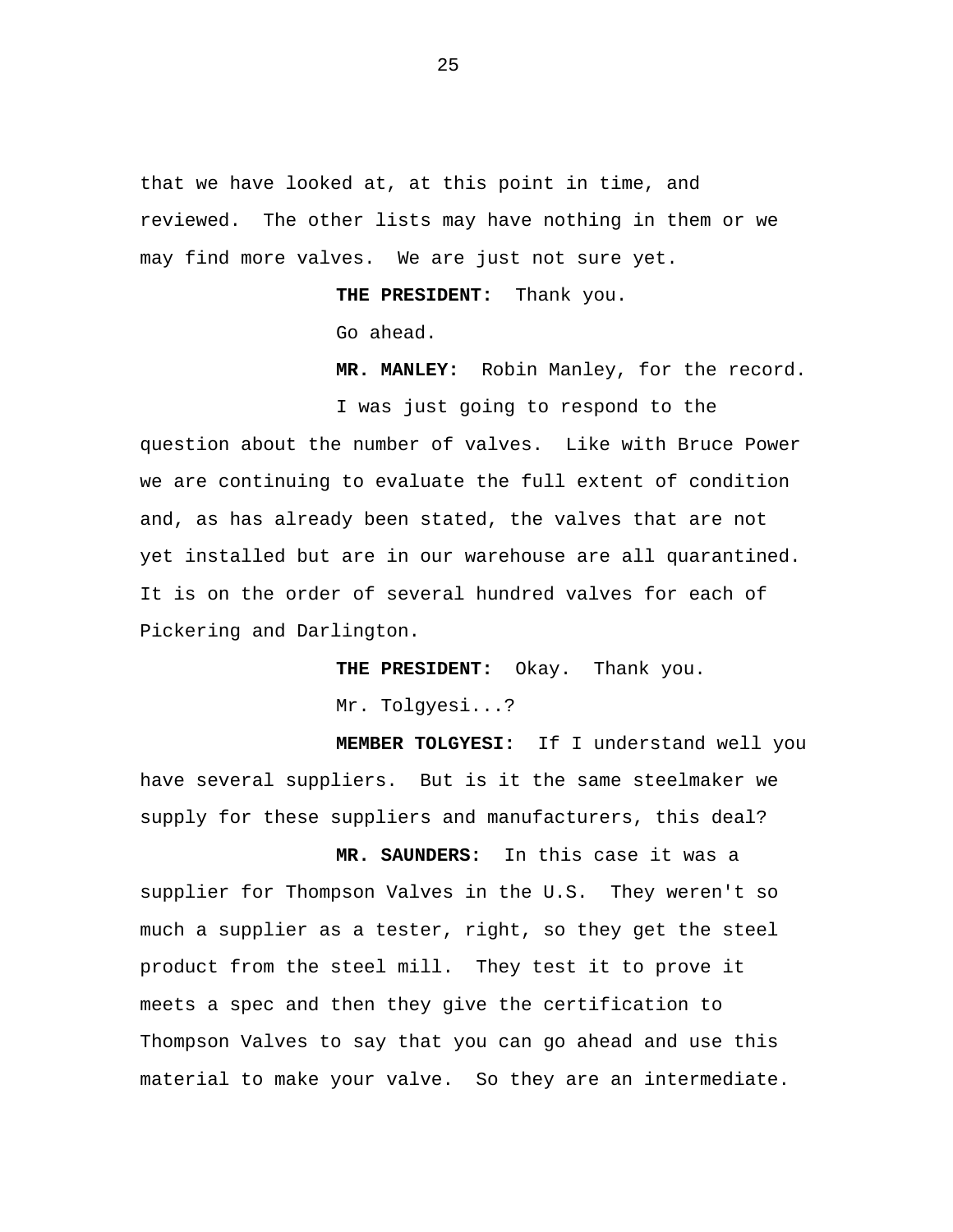that we have looked at, at this point in time, and reviewed. The other lists may have nothing in them or we may find more valves. We are just not sure yet.

**THE PRESIDENT:** Thank you.

Go ahead.

**MR. MANLEY:** Robin Manley, for the record.

I was just going to respond to the question about the number of valves. Like with Bruce Power we are continuing to evaluate the full extent of condition and, as has already been stated, the valves that are not yet installed but are in our warehouse are all quarantined. It is on the order of several hundred valves for each of Pickering and Darlington.

**THE PRESIDENT:** Okay. Thank you.

Mr. Tolgyesi...?

**MEMBER TOLGYESI:** If I understand well you have several suppliers. But is it the same steelmaker we supply for these suppliers and manufacturers, this deal?

**MR. SAUNDERS:** In this case it was a supplier for Thompson Valves in the U.S. They weren't so much a supplier as a tester, right, so they get the steel product from the steel mill. They test it to prove it meets a spec and then they give the certification to Thompson Valves to say that you can go ahead and use this material to make your valve. So they are an intermediate.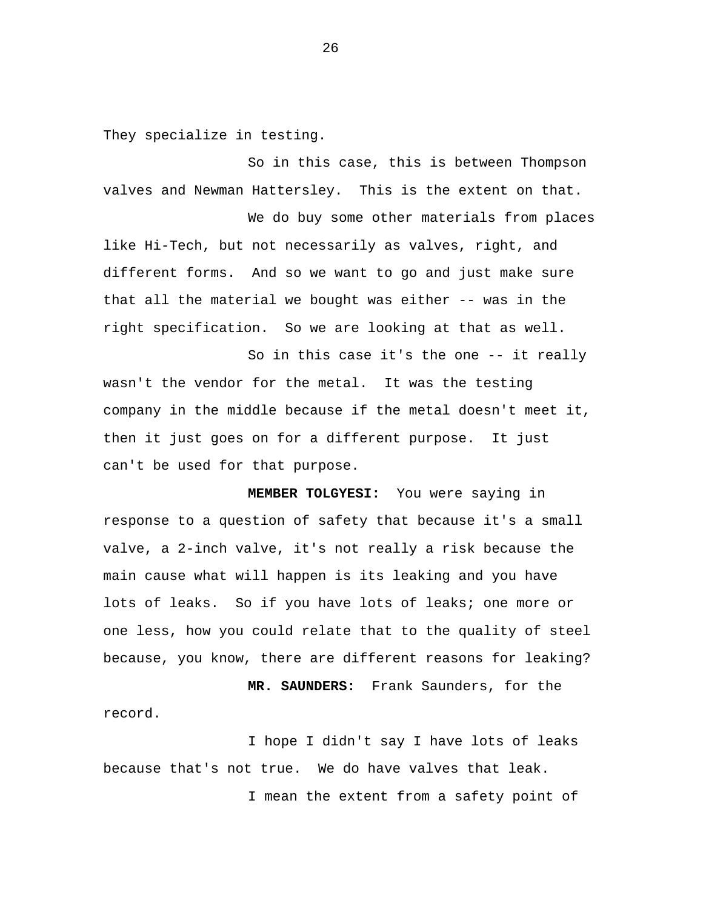They specialize in testing.

So in this case, this is between Thompson valves and Newman Hattersley. This is the extent on that.

We do buy some other materials from places like Hi-Tech, but not necessarily as valves, right, and different forms. And so we want to go and just make sure that all the material we bought was either -- was in the right specification. So we are looking at that as well.

So in this case it's the one -- it really wasn't the vendor for the metal. It was the testing company in the middle because if the metal doesn't meet it, then it just goes on for a different purpose. It just can't be used for that purpose.

**MEMBER TOLGYESI:** You were saying in response to a question of safety that because it's a small valve, a 2-inch valve, it's not really a risk because the main cause what will happen is its leaking and you have lots of leaks. So if you have lots of leaks; one more or one less, how you could relate that to the quality of steel because, you know, there are different reasons for leaking?

**MR. SAUNDERS:** Frank Saunders, for the record.

I hope I didn't say I have lots of leaks because that's not true. We do have valves that leak.

I mean the extent from a safety point of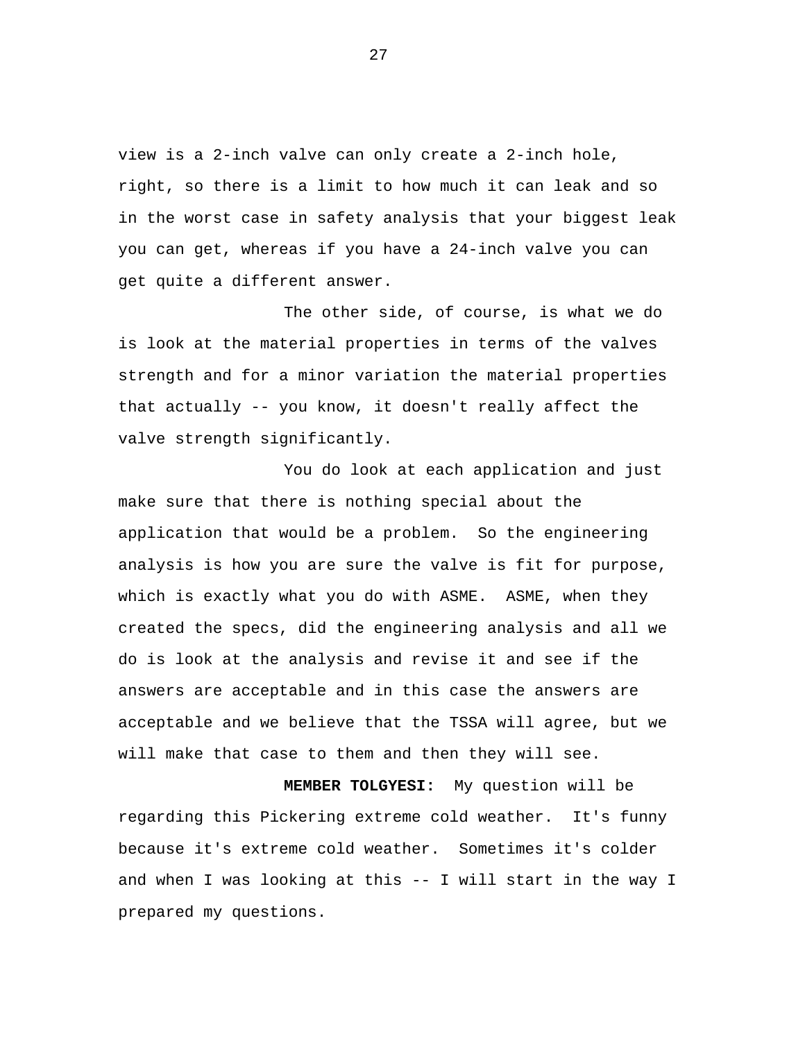view is a 2-inch valve can only create a 2-inch hole, right, so there is a limit to how much it can leak and so in the worst case in safety analysis that your biggest leak you can get, whereas if you have a 24-inch valve you can get quite a different answer.

The other side, of course, is what we do is look at the material properties in terms of the valves strength and for a minor variation the material properties that actually -- you know, it doesn't really affect the valve strength significantly.

You do look at each application and just make sure that there is nothing special about the application that would be a problem. So the engineering analysis is how you are sure the valve is fit for purpose, which is exactly what you do with ASME. ASME, when they created the specs, did the engineering analysis and all we do is look at the analysis and revise it and see if the answers are acceptable and in this case the answers are acceptable and we believe that the TSSA will agree, but we will make that case to them and then they will see.

**MEMBER TOLGYESI:** My question will be regarding this Pickering extreme cold weather. It's funny because it's extreme cold weather. Sometimes it's colder and when I was looking at this -- I will start in the way I prepared my questions.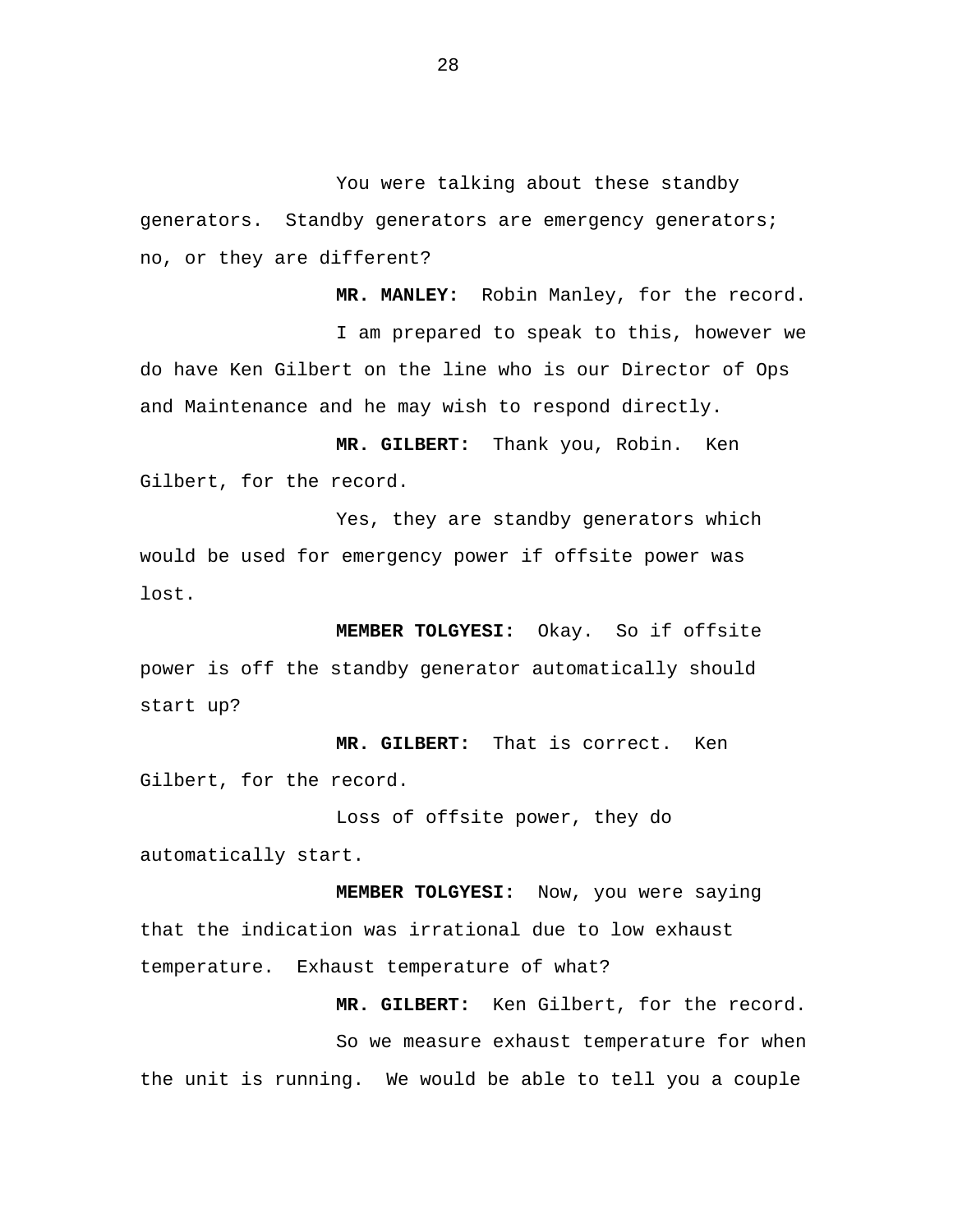You were talking about these standby generators. Standby generators are emergency generators; no, or they are different?

**MR. MANLEY:** Robin Manley, for the record.

I am prepared to speak to this, however we do have Ken Gilbert on the line who is our Director of Ops and Maintenance and he may wish to respond directly.

**MR. GILBERT:** Thank you, Robin. Ken Gilbert, for the record.

Yes, they are standby generators which would be used for emergency power if offsite power was lost.

**MEMBER TOLGYESI:** Okay. So if offsite power is off the standby generator automatically should start up?

**MR. GILBERT:** That is correct. Ken Gilbert, for the record.

Loss of offsite power, they do automatically start.

**MEMBER TOLGYESI:** Now, you were saying that the indication was irrational due to low exhaust temperature. Exhaust temperature of what?

**MR. GILBERT:** Ken Gilbert, for the record.

So we measure exhaust temperature for when the unit is running. We would be able to tell you a couple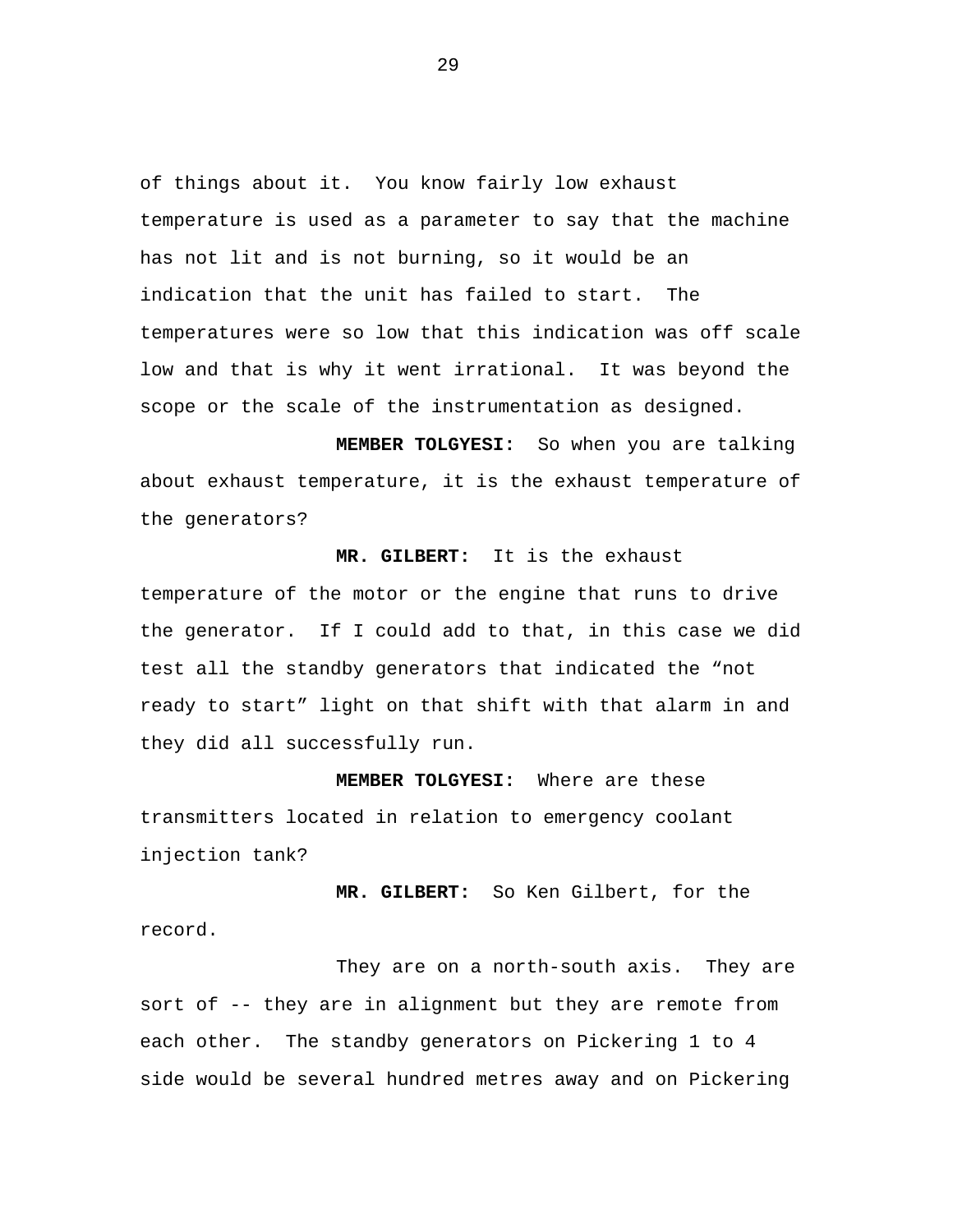of things about it.  You know fairly low exhaust temperature is used as a parameter to say that the machine has not lit and is not burning, so it would be an indication that the unit has failed to start.  The temperatures were so low that this indication was off scale low and that is why it went irrational.  It was beyond the scope or the scale of the instrumentation as designed.

**MEMBER TOLGYESI:**  So when you are talking about exhaust temperature, it is the exhaust temperature of the generators?

**MR. GILBERT:**  It is the exhaust temperature of the motor or the engine that runs to drive the generator.  If I could add to that, in this case we did test all the standby generators that indicated the "not ready to start" light on that shift with that alarm in and they did all successfully run.

**MEMBER TOLGYESI:**  Where are these transmitters located in relation to emergency coolant injection tank?

**MR. GILBERT:**  So Ken Gilbert, for the record.

They are on a north-south axis.  They are sort of -- they are in alignment but they are remote from each other.  The standby generators on Pickering 1 to 4 side would be several hundred metres away and on Pickering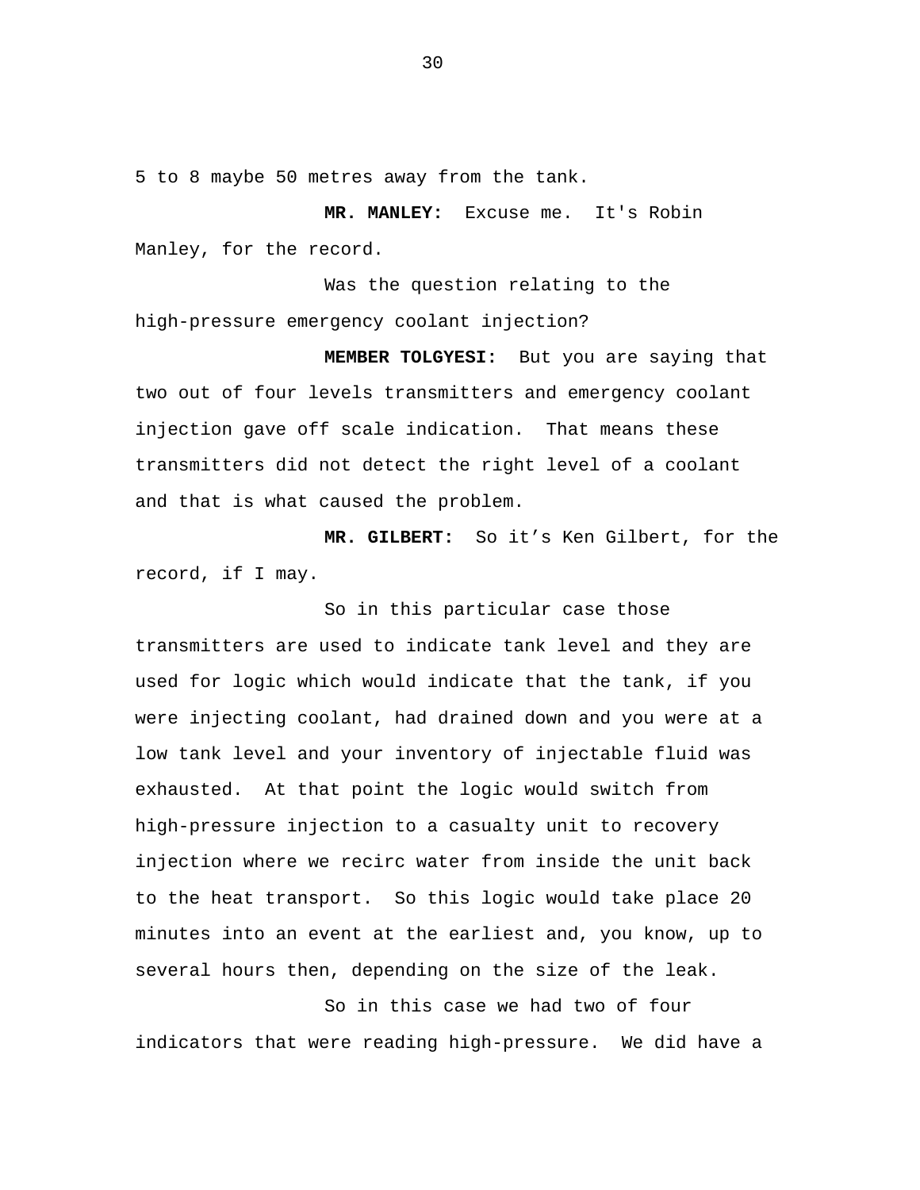5 to 8 maybe 50 metres away from the tank.

**MR. MANLEY:** Excuse me. It's Robin Manley, for the record.

Was the question relating to the high-pressure emergency coolant injection?

**MEMBER TOLGYESI:** But you are saying that two out of four levels transmitters and emergency coolant injection gave off scale indication. That means these transmitters did not detect the right level of a coolant and that is what caused the problem.

**MR. GILBERT:** So it's Ken Gilbert, for the record, if I may.

So in this particular case those transmitters are used to indicate tank level and they are used for logic which would indicate that the tank, if you were injecting coolant, had drained down and you were at a low tank level and your inventory of injectable fluid was exhausted. At that point the logic would switch from high-pressure injection to a casualty unit to recovery injection where we recirc water from inside the unit back to the heat transport. So this logic would take place 20 minutes into an event at the earliest and, you know, up to several hours then, depending on the size of the leak.

So in this case we had two of four indicators that were reading high-pressure. We did have a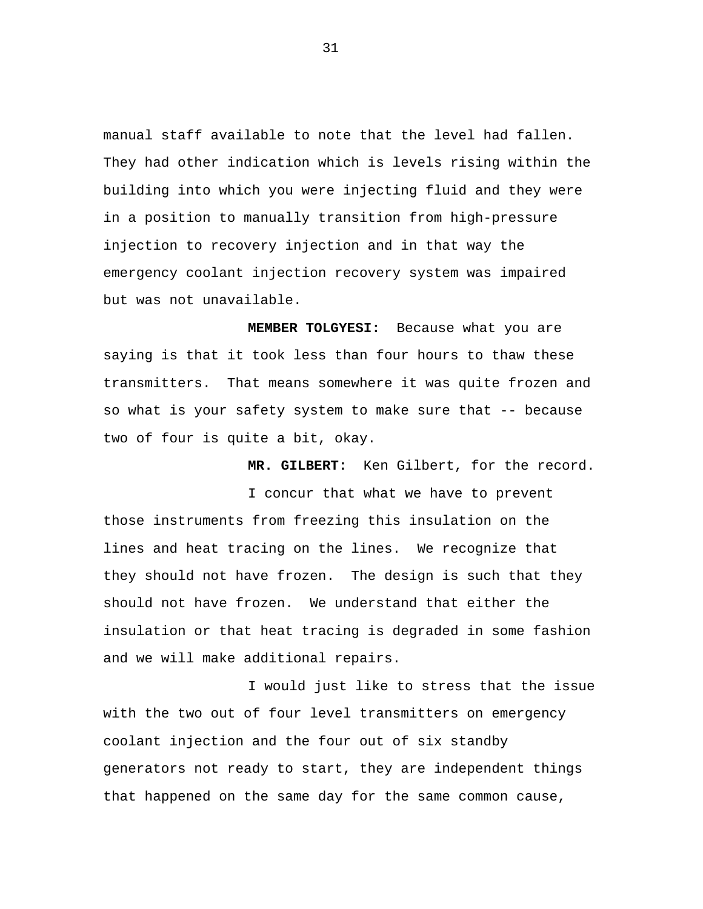manual staff available to note that the level had fallen. They had other indication which is levels rising within the building into which you were injecting fluid and they were in a position to manually transition from high-pressure injection to recovery injection and in that way the emergency coolant injection recovery system was impaired but was not unavailable.

**MEMBER TOLGYESI:** Because what you are saying is that it took less than four hours to thaw these transmitters. That means somewhere it was quite frozen and so what is your safety system to make sure that -- because two of four is quite a bit, okay.

**MR. GILBERT:** Ken Gilbert, for the record.

I concur that what we have to prevent those instruments from freezing this insulation on the lines and heat tracing on the lines. We recognize that they should not have frozen. The design is such that they should not have frozen. We understand that either the insulation or that heat tracing is degraded in some fashion and we will make additional repairs.

I would just like to stress that the issue with the two out of four level transmitters on emergency coolant injection and the four out of six standby generators not ready to start, they are independent things that happened on the same day for the same common cause,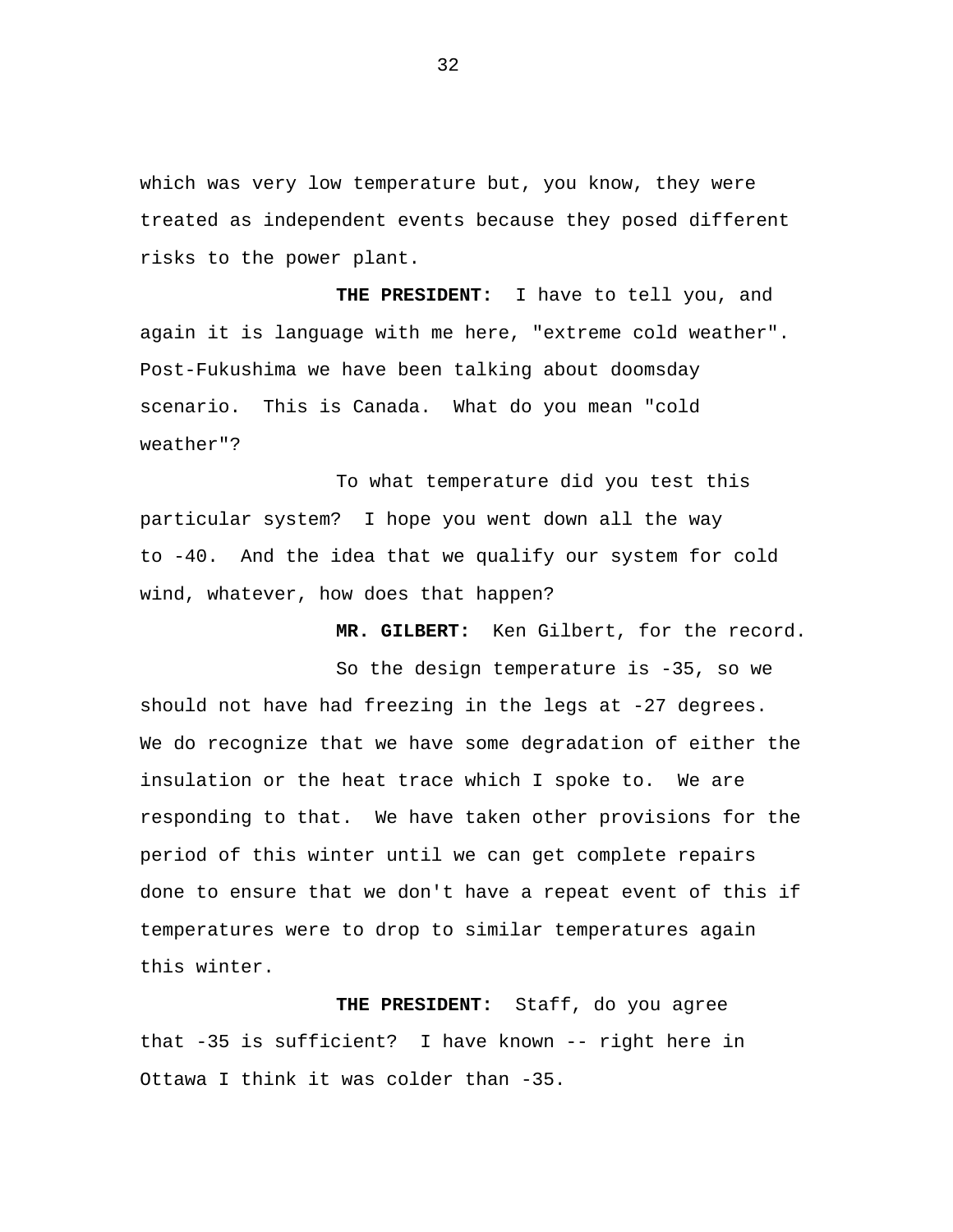which was very low temperature but, you know, they were treated as independent events because they posed different risks to the power plant.

**THE PRESIDENT:** I have to tell you, and again it is language with me here, "extreme cold weather". Post-Fukushima we have been talking about doomsday scenario. This is Canada. What do you mean "cold weather"?

To what temperature did you test this particular system? I hope you went down all the way to -40. And the idea that we qualify our system for cold wind, whatever, how does that happen?

**MR. GILBERT:** Ken Gilbert, for the record.

So the design temperature is -35, so we should not have had freezing in the legs at -27 degrees. We do recognize that we have some degradation of either the insulation or the heat trace which I spoke to. We are responding to that. We have taken other provisions for the period of this winter until we can get complete repairs done to ensure that we don't have a repeat event of this if temperatures were to drop to similar temperatures again this winter.

**THE PRESIDENT:** Staff, do you agree that -35 is sufficient? I have known -- right here in Ottawa I think it was colder than -35.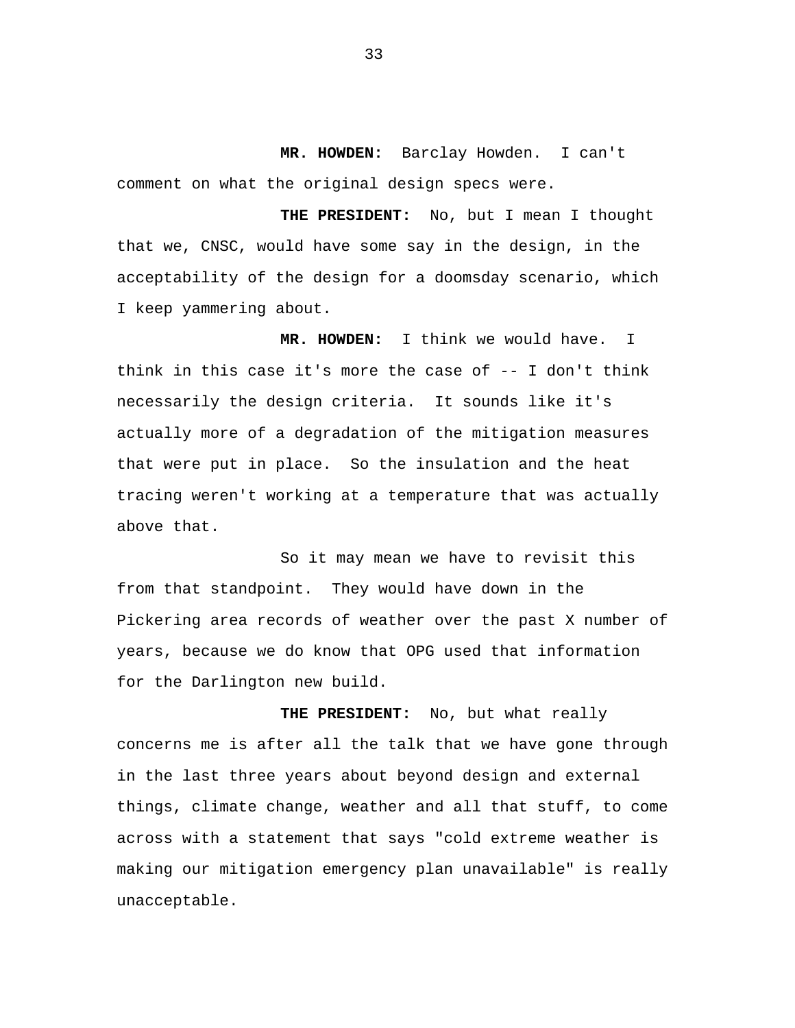**MR. HOWDEN:** Barclay Howden. I can't comment on what the original design specs were.

**THE PRESIDENT:** No, but I mean I thought that we, CNSC, would have some say in the design, in the acceptability of the design for a doomsday scenario, which I keep yammering about.

**MR. HOWDEN:** I think we would have. I think in this case it's more the case of -- I don't think necessarily the design criteria. It sounds like it's actually more of a degradation of the mitigation measures that were put in place. So the insulation and the heat tracing weren't working at a temperature that was actually above that.

So it may mean we have to revisit this from that standpoint. They would have down in the Pickering area records of weather over the past X number of years, because we do know that OPG used that information for the Darlington new build.

**THE PRESIDENT:** No, but what really concerns me is after all the talk that we have gone through in the last three years about beyond design and external things, climate change, weather and all that stuff, to come across with a statement that says "cold extreme weather is making our mitigation emergency plan unavailable" is really unacceptable.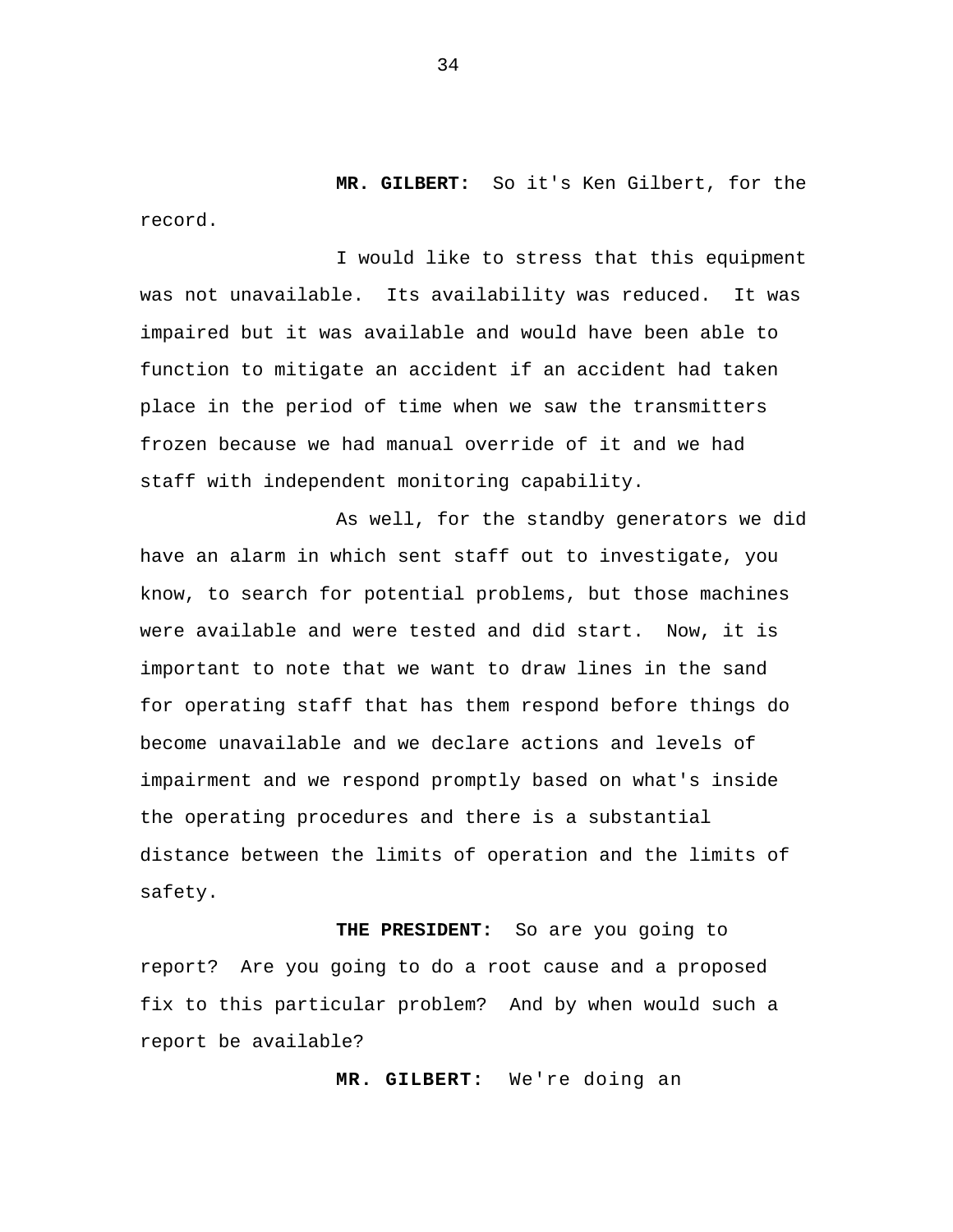**MR. GILBERT:** So it's Ken Gilbert, for the record.

I would like to stress that this equipment was not unavailable. Its availability was reduced. It was impaired but it was available and would have been able to function to mitigate an accident if an accident had taken place in the period of time when we saw the transmitters frozen because we had manual override of it and we had staff with independent monitoring capability.

As well, for the standby generators we did have an alarm in which sent staff out to investigate, you know, to search for potential problems, but those machines were available and were tested and did start. Now, it is important to note that we want to draw lines in the sand for operating staff that has them respond before things do become unavailable and we declare actions and levels of impairment and we respond promptly based on what's inside the operating procedures and there is a substantial distance between the limits of operation and the limits of safety.

**THE PRESIDENT:** So are you going to report? Are you going to do a root cause and a proposed fix to this particular problem? And by when would such a report be available?

**MR. GILBERT:** We're doing an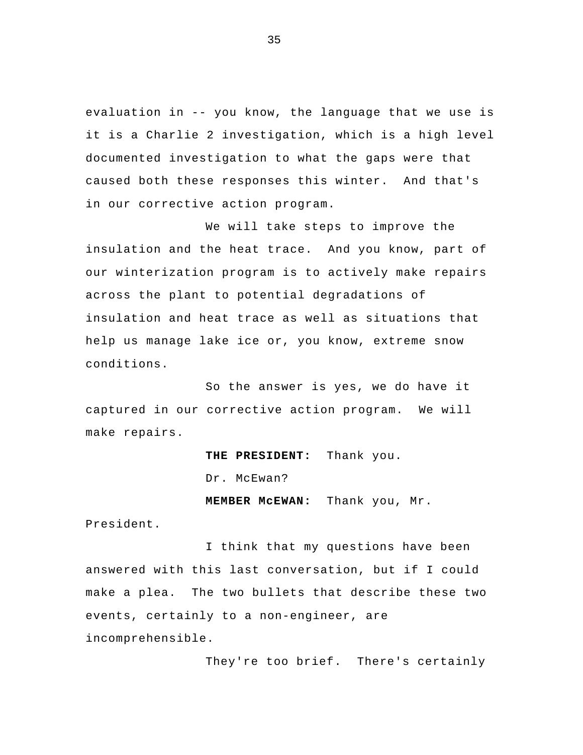evaluation in -- you know, the language that we use is it is a Charlie 2 investigation, which is a high level documented investigation to what the gaps were that caused both these responses this winter. And that's in our corrective action program.

We will take steps to improve the insulation and the heat trace. And you know, part of our winterization program is to actively make repairs across the plant to potential degradations of insulation and heat trace as well as situations that help us manage lake ice or, you know, extreme snow conditions.

So the answer is yes, we do have it captured in our corrective action program. We will make repairs.

**THE PRESIDENT:** Thank you.

Dr. McEwan?

**MEMBER McEWAN:** Thank you, Mr. President.

I think that my questions have been answered with this last conversation, but if I could make a plea. The two bullets that describe these two events, certainly to a non-engineer, are incomprehensible.

They're too brief. There's certainly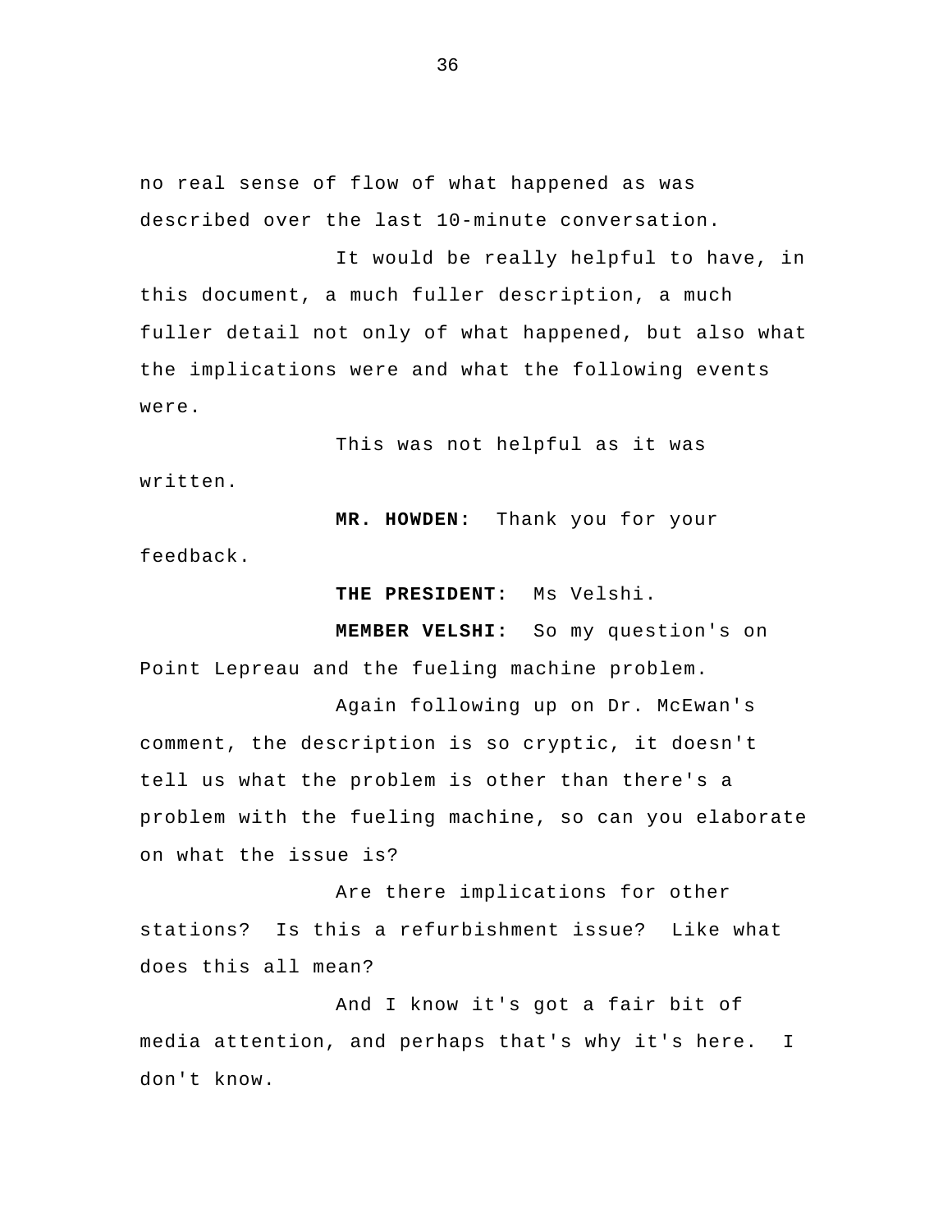no real sense of flow of what happened as was described over the last 10-minute conversation.

It would be really helpful to have, in this document, a much fuller description, a much fuller detail not only of what happened, but also what the implications were and what the following events were.

This was not helpful as it was written.

**MR. HOWDEN:** Thank you for your feedback.

**THE PRESIDENT:** Ms Velshi.

**MEMBER VELSHI:** So my question's on Point Lepreau and the fueling machine problem.

Again following up on Dr. McEwan's comment, the description is so cryptic, it doesn't tell us what the problem is other than there's a problem with the fueling machine, so can you elaborate on what the issue is?

Are there implications for other stations? Is this a refurbishment issue? Like what does this all mean?

And I know it's got a fair bit of media attention, and perhaps that's why it's here. I don't know.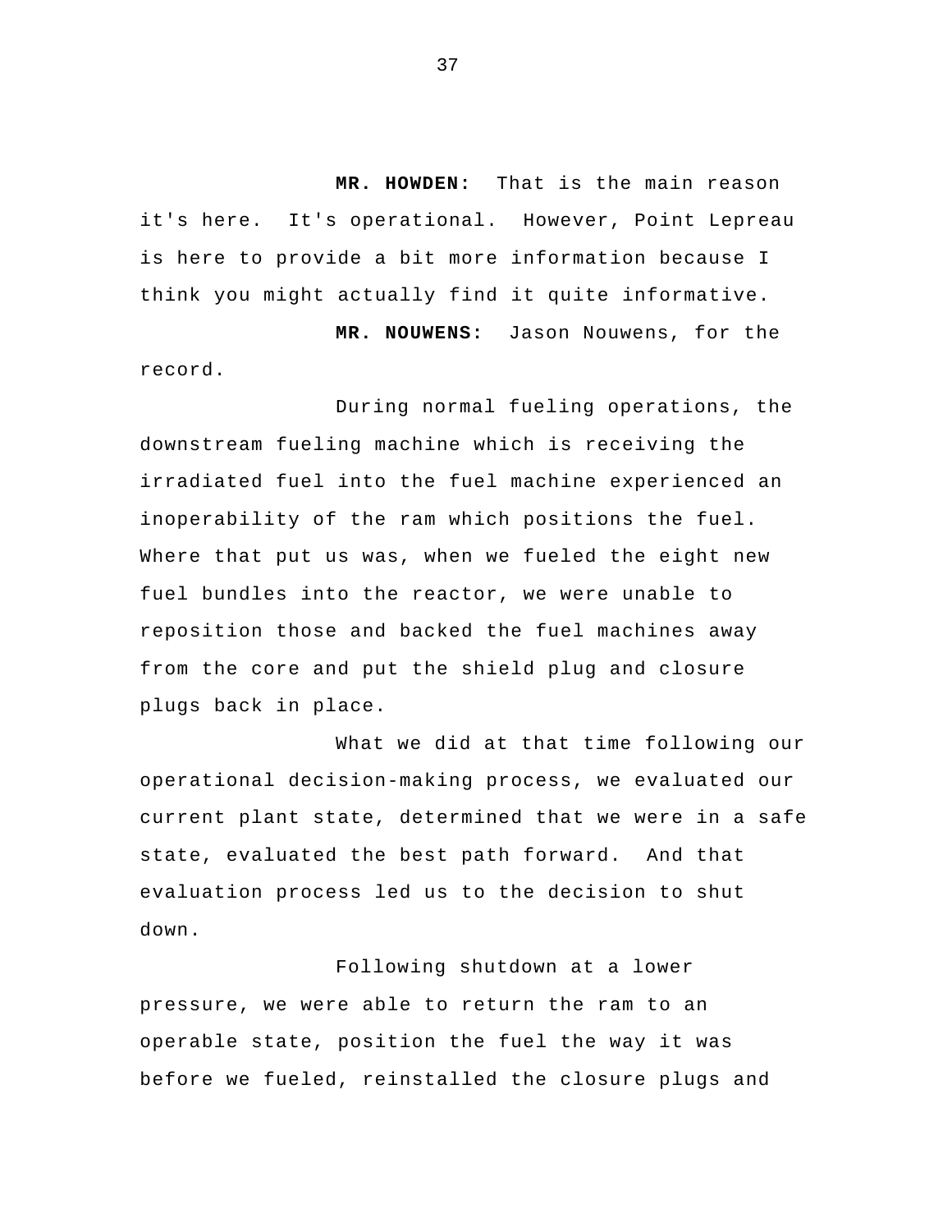**MR. HOWDEN:** That is the main reason it's here. It's operational. However, Point Lepreau is here to provide a bit more information because I think you might actually find it quite informative.

**MR. NOUWENS:** Jason Nouwens, for the record.

During normal fueling operations, the downstream fueling machine which is receiving the irradiated fuel into the fuel machine experienced an inoperability of the ram which positions the fuel. Where that put us was, when we fueled the eight new fuel bundles into the reactor, we were unable to reposition those and backed the fuel machines away from the core and put the shield plug and closure plugs back in place.

What we did at that time following our operational decision-making process, we evaluated our current plant state, determined that we were in a safe state, evaluated the best path forward. And that evaluation process led us to the decision to shut down.

Following shutdown at a lower pressure, we were able to return the ram to an operable state, position the fuel the way it was before we fueled, reinstalled the closure plugs and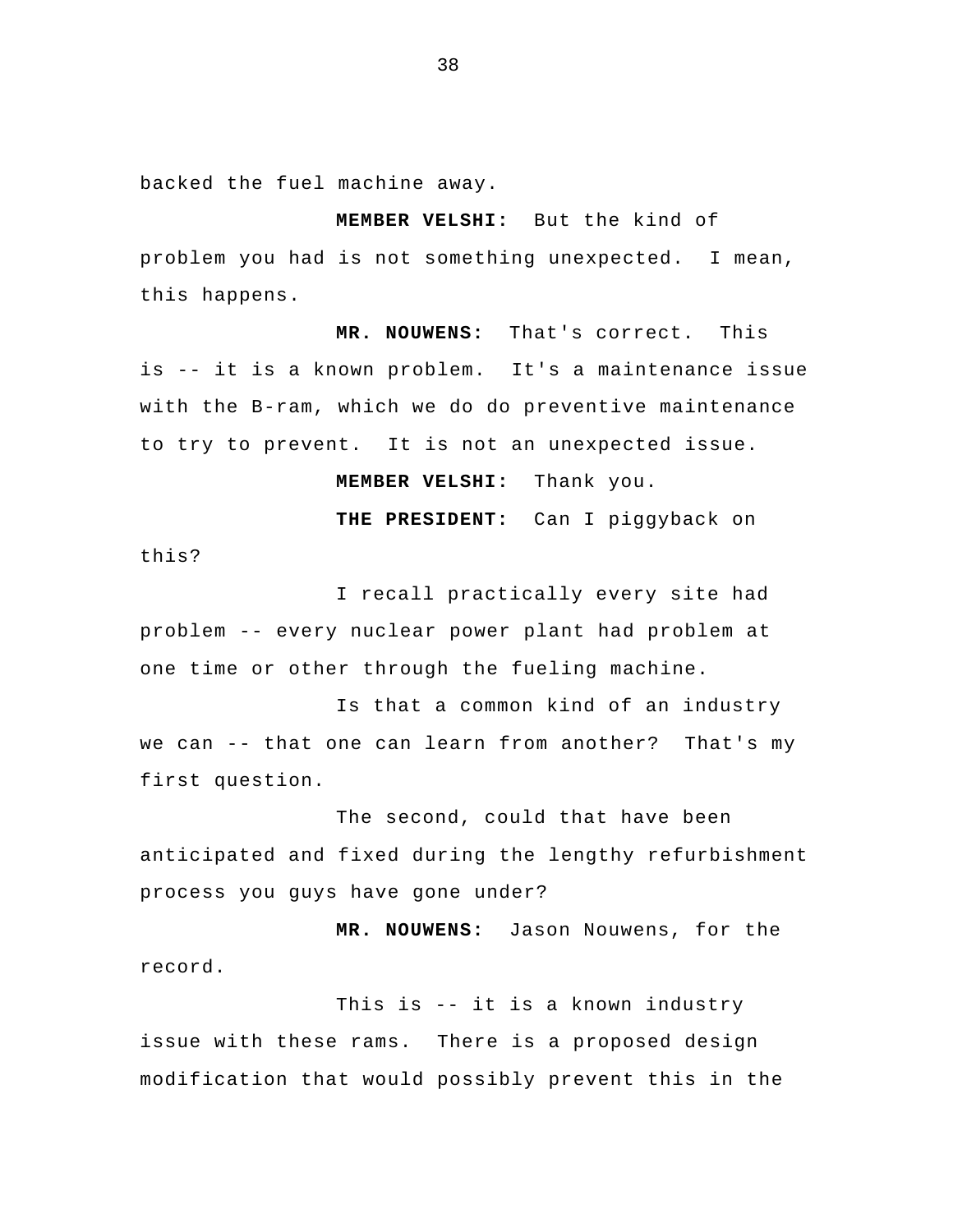backed the fuel machine away.

**MEMBER VELSHI:** But the kind of problem you had is not something unexpected. I mean, this happens.

**MR. NOUWENS:** That's correct. This is -- it is a known problem. It's a maintenance issue with the B-ram, which we do do preventive maintenance to try to prevent. It is not an unexpected issue.

**MEMBER VELSHI:** Thank you.

**THE PRESIDENT:** Can I piggyback on this?

I recall practically every site had problem -- every nuclear power plant had problem at one time or other through the fueling machine.

Is that a common kind of an industry we can -- that one can learn from another? That's my first question.

The second, could that have been anticipated and fixed during the lengthy refurbishment process you guys have gone under?

**MR. NOUWENS:** Jason Nouwens, for the record.

This is -- it is a known industry issue with these rams. There is a proposed design modification that would possibly prevent this in the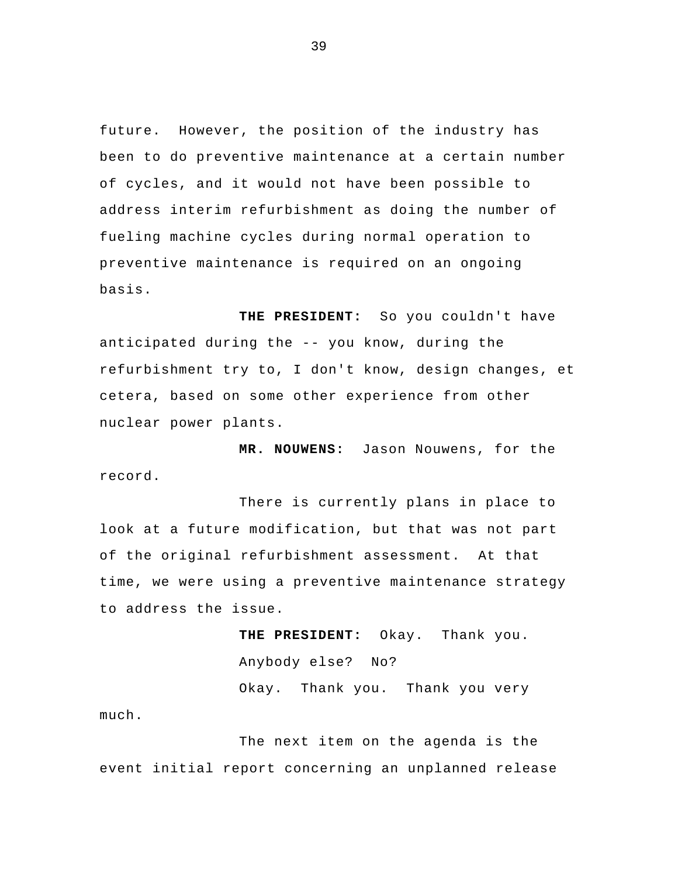future. However, the position of the industry has been to do preventive maintenance at a certain number of cycles, and it would not have been possible to address interim refurbishment as doing the number of fueling machine cycles during normal operation to preventive maintenance is required on an ongoing basis.

**THE PRESIDENT:** So you couldn't have anticipated during the -- you know, during the refurbishment try to, I don't know, design changes, et cetera, based on some other experience from other nuclear power plants.

**MR. NOUWENS:** Jason Nouwens, for the record.

There is currently plans in place to look at a future modification, but that was not part of the original refurbishment assessment. At that time, we were using a preventive maintenance strategy to address the issue.

**THE PRESIDENT:** Okay. Thank you.

Anybody else? No?

Okay. Thank you. Thank you very much.

The next item on the agenda is the event initial report concerning an unplanned release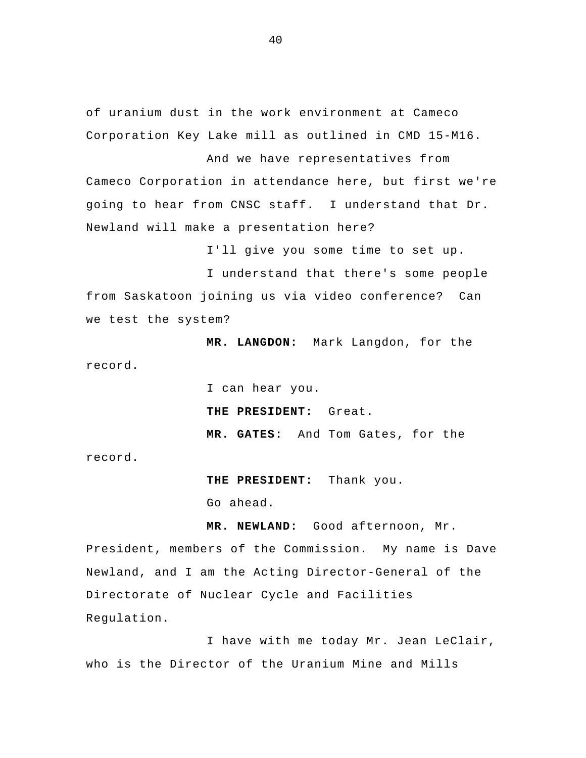of uranium dust in the work environment at Cameco Corporation Key Lake mill as outlined in CMD 15-M16.

And we have representatives from Cameco Corporation in attendance here, but first we're going to hear from CNSC staff. I understand that Dr. Newland will make a presentation here?

I'll give you some time to set up.

I understand that there's some people from Saskatoon joining us via video conference? Can we test the system?

**MR. LANGDON:** Mark Langdon, for the record.

I can hear you.

**THE PRESIDENT:** Great.

**MR. GATES:** And Tom Gates, for the record.

**THE PRESIDENT:** Thank you.

Go ahead.

**MR. NEWLAND:** Good afternoon, Mr. President, members of the Commission. My name is Dave Newland, and I am the Acting Director-General of the Directorate of Nuclear Cycle and Facilities Regulation.

I have with me today Mr. Jean LeClair, who is the Director of the Uranium Mine and Mills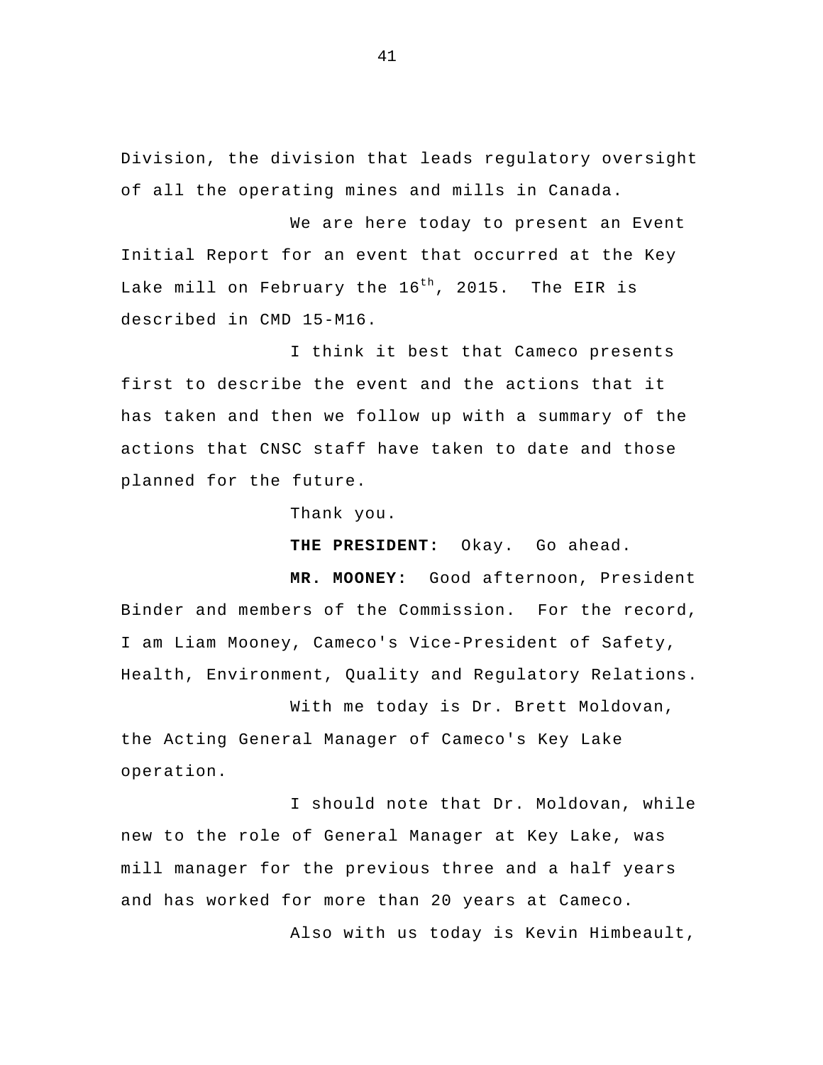Division, the division that leads regulatory oversight of all the operating mines and mills in Canada.

We are here today to present an Event Initial Report for an event that occurred at the Key Lake mill on February the 16th, 2015. The EIR is described in CMD 15-M16.

I think it best that Cameco presents first to describe the event and the actions that it has taken and then we follow up with a summary of the actions that CNSC staff have taken to date and those planned for the future.

Thank you.

**THE PRESIDENT:** Okay. Go ahead.

**MR. MOONEY:** Good afternoon, President Binder and members of the Commission. For the record, I am Liam Mooney, Cameco's Vice-President of Safety, Health, Environment, Quality and Regulatory Relations.

With me today is Dr. Brett Moldovan, the Acting General Manager of Cameco's Key Lake operation.

I should note that Dr. Moldovan, while new to the role of General Manager at Key Lake, was mill manager for the previous three and a half years and has worked for more than 20 years at Cameco.

Also with us today is Kevin Himbeault,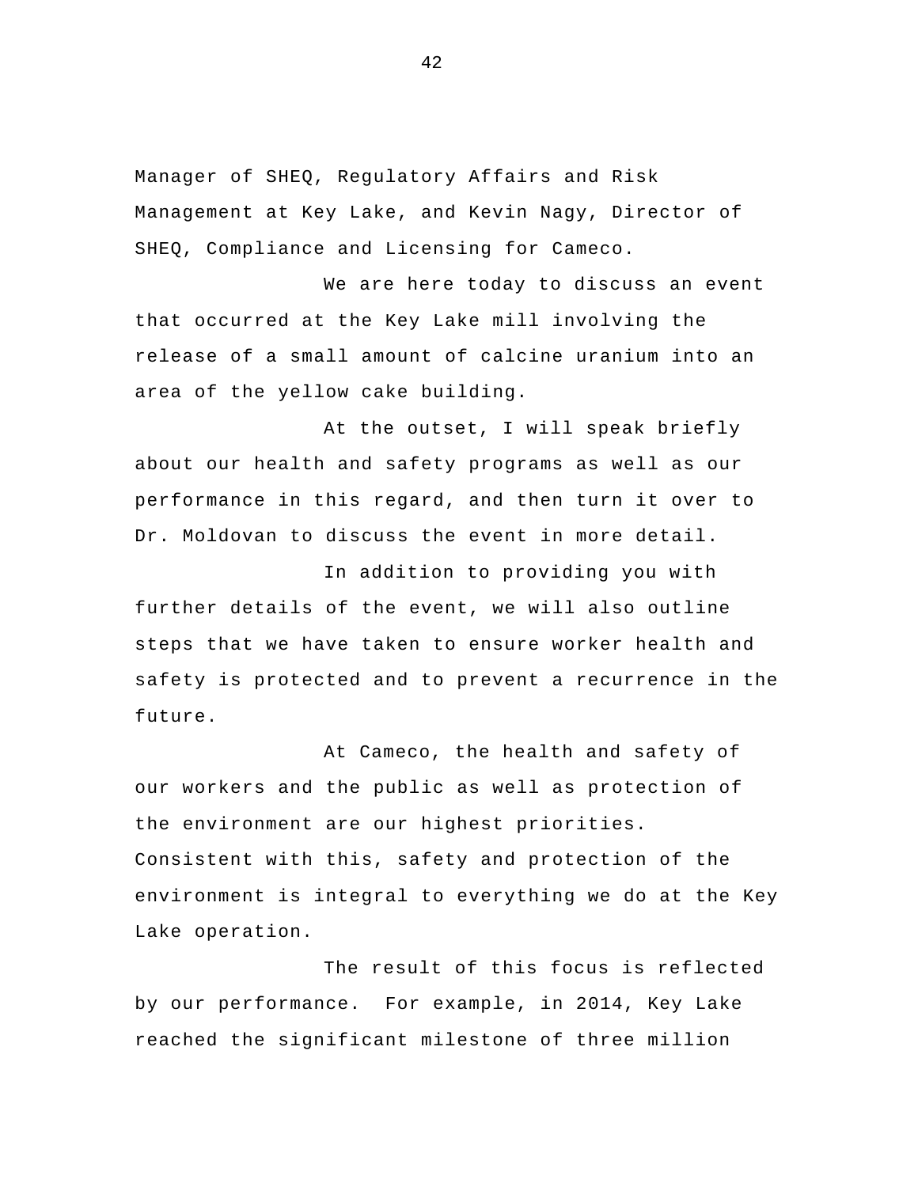Manager of SHEQ, Regulatory Affairs and Risk Management at Key Lake, and Kevin Nagy, Director of SHEQ, Compliance and Licensing for Cameco.

We are here today to discuss an event that occurred at the Key Lake mill involving the release of a small amount of calcine uranium into an area of the yellow cake building.

At the outset, I will speak briefly about our health and safety programs as well as our performance in this regard, and then turn it over to Dr. Moldovan to discuss the event in more detail.

In addition to providing you with further details of the event, we will also outline steps that we have taken to ensure worker health and safety is protected and to prevent a recurrence in the future.

At Cameco, the health and safety of our workers and the public as well as protection of the environment are our highest priorities. Consistent with this, safety and protection of the environment is integral to everything we do at the Key Lake operation.

The result of this focus is reflected by our performance. For example, in 2014, Key Lake reached the significant milestone of three million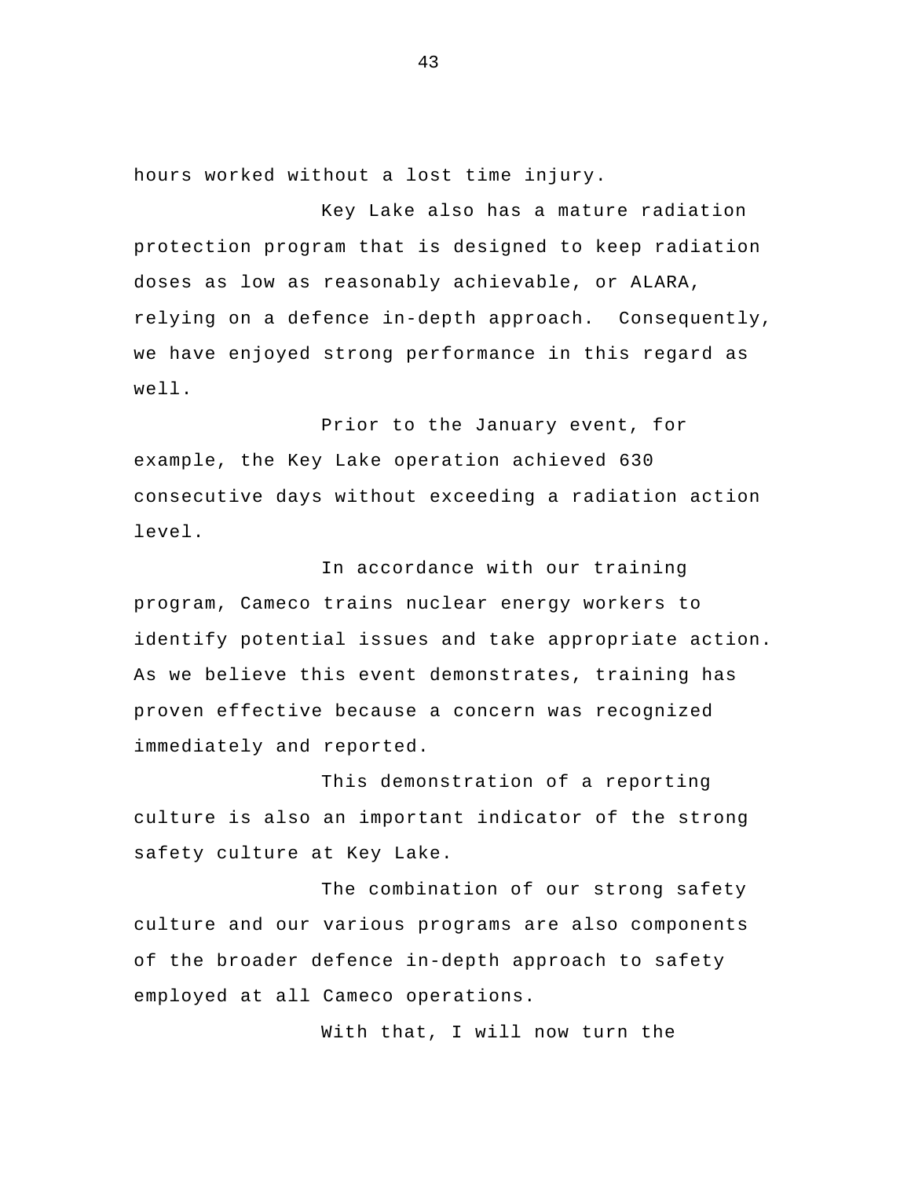hours worked without a lost time injury.

Key Lake also has a mature radiation protection program that is designed to keep radiation doses as low as reasonably achievable, or ALARA, relying on a defence in-depth approach. Consequently, we have enjoyed strong performance in this regard as well.

Prior to the January event, for example, the Key Lake operation achieved 630 consecutive days without exceeding a radiation action level.

In accordance with our training program, Cameco trains nuclear energy workers to identify potential issues and take appropriate action. As we believe this event demonstrates, training has proven effective because a concern was recognized immediately and reported.

This demonstration of a reporting culture is also an important indicator of the strong safety culture at Key Lake.

The combination of our strong safety culture and our various programs are also components of the broader defence in-depth approach to safety employed at all Cameco operations.

With that, I will now turn the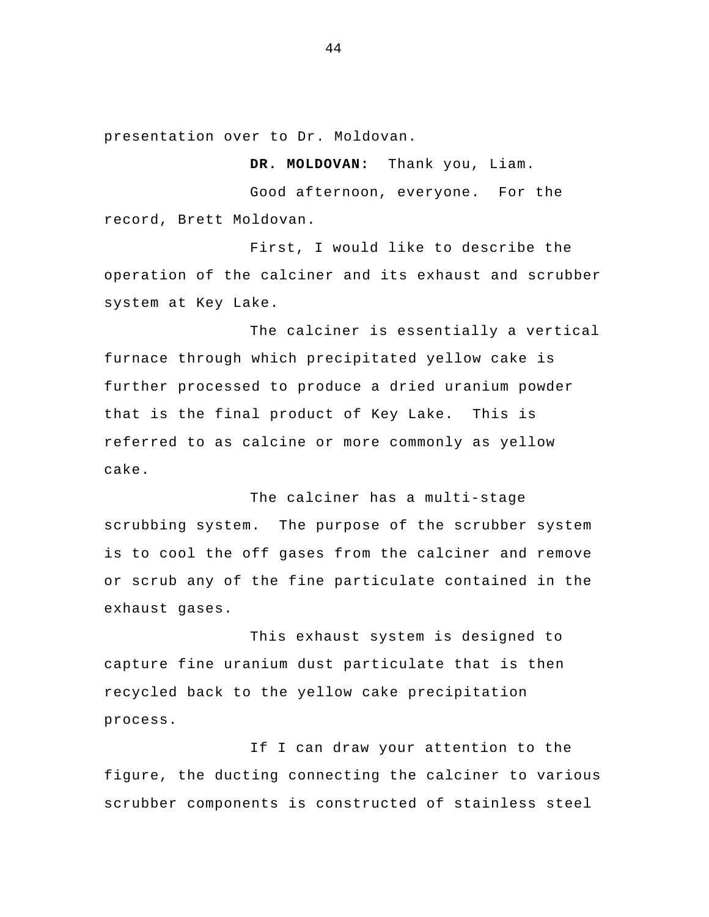presentation over to Dr. Moldovan.

**DR. MOLDOVAN:** Thank you, Liam.

Good afternoon, everyone. For the record, Brett Moldovan.

First, I would like to describe the operation of the calciner and its exhaust and scrubber system at Key Lake.

The calciner is essentially a vertical furnace through which precipitated yellow cake is further processed to produce a dried uranium powder that is the final product of Key Lake. This is referred to as calcine or more commonly as yellow cake.

The calciner has a multi-stage scrubbing system. The purpose of the scrubber system is to cool the off gases from the calciner and remove or scrub any of the fine particulate contained in the exhaust gases.

This exhaust system is designed to capture fine uranium dust particulate that is then recycled back to the yellow cake precipitation process.

If I can draw your attention to the figure, the ducting connecting the calciner to various scrubber components is constructed of stainless steel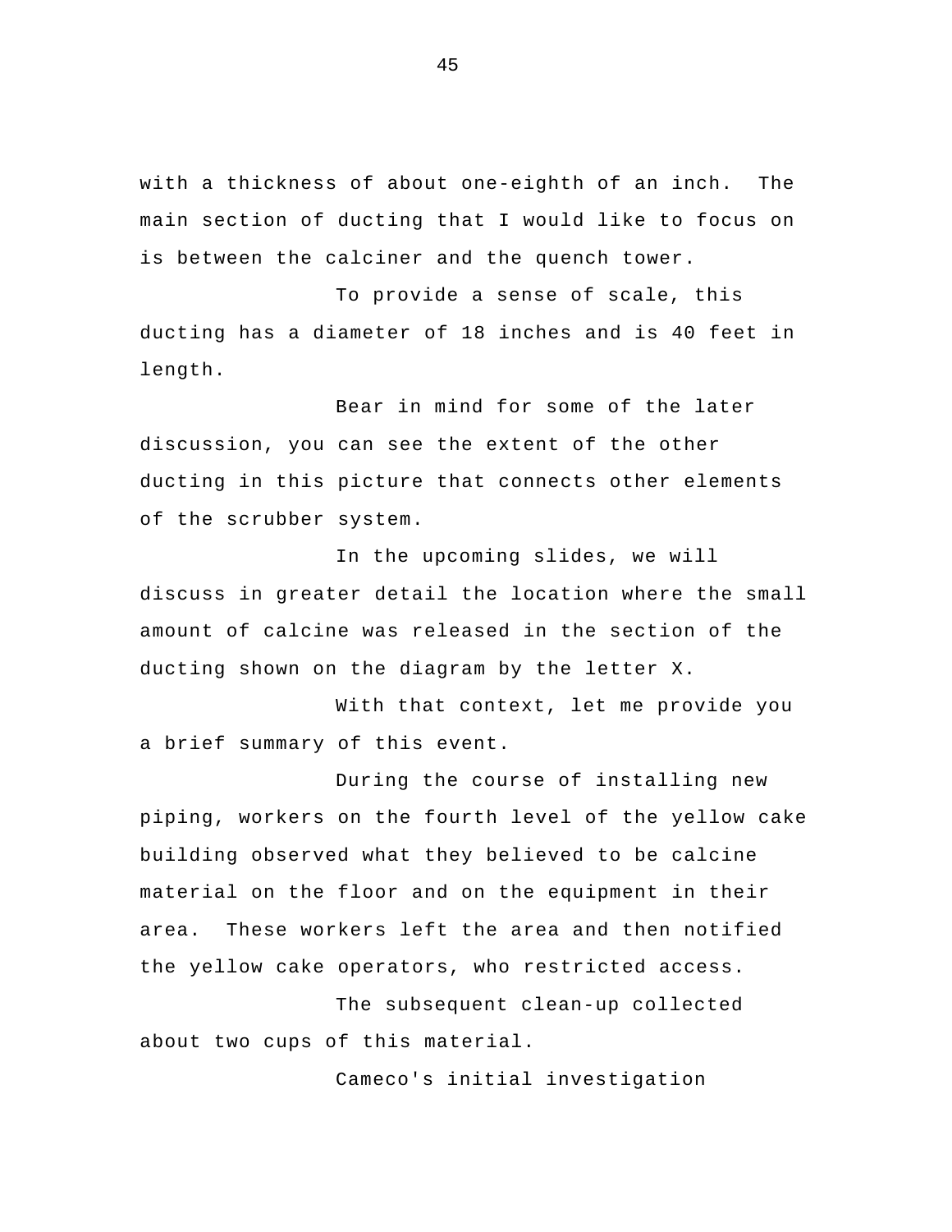with a thickness of about one-eighth of an inch. The main section of ducting that I would like to focus on is between the calciner and the quench tower.

To provide a sense of scale, this ducting has a diameter of 18 inches and is 40 feet in length.

Bear in mind for some of the later discussion, you can see the extent of the other ducting in this picture that connects other elements of the scrubber system.

In the upcoming slides, we will discuss in greater detail the location where the small amount of calcine was released in the section of the ducting shown on the diagram by the letter X.

With that context, let me provide you a brief summary of this event.

During the course of installing new piping, workers on the fourth level of the yellow cake building observed what they believed to be calcine material on the floor and on the equipment in their area. These workers left the area and then notified the yellow cake operators, who restricted access.

The subsequent clean-up collected about two cups of this material.

Cameco's initial investigation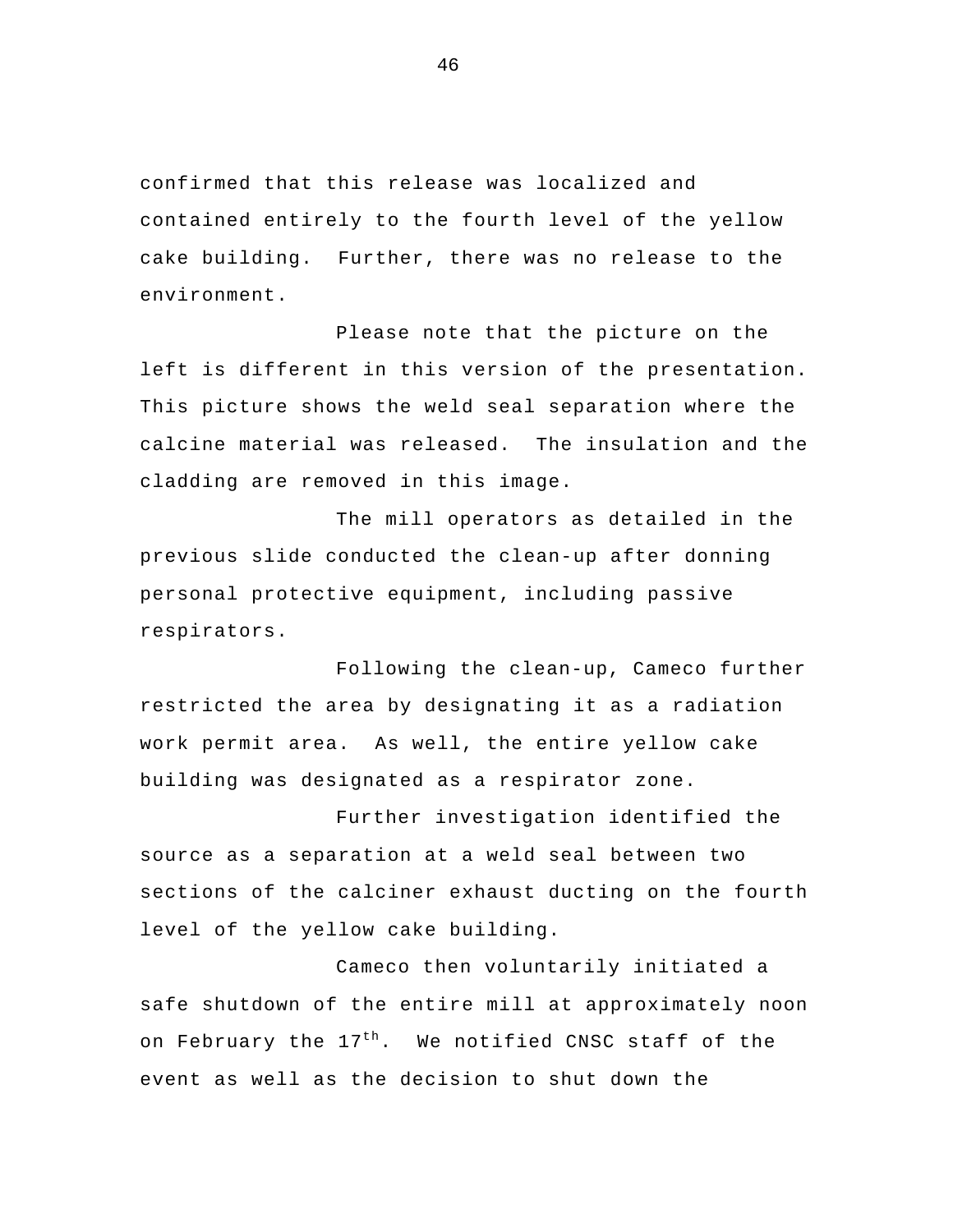confirmed that this release was localized and contained entirely to the fourth level of the yellow cake building. Further, there was no release to the environment.

Please note that the picture on the left is different in this version of the presentation. This picture shows the weld seal separation where the calcine material was released. The insulation and the cladding are removed in this image.

The mill operators as detailed in the previous slide conducted the clean-up after donning personal protective equipment, including passive respirators.

Following the clean-up, Cameco further restricted the area by designating it as a radiation work permit area. As well, the entire yellow cake building was designated as a respirator zone.

Further investigation identified the source as a separation at a weld seal between two sections of the calciner exhaust ducting on the fourth level of the yellow cake building.

Cameco then voluntarily initiated a safe shutdown of the entire mill at approximately noon on February the 17th. We notified CNSC staff of the event as well as the decision to shut down the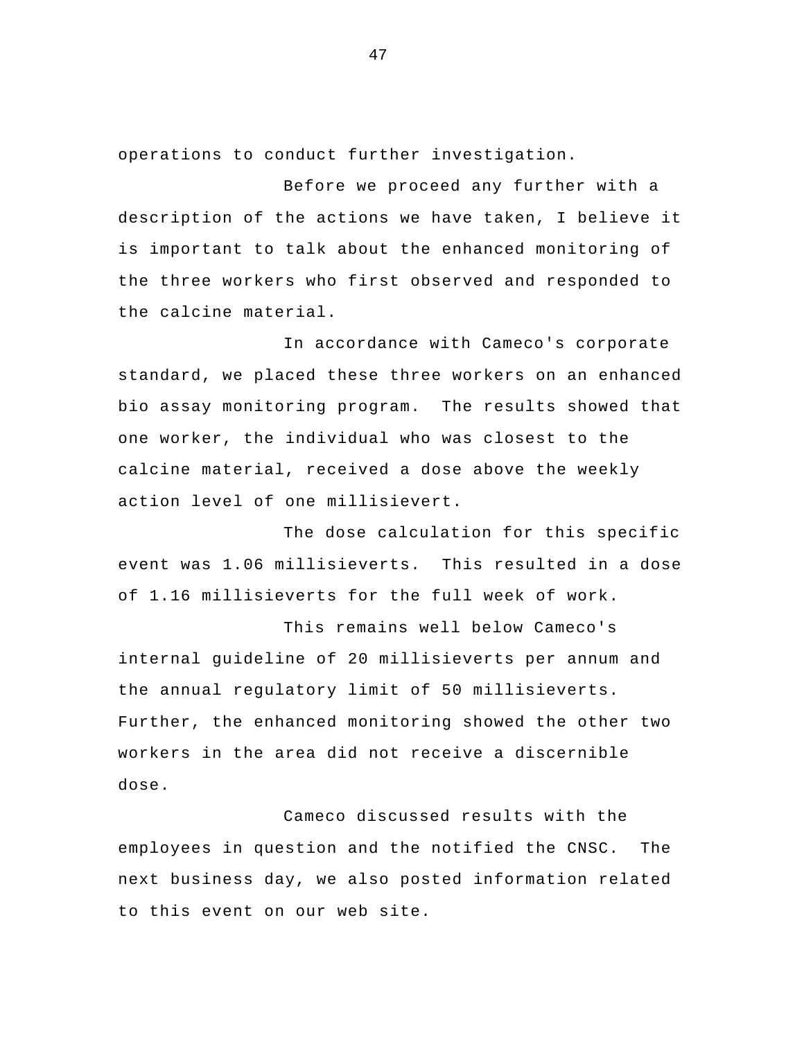operations to conduct further investigation.

Before we proceed any further with a description of the actions we have taken, I believe it is important to talk about the enhanced monitoring of the three workers who first observed and responded to the calcine material.

In accordance with Cameco's corporate standard, we placed these three workers on an enhanced bio assay monitoring program. The results showed that one worker, the individual who was closest to the calcine material, received a dose above the weekly action level of one millisievert.

The dose calculation for this specific event was 1.06 millisieverts. This resulted in a dose of 1.16 millisieverts for the full week of work.

This remains well below Cameco's internal guideline of 20 millisieverts per annum and the annual regulatory limit of 50 millisieverts. Further, the enhanced monitoring showed the other two workers in the area did not receive a discernible dose.

Cameco discussed results with the employees in question and the notified the CNSC. The next business day, we also posted information related to this event on our web site.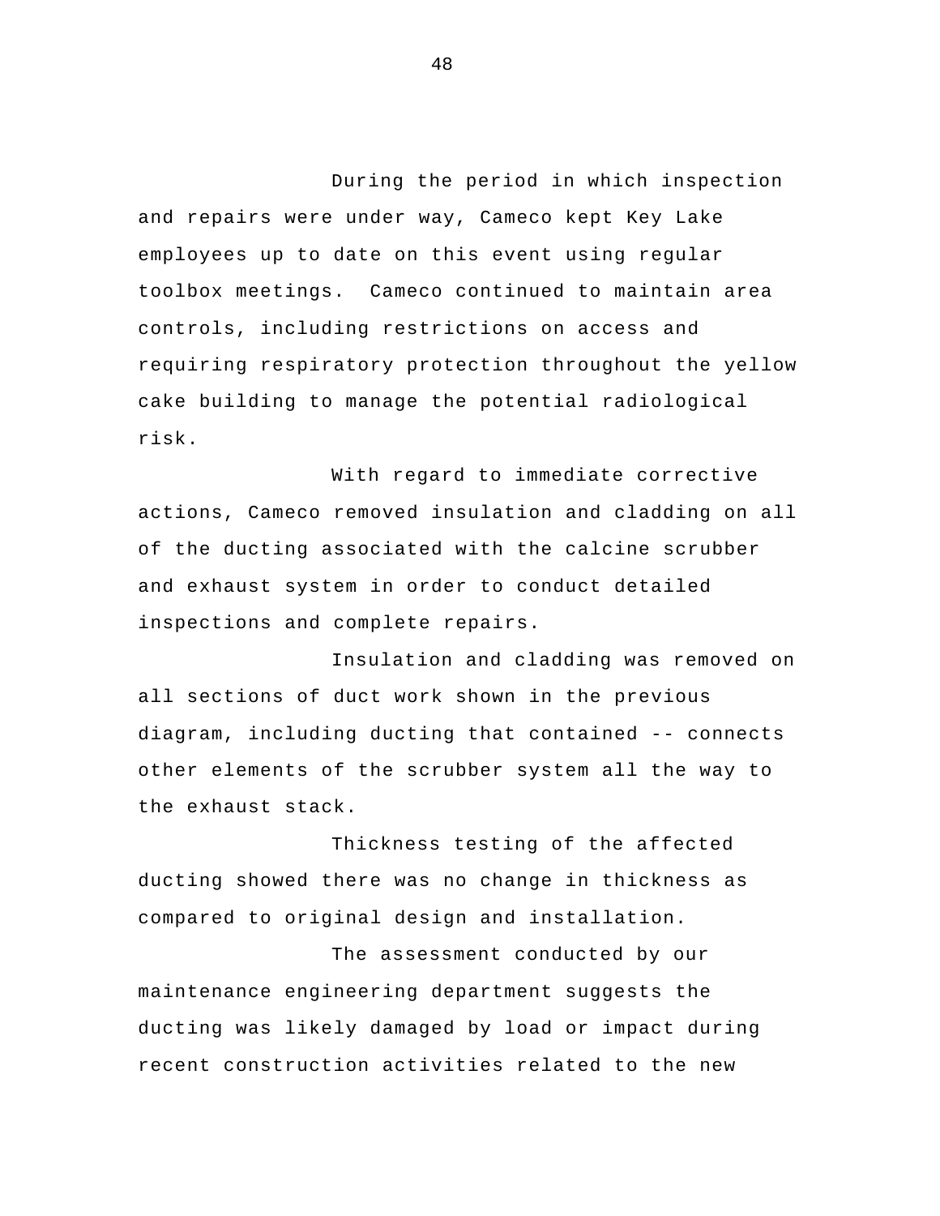During the period in which inspection and repairs were under way, Cameco kept Key Lake employees up to date on this event using regular toolbox meetings. Cameco continued to maintain area controls, including restrictions on access and requiring respiratory protection throughout the yellow cake building to manage the potential radiological risk.

With regard to immediate corrective actions, Cameco removed insulation and cladding on all of the ducting associated with the calcine scrubber and exhaust system in order to conduct detailed inspections and complete repairs.

Insulation and cladding was removed on all sections of duct work shown in the previous diagram, including ducting that contained -- connects other elements of the scrubber system all the way to the exhaust stack.

Thickness testing of the affected ducting showed there was no change in thickness as compared to original design and installation.

The assessment conducted by our maintenance engineering department suggests the ducting was likely damaged by load or impact during recent construction activities related to the new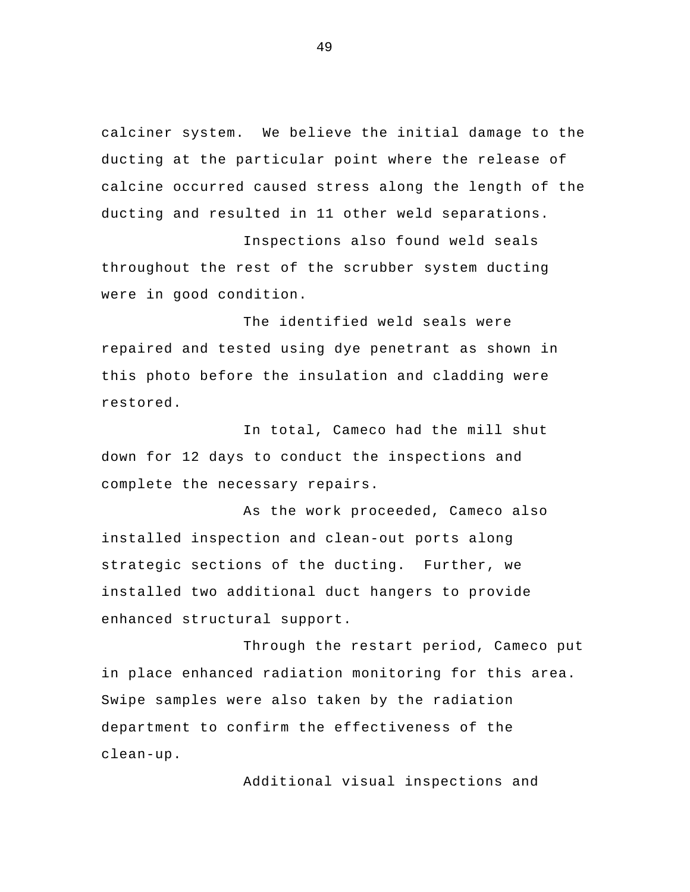calciner system.  We believe the initial damage to the ducting at the particular point where the release of calcine occurred caused stress along the length of the ducting and resulted in 11 other weld separations.

Inspections also found weld seals throughout the rest of the scrubber system ducting were in good condition.

The identified weld seals were repaired and tested using dye penetrant as shown in this photo before the insulation and cladding were restored.

In total, Cameco had the mill shut down for 12 days to conduct the inspections and complete the necessary repairs.

As the work proceeded, Cameco also installed inspection and clean-out ports along strategic sections of the ducting.  Further, we installed two additional duct hangers to provide enhanced structural support.

Through the restart period, Cameco put in place enhanced radiation monitoring for this area. Swipe samples were also taken by the radiation department to confirm the effectiveness of the clean-up.

Additional visual inspections and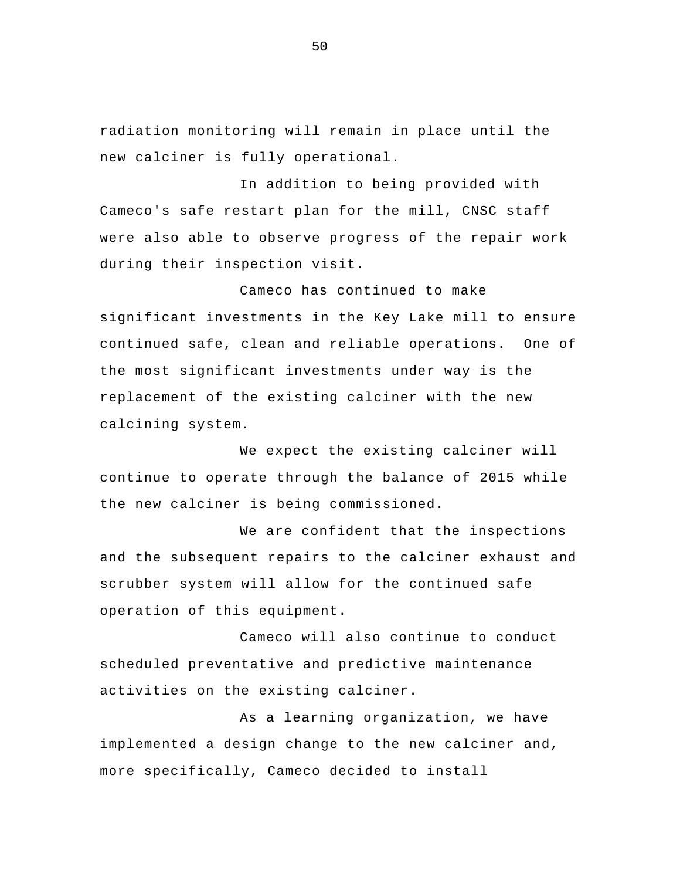radiation monitoring will remain in place until the new calciner is fully operational.

In addition to being provided with Cameco's safe restart plan for the mill, CNSC staff were also able to observe progress of the repair work during their inspection visit.

Cameco has continued to make significant investments in the Key Lake mill to ensure continued safe, clean and reliable operations. One of the most significant investments under way is the replacement of the existing calciner with the new calcining system.

We expect the existing calciner will continue to operate through the balance of 2015 while the new calciner is being commissioned.

We are confident that the inspections and the subsequent repairs to the calciner exhaust and scrubber system will allow for the continued safe operation of this equipment.

Cameco will also continue to conduct scheduled preventative and predictive maintenance activities on the existing calciner.

As a learning organization, we have implemented a design change to the new calciner and, more specifically, Cameco decided to install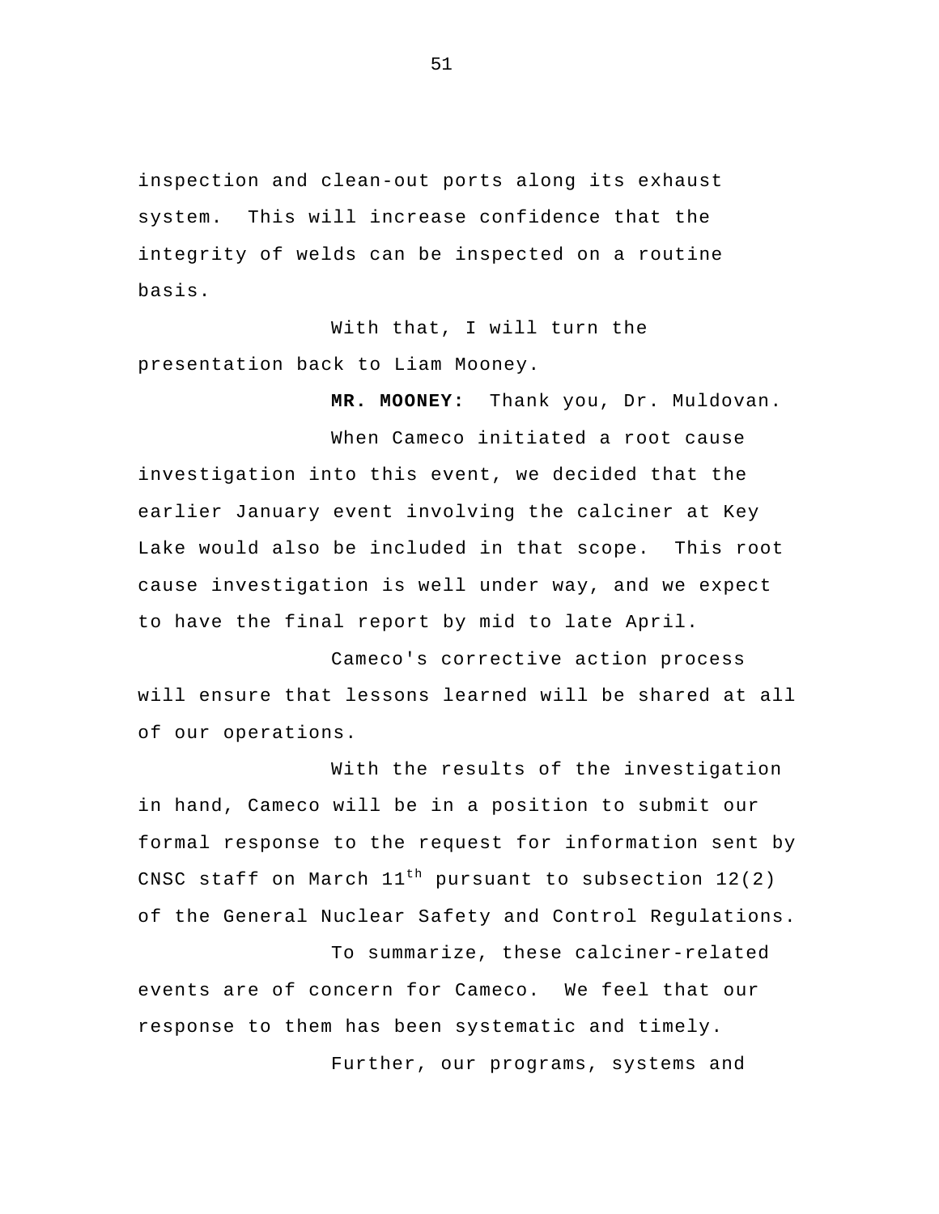inspection and clean-out ports along its exhaust system. This will increase confidence that the integrity of welds can be inspected on a routine basis.

With that, I will turn the presentation back to Liam Mooney.

**MR. MOONEY:** Thank you, Dr. Muldovan.

When Cameco initiated a root cause investigation into this event, we decided that the earlier January event involving the calciner at Key Lake would also be included in that scope. This root cause investigation is well under way, and we expect to have the final report by mid to late April.

Cameco's corrective action process will ensure that lessons learned will be shared at all of our operations.

With the results of the investigation in hand, Cameco will be in a position to submit our formal response to the request for information sent by CNSC staff on March 11th pursuant to subsection 12(2) of the General Nuclear Safety and Control Regulations.

To summarize, these calciner-related events are of concern for Cameco. We feel that our response to them has been systematic and timely.

Further, our programs, systems and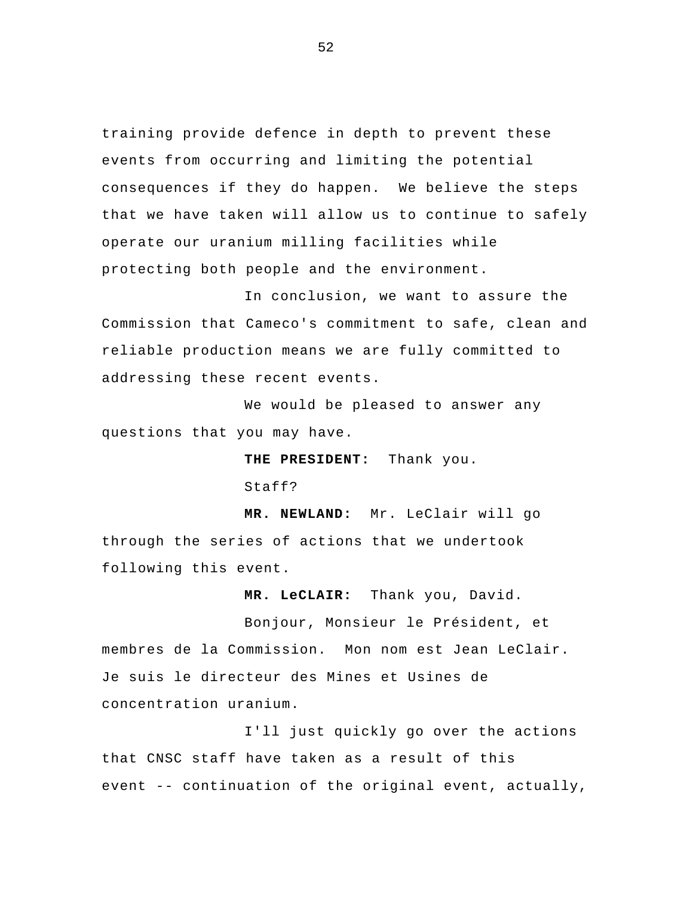training provide defence in depth to prevent these events from occurring and limiting the potential consequences if they do happen. We believe the steps that we have taken will allow us to continue to safely operate our uranium milling facilities while protecting both people and the environment.

In conclusion, we want to assure the Commission that Cameco's commitment to safe, clean and reliable production means we are fully committed to addressing these recent events.

We would be pleased to answer any questions that you may have.

**THE PRESIDENT:** Thank you.

Staff?

**MR. NEWLAND:** Mr. LeClair will go through the series of actions that we undertook following this event.

**MR. LeCLAIR:** Thank you, David.

Bonjour, Monsieur le Président, et membres de la Commission. Mon nom est Jean LeClair. Je suis le directeur des Mines et Usines de concentration uranium.

I'll just quickly go over the actions that CNSC staff have taken as a result of this event -- continuation of the original event, actually,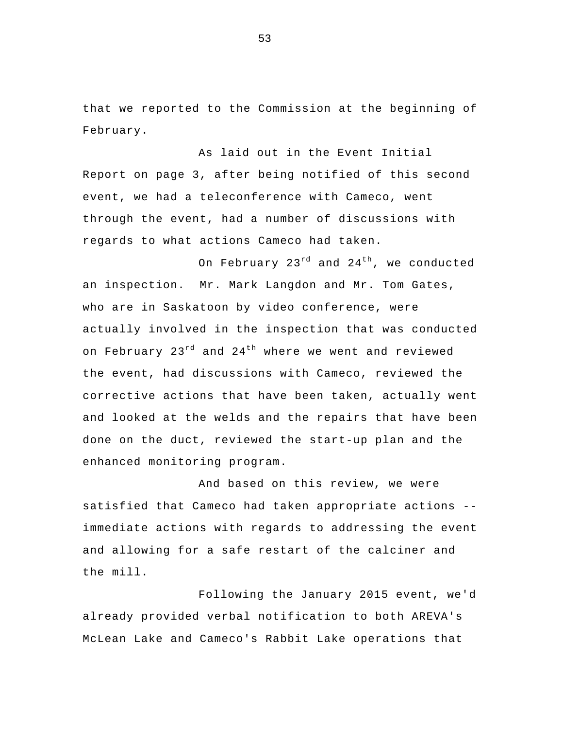that we reported to the Commission at the beginning of February.

As laid out in the Event Initial Report on page 3, after being notified of this second event, we had a teleconference with Cameco, went through the event, had a number of discussions with regards to what actions Cameco had taken.

On February 23rd and 24th, we conducted an inspection. Mr. Mark Langdon and Mr. Tom Gates, who are in Saskatoon by video conference, were actually involved in the inspection that was conducted on February 23rd and 24th where we went and reviewed the event, had discussions with Cameco, reviewed the corrective actions that have been taken, actually went and looked at the welds and the repairs that have been done on the duct, reviewed the start-up plan and the enhanced monitoring program.

And based on this review, we were satisfied that Cameco had taken appropriate actions -- immediate actions with regards to addressing the event and allowing for a safe restart of the calciner and the mill.

Following the January 2015 event, we'd already provided verbal notification to both AREVA's McLean Lake and Cameco's Rabbit Lake operations that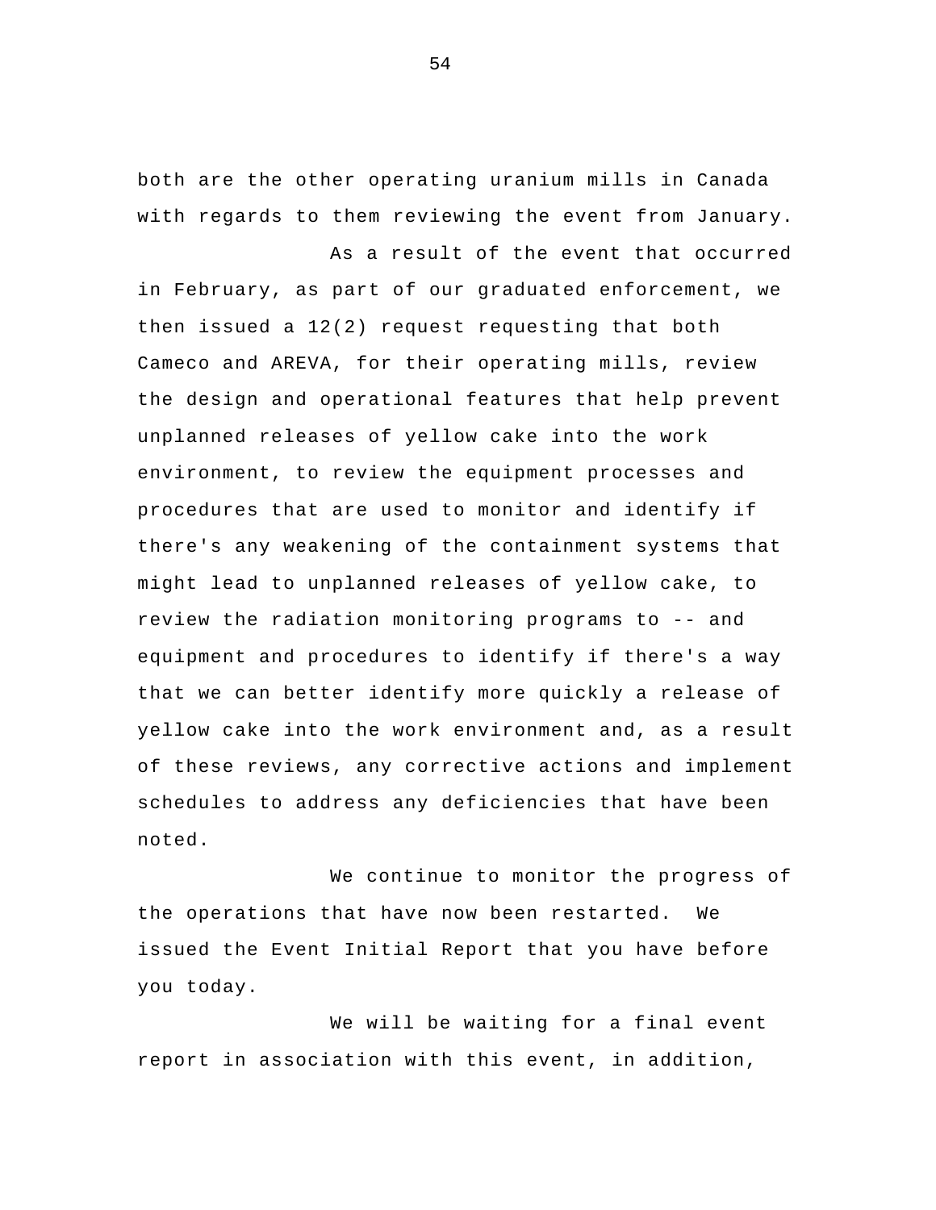both are the other operating uranium mills in Canada with regards to them reviewing the event from January.

As a result of the event that occurred in February, as part of our graduated enforcement, we then issued a 12(2) request requesting that both Cameco and AREVA, for their operating mills, review the design and operational features that help prevent unplanned releases of yellow cake into the work environment, to review the equipment processes and procedures that are used to monitor and identify if there's any weakening of the containment systems that might lead to unplanned releases of yellow cake, to review the radiation monitoring programs to -- and equipment and procedures to identify if there's a way that we can better identify more quickly a release of yellow cake into the work environment and, as a result of these reviews, any corrective actions and implement schedules to address any deficiencies that have been noted.

We continue to monitor the progress of the operations that have now been restarted. We issued the Event Initial Report that you have before you today.

We will be waiting for a final event report in association with this event, in addition,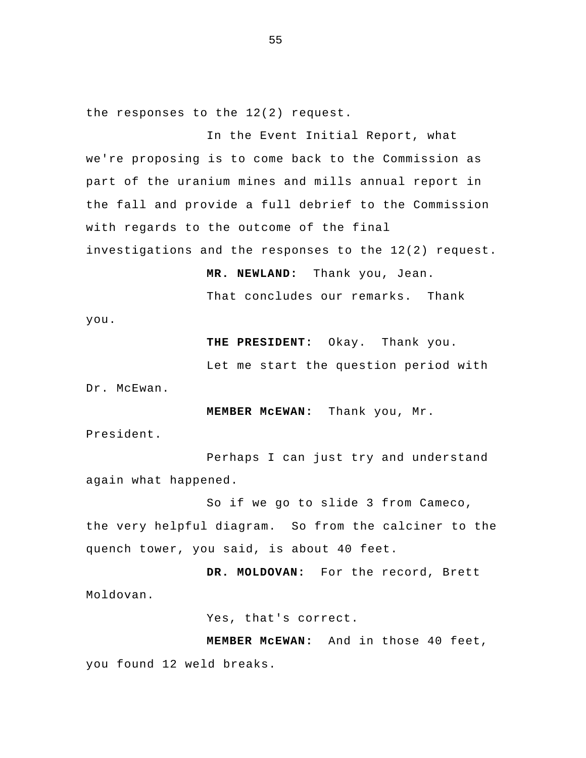the responses to the 12(2) request.

In the Event Initial Report, what we're proposing is to come back to the Commission as part of the uranium mines and mills annual report in the fall and provide a full debrief to the Commission with regards to the outcome of the final investigations and the responses to the 12(2) request.

**MR. NEWLAND:** Thank you, Jean.

That concludes our remarks. Thank you.

**THE PRESIDENT:** Okay. Thank you.

Let me start the question period with Dr. McEwan.

**MEMBER McEWAN:** Thank you, Mr. President.

Perhaps I can just try and understand again what happened.

So if we go to slide 3 from Cameco, the very helpful diagram. So from the calciner to the quench tower, you said, is about 40 feet.

**DR. MOLDOVAN:** For the record, Brett Moldovan.

Yes, that's correct.

**MEMBER McEWAN:** And in those 40 feet, you found 12 weld breaks.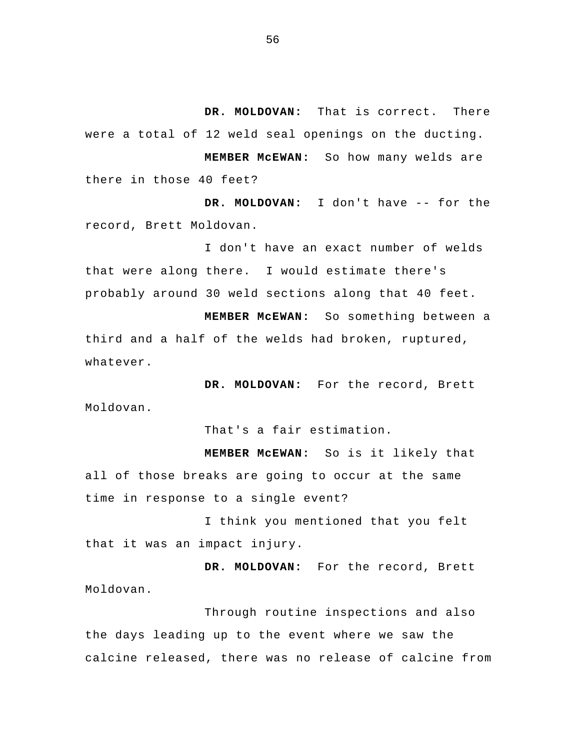**DR. MOLDOVAN:** That is correct. There were a total of 12 weld seal openings on the ducting.

**MEMBER McEWAN:** So how many welds are there in those 40 feet?

**DR. MOLDOVAN:** I don't have -- for the record, Brett Moldovan.

I don't have an exact number of welds that were along there. I would estimate there's probably around 30 weld sections along that 40 feet.

**MEMBER McEWAN:** So something between a third and a half of the welds had broken, ruptured, whatever.

**DR. MOLDOVAN:** For the record, Brett Moldovan.

That's a fair estimation.

**MEMBER McEWAN:** So is it likely that all of those breaks are going to occur at the same time in response to a single event?

I think you mentioned that you felt that it was an impact injury.

**DR. MOLDOVAN:** For the record, Brett Moldovan.

Through routine inspections and also the days leading up to the event where we saw the calcine released, there was no release of calcine from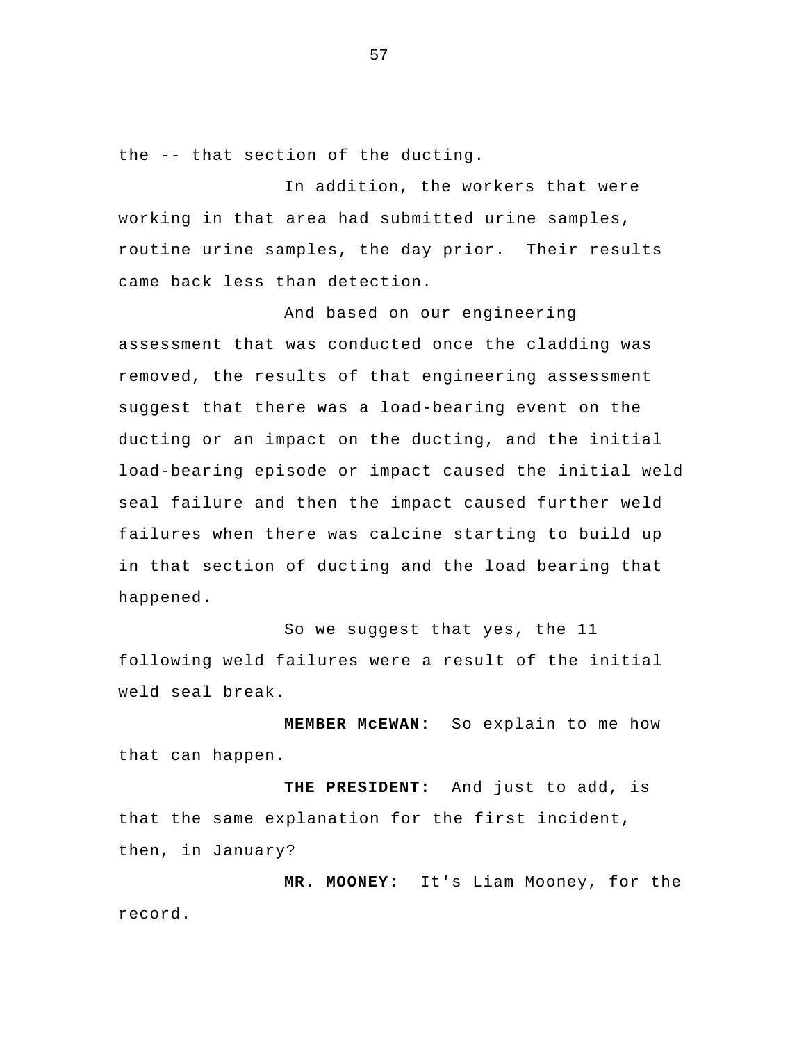the -- that section of the ducting.

In addition, the workers that were working in that area had submitted urine samples, routine urine samples, the day prior. Their results came back less than detection.

And based on our engineering assessment that was conducted once the cladding was removed, the results of that engineering assessment suggest that there was a load-bearing event on the ducting or an impact on the ducting, and the initial load-bearing episode or impact caused the initial weld seal failure and then the impact caused further weld failures when there was calcine starting to build up in that section of ducting and the load bearing that happened.

So we suggest that yes, the 11 following weld failures were a result of the initial weld seal break.

**MEMBER McEWAN:** So explain to me how that can happen.

**THE PRESIDENT:** And just to add, is that the same explanation for the first incident, then, in January?

**MR. MOONEY:** It's Liam Mooney, for the record.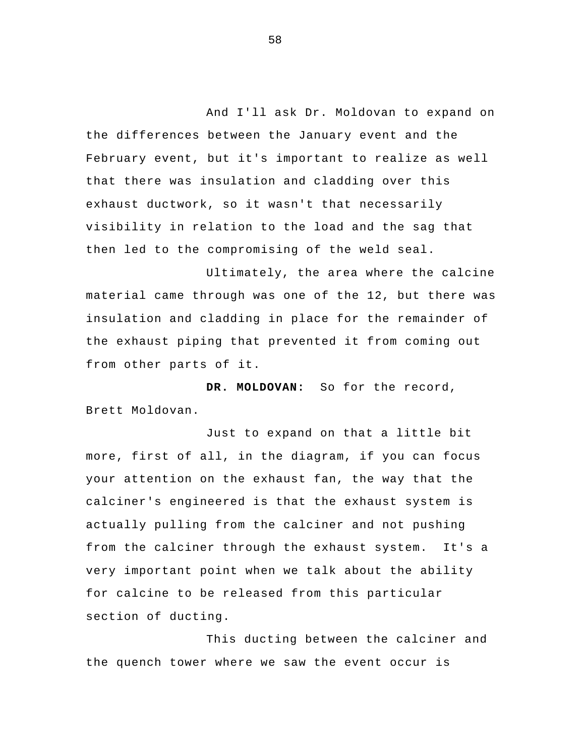And I'll ask Dr. Moldovan to expand on the differences between the January event and the February event, but it's important to realize as well that there was insulation and cladding over this exhaust ductwork, so it wasn't that necessarily visibility in relation to the load and the sag that then led to the compromising of the weld seal.

Ultimately, the area where the calcine material came through was one of the 12, but there was insulation and cladding in place for the remainder of the exhaust piping that prevented it from coming out from other parts of it.

**DR. MOLDOVAN:** So for the record, Brett Moldovan.

Just to expand on that a little bit more, first of all, in the diagram, if you can focus your attention on the exhaust fan, the way that the calciner's engineered is that the exhaust system is actually pulling from the calciner and not pushing from the calciner through the exhaust system. It's a very important point when we talk about the ability for calcine to be released from this particular section of ducting.

This ducting between the calciner and the quench tower where we saw the event occur is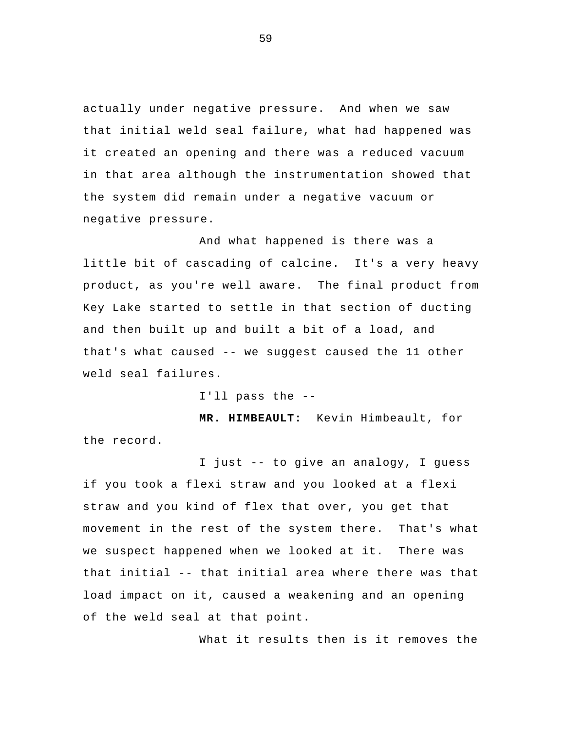actually under negative pressure. And when we saw that initial weld seal failure, what had happened was it created an opening and there was a reduced vacuum in that area although the instrumentation showed that the system did remain under a negative vacuum or negative pressure.

And what happened is there was a little bit of cascading of calcine. It's a very heavy product, as you're well aware. The final product from Key Lake started to settle in that section of ducting and then built up and built a bit of a load, and that's what caused -- we suggest caused the 11 other weld seal failures.

I'll pass the --

**MR. HIMBEAULT:** Kevin Himbeault, for the record.

I just -- to give an analogy, I guess if you took a flexi straw and you looked at a flexi straw and you kind of flex that over, you get that movement in the rest of the system there. That's what we suspect happened when we looked at it. There was that initial -- that initial area where there was that load impact on it, caused a weakening and an opening of the weld seal at that point.

What it results then is it removes the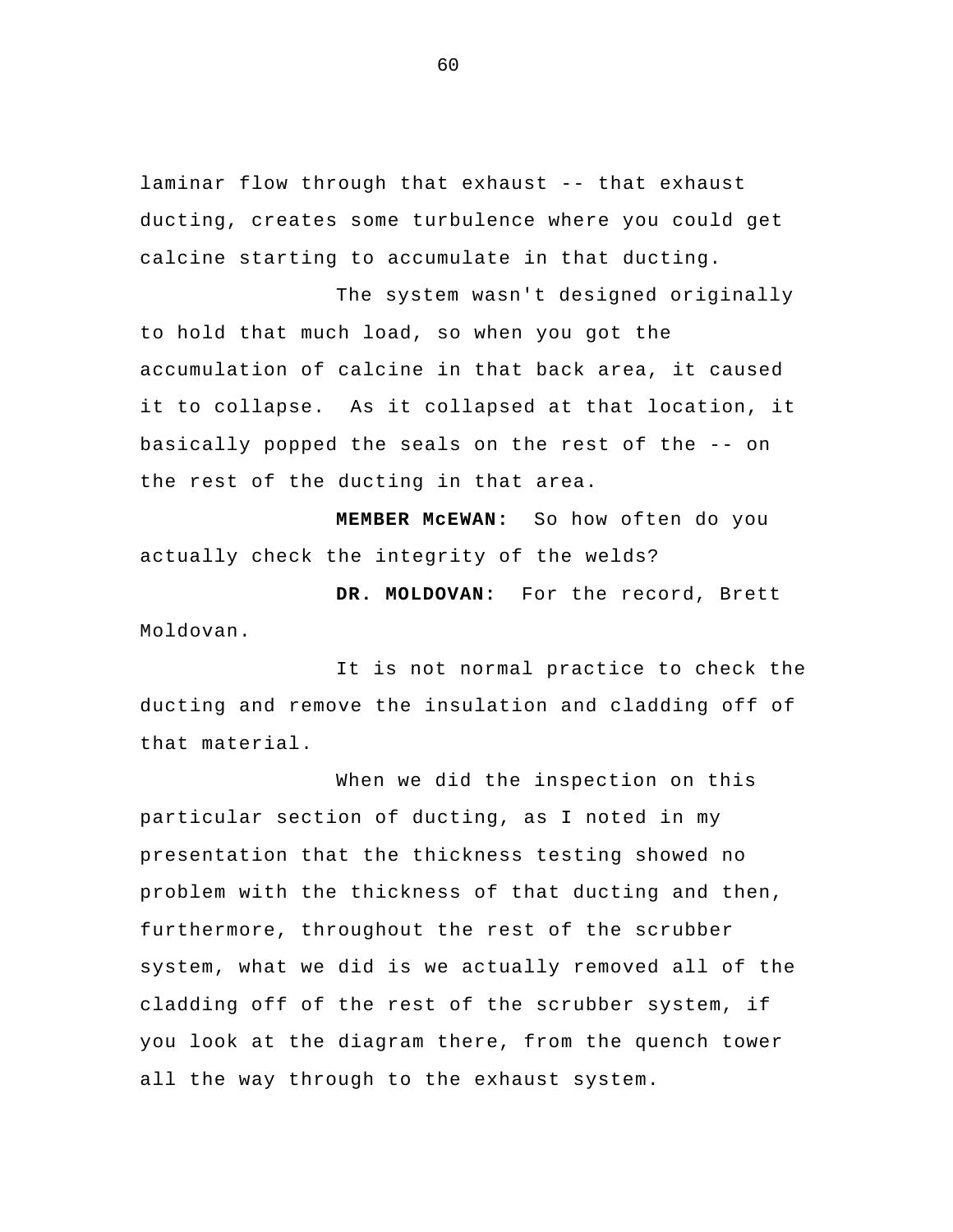laminar flow through that exhaust -- that exhaust ducting, creates some turbulence where you could get calcine starting to accumulate in that ducting.

The system wasn't designed originally to hold that much load, so when you got the accumulation of calcine in that back area, it caused it to collapse. As it collapsed at that location, it basically popped the seals on the rest of the -- on the rest of the ducting in that area.

**MEMBER McEWAN:** So how often do you actually check the integrity of the welds?

**DR. MOLDOVAN:** For the record, Brett Moldovan.

It is not normal practice to check the ducting and remove the insulation and cladding off of that material.

When we did the inspection on this particular section of ducting, as I noted in my presentation that the thickness testing showed no problem with the thickness of that ducting and then, furthermore, throughout the rest of the scrubber system, what we did is we actually removed all of the cladding off of the rest of the scrubber system, if you look at the diagram there, from the quench tower all the way through to the exhaust system.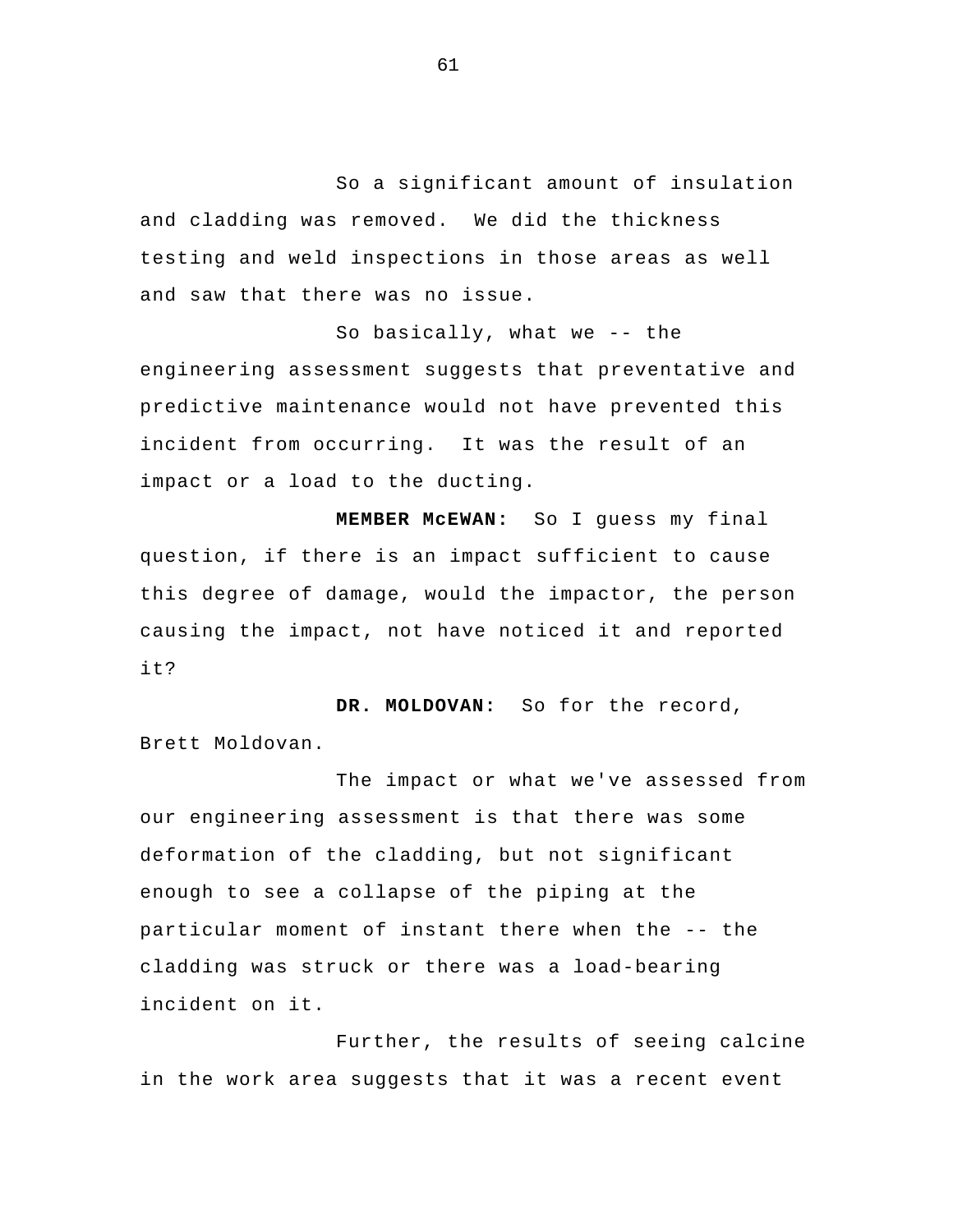So a significant amount of insulation and cladding was removed. We did the thickness testing and weld inspections in those areas as well and saw that there was no issue.

So basically, what we -- the engineering assessment suggests that preventative and predictive maintenance would not have prevented this incident from occurring. It was the result of an impact or a load to the ducting.

**MEMBER McEWAN:** So I guess my final question, if there is an impact sufficient to cause this degree of damage, would the impactor, the person causing the impact, not have noticed it and reported it?

**DR. MOLDOVAN:** So for the record, Brett Moldovan.

The impact or what we've assessed from our engineering assessment is that there was some deformation of the cladding, but not significant enough to see a collapse of the piping at the particular moment of instant there when the -- the cladding was struck or there was a load-bearing incident on it.

Further, the results of seeing calcine in the work area suggests that it was a recent event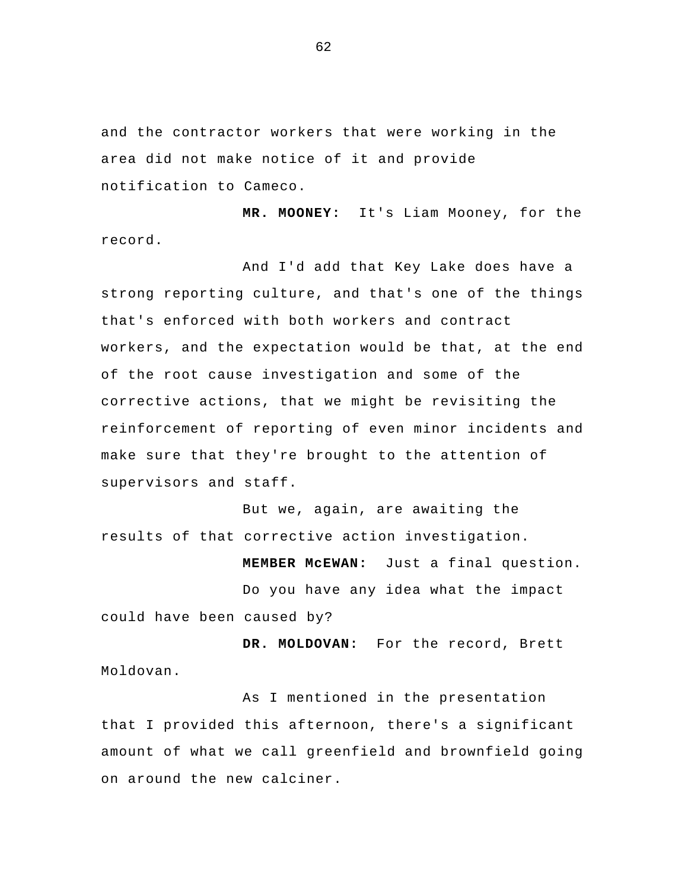and the contractor workers that were working in the area did not make notice of it and provide notification to Cameco.

**MR. MOONEY:** It's Liam Mooney, for the record.

And I'd add that Key Lake does have a strong reporting culture, and that's one of the things that's enforced with both workers and contract workers, and the expectation would be that, at the end of the root cause investigation and some of the corrective actions, that we might be revisiting the reinforcement of reporting of even minor incidents and make sure that they're brought to the attention of supervisors and staff.

But we, again, are awaiting the results of that corrective action investigation.

**MEMBER McEWAN:** Just a final question.

Do you have any idea what the impact could have been caused by?

**DR. MOLDOVAN:** For the record, Brett Moldovan.

As I mentioned in the presentation that I provided this afternoon, there's a significant amount of what we call greenfield and brownfield going on around the new calciner.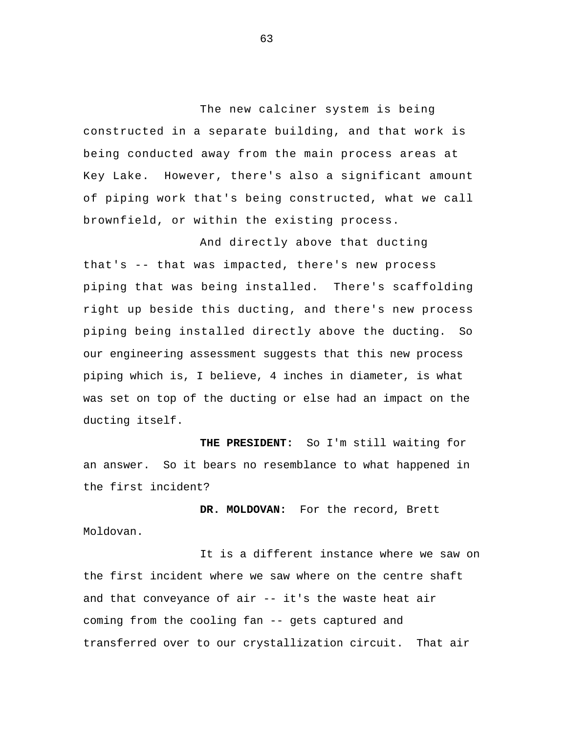The new calciner system is being constructed in a separate building, and that work is being conducted away from the main process areas at Key Lake. However, there's also a significant amount of piping work that's being constructed, what we call brownfield, or within the existing process.

And directly above that ducting that's -- that was impacted, there's new process piping that was being installed. There's scaffolding right up beside this ducting, and there's new process piping being installed directly above the ducting. So our engineering assessment suggests that this new process piping which is, I believe, 4 inches in diameter, is what was set on top of the ducting or else had an impact on the ducting itself.

**THE PRESIDENT:** So I'm still waiting for an answer. So it bears no resemblance to what happened in the first incident?

**DR. MOLDOVAN:** For the record, Brett Moldovan.

It is a different instance where we saw on the first incident where we saw where on the centre shaft and that conveyance of air -- it's the waste heat air coming from the cooling fan -- gets captured and transferred over to our crystallization circuit. That air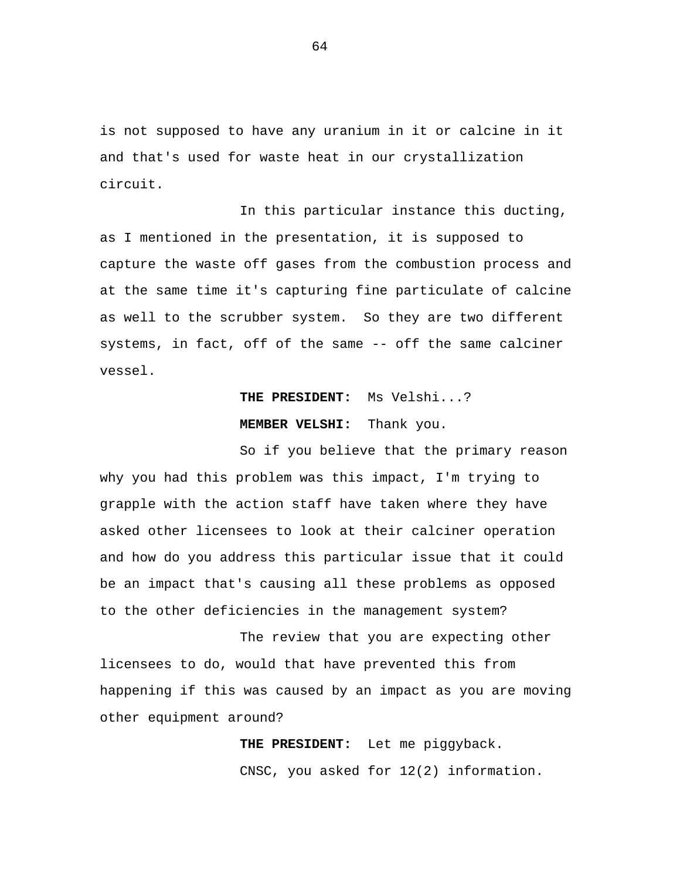is not supposed to have any uranium in it or calcine in it and that's used for waste heat in our crystallization circuit.

In this particular instance this ducting, as I mentioned in the presentation, it is supposed to capture the waste off gases from the combustion process and at the same time it's capturing fine particulate of calcine as well to the scrubber system. So they are two different systems, in fact, off of the same -- off the same calciner vessel.

**THE PRESIDENT:** Ms Velshi...?

**MEMBER VELSHI:** Thank you.

So if you believe that the primary reason why you had this problem was this impact, I'm trying to grapple with the action staff have taken where they have asked other licensees to look at their calciner operation and how do you address this particular issue that it could be an impact that's causing all these problems as opposed to the other deficiencies in the management system?

The review that you are expecting other licensees to do, would that have prevented this from happening if this was caused by an impact as you are moving other equipment around?

**THE PRESIDENT:** Let me piggyback.

CNSC, you asked for 12(2) information.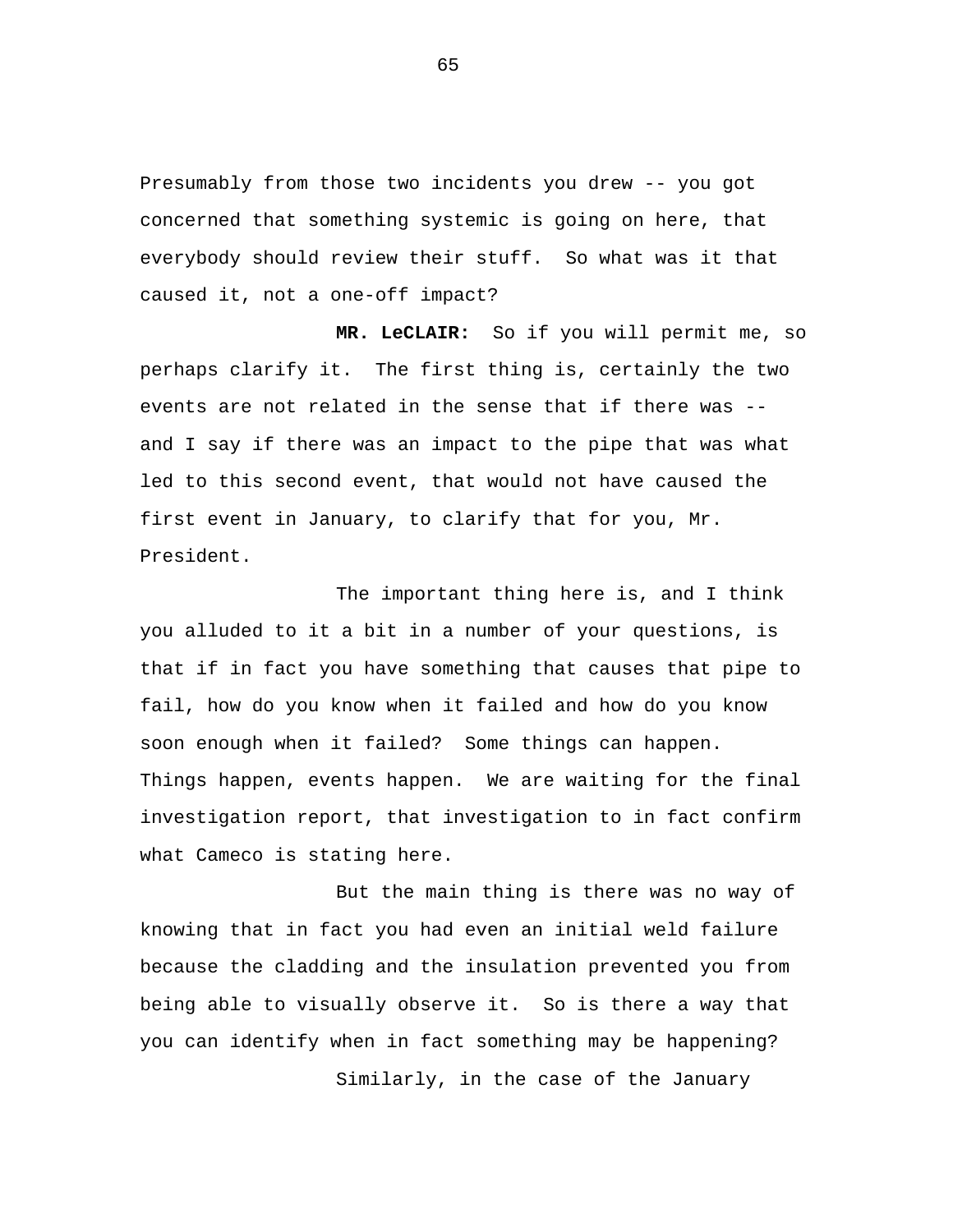Presumably from those two incidents you drew -- you got concerned that something systemic is going on here, that everybody should review their stuff. So what was it that caused it, not a one-off impact?

**MR. LeCLAIR:** So if you will permit me, so perhaps clarify it. The first thing is, certainly the two events are not related in the sense that if there was -- and I say if there was an impact to the pipe that was what led to this second event, that would not have caused the first event in January, to clarify that for you, Mr. President.

The important thing here is, and I think you alluded to it a bit in a number of your questions, is that if in fact you have something that causes that pipe to fail, how do you know when it failed and how do you know soon enough when it failed? Some things can happen. Things happen, events happen. We are waiting for the final investigation report, that investigation to in fact confirm what Cameco is stating here.

But the main thing is there was no way of knowing that in fact you had even an initial weld failure because the cladding and the insulation prevented you from being able to visually observe it. So is there a way that you can identify when in fact something may be happening?

Similarly, in the case of the January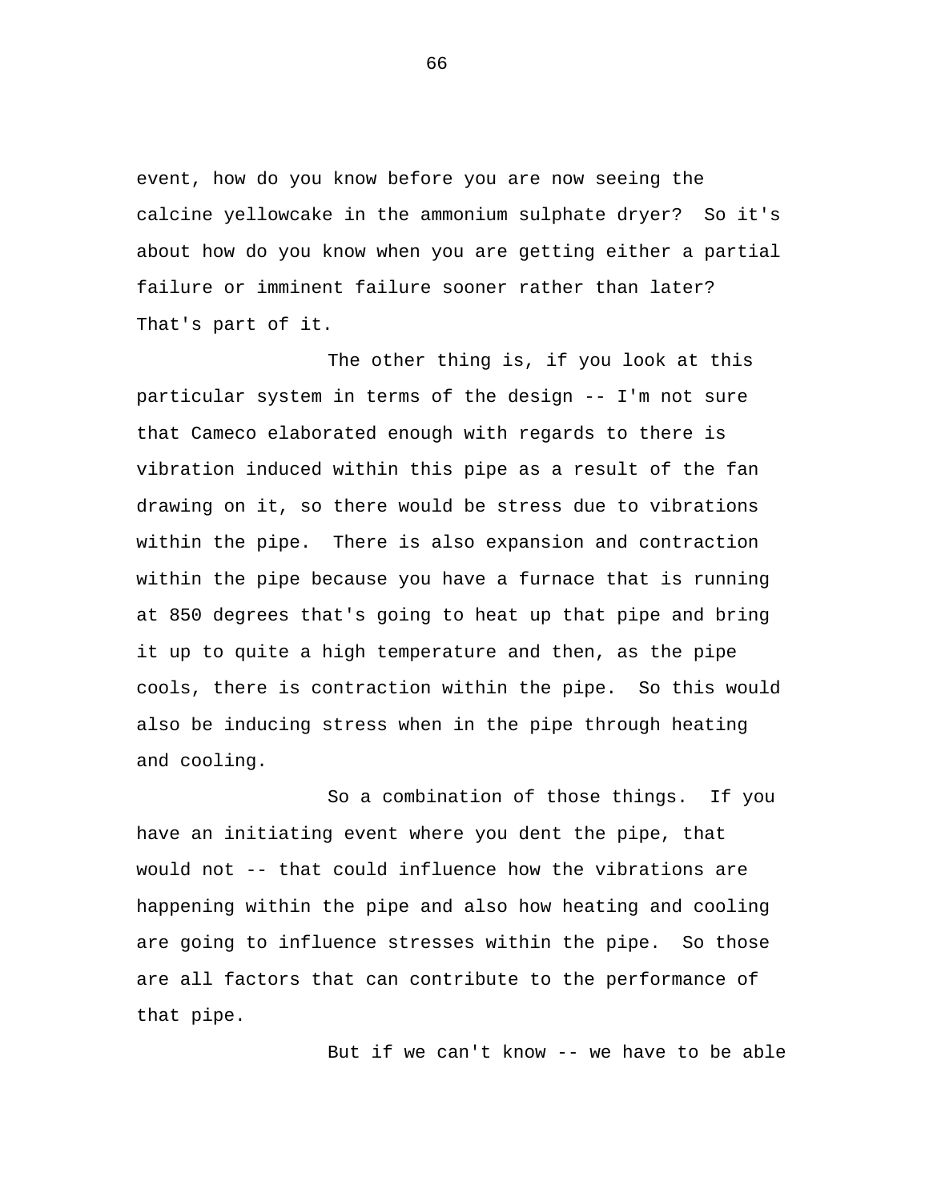event, how do you know before you are now seeing the calcine yellowcake in the ammonium sulphate dryer? So it's about how do you know when you are getting either a partial failure or imminent failure sooner rather than later? That's part of it.

The other thing is, if you look at this particular system in terms of the design -- I'm not sure that Cameco elaborated enough with regards to there is vibration induced within this pipe as a result of the fan drawing on it, so there would be stress due to vibrations within the pipe. There is also expansion and contraction within the pipe because you have a furnace that is running at 850 degrees that's going to heat up that pipe and bring it up to quite a high temperature and then, as the pipe cools, there is contraction within the pipe. So this would also be inducing stress when in the pipe through heating and cooling.

So a combination of those things. If you have an initiating event where you dent the pipe, that would not -- that could influence how the vibrations are happening within the pipe and also how heating and cooling are going to influence stresses within the pipe. So those are all factors that can contribute to the performance of that pipe.

But if we can't know -- we have to be able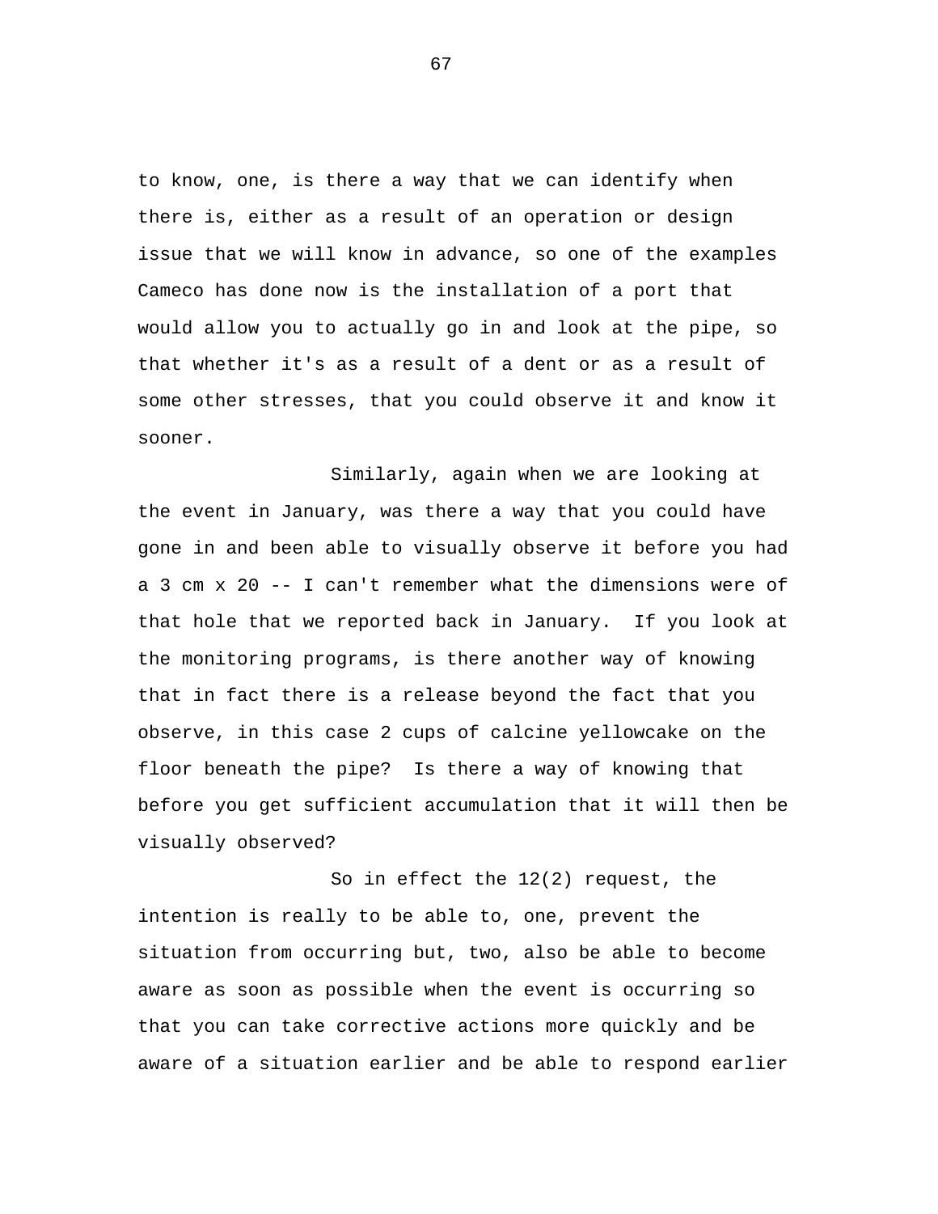to know, one, is there a way that we can identify when there is, either as a result of an operation or design issue that we will know in advance, so one of the examples Cameco has done now is the installation of a port that would allow you to actually go in and look at the pipe, so that whether it's as a result of a dent or as a result of some other stresses, that you could observe it and know it sooner.

Similarly, again when we are looking at the event in January, was there a way that you could have gone in and been able to visually observe it before you had a 3 cm x 20 -- I can't remember what the dimensions were of that hole that we reported back in January. If you look at the monitoring programs, is there another way of knowing that in fact there is a release beyond the fact that you observe, in this case 2 cups of calcine yellowcake on the floor beneath the pipe? Is there a way of knowing that before you get sufficient accumulation that it will then be visually observed?

So in effect the 12(2) request, the intention is really to be able to, one, prevent the situation from occurring but, two, also be able to become aware as soon as possible when the event is occurring so that you can take corrective actions more quickly and be aware of a situation earlier and be able to respond earlier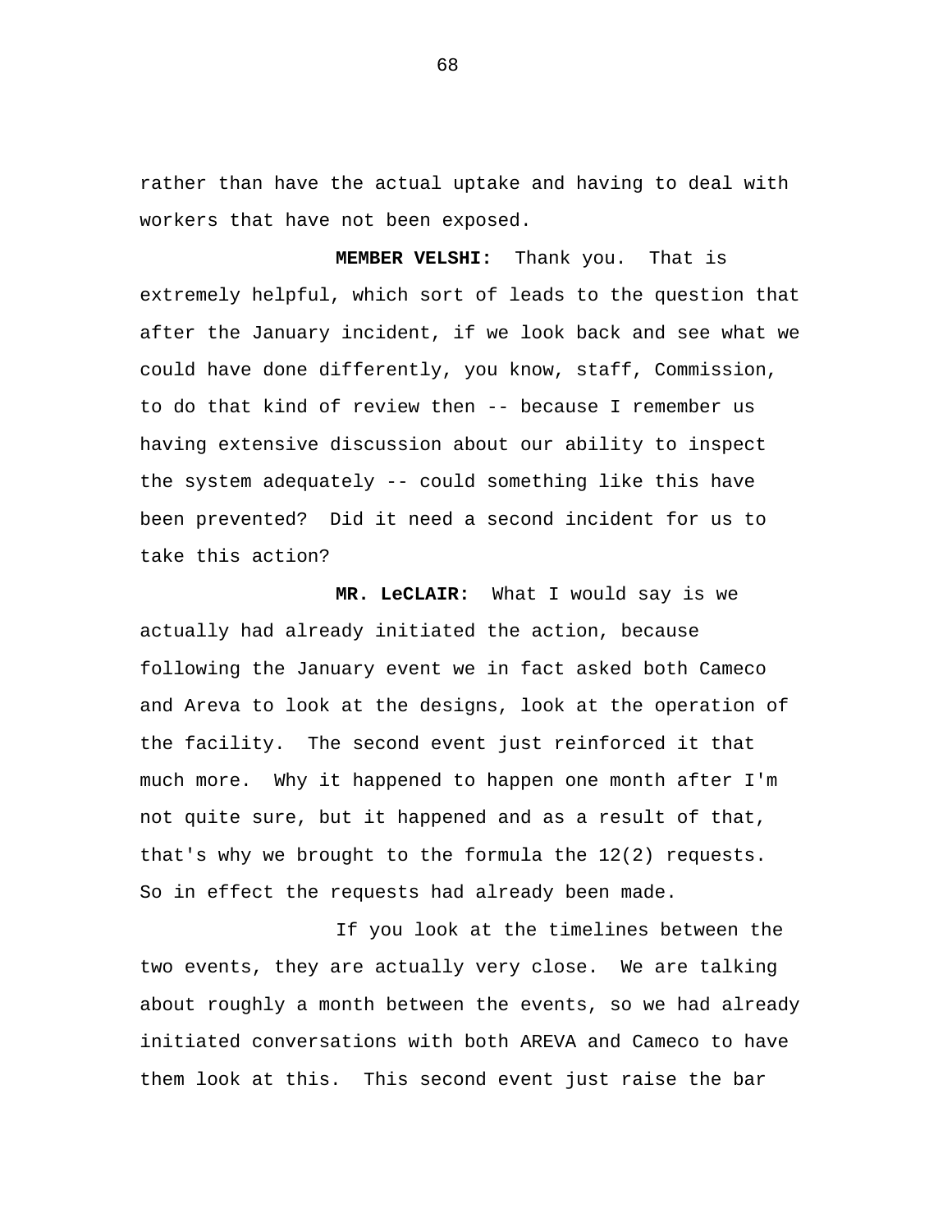rather than have the actual uptake and having to deal with workers that have not been exposed.

**MEMBER VELSHI:** Thank you. That is extremely helpful, which sort of leads to the question that after the January incident, if we look back and see what we could have done differently, you know, staff, Commission, to do that kind of review then -- because I remember us having extensive discussion about our ability to inspect the system adequately -- could something like this have been prevented? Did it need a second incident for us to take this action?

**MR. LeCLAIR:** What I would say is we actually had already initiated the action, because following the January event we in fact asked both Cameco and Areva to look at the designs, look at the operation of the facility. The second event just reinforced it that much more. Why it happened to happen one month after I'm not quite sure, but it happened and as a result of that, that's why we brought to the formula the 12(2) requests. So in effect the requests had already been made.

If you look at the timelines between the two events, they are actually very close. We are talking about roughly a month between the events, so we had already initiated conversations with both AREVA and Cameco to have them look at this. This second event just raise the bar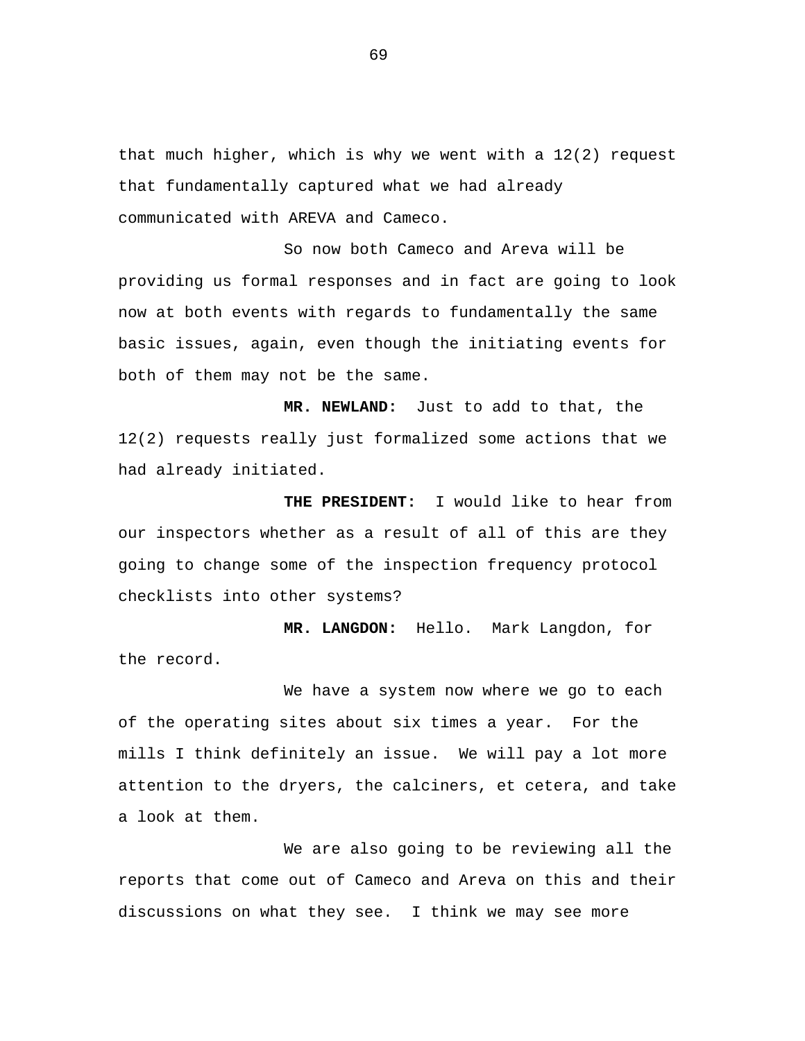that much higher, which is why we went with a 12(2) request that fundamentally captured what we had already communicated with AREVA and Cameco.

So now both Cameco and Areva will be providing us formal responses and in fact are going to look now at both events with regards to fundamentally the same basic issues, again, even though the initiating events for both of them may not be the same.

**MR. NEWLAND:** Just to add to that, the 12(2) requests really just formalized some actions that we had already initiated.

**THE PRESIDENT:** I would like to hear from our inspectors whether as a result of all of this are they going to change some of the inspection frequency protocol checklists into other systems?

**MR. LANGDON:** Hello. Mark Langdon, for the record.

We have a system now where we go to each of the operating sites about six times a year. For the mills I think definitely an issue. We will pay a lot more attention to the dryers, the calciners, et cetera, and take a look at them.

We are also going to be reviewing all the reports that come out of Cameco and Areva on this and their discussions on what they see. I think we may see more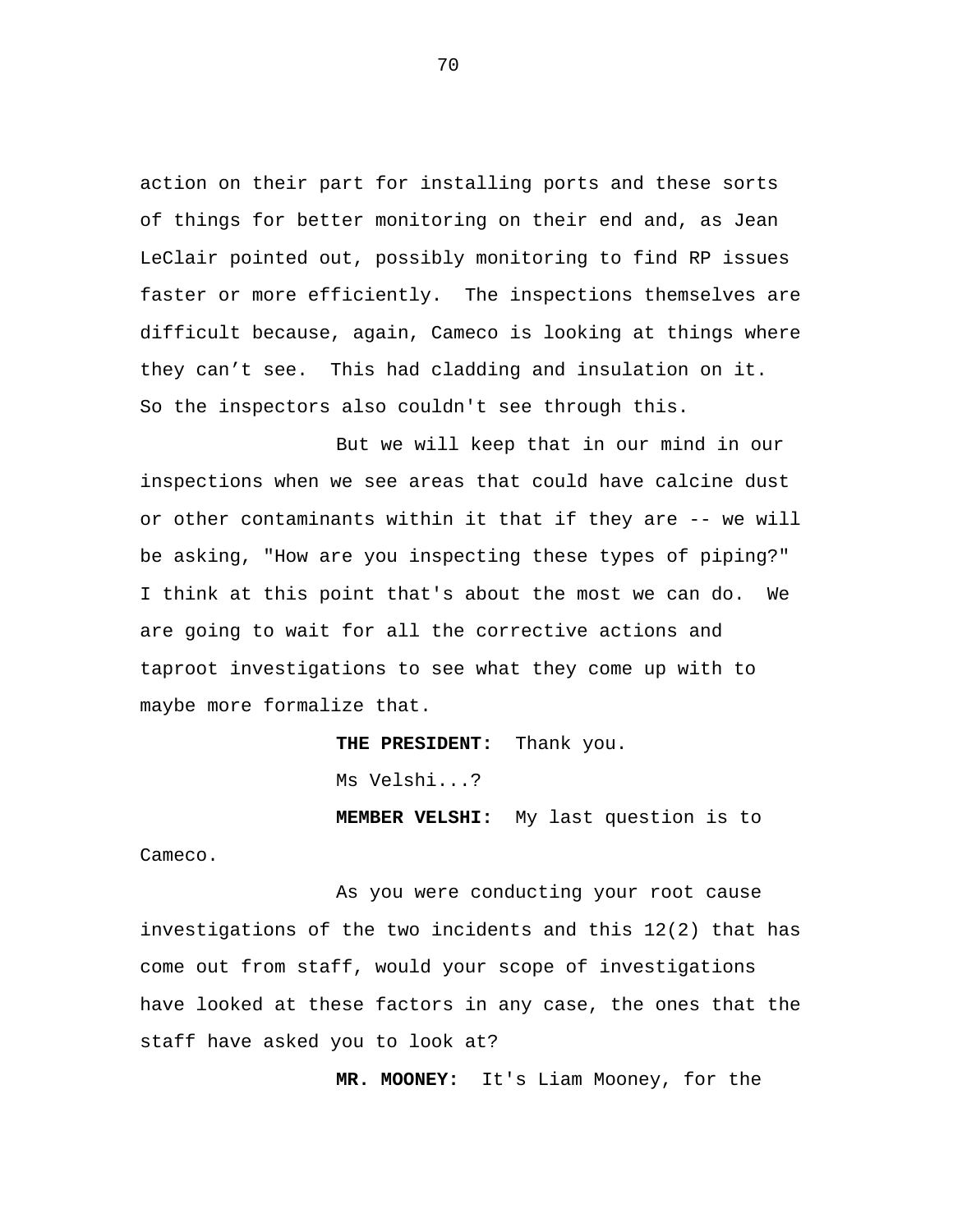action on their part for installing ports and these sorts of things for better monitoring on their end and, as Jean LeClair pointed out, possibly monitoring to find RP issues faster or more efficiently.  The inspections themselves are difficult because, again, Cameco is looking at things where they can’t see.  This had cladding and insulation on it. So the inspectors also couldn't see through this.

But we will keep that in our mind in our inspections when we see areas that could have calcine dust or other contaminants within it that if they are -- we will be asking, "How are you inspecting these types of piping?" I think at this point that's about the most we can do.  We are going to wait for all the corrective actions and taproot investigations to see what they come up with to maybe more formalize that.

**THE PRESIDENT:**  Thank you.

Ms Velshi...?

**MEMBER VELSHI:**  My last question is to Cameco.

As you were conducting your root cause investigations of the two incidents and this 12(2) that has come out from staff, would your scope of investigations have looked at these factors in any case, the ones that the staff have asked you to look at?

**MR. MOONEY:**  It's Liam Mooney, for the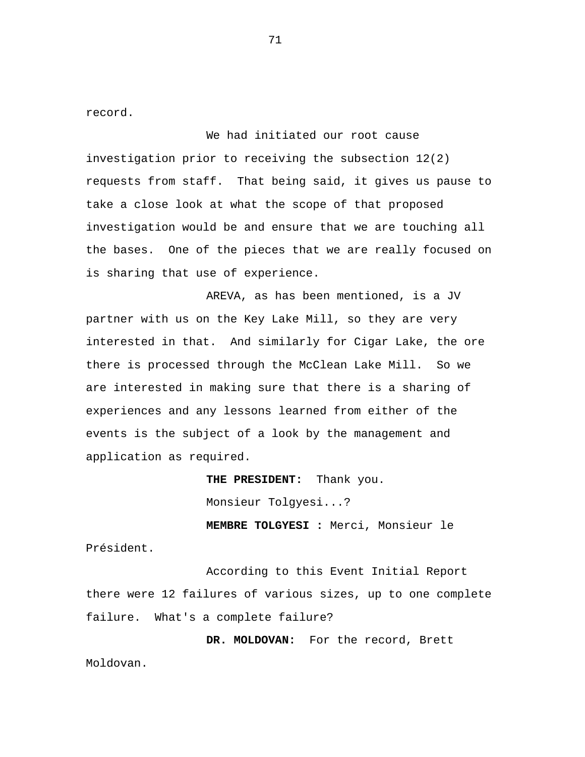record.

We had initiated our root cause investigation prior to receiving the subsection 12(2) requests from staff. That being said, it gives us pause to take a close look at what the scope of that proposed investigation would be and ensure that we are touching all the bases. One of the pieces that we are really focused on is sharing that use of experience.

AREVA, as has been mentioned, is a JV partner with us on the Key Lake Mill, so they are very interested in that. And similarly for Cigar Lake, the ore there is processed through the McClean Lake Mill. So we are interested in making sure that there is a sharing of experiences and any lessons learned from either of the events is the subject of a look by the management and application as required.

**THE PRESIDENT:** Thank you.

Monsieur Tolgyesi...?

**MEMBRE TOLGYESI :** Merci, Monsieur le Président.

According to this Event Initial Report there were 12 failures of various sizes, up to one complete failure. What's a complete failure?

**DR. MOLDOVAN:** For the record, Brett Moldovan.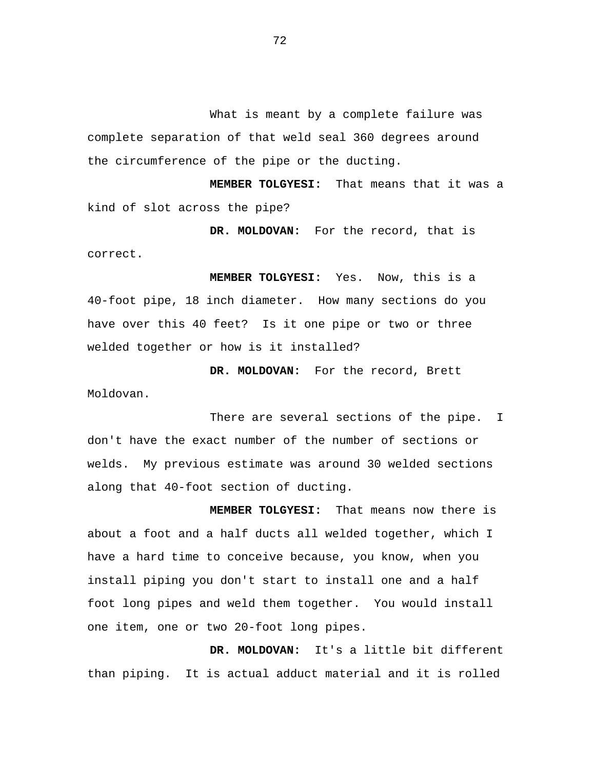What is meant by a complete failure was complete separation of that weld seal 360 degrees around the circumference of the pipe or the ducting.

**MEMBER TOLGYESI:** That means that it was a kind of slot across the pipe?

**DR. MOLDOVAN:** For the record, that is correct.

**MEMBER TOLGYESI:** Yes. Now, this is a 40-foot pipe, 18 inch diameter. How many sections do you have over this 40 feet? Is it one pipe or two or three welded together or how is it installed?

**DR. MOLDOVAN:** For the record, Brett Moldovan.

There are several sections of the pipe. I don't have the exact number of the number of sections or welds. My previous estimate was around 30 welded sections along that 40-foot section of ducting.

**MEMBER TOLGYESI:** That means now there is about a foot and a half ducts all welded together, which I have a hard time to conceive because, you know, when you install piping you don't start to install one and a half foot long pipes and weld them together. You would install one item, one or two 20-foot long pipes.

**DR. MOLDOVAN:** It's a little bit different than piping. It is actual adduct material and it is rolled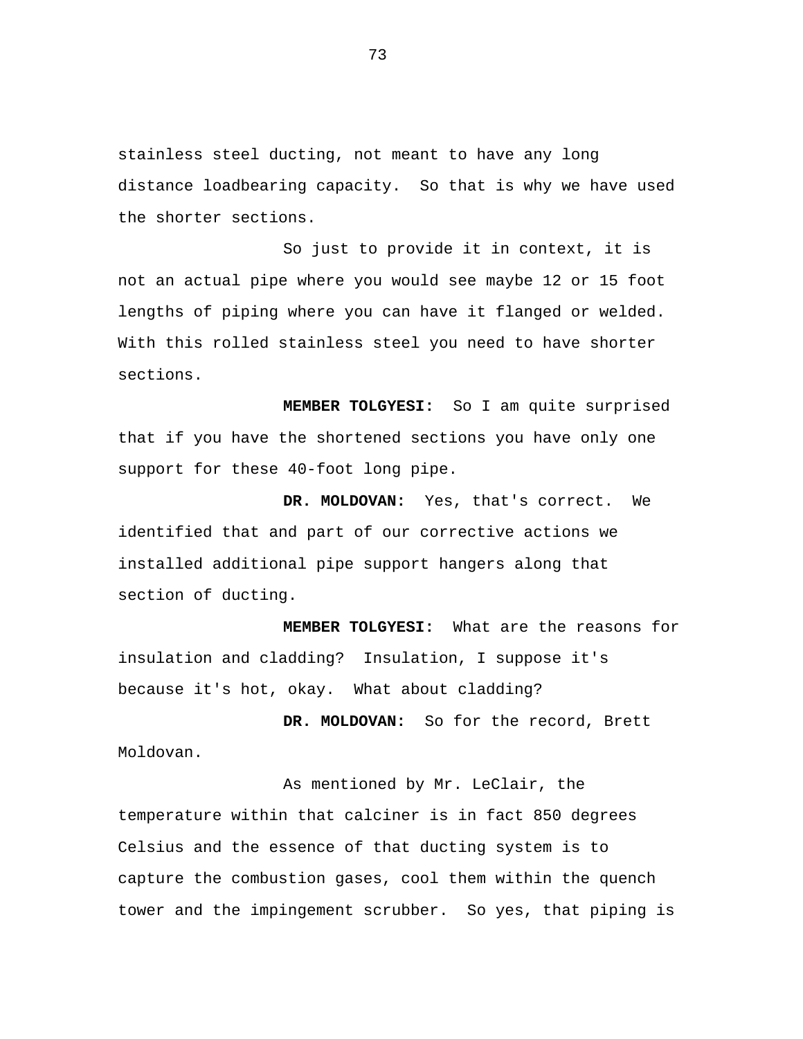stainless steel ducting, not meant to have any long distance loadbearing capacity. So that is why we have used the shorter sections.

So just to provide it in context, it is not an actual pipe where you would see maybe 12 or 15 foot lengths of piping where you can have it flanged or welded. With this rolled stainless steel you need to have shorter sections.

**MEMBER TOLGYESI:** So I am quite surprised that if you have the shortened sections you have only one support for these 40-foot long pipe.

**DR. MOLDOVAN:** Yes, that's correct. We identified that and part of our corrective actions we installed additional pipe support hangers along that section of ducting.

**MEMBER TOLGYESI:** What are the reasons for insulation and cladding? Insulation, I suppose it's because it's hot, okay. What about cladding?

**DR. MOLDOVAN:** So for the record, Brett Moldovan.

As mentioned by Mr. LeClair, the temperature within that calciner is in fact 850 degrees Celsius and the essence of that ducting system is to capture the combustion gases, cool them within the quench tower and the impingement scrubber. So yes, that piping is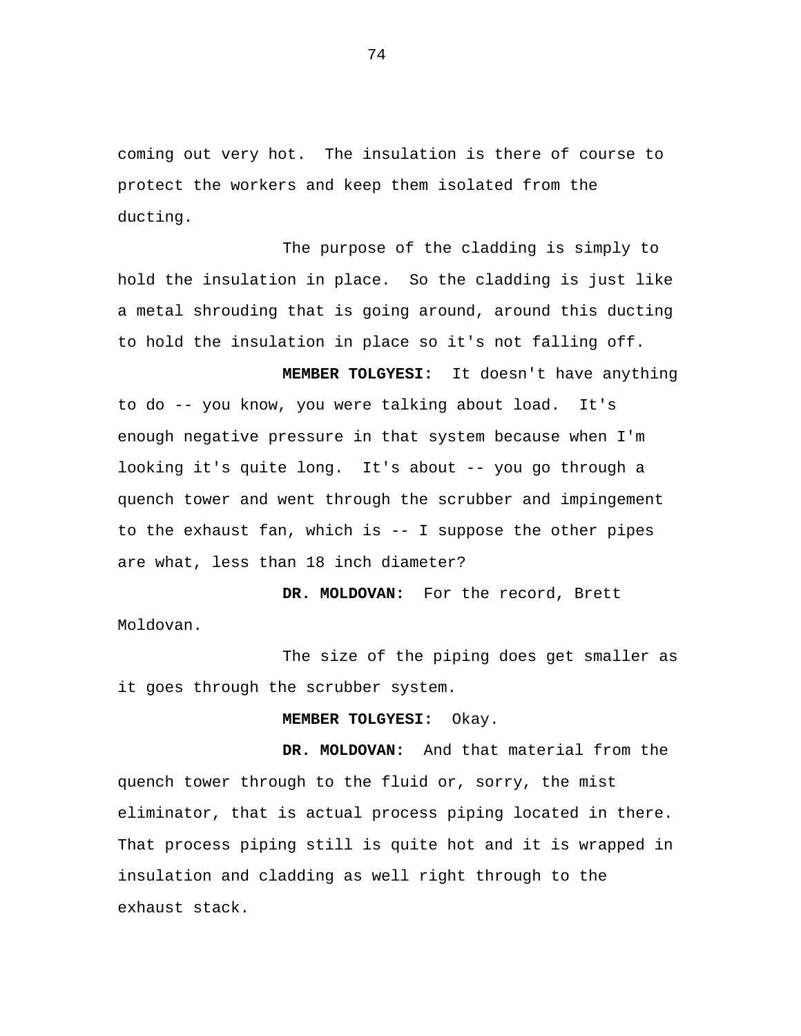coming out very hot. The insulation is there of course to protect the workers and keep them isolated from the ducting.

The purpose of the cladding is simply to hold the insulation in place. So the cladding is just like a metal shrouding that is going around, around this ducting to hold the insulation in place so it's not falling off.

**MEMBER TOLGYESI:** It doesn't have anything to do -- you know, you were talking about load. It's enough negative pressure in that system because when I'm looking it's quite long. It's about -- you go through a quench tower and went through the scrubber and impingement to the exhaust fan, which is -- I suppose the other pipes are what, less than 18 inch diameter?

**DR. MOLDOVAN:** For the record, Brett Moldovan.

The size of the piping does get smaller as it goes through the scrubber system.

**MEMBER TOLGYESI:** Okay.

**DR. MOLDOVAN:** And that material from the quench tower through to the fluid or, sorry, the mist eliminator, that is actual process piping located in there. That process piping still is quite hot and it is wrapped in insulation and cladding as well right through to the exhaust stack.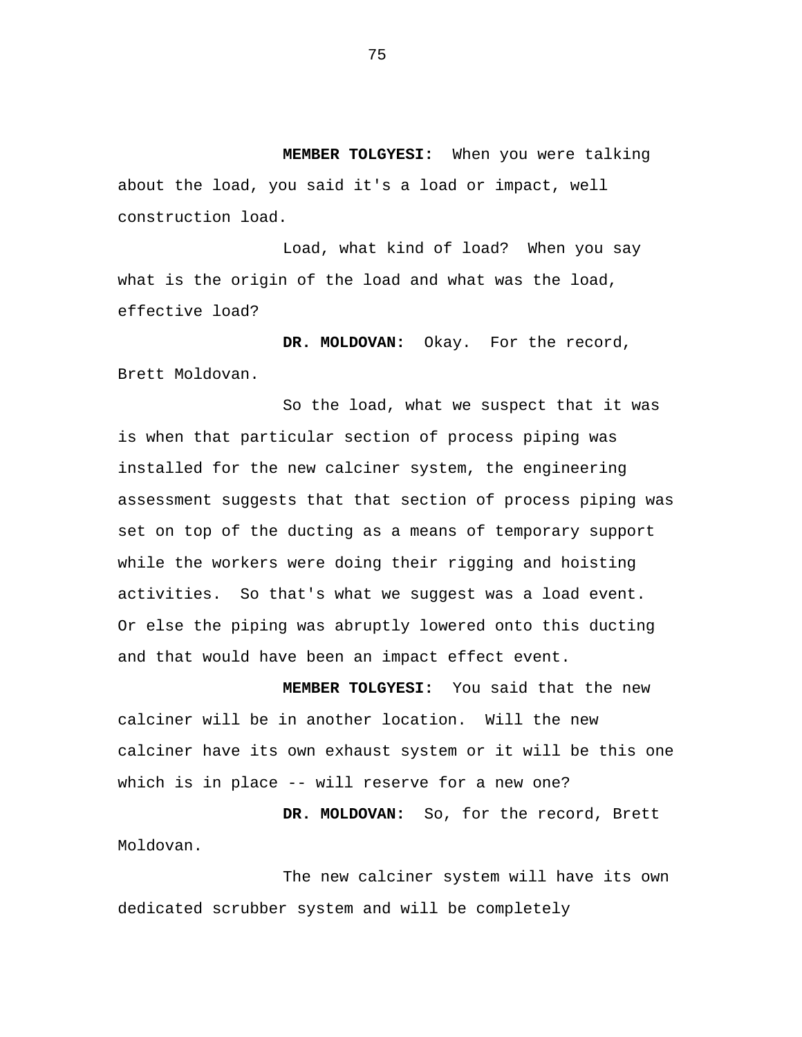**MEMBER TOLGYESI:** When you were talking about the load, you said it's a load or impact, well construction load.

Load, what kind of load? When you say what is the origin of the load and what was the load, effective load?

**DR. MOLDOVAN:** Okay. For the record, Brett Moldovan.

So the load, what we suspect that it was is when that particular section of process piping was installed for the new calciner system, the engineering assessment suggests that that section of process piping was set on top of the ducting as a means of temporary support while the workers were doing their rigging and hoisting activities. So that's what we suggest was a load event. Or else the piping was abruptly lowered onto this ducting and that would have been an impact effect event.

**MEMBER TOLGYESI:** You said that the new calciner will be in another location. Will the new calciner have its own exhaust system or it will be this one which is in place -- will reserve for a new one?

**DR. MOLDOVAN:** So, for the record, Brett Moldovan.

The new calciner system will have its own dedicated scrubber system and will be completely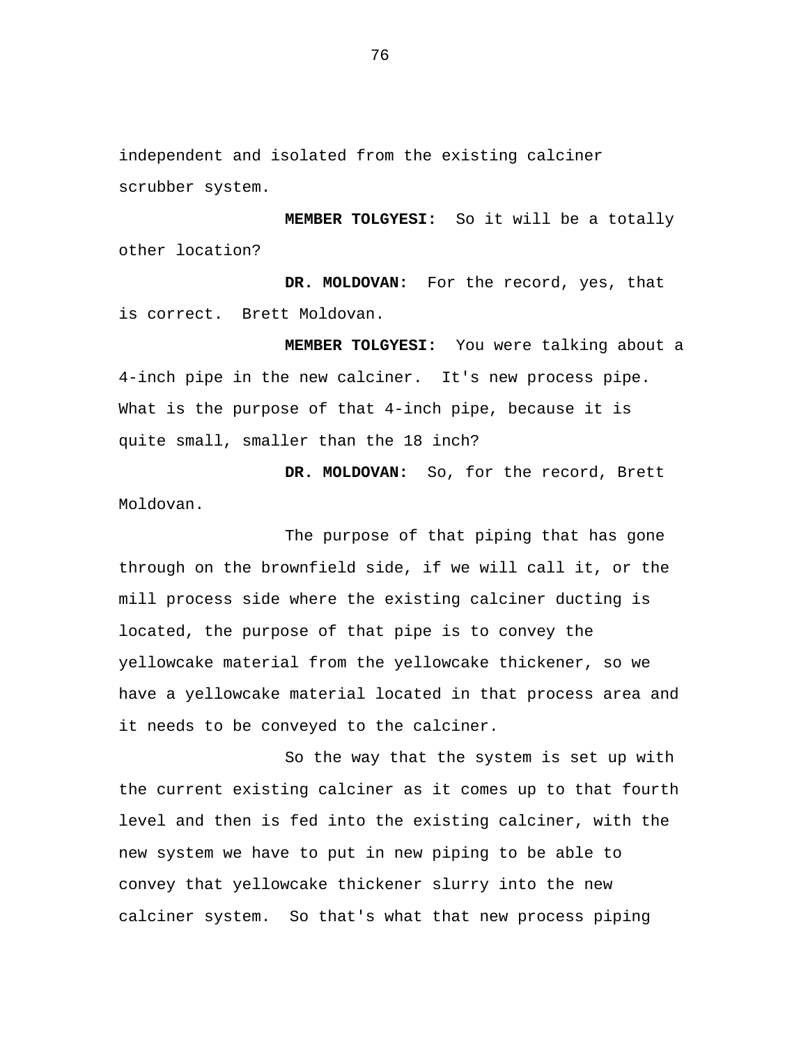independent and isolated from the existing calciner scrubber system.

**MEMBER TOLGYESI:** So it will be a totally other location?

**DR. MOLDOVAN:** For the record, yes, that is correct. Brett Moldovan.

**MEMBER TOLGYESI:** You were talking about a 4-inch pipe in the new calciner. It's new process pipe. What is the purpose of that 4-inch pipe, because it is quite small, smaller than the 18 inch?

**DR. MOLDOVAN:** So, for the record, Brett Moldovan.

The purpose of that piping that has gone through on the brownfield side, if we will call it, or the mill process side where the existing calciner ducting is located, the purpose of that pipe is to convey the yellowcake material from the yellowcake thickener, so we have a yellowcake material located in that process area and it needs to be conveyed to the calciner.

So the way that the system is set up with the current existing calciner as it comes up to that fourth level and then is fed into the existing calciner, with the new system we have to put in new piping to be able to convey that yellowcake thickener slurry into the new calciner system. So that's what that new process piping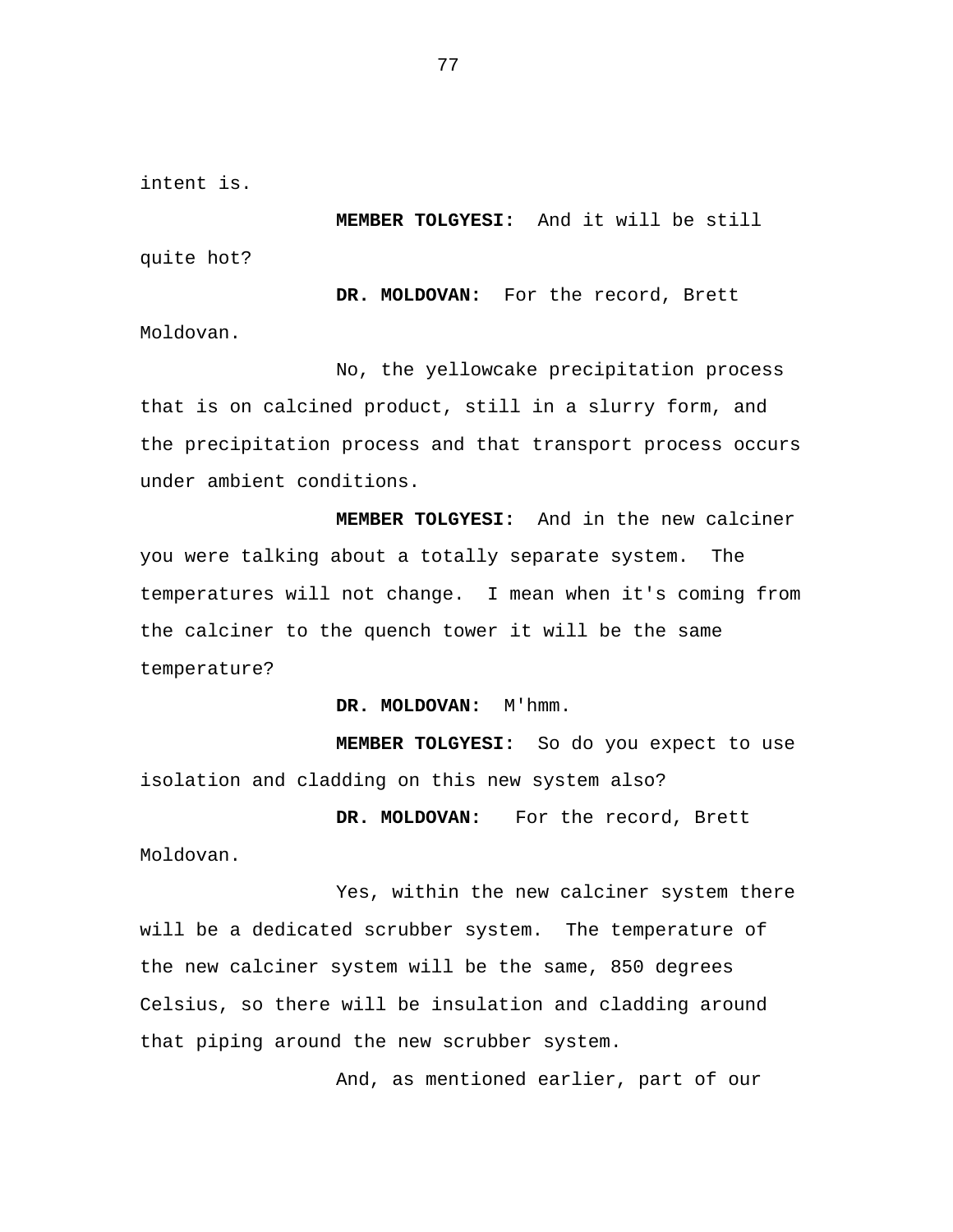intent is.

**MEMBER TOLGYESI:** And it will be still quite hot?

**DR. MOLDOVAN:** For the record, Brett Moldovan.

No, the yellowcake precipitation process that is on calcined product, still in a slurry form, and the precipitation process and that transport process occurs under ambient conditions.

**MEMBER TOLGYESI:** And in the new calciner you were talking about a totally separate system. The temperatures will not change. I mean when it's coming from the calciner to the quench tower it will be the same temperature?

**DR. MOLDOVAN:** M'hmm.

**MEMBER TOLGYESI:** So do you expect to use isolation and cladding on this new system also?

**DR. MOLDOVAN:** For the record, Brett Moldovan.

Yes, within the new calciner system there will be a dedicated scrubber system. The temperature of the new calciner system will be the same, 850 degrees Celsius, so there will be insulation and cladding around that piping around the new scrubber system.

And, as mentioned earlier, part of our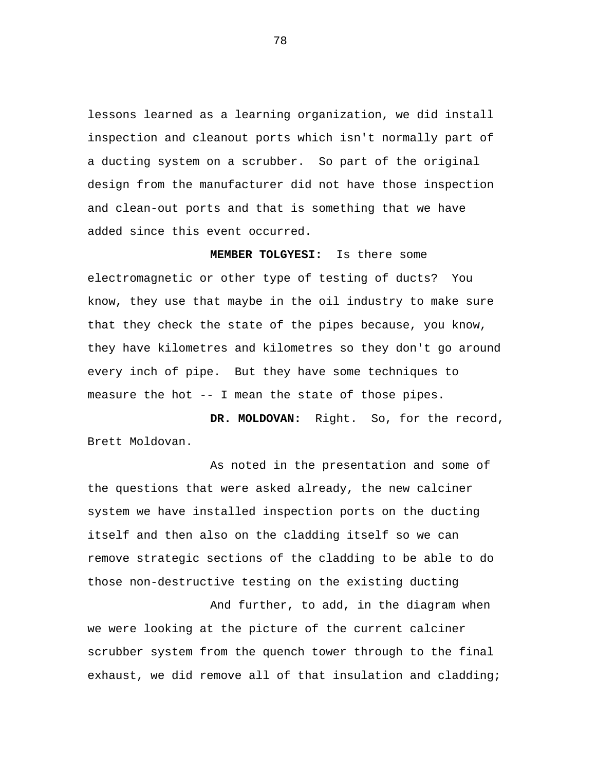lessons learned as a learning organization, we did install inspection and cleanout ports which isn't normally part of a ducting system on a scrubber. So part of the original design from the manufacturer did not have those inspection and clean-out ports and that is something that we have added since this event occurred.

**MEMBER TOLGYESI:** Is there some electromagnetic or other type of testing of ducts? You know, they use that maybe in the oil industry to make sure that they check the state of the pipes because, you know, they have kilometres and kilometres so they don't go around every inch of pipe. But they have some techniques to measure the hot -- I mean the state of those pipes.

**DR. MOLDOVAN:** Right. So, for the record, Brett Moldovan.

As noted in the presentation and some of the questions that were asked already, the new calciner system we have installed inspection ports on the ducting itself and then also on the cladding itself so we can remove strategic sections of the cladding to be able to do those non-destructive testing on the existing ducting

And further, to add, in the diagram when we were looking at the picture of the current calciner scrubber system from the quench tower through to the final exhaust, we did remove all of that insulation and cladding;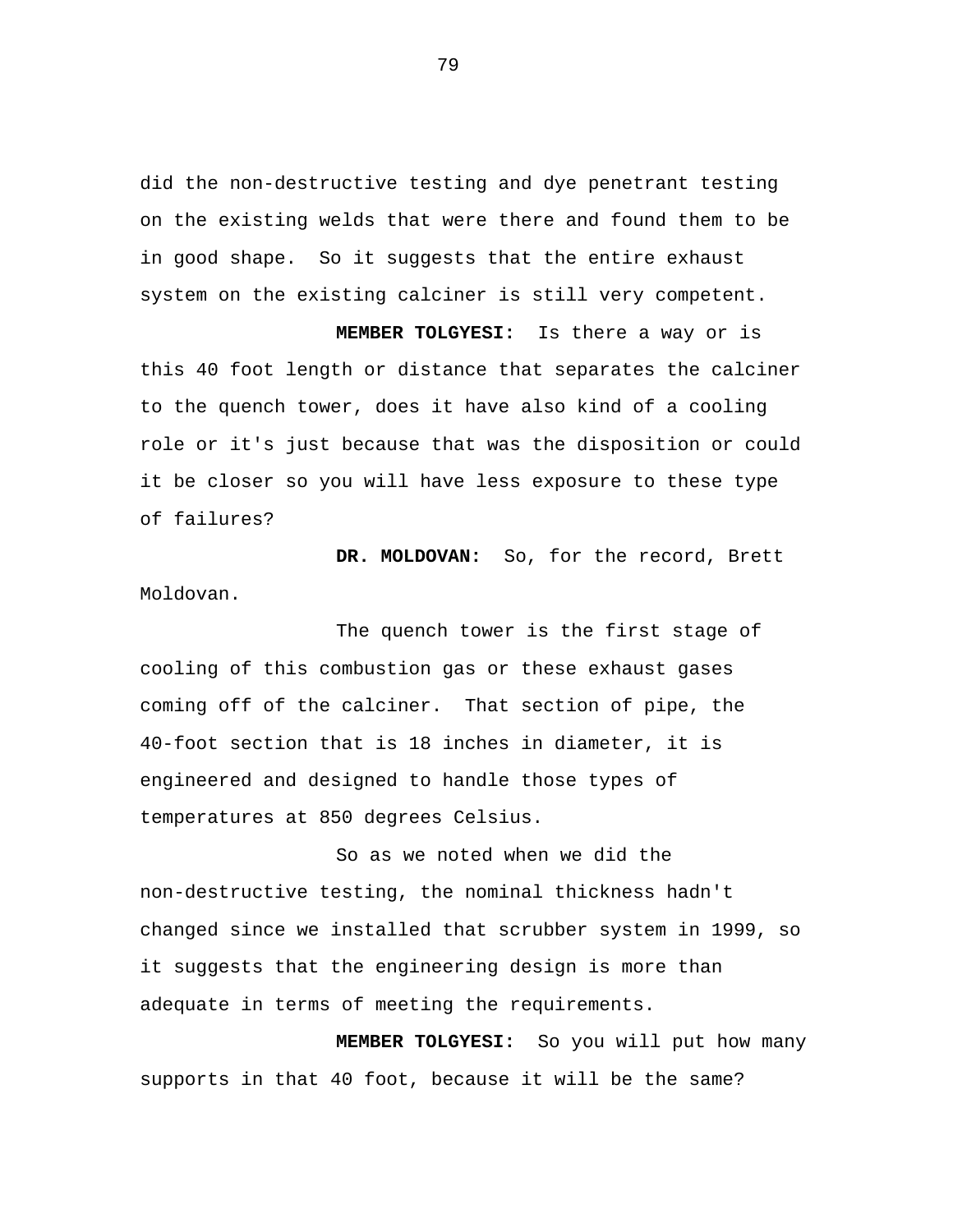did the non-destructive testing and dye penetrant testing on the existing welds that were there and found them to be in good shape. So it suggests that the entire exhaust system on the existing calciner is still very competent.

**MEMBER TOLGYESI:** Is there a way or is this 40 foot length or distance that separates the calciner to the quench tower, does it have also kind of a cooling role or it's just because that was the disposition or could it be closer so you will have less exposure to these type of failures?

**DR. MOLDOVAN:** So, for the record, Brett Moldovan.

The quench tower is the first stage of cooling of this combustion gas or these exhaust gases coming off of the calciner. That section of pipe, the 40-foot section that is 18 inches in diameter, it is engineered and designed to handle those types of temperatures at 850 degrees Celsius.

So as we noted when we did the non-destructive testing, the nominal thickness hadn't changed since we installed that scrubber system in 1999, so it suggests that the engineering design is more than adequate in terms of meeting the requirements.

**MEMBER TOLGYESI:** So you will put how many supports in that 40 foot, because it will be the same?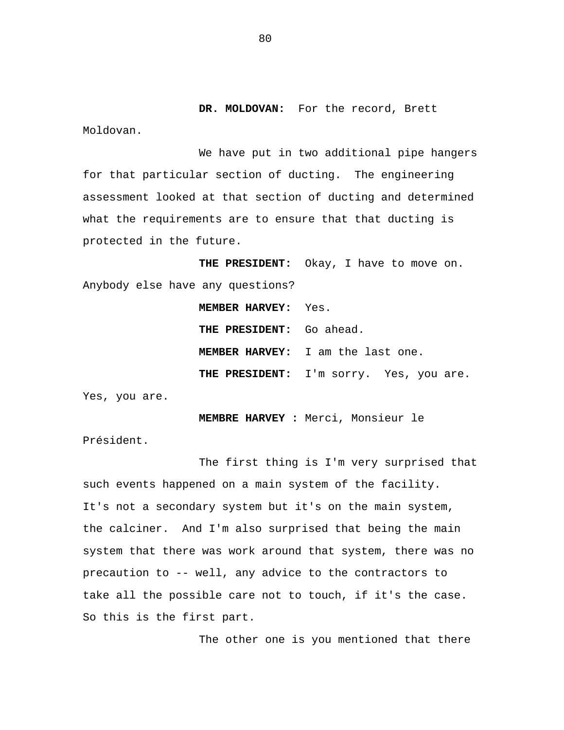**DR. MOLDOVAN:** For the record, Brett Moldovan.

We have put in two additional pipe hangers for that particular section of ducting. The engineering assessment looked at that section of ducting and determined what the requirements are to ensure that that ducting is protected in the future.

**THE PRESIDENT:** Okay, I have to move on. Anybody else have any questions?

**MEMBER HARVEY:** Yes.

**THE PRESIDENT:** Go ahead.

**MEMBER HARVEY:** I am the last one.

**THE PRESIDENT:** I'm sorry. Yes, you are. Yes, you are.

**MEMBRE HARVEY :** Merci, Monsieur le Président.

The first thing is I'm very surprised that such events happened on a main system of the facility. It's not a secondary system but it's on the main system, the calciner. And I'm also surprised that being the main system that there was work around that system, there was no precaution to -- well, any advice to the contractors to take all the possible care not to touch, if it's the case. So this is the first part.

The other one is you mentioned that there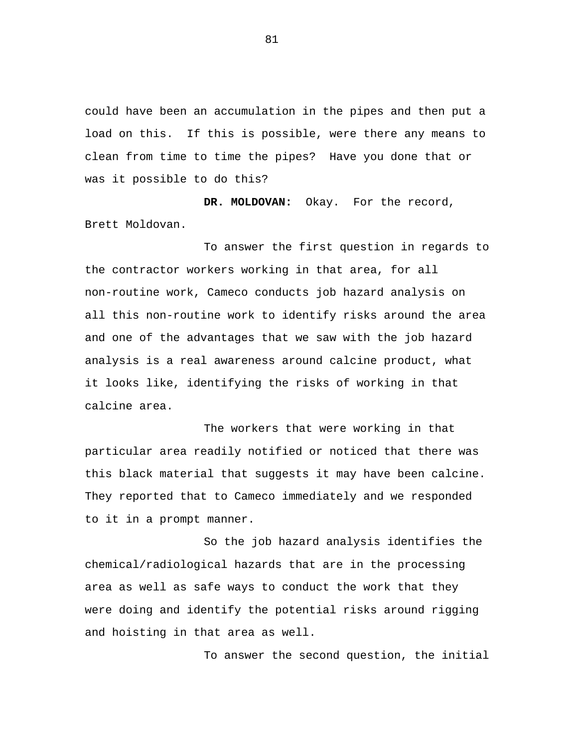could have been an accumulation in the pipes and then put a load on this. If this is possible, were there any means to clean from time to time the pipes? Have you done that or was it possible to do this?

**DR. MOLDOVAN:** Okay. For the record, Brett Moldovan.

To answer the first question in regards to the contractor workers working in that area, for all non-routine work, Cameco conducts job hazard analysis on all this non-routine work to identify risks around the area and one of the advantages that we saw with the job hazard analysis is a real awareness around calcine product, what it looks like, identifying the risks of working in that calcine area.

The workers that were working in that particular area readily notified or noticed that there was this black material that suggests it may have been calcine. They reported that to Cameco immediately and we responded to it in a prompt manner.

So the job hazard analysis identifies the chemical/radiological hazards that are in the processing area as well as safe ways to conduct the work that they were doing and identify the potential risks around rigging and hoisting in that area as well.

To answer the second question, the initial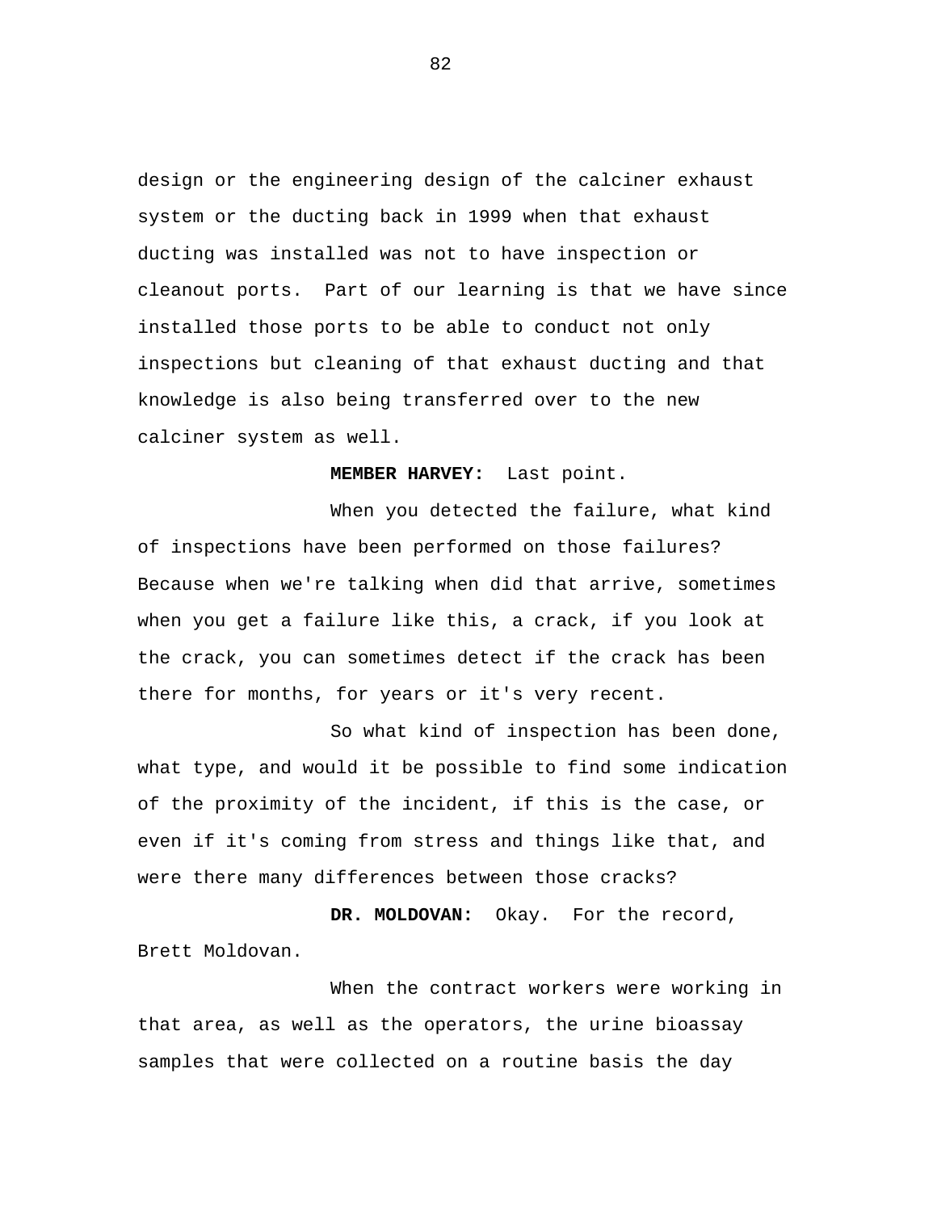design or the engineering design of the calciner exhaust system or the ducting back in 1999 when that exhaust ducting was installed was not to have inspection or cleanout ports. Part of our learning is that we have since installed those ports to be able to conduct not only inspections but cleaning of that exhaust ducting and that knowledge is also being transferred over to the new calciner system as well.

**MEMBER HARVEY:** Last point.

When you detected the failure, what kind of inspections have been performed on those failures? Because when we're talking when did that arrive, sometimes when you get a failure like this, a crack, if you look at the crack, you can sometimes detect if the crack has been there for months, for years or it's very recent.

So what kind of inspection has been done, what type, and would it be possible to find some indication of the proximity of the incident, if this is the case, or even if it's coming from stress and things like that, and were there many differences between those cracks?

**DR. MOLDOVAN:** Okay. For the record, Brett Moldovan.

When the contract workers were working in that area, as well as the operators, the urine bioassay samples that were collected on a routine basis the day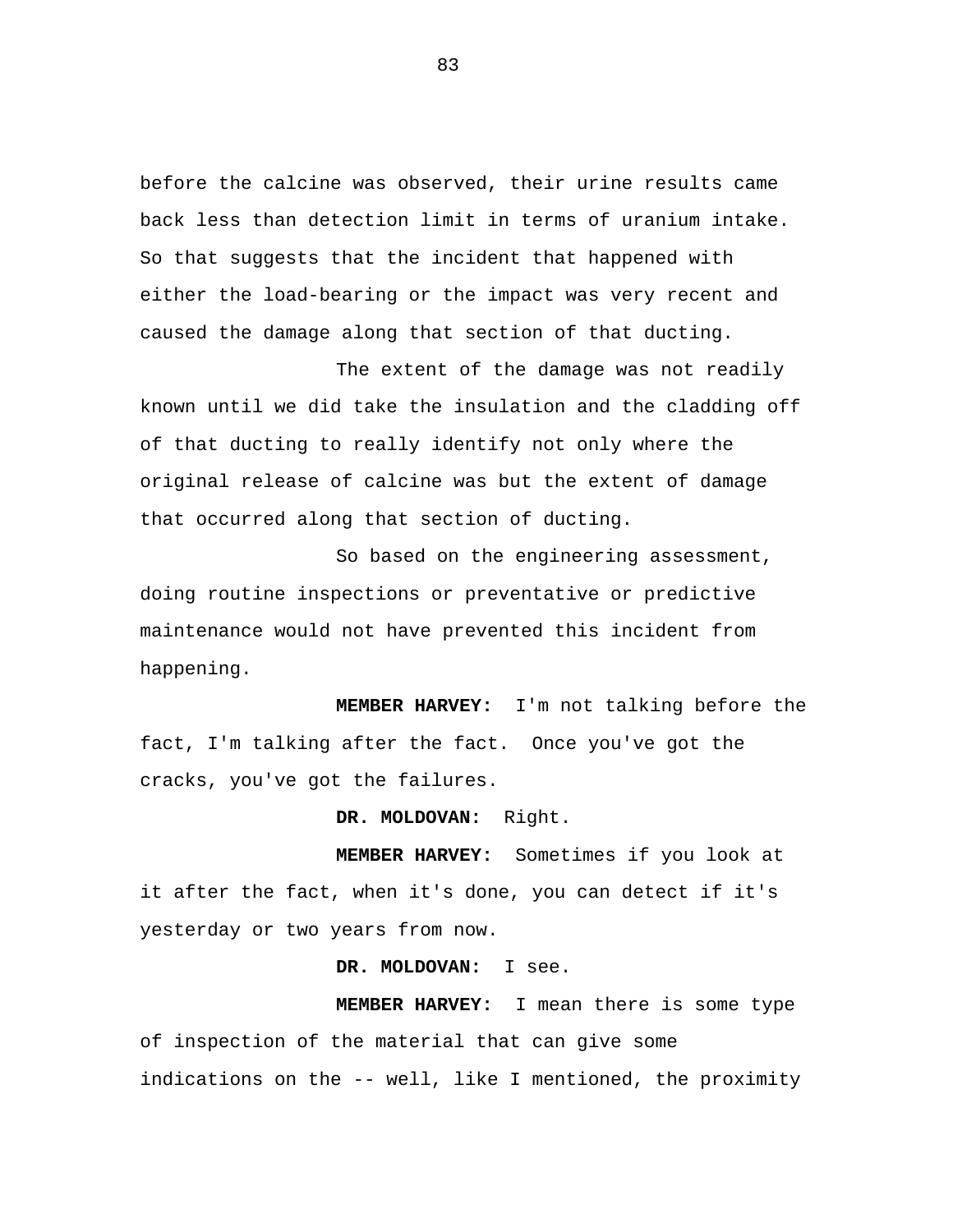before the calcine was observed, their urine results came back less than detection limit in terms of uranium intake. So that suggests that the incident that happened with either the load-bearing or the impact was very recent and caused the damage along that section of that ducting.

The extent of the damage was not readily known until we did take the insulation and the cladding off of that ducting to really identify not only where the original release of calcine was but the extent of damage that occurred along that section of ducting.

So based on the engineering assessment, doing routine inspections or preventative or predictive maintenance would not have prevented this incident from happening.

**MEMBER HARVEY:** I'm not talking before the fact, I'm talking after the fact. Once you've got the cracks, you've got the failures.

**DR. MOLDOVAN:** Right.

**MEMBER HARVEY:** Sometimes if you look at it after the fact, when it's done, you can detect if it's yesterday or two years from now.

**DR. MOLDOVAN:** I see.

**MEMBER HARVEY:** I mean there is some type of inspection of the material that can give some indications on the -- well, like I mentioned, the proximity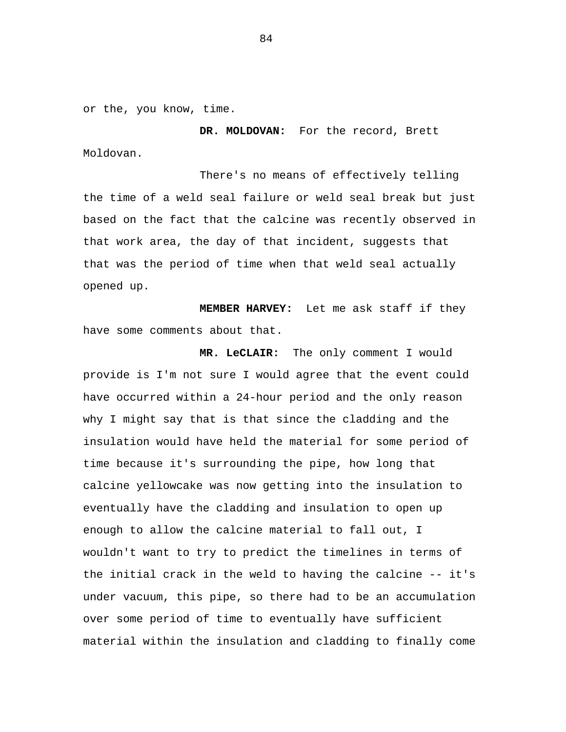or the, you know, time.

**DR. MOLDOVAN:** For the record, Brett Moldovan.

There's no means of effectively telling the time of a weld seal failure or weld seal break but just based on the fact that the calcine was recently observed in that work area, the day of that incident, suggests that that was the period of time when that weld seal actually opened up.

**MEMBER HARVEY:** Let me ask staff if they have some comments about that.

**MR. LeCLAIR:** The only comment I would provide is I'm not sure I would agree that the event could have occurred within a 24-hour period and the only reason why I might say that is that since the cladding and the insulation would have held the material for some period of time because it's surrounding the pipe, how long that calcine yellowcake was now getting into the insulation to eventually have the cladding and insulation to open up enough to allow the calcine material to fall out, I wouldn't want to try to predict the timelines in terms of the initial crack in the weld to having the calcine -- it's under vacuum, this pipe, so there had to be an accumulation over some period of time to eventually have sufficient material within the insulation and cladding to finally come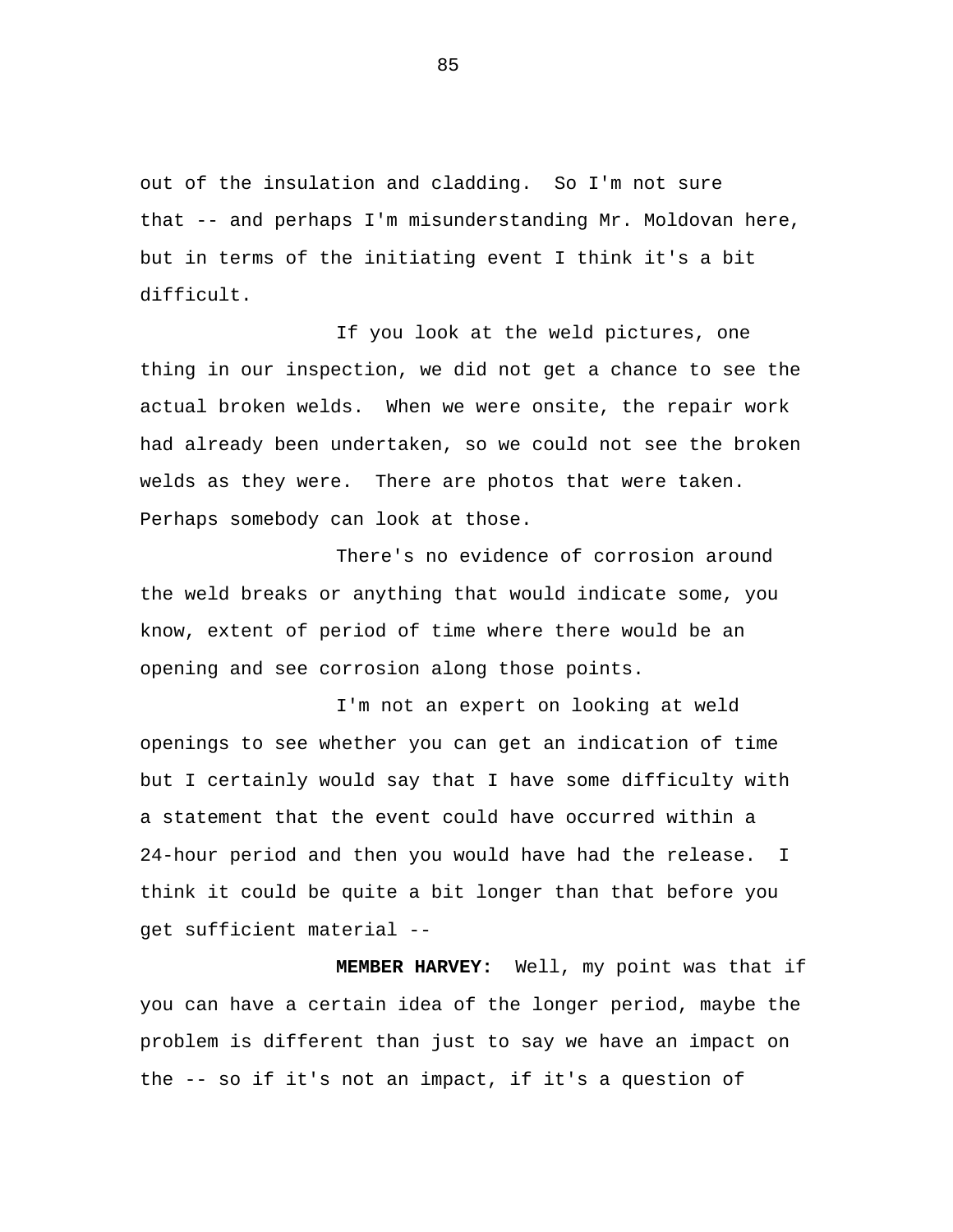out of the insulation and cladding. So I'm not sure that -- and perhaps I'm misunderstanding Mr. Moldovan here, but in terms of the initiating event I think it's a bit difficult.

If you look at the weld pictures, one thing in our inspection, we did not get a chance to see the actual broken welds. When we were onsite, the repair work had already been undertaken, so we could not see the broken welds as they were. There are photos that were taken. Perhaps somebody can look at those.

There's no evidence of corrosion around the weld breaks or anything that would indicate some, you know, extent of period of time where there would be an opening and see corrosion along those points.

I'm not an expert on looking at weld openings to see whether you can get an indication of time but I certainly would say that I have some difficulty with a statement that the event could have occurred within a 24-hour period and then you would have had the release. I think it could be quite a bit longer than that before you get sufficient material --

**MEMBER HARVEY:** Well, my point was that if you can have a certain idea of the longer period, maybe the problem is different than just to say we have an impact on the -- so if it's not an impact, if it's a question of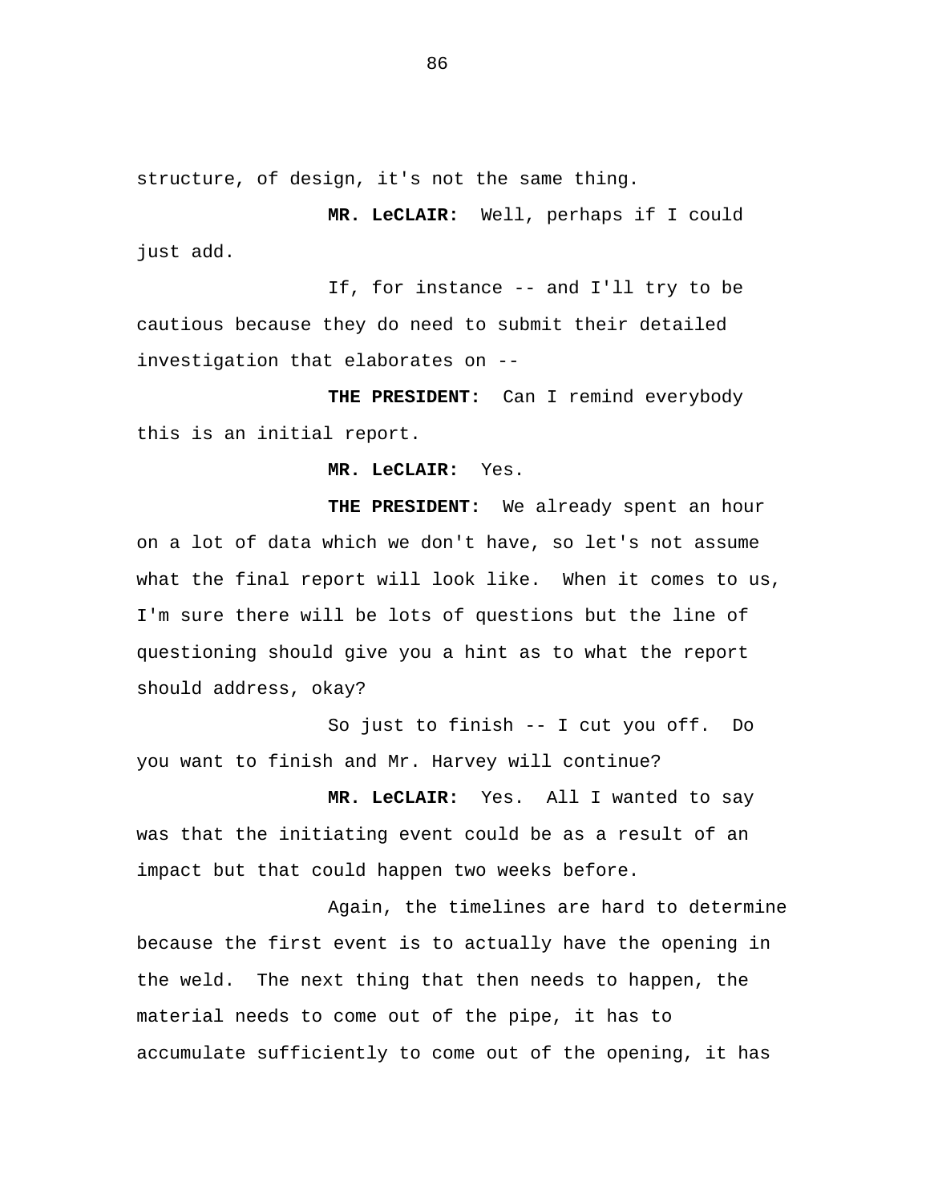structure, of design, it's not the same thing.

**MR. LeCLAIR:** Well, perhaps if I could just add.

If, for instance -- and I'll try to be cautious because they do need to submit their detailed investigation that elaborates on --

**THE PRESIDENT:** Can I remind everybody this is an initial report.

**MR. LeCLAIR:** Yes.

**THE PRESIDENT:** We already spent an hour on a lot of data which we don't have, so let's not assume what the final report will look like. When it comes to us, I'm sure there will be lots of questions but the line of questioning should give you a hint as to what the report should address, okay?

So just to finish -- I cut you off. Do you want to finish and Mr. Harvey will continue?

**MR. LeCLAIR:** Yes. All I wanted to say was that the initiating event could be as a result of an impact but that could happen two weeks before.

Again, the timelines are hard to determine because the first event is to actually have the opening in the weld. The next thing that then needs to happen, the material needs to come out of the pipe, it has to accumulate sufficiently to come out of the opening, it has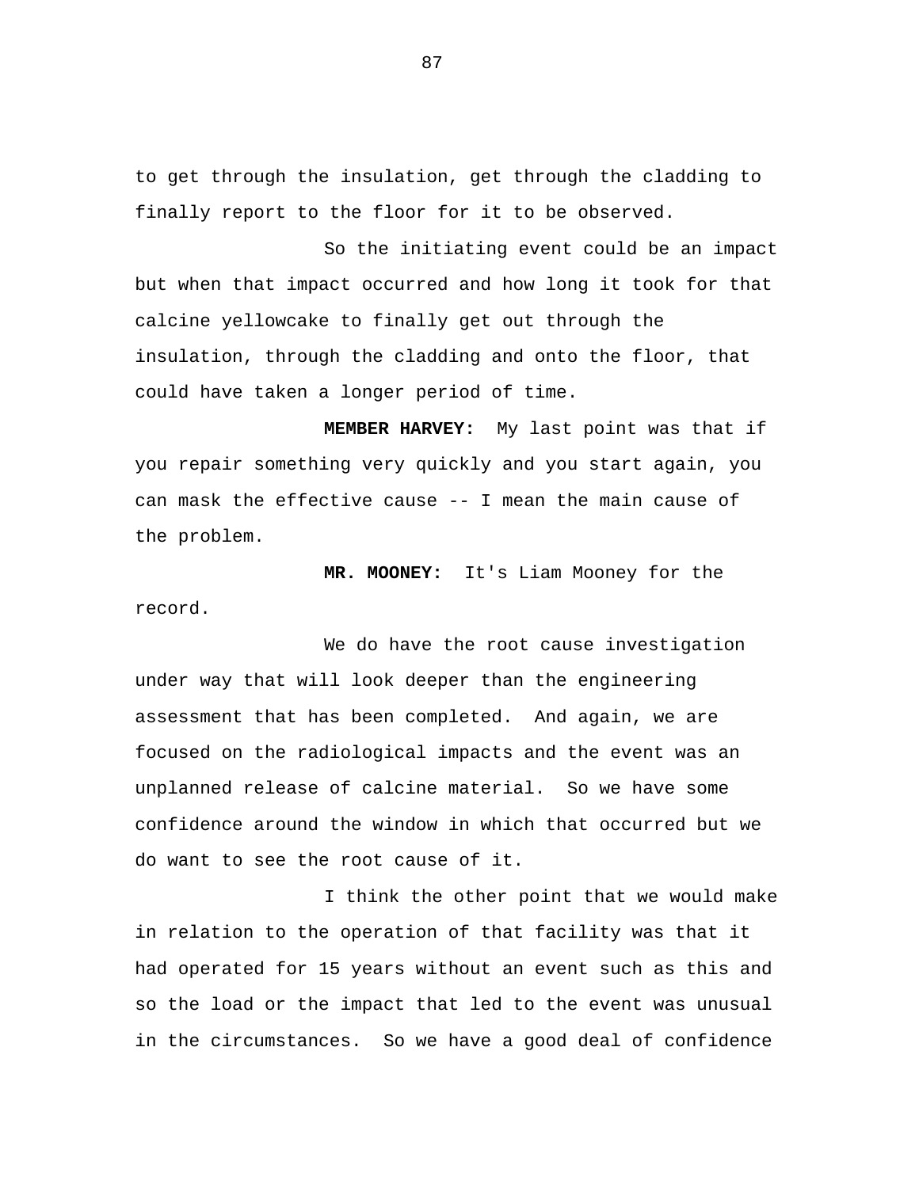to get through the insulation, get through the cladding to finally report to the floor for it to be observed.

So the initiating event could be an impact but when that impact occurred and how long it took for that calcine yellowcake to finally get out through the insulation, through the cladding and onto the floor, that could have taken a longer period of time.

**MEMBER HARVEY:** My last point was that if you repair something very quickly and you start again, you can mask the effective cause -- I mean the main cause of the problem.

**MR. MOONEY:** It's Liam Mooney for the record.

We do have the root cause investigation under way that will look deeper than the engineering assessment that has been completed. And again, we are focused on the radiological impacts and the event was an unplanned release of calcine material. So we have some confidence around the window in which that occurred but we do want to see the root cause of it.

I think the other point that we would make in relation to the operation of that facility was that it had operated for 15 years without an event such as this and so the load or the impact that led to the event was unusual in the circumstances. So we have a good deal of confidence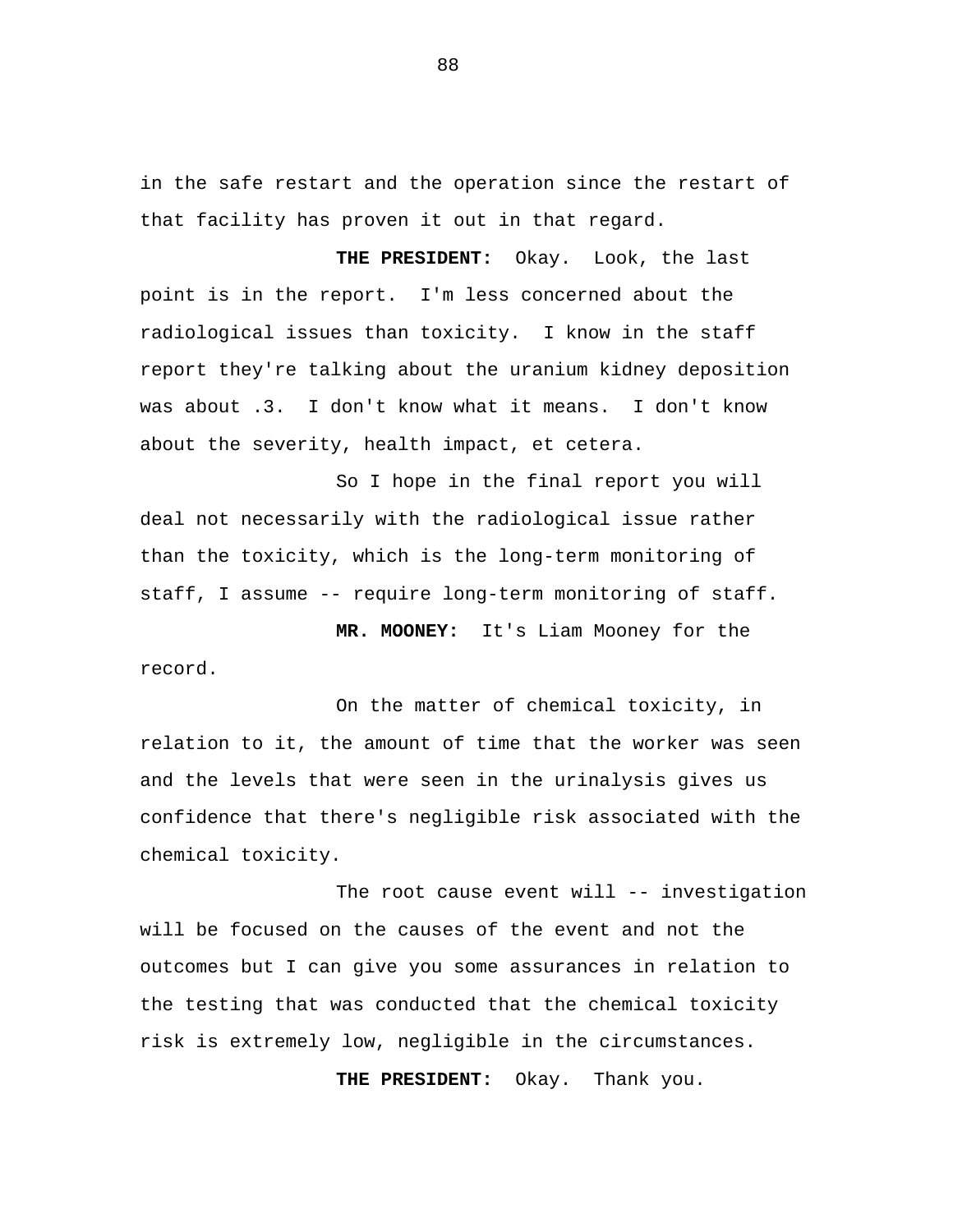in the safe restart and the operation since the restart of that facility has proven it out in that regard.

**THE PRESIDENT:** Okay. Look, the last point is in the report. I'm less concerned about the radiological issues than toxicity. I know in the staff report they're talking about the uranium kidney deposition was about .3. I don't know what it means. I don't know about the severity, health impact, et cetera.

So I hope in the final report you will deal not necessarily with the radiological issue rather than the toxicity, which is the long-term monitoring of staff, I assume -- require long-term monitoring of staff.

**MR. MOONEY:** It's Liam Mooney for the record.

On the matter of chemical toxicity, in relation to it, the amount of time that the worker was seen and the levels that were seen in the urinalysis gives us confidence that there's negligible risk associated with the chemical toxicity.

The root cause event will -- investigation will be focused on the causes of the event and not the outcomes but I can give you some assurances in relation to the testing that was conducted that the chemical toxicity risk is extremely low, negligible in the circumstances.

**THE PRESIDENT:** Okay. Thank you.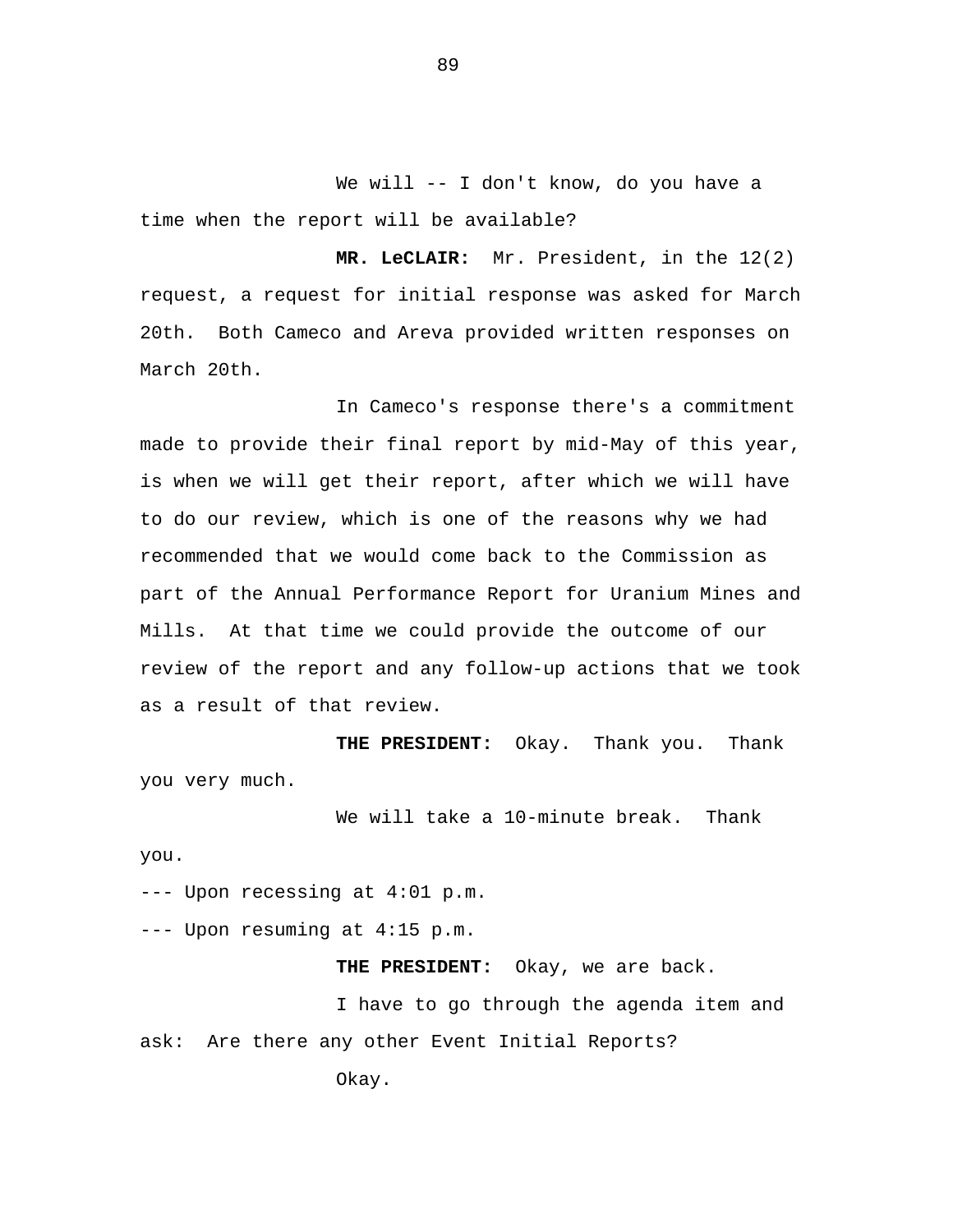We will -- I don't know, do you have a time when the report will be available?

**MR. LeCLAIR:** Mr. President, in the 12(2) request, a request for initial response was asked for March 20th. Both Cameco and Areva provided written responses on March 20th.

In Cameco's response there's a commitment made to provide their final report by mid-May of this year, is when we will get their report, after which we will have to do our review, which is one of the reasons why we had recommended that we would come back to the Commission as part of the Annual Performance Report for Uranium Mines and Mills. At that time we could provide the outcome of our review of the report and any follow-up actions that we took as a result of that review.

**THE PRESIDENT:** Okay. Thank you. Thank you very much.

We will take a 10-minute break. Thank you.

--- Upon recessing at 4:01 p.m.

--- Upon resuming at 4:15 p.m.

**THE PRESIDENT:** Okay, we are back.

I have to go through the agenda item and ask: Are there any other Event Initial Reports?

Okay.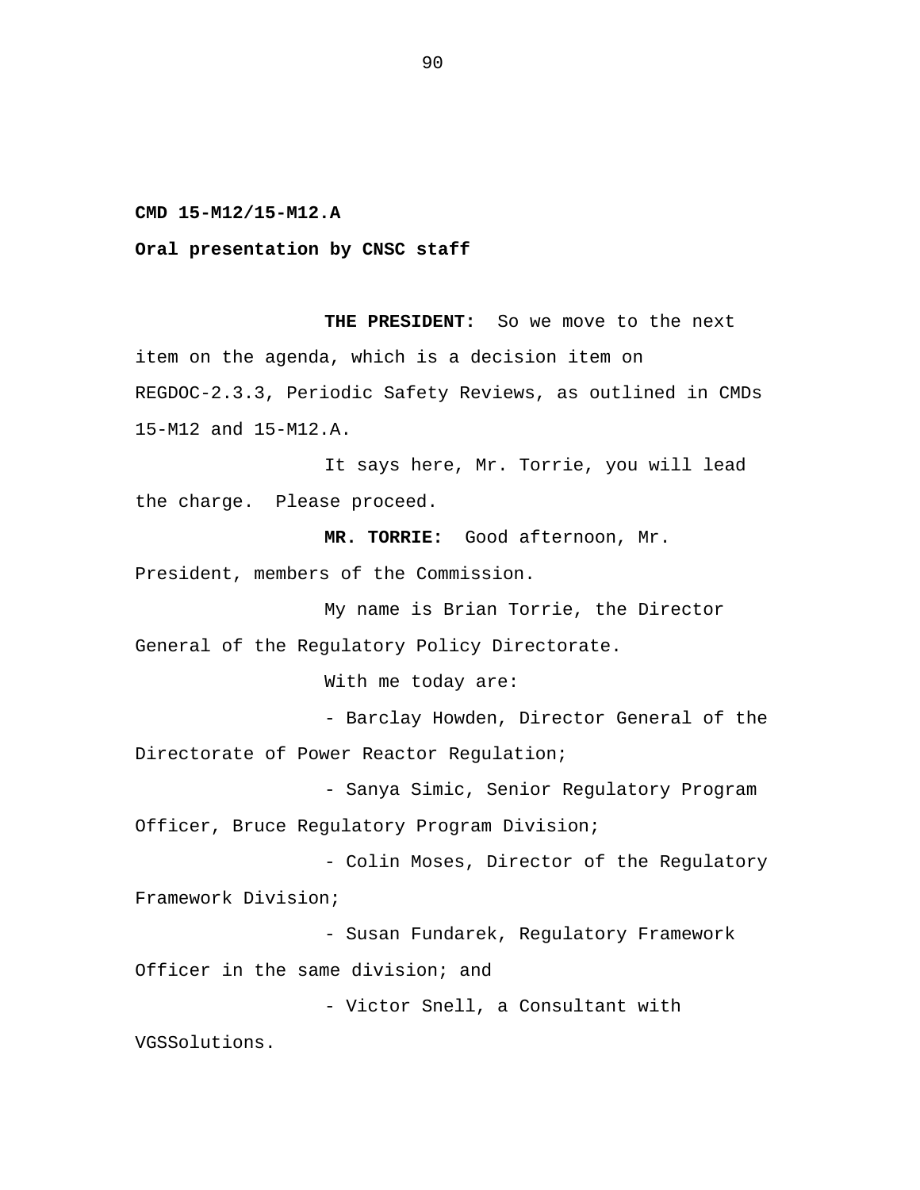**CMD 15-M12/15-M12.A**

**Oral presentation by CNSC staff**

**THE PRESIDENT:** So we move to the next item on the agenda, which is a decision item on REGDOC-2.3.3, Periodic Safety Reviews, as outlined in CMDs 15-M12 and 15-M12.A.

It says here, Mr. Torrie, you will lead the charge. Please proceed.

**MR. TORRIE:** Good afternoon, Mr. President, members of the Commission.

My name is Brian Torrie, the Director General of the Regulatory Policy Directorate.

With me today are:

- Barclay Howden, Director General of the Directorate of Power Reactor Regulation;
- Sanya Simic, Senior Regulatory Program Officer, Bruce Regulatory Program Division;
- Colin Moses, Director of the Regulatory Framework Division;
- Susan Fundarek, Regulatory Framework Officer in the same division; and
- Victor Snell, a Consultant with VGSSolutions.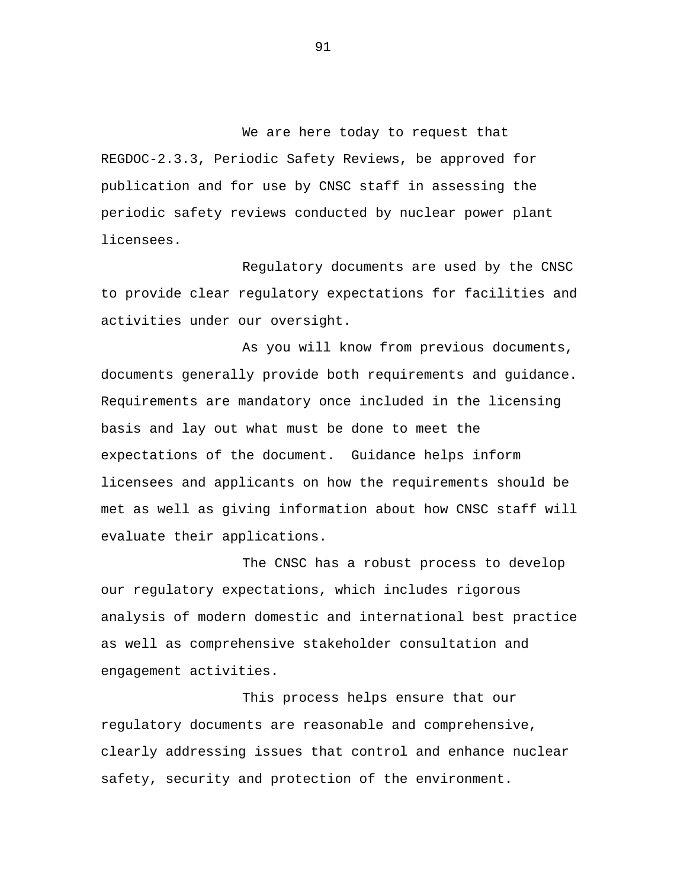We are here today to request that REGDOC-2.3.3, Periodic Safety Reviews, be approved for publication and for use by CNSC staff in assessing the periodic safety reviews conducted by nuclear power plant licensees.

Regulatory documents are used by the CNSC to provide clear regulatory expectations for facilities and activities under our oversight.

As you will know from previous documents, documents generally provide both requirements and guidance. Requirements are mandatory once included in the licensing basis and lay out what must be done to meet the expectations of the document. Guidance helps inform licensees and applicants on how the requirements should be met as well as giving information about how CNSC staff will evaluate their applications.

The CNSC has a robust process to develop our regulatory expectations, which includes rigorous analysis of modern domestic and international best practice as well as comprehensive stakeholder consultation and engagement activities.

This process helps ensure that our regulatory documents are reasonable and comprehensive, clearly addressing issues that control and enhance nuclear safety, security and protection of the environment.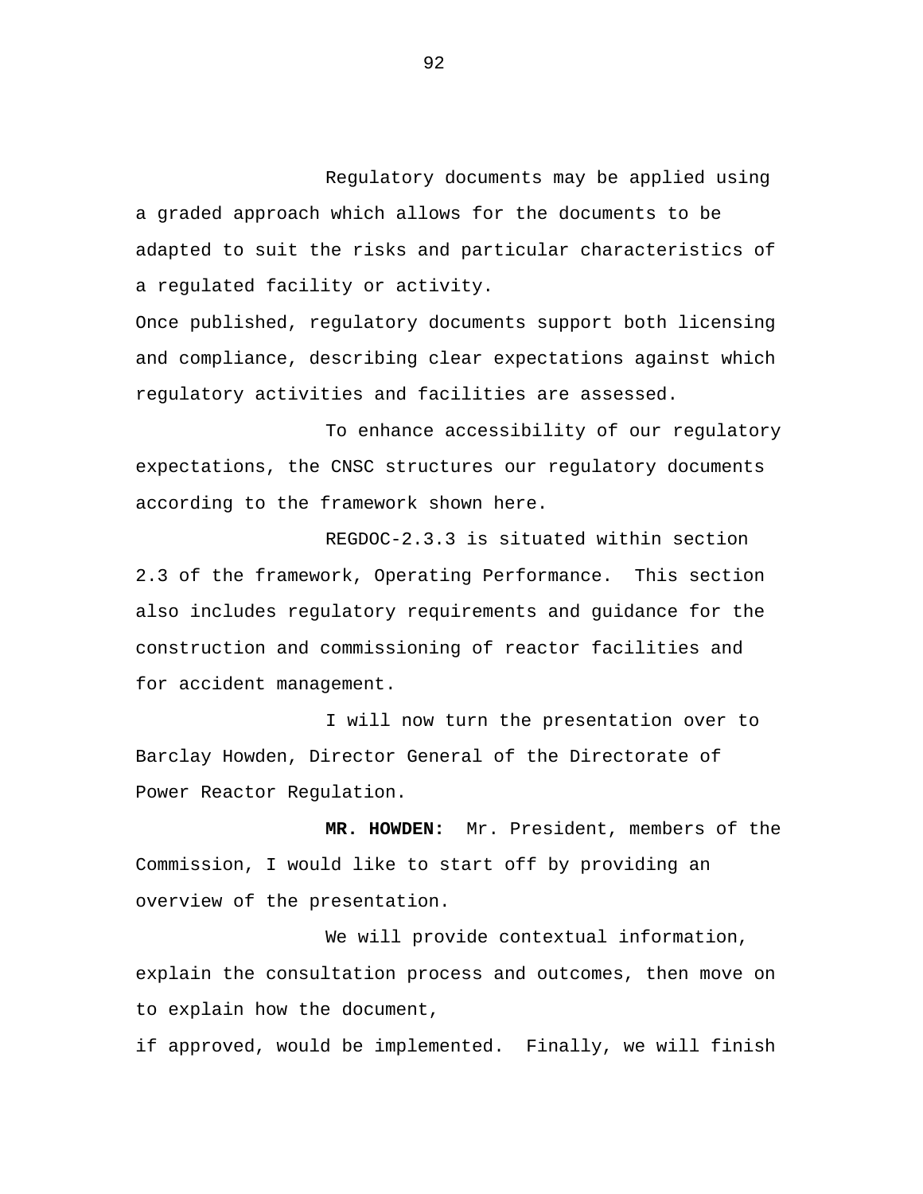Regulatory documents may be applied using a graded approach which allows for the documents to be adapted to suit the risks and particular characteristics of a regulated facility or activity.

Once published, regulatory documents support both licensing and compliance, describing clear expectations against which regulatory activities and facilities are assessed.

To enhance accessibility of our regulatory expectations, the CNSC structures our regulatory documents according to the framework shown here.

REGDOC-2.3.3 is situated within section 2.3 of the framework, Operating Performance. This section also includes regulatory requirements and guidance for the construction and commissioning of reactor facilities and for accident management.

I will now turn the presentation over to Barclay Howden, Director General of the Directorate of Power Reactor Regulation.

**MR. HOWDEN:** Mr. President, members of the Commission, I would like to start off by providing an overview of the presentation.

We will provide contextual information, explain the consultation process and outcomes, then move on to explain how the document, if approved, would be implemented. Finally, we will finish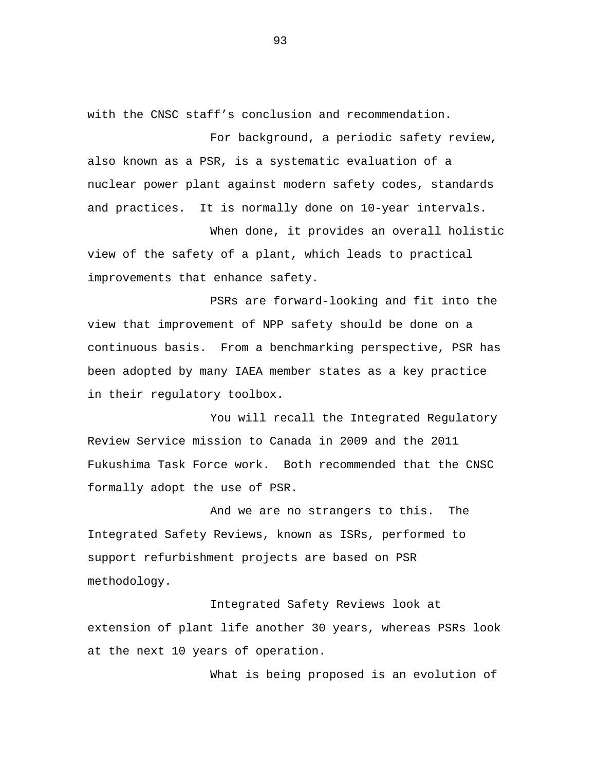with the CNSC staff's conclusion and recommendation.

For background, a periodic safety review, also known as a PSR, is a systematic evaluation of a nuclear power plant against modern safety codes, standards and practices.  It is normally done on 10-year intervals.

When done, it provides an overall holistic view of the safety of a plant, which leads to practical improvements that enhance safety.

PSRs are forward-looking and fit into the view that improvement of NPP safety should be done on a continuous basis.  From a benchmarking perspective, PSR has been adopted by many IAEA member states as a key practice in their regulatory toolbox.

You will recall the Integrated Regulatory Review Service mission to Canada in 2009 and the 2011 Fukushima Task Force work.  Both recommended that the CNSC formally adopt the use of PSR.

And we are no strangers to this.  The Integrated Safety Reviews, known as ISRs, performed to support refurbishment projects are based on PSR methodology.

Integrated Safety Reviews look at extension of plant life another 30 years, whereas PSRs look at the next 10 years of operation.

What is being proposed is an evolution of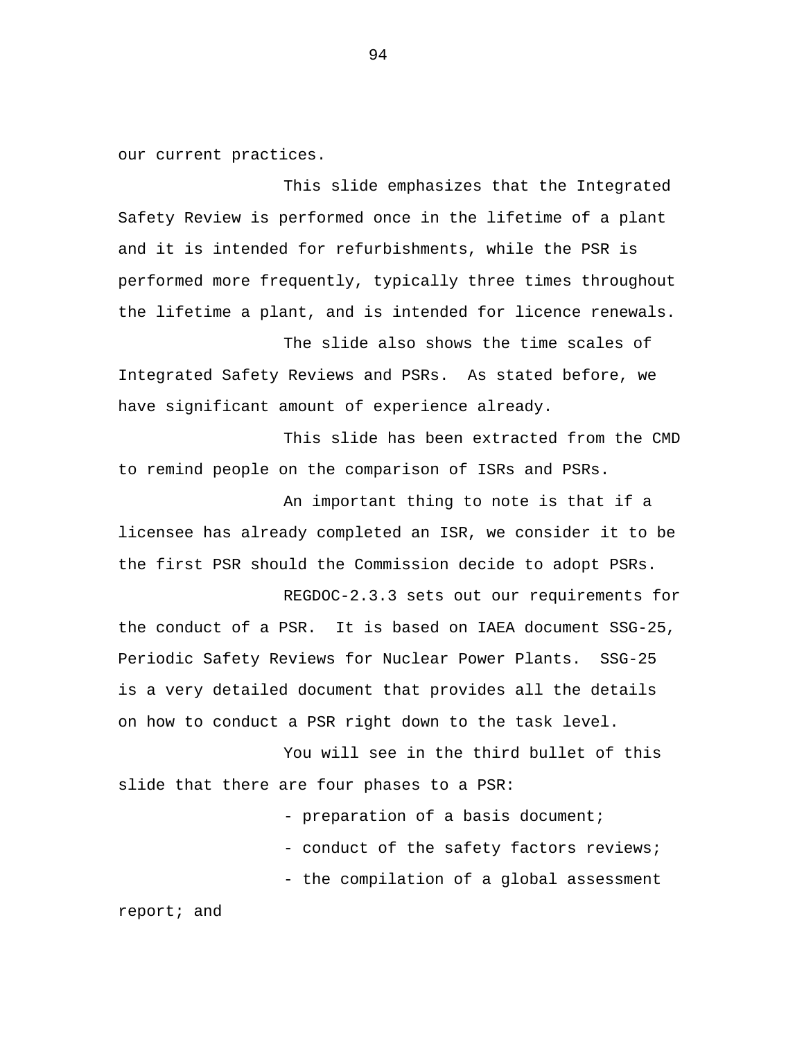our current practices.

This slide emphasizes that the Integrated Safety Review is performed once in the lifetime of a plant and it is intended for refurbishments, while the PSR is performed more frequently, typically three times throughout the lifetime a plant, and is intended for licence renewals.

The slide also shows the time scales of Integrated Safety Reviews and PSRs. As stated before, we have significant amount of experience already.

This slide has been extracted from the CMD to remind people on the comparison of ISRs and PSRs.

An important thing to note is that if a licensee has already completed an ISR, we consider it to be the first PSR should the Commission decide to adopt PSRs.

REGDOC-2.3.3 sets out our requirements for the conduct of a PSR. It is based on IAEA document SSG-25, Periodic Safety Reviews for Nuclear Power Plants. SSG-25 is a very detailed document that provides all the details on how to conduct a PSR right down to the task level.

You will see in the third bullet of this slide that there are four phases to a PSR:

- preparation of a basis document;
- conduct of the safety factors reviews;
- the compilation of a global assessment report; and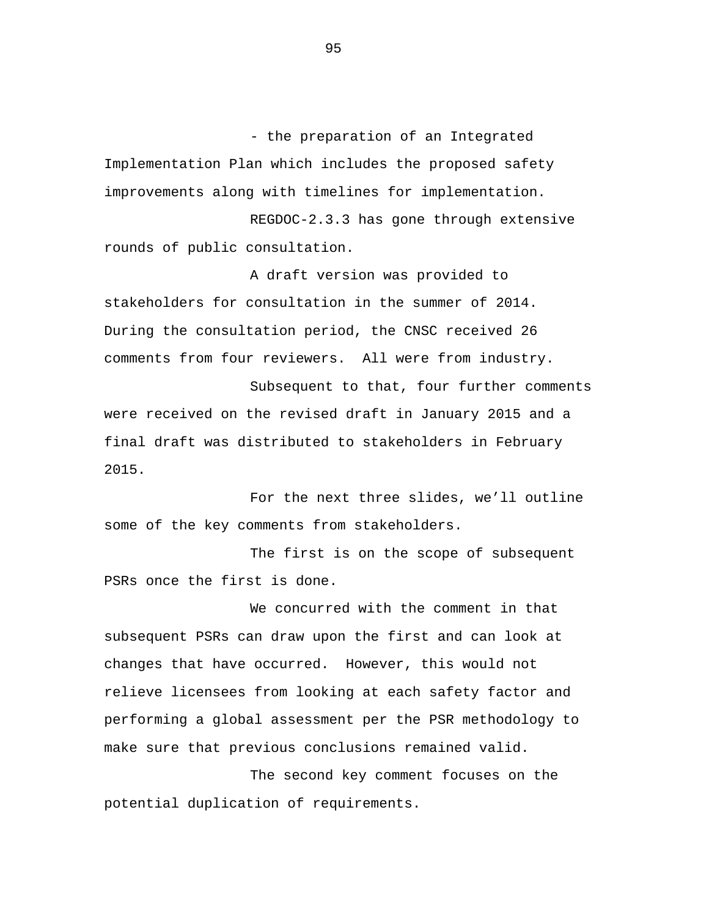- the preparation of an Integrated Implementation Plan which includes the proposed safety improvements along with timelines for implementation.

REGDOC-2.3.3 has gone through extensive rounds of public consultation.

A draft version was provided to stakeholders for consultation in the summer of 2014. During the consultation period, the CNSC received 26 comments from four reviewers. All were from industry.

Subsequent to that, four further comments were received on the revised draft in January 2015 and a final draft was distributed to stakeholders in February 2015.

For the next three slides, we'll outline some of the key comments from stakeholders.

The first is on the scope of subsequent PSRs once the first is done.

We concurred with the comment in that subsequent PSRs can draw upon the first and can look at changes that have occurred. However, this would not relieve licensees from looking at each safety factor and performing a global assessment per the PSR methodology to make sure that previous conclusions remained valid.

The second key comment focuses on the potential duplication of requirements.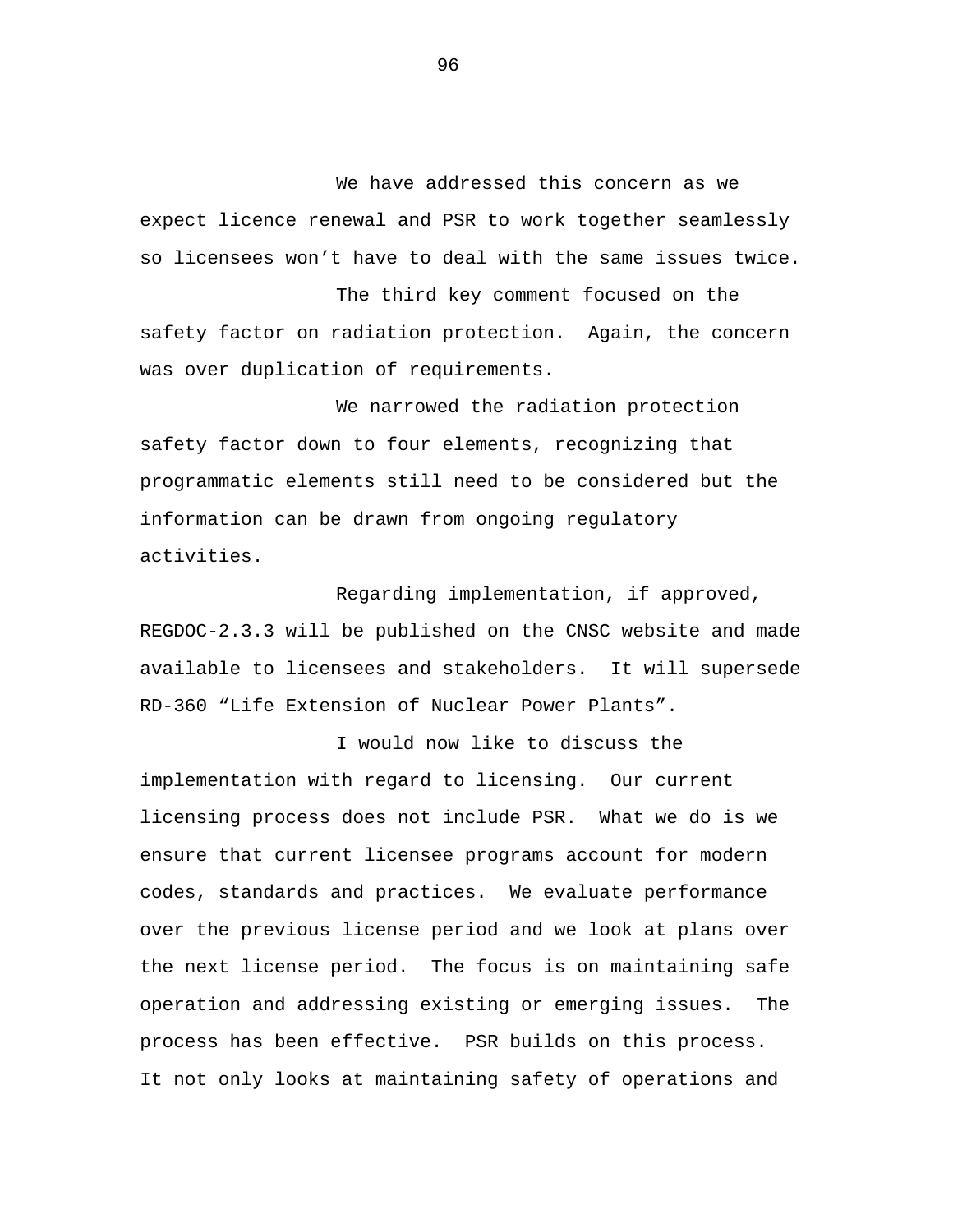We have addressed this concern as we expect licence renewal and PSR to work together seamlessly so licensees won’t have to deal with the same issues twice.

The third key comment focused on the safety factor on radiation protection. Again, the concern was over duplication of requirements.

We narrowed the radiation protection safety factor down to four elements, recognizing that programmatic elements still need to be considered but the information can be drawn from ongoing regulatory activities.

Regarding implementation, if approved, REGDOC-2.3.3 will be published on the CNSC website and made available to licensees and stakeholders. It will supersede RD-360 “Life Extension of Nuclear Power Plants”.

I would now like to discuss the implementation with regard to licensing. Our current licensing process does not include PSR. What we do is we ensure that current licensee programs account for modern codes, standards and practices. We evaluate performance over the previous license period and we look at plans over the next license period. The focus is on maintaining safe operation and addressing existing or emerging issues. The process has been effective. PSR builds on this process. It not only looks at maintaining safety of operations and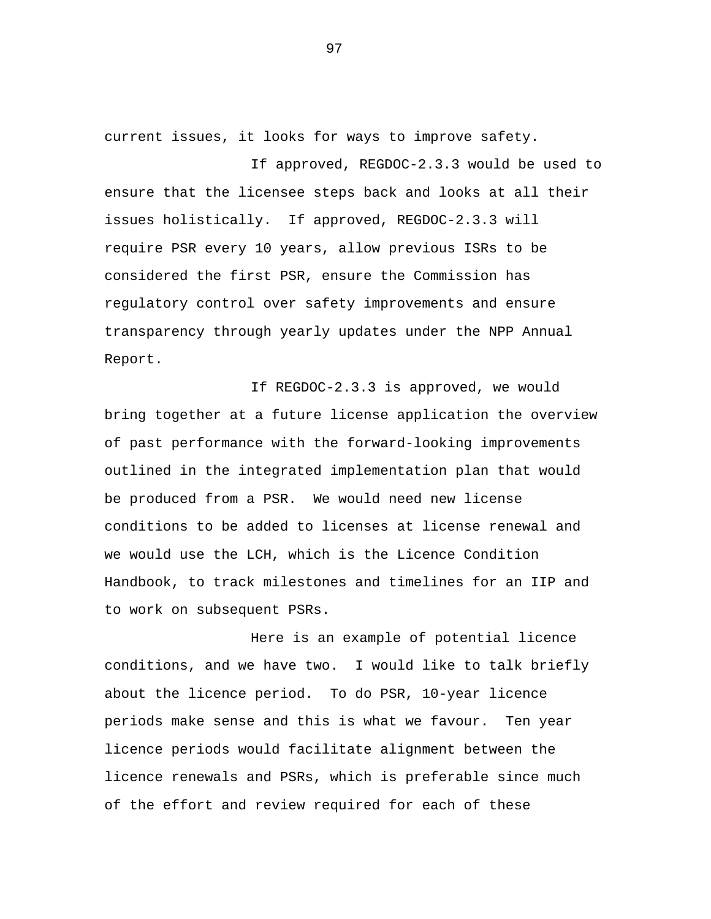current issues, it looks for ways to improve safety.

If approved, REGDOC-2.3.3 would be used to ensure that the licensee steps back and looks at all their issues holistically. If approved, REGDOC-2.3.3 will require PSR every 10 years, allow previous ISRs to be considered the first PSR, ensure the Commission has regulatory control over safety improvements and ensure transparency through yearly updates under the NPP Annual Report.

If REGDOC-2.3.3 is approved, we would bring together at a future license application the overview of past performance with the forward-looking improvements outlined in the integrated implementation plan that would be produced from a PSR. We would need new license conditions to be added to licenses at license renewal and we would use the LCH, which is the Licence Condition Handbook, to track milestones and timelines for an IIP and to work on subsequent PSRs.

Here is an example of potential licence conditions, and we have two. I would like to talk briefly about the licence period. To do PSR, 10-year licence periods make sense and this is what we favour. Ten year licence periods would facilitate alignment between the licence renewals and PSRs, which is preferable since much of the effort and review required for each of these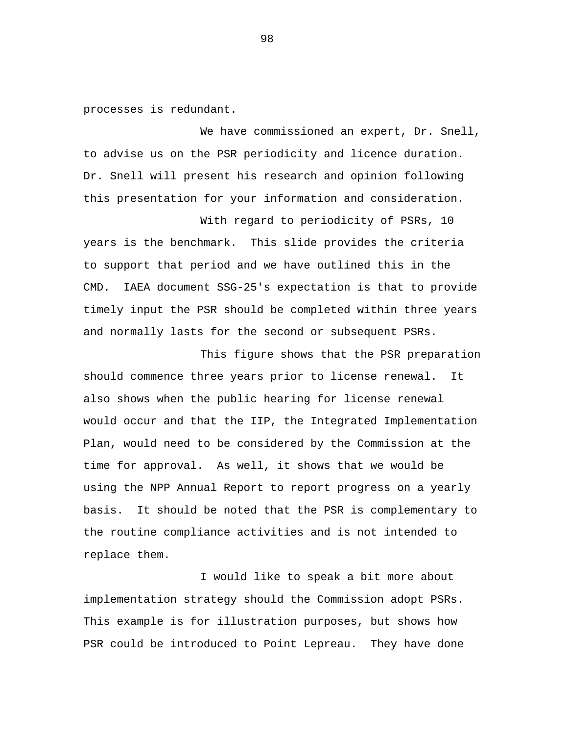processes is redundant.

We have commissioned an expert, Dr. Snell, to advise us on the PSR periodicity and licence duration. Dr. Snell will present his research and opinion following this presentation for your information and consideration.

With regard to periodicity of PSRs, 10 years is the benchmark. This slide provides the criteria to support that period and we have outlined this in the CMD. IAEA document SSG-25's expectation is that to provide timely input the PSR should be completed within three years and normally lasts for the second or subsequent PSRs.

This figure shows that the PSR preparation should commence three years prior to license renewal. It also shows when the public hearing for license renewal would occur and that the IIP, the Integrated Implementation Plan, would need to be considered by the Commission at the time for approval. As well, it shows that we would be using the NPP Annual Report to report progress on a yearly basis. It should be noted that the PSR is complementary to the routine compliance activities and is not intended to replace them.

I would like to speak a bit more about implementation strategy should the Commission adopt PSRs. This example is for illustration purposes, but shows how PSR could be introduced to Point Lepreau. They have done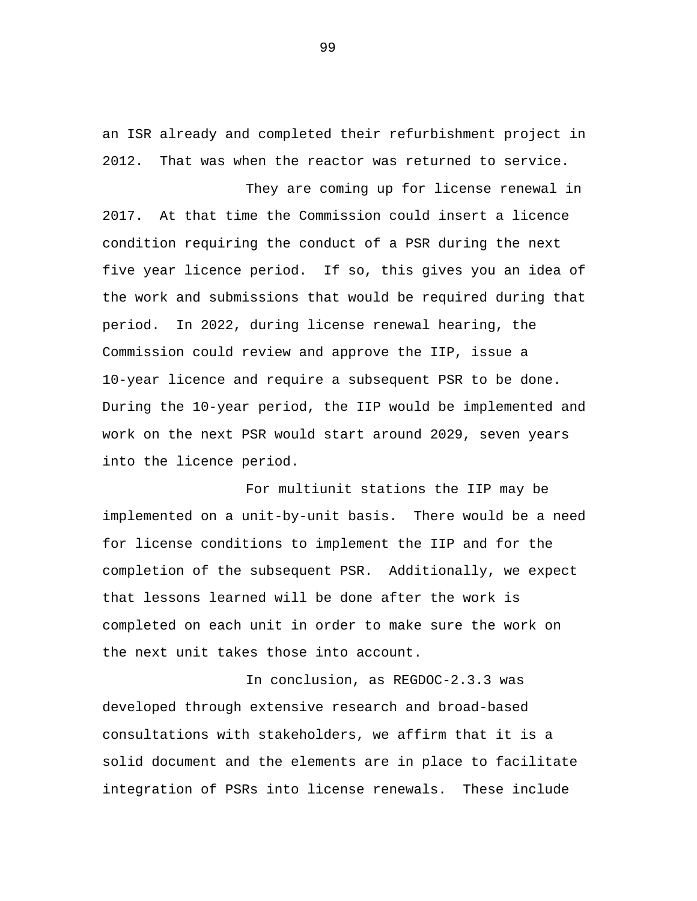an ISR already and completed their refurbishment project in 2012. That was when the reactor was returned to service.

They are coming up for license renewal in 2017. At that time the Commission could insert a licence condition requiring the conduct of a PSR during the next five year licence period. If so, this gives you an idea of the work and submissions that would be required during that period. In 2022, during license renewal hearing, the Commission could review and approve the IIP, issue a 10-year licence and require a subsequent PSR to be done. During the 10-year period, the IIP would be implemented and work on the next PSR would start around 2029, seven years into the licence period.

For multiunit stations the IIP may be implemented on a unit-by-unit basis. There would be a need for license conditions to implement the IIP and for the completion of the subsequent PSR. Additionally, we expect that lessons learned will be done after the work is completed on each unit in order to make sure the work on the next unit takes those into account.

In conclusion, as REGDOC-2.3.3 was developed through extensive research and broad-based consultations with stakeholders, we affirm that it is a solid document and the elements are in place to facilitate integration of PSRs into license renewals. These include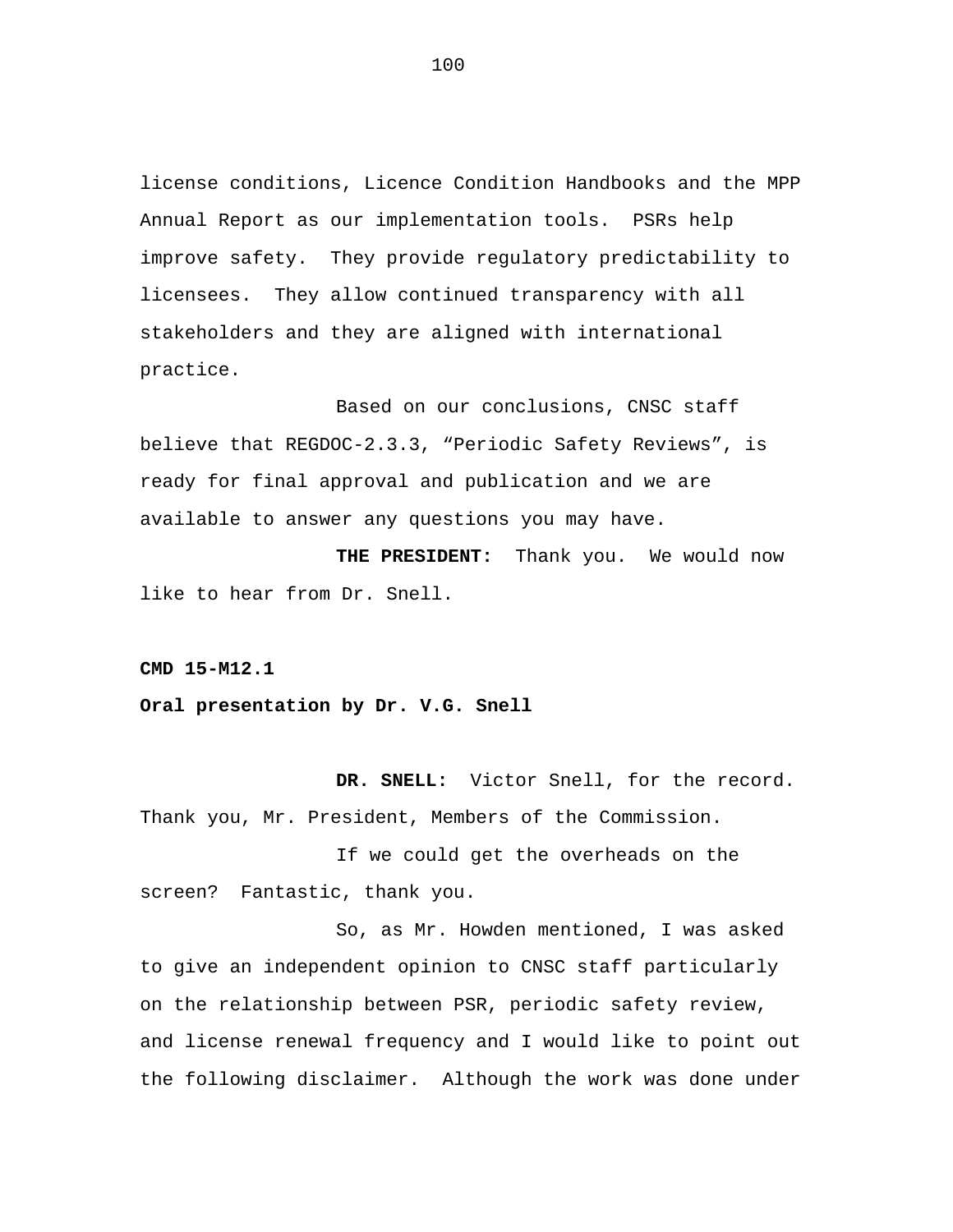license conditions, Licence Condition Handbooks and the MPP Annual Report as our implementation tools.  PSRs help improve safety.  They provide regulatory predictability to licensees.  They allow continued transparency with all stakeholders and they are aligned with international practice.

Based on our conclusions, CNSC staff believe that REGDOC-2.3.3, "Periodic Safety Reviews", is ready for final approval and publication and we are available to answer any questions you may have.

**THE PRESIDENT:**  Thank you.  We would now like to hear from Dr. Snell.

**CMD 15-M12.1**

**Oral presentation by Dr. V.G. Snell**

**DR. SNELL:**  Victor Snell, for the record. Thank you, Mr. President, Members of the Commission.

If we could get the overheads on the screen?  Fantastic, thank you.

So, as Mr. Howden mentioned, I was asked to give an independent opinion to CNSC staff particularly on the relationship between PSR, periodic safety review, and license renewal frequency and I would like to point out the following disclaimer.  Although the work was done under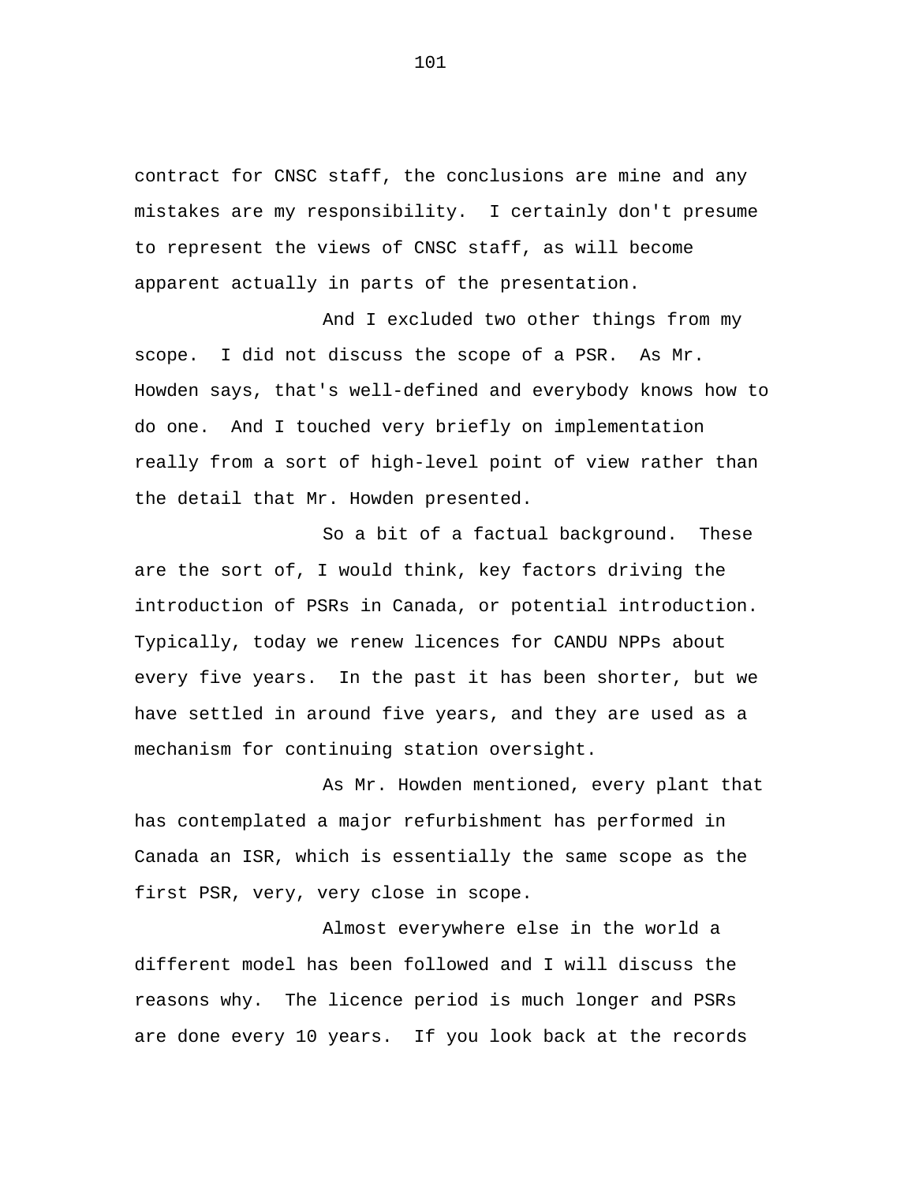contract for CNSC staff, the conclusions are mine and any mistakes are my responsibility. I certainly don't presume to represent the views of CNSC staff, as will become apparent actually in parts of the presentation.

And I excluded two other things from my scope. I did not discuss the scope of a PSR. As Mr. Howden says, that's well-defined and everybody knows how to do one. And I touched very briefly on implementation really from a sort of high-level point of view rather than the detail that Mr. Howden presented.

So a bit of a factual background. These are the sort of, I would think, key factors driving the introduction of PSRs in Canada, or potential introduction. Typically, today we renew licences for CANDU NPPs about every five years. In the past it has been shorter, but we have settled in around five years, and they are used as a mechanism for continuing station oversight.

As Mr. Howden mentioned, every plant that has contemplated a major refurbishment has performed in Canada an ISR, which is essentially the same scope as the first PSR, very, very close in scope.

Almost everywhere else in the world a different model has been followed and I will discuss the reasons why. The licence period is much longer and PSRs are done every 10 years. If you look back at the records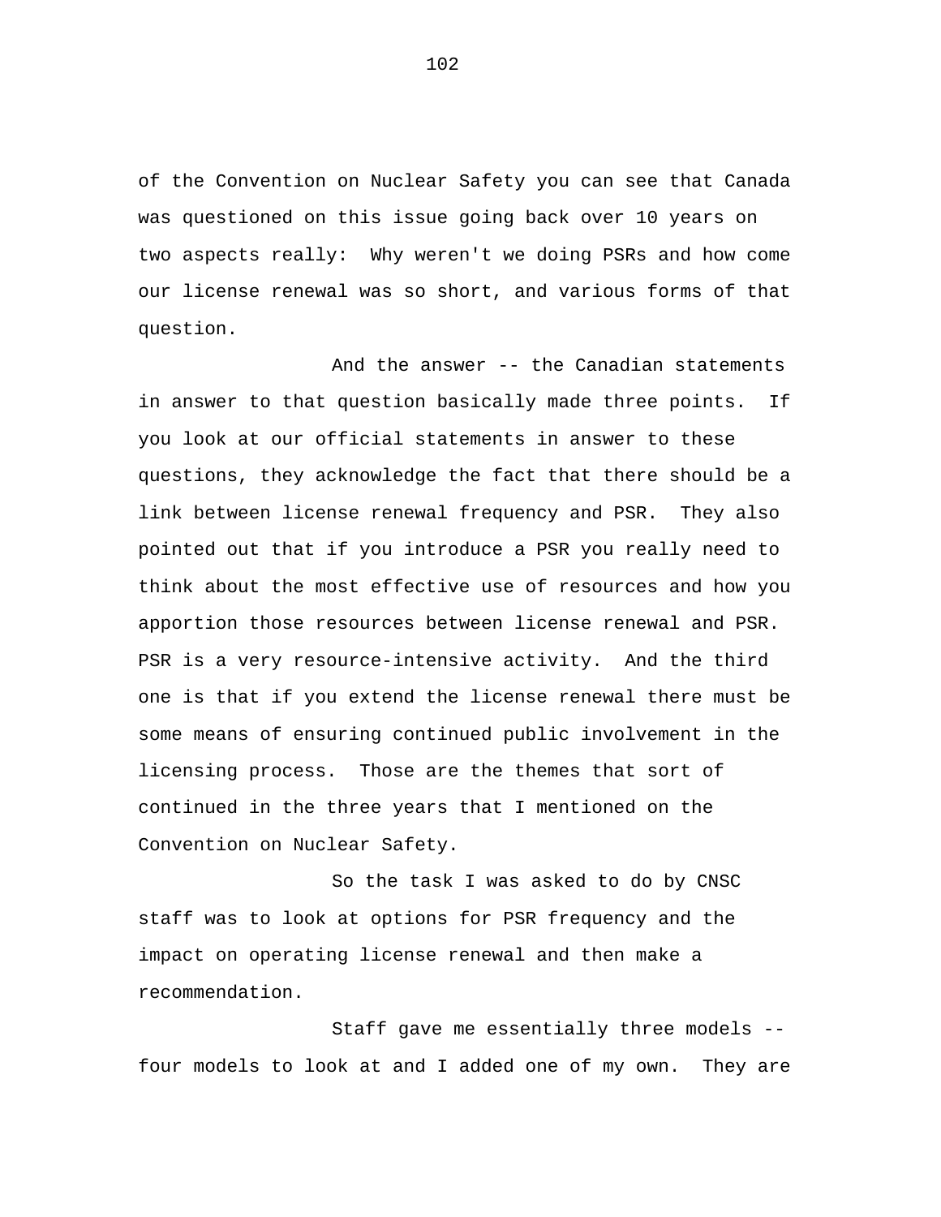of the Convention on Nuclear Safety you can see that Canada was questioned on this issue going back over 10 years on two aspects really: Why weren't we doing PSRs and how come our license renewal was so short, and various forms of that question.

And the answer -- the Canadian statements in answer to that question basically made three points. If you look at our official statements in answer to these questions, they acknowledge the fact that there should be a link between license renewal frequency and PSR. They also pointed out that if you introduce a PSR you really need to think about the most effective use of resources and how you apportion those resources between license renewal and PSR. PSR is a very resource-intensive activity. And the third one is that if you extend the license renewal there must be some means of ensuring continued public involvement in the licensing process. Those are the themes that sort of continued in the three years that I mentioned on the Convention on Nuclear Safety.

So the task I was asked to do by CNSC staff was to look at options for PSR frequency and the impact on operating license renewal and then make a recommendation.

Staff gave me essentially three models -- four models to look at and I added one of my own. They are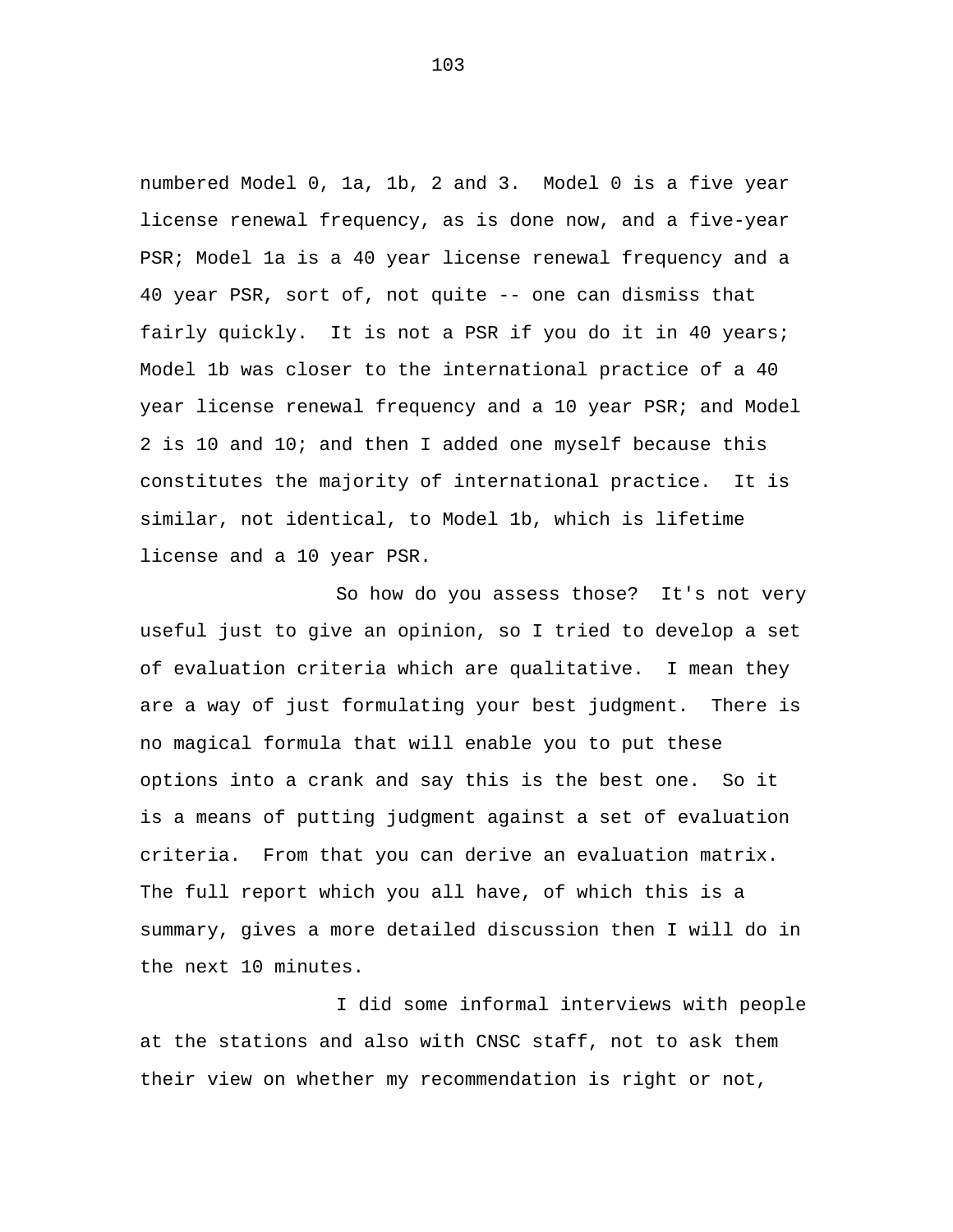numbered Model 0, 1a, 1b, 2 and 3. Model 0 is a five year license renewal frequency, as is done now, and a five-year PSR; Model 1a is a 40 year license renewal frequency and a 40 year PSR, sort of, not quite -- one can dismiss that fairly quickly. It is not a PSR if you do it in 40 years; Model 1b was closer to the international practice of a 40 year license renewal frequency and a 10 year PSR; and Model 2 is 10 and 10; and then I added one myself because this constitutes the majority of international practice. It is similar, not identical, to Model 1b, which is lifetime license and a 10 year PSR.

So how do you assess those? It's not very useful just to give an opinion, so I tried to develop a set of evaluation criteria which are qualitative. I mean they are a way of just formulating your best judgment. There is no magical formula that will enable you to put these options into a crank and say this is the best one. So it is a means of putting judgment against a set of evaluation criteria. From that you can derive an evaluation matrix. The full report which you all have, of which this is a summary, gives a more detailed discussion then I will do in the next 10 minutes.

I did some informal interviews with people at the stations and also with CNSC staff, not to ask them their view on whether my recommendation is right or not,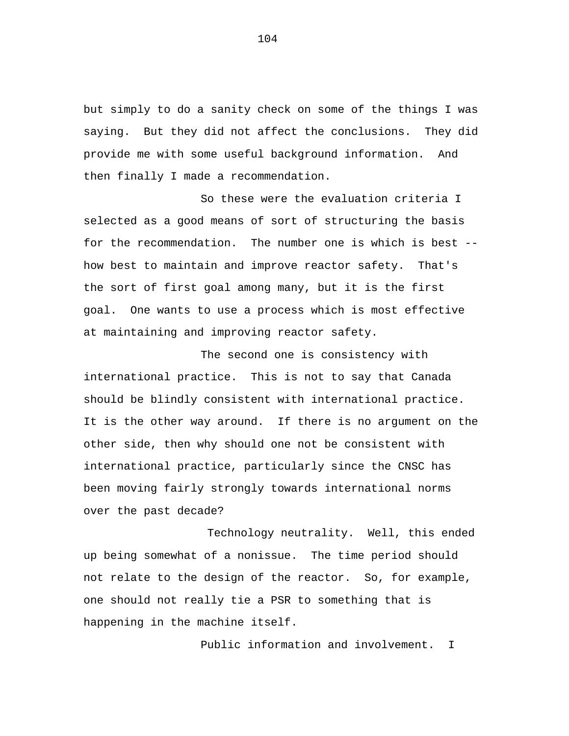but simply to do a sanity check on some of the things I was saying. But they did not affect the conclusions. They did provide me with some useful background information. And then finally I made a recommendation.

So these were the evaluation criteria I selected as a good means of sort of structuring the basis for the recommendation. The number one is which is best -- how best to maintain and improve reactor safety. That's the sort of first goal among many, but it is the first goal. One wants to use a process which is most effective at maintaining and improving reactor safety.

The second one is consistency with international practice. This is not to say that Canada should be blindly consistent with international practice. It is the other way around. If there is no argument on the other side, then why should one not be consistent with international practice, particularly since the CNSC has been moving fairly strongly towards international norms over the past decade?

Technology neutrality. Well, this ended up being somewhat of a nonissue. The time period should not relate to the design of the reactor. So, for example, one should not really tie a PSR to something that is happening in the machine itself.

Public information and involvement. I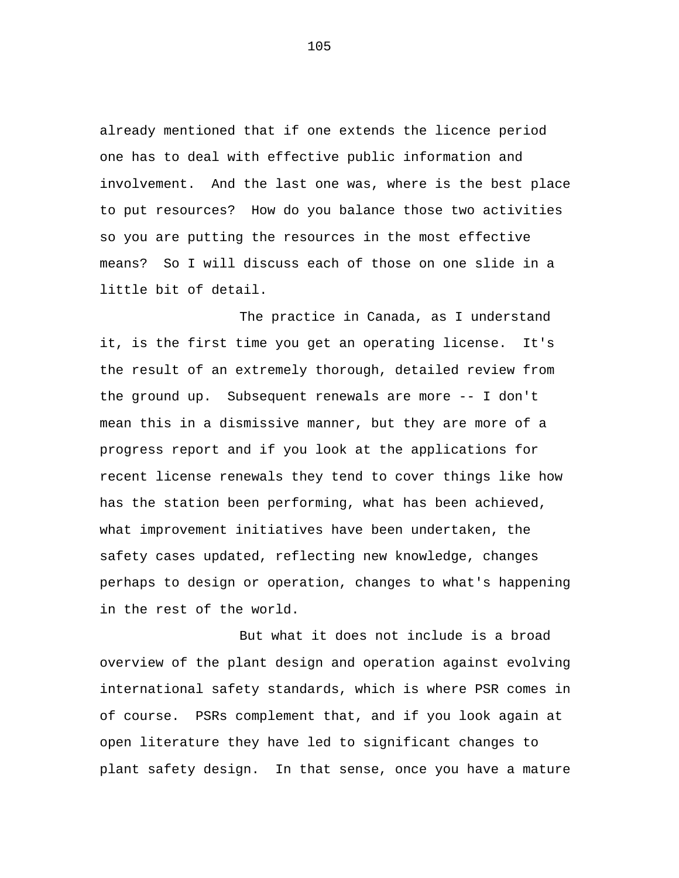already mentioned that if one extends the licence period one has to deal with effective public information and involvement. And the last one was, where is the best place to put resources? How do you balance those two activities so you are putting the resources in the most effective means? So I will discuss each of those on one slide in a little bit of detail.

The practice in Canada, as I understand it, is the first time you get an operating license. It's the result of an extremely thorough, detailed review from the ground up. Subsequent renewals are more -- I don't mean this in a dismissive manner, but they are more of a progress report and if you look at the applications for recent license renewals they tend to cover things like how has the station been performing, what has been achieved, what improvement initiatives have been undertaken, the safety cases updated, reflecting new knowledge, changes perhaps to design or operation, changes to what's happening in the rest of the world.

But what it does not include is a broad overview of the plant design and operation against evolving international safety standards, which is where PSR comes in of course. PSRs complement that, and if you look again at open literature they have led to significant changes to plant safety design. In that sense, once you have a mature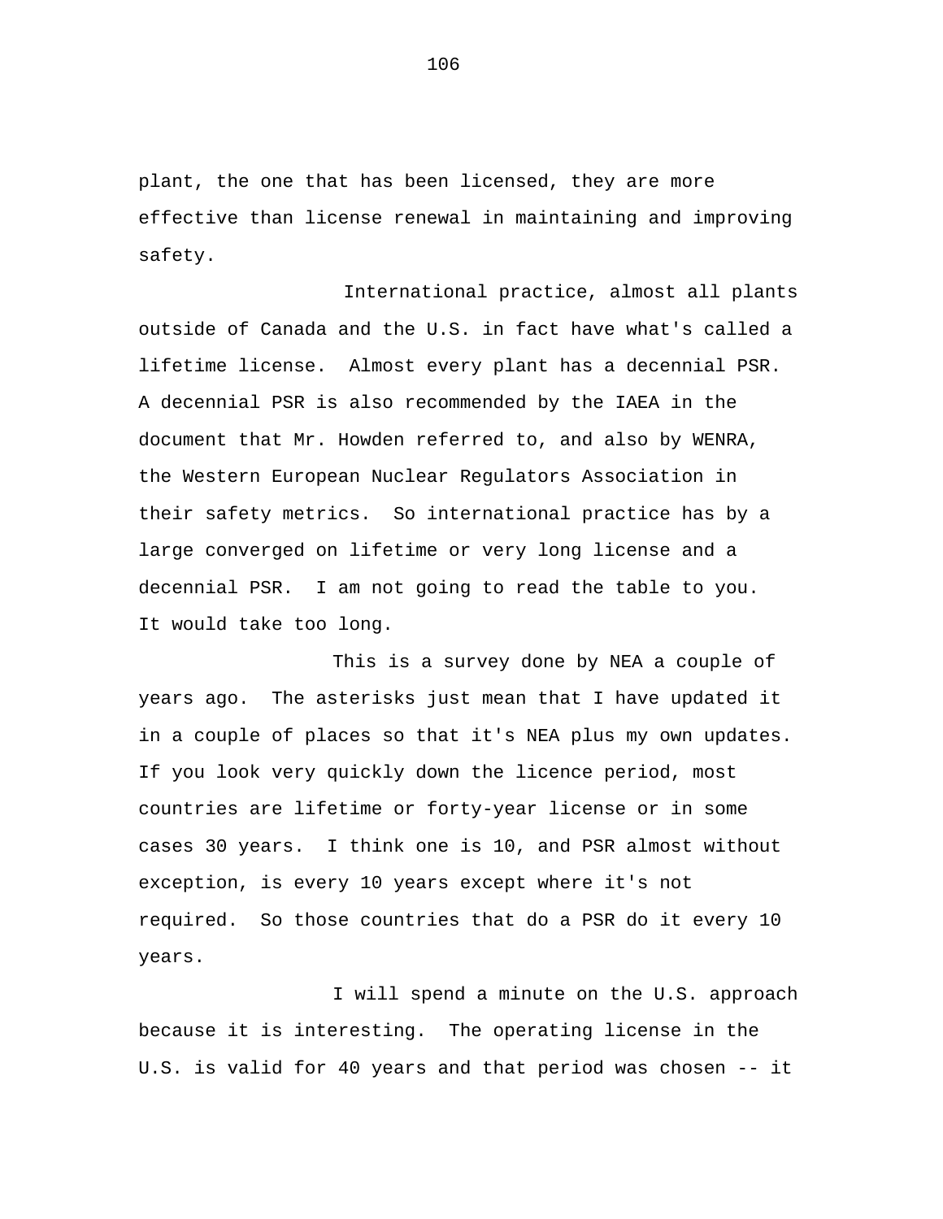plant, the one that has been licensed, they are more effective than license renewal in maintaining and improving safety.

International practice, almost all plants outside of Canada and the U.S. in fact have what's called a lifetime license. Almost every plant has a decennial PSR. A decennial PSR is also recommended by the IAEA in the document that Mr. Howden referred to, and also by WENRA, the Western European Nuclear Regulators Association in their safety metrics. So international practice has by a large converged on lifetime or very long license and a decennial PSR. I am not going to read the table to you. It would take too long.

This is a survey done by NEA a couple of years ago. The asterisks just mean that I have updated it in a couple of places so that it's NEA plus my own updates. If you look very quickly down the licence period, most countries are lifetime or forty-year license or in some cases 30 years. I think one is 10, and PSR almost without exception, is every 10 years except where it's not required. So those countries that do a PSR do it every 10 years.

I will spend a minute on the U.S. approach because it is interesting. The operating license in the U.S. is valid for 40 years and that period was chosen -- it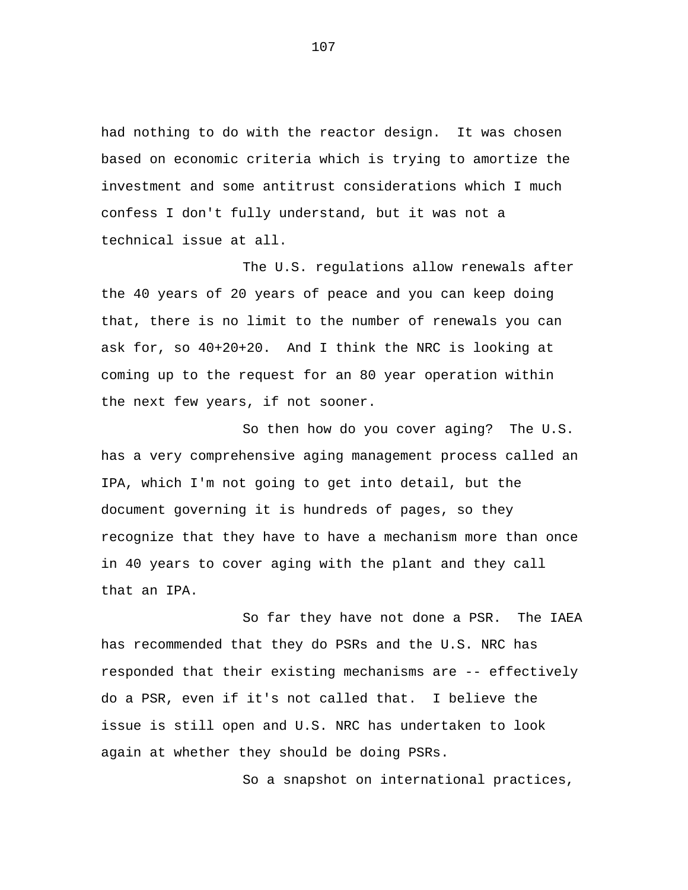had nothing to do with the reactor design. It was chosen based on economic criteria which is trying to amortize the investment and some antitrust considerations which I much confess I don't fully understand, but it was not a technical issue at all.

The U.S. regulations allow renewals after the 40 years of 20 years of peace and you can keep doing that, there is no limit to the number of renewals you can ask for, so 40+20+20. And I think the NRC is looking at coming up to the request for an 80 year operation within the next few years, if not sooner.

So then how do you cover aging? The U.S. has a very comprehensive aging management process called an IPA, which I'm not going to get into detail, but the document governing it is hundreds of pages, so they recognize that they have to have a mechanism more than once in 40 years to cover aging with the plant and they call that an IPA.

So far they have not done a PSR. The IAEA has recommended that they do PSRs and the U.S. NRC has responded that their existing mechanisms are -- effectively do a PSR, even if it's not called that. I believe the issue is still open and U.S. NRC has undertaken to look again at whether they should be doing PSRs.

So a snapshot on international practices,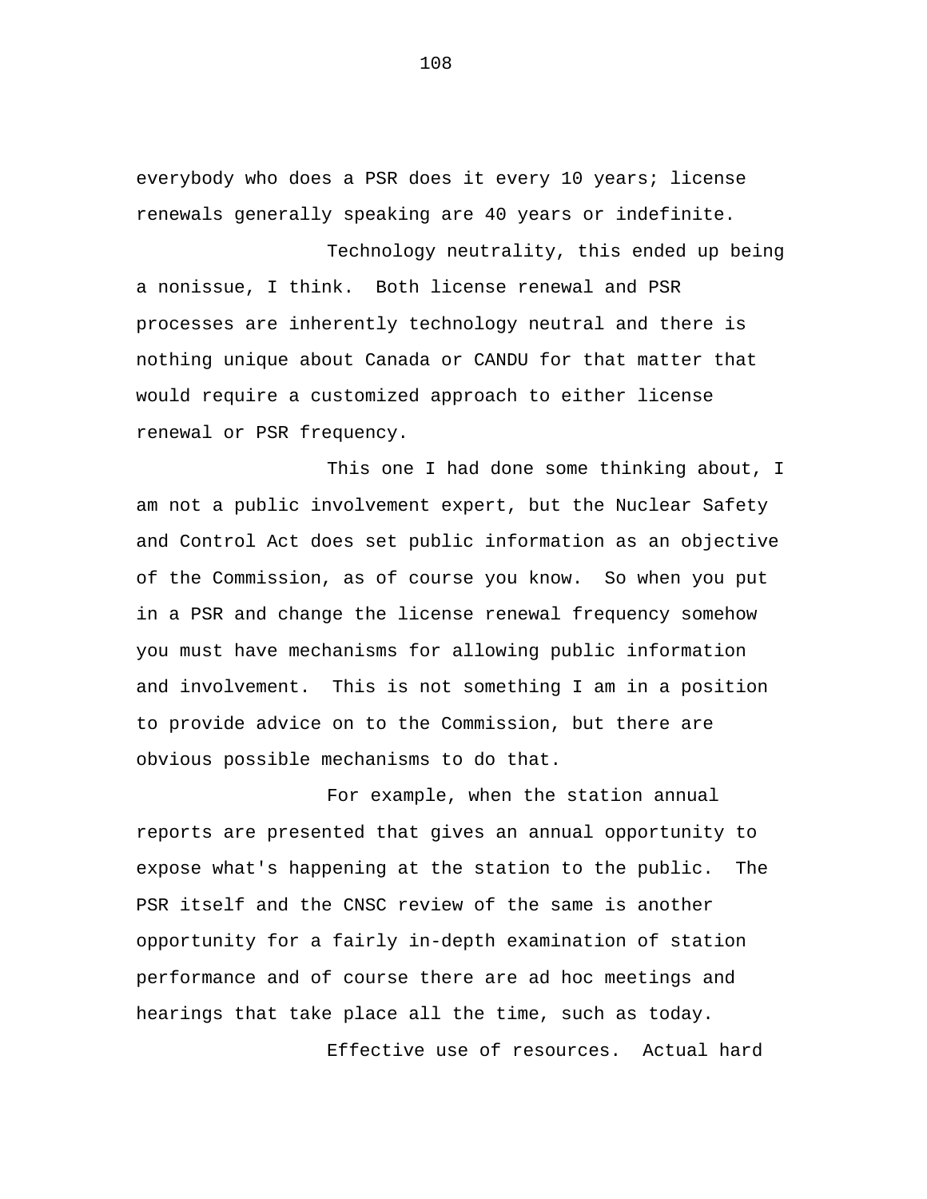everybody who does a PSR does it every 10 years; license renewals generally speaking are 40 years or indefinite.

Technology neutrality, this ended up being a nonissue, I think.  Both license renewal and PSR processes are inherently technology neutral and there is nothing unique about Canada or CANDU for that matter that would require a customized approach to either license renewal or PSR frequency.

This one I had done some thinking about, I am not a public involvement expert, but the Nuclear Safety and Control Act does set public information as an objective of the Commission, as of course you know.  So when you put in a PSR and change the license renewal frequency somehow you must have mechanisms for allowing public information and involvement.  This is not something I am in a position to provide advice on to the Commission, but there are obvious possible mechanisms to do that.

For example, when the station annual reports are presented that gives an annual opportunity to expose what's happening at the station to the public.  The PSR itself and the CNSC review of the same is another opportunity for a fairly in-depth examination of station performance and of course there are ad hoc meetings and hearings that take place all the time, such as today.

Effective use of resources.  Actual hard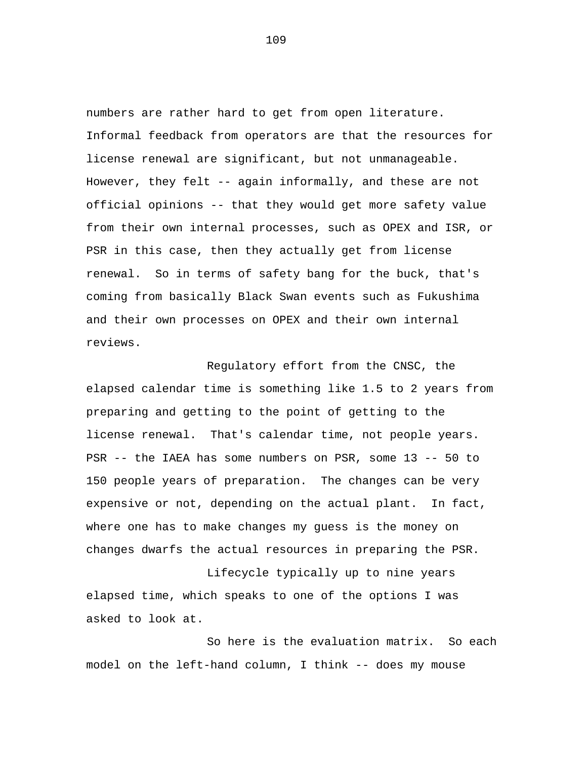numbers are rather hard to get from open literature. Informal feedback from operators are that the resources for license renewal are significant, but not unmanageable. However, they felt -- again informally, and these are not official opinions -- that they would get more safety value from their own internal processes, such as OPEX and ISR, or PSR in this case, then they actually get from license renewal. So in terms of safety bang for the buck, that's coming from basically Black Swan events such as Fukushima and their own processes on OPEX and their own internal reviews.

Regulatory effort from the CNSC, the elapsed calendar time is something like 1.5 to 2 years from preparing and getting to the point of getting to the license renewal. That's calendar time, not people years. PSR -- the IAEA has some numbers on PSR, some 13 -- 50 to 150 people years of preparation. The changes can be very expensive or not, depending on the actual plant. In fact, where one has to make changes my guess is the money on changes dwarfs the actual resources in preparing the PSR.

Lifecycle typically up to nine years elapsed time, which speaks to one of the options I was asked to look at.

So here is the evaluation matrix. So each model on the left-hand column, I think -- does my mouse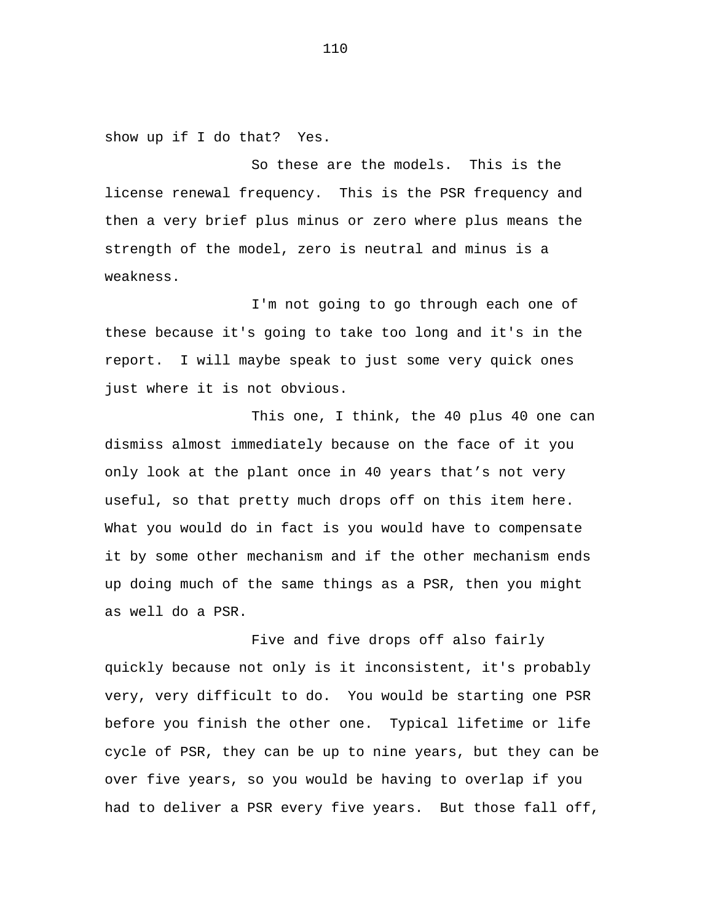show up if I do that? Yes.

So these are the models. This is the license renewal frequency. This is the PSR frequency and then a very brief plus minus or zero where plus means the strength of the model, zero is neutral and minus is a weakness.

I'm not going to go through each one of these because it's going to take too long and it's in the report. I will maybe speak to just some very quick ones just where it is not obvious.

This one, I think, the 40 plus 40 one can dismiss almost immediately because on the face of it you only look at the plant once in 40 years that's not very useful, so that pretty much drops off on this item here. What you would do in fact is you would have to compensate it by some other mechanism and if the other mechanism ends up doing much of the same things as a PSR, then you might as well do a PSR.

Five and five drops off also fairly quickly because not only is it inconsistent, it's probably very, very difficult to do. You would be starting one PSR before you finish the other one. Typical lifetime or life cycle of PSR, they can be up to nine years, but they can be over five years, so you would be having to overlap if you had to deliver a PSR every five years. But those fall off,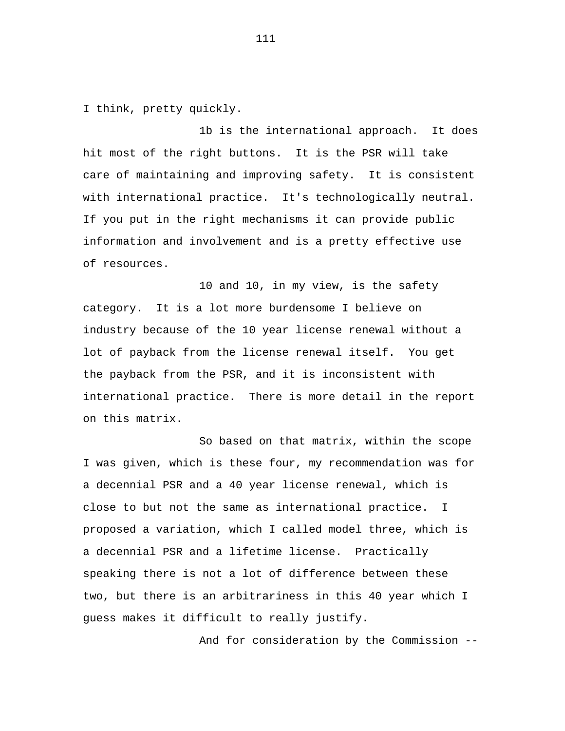I think, pretty quickly.

1b is the international approach. It does hit most of the right buttons. It is the PSR will take care of maintaining and improving safety. It is consistent with international practice. It's technologically neutral. If you put in the right mechanisms it can provide public information and involvement and is a pretty effective use of resources.

10 and 10, in my view, is the safety category. It is a lot more burdensome I believe on industry because of the 10 year license renewal without a lot of payback from the license renewal itself. You get the payback from the PSR, and it is inconsistent with international practice. There is more detail in the report on this matrix.

So based on that matrix, within the scope I was given, which is these four, my recommendation was for a decennial PSR and a 40 year license renewal, which is close to but not the same as international practice. I proposed a variation, which I called model three, which is a decennial PSR and a lifetime license. Practically speaking there is not a lot of difference between these two, but there is an arbitrariness in this 40 year which I guess makes it difficult to really justify.

And for consideration by the Commission --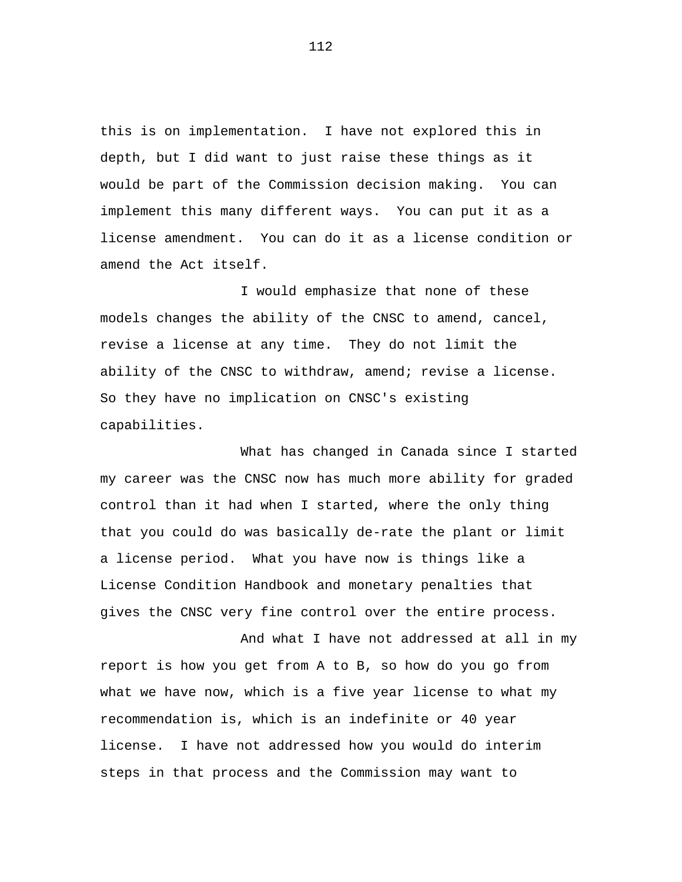this is on implementation. I have not explored this in depth, but I did want to just raise these things as it would be part of the Commission decision making. You can implement this many different ways. You can put it as a license amendment. You can do it as a license condition or amend the Act itself.

I would emphasize that none of these models changes the ability of the CNSC to amend, cancel, revise a license at any time. They do not limit the ability of the CNSC to withdraw, amend; revise a license. So they have no implication on CNSC's existing capabilities.

What has changed in Canada since I started my career was the CNSC now has much more ability for graded control than it had when I started, where the only thing that you could do was basically de-rate the plant or limit a license period. What you have now is things like a License Condition Handbook and monetary penalties that gives the CNSC very fine control over the entire process.

And what I have not addressed at all in my report is how you get from A to B, so how do you go from what we have now, which is a five year license to what my recommendation is, which is an indefinite or 40 year license. I have not addressed how you would do interim steps in that process and the Commission may want to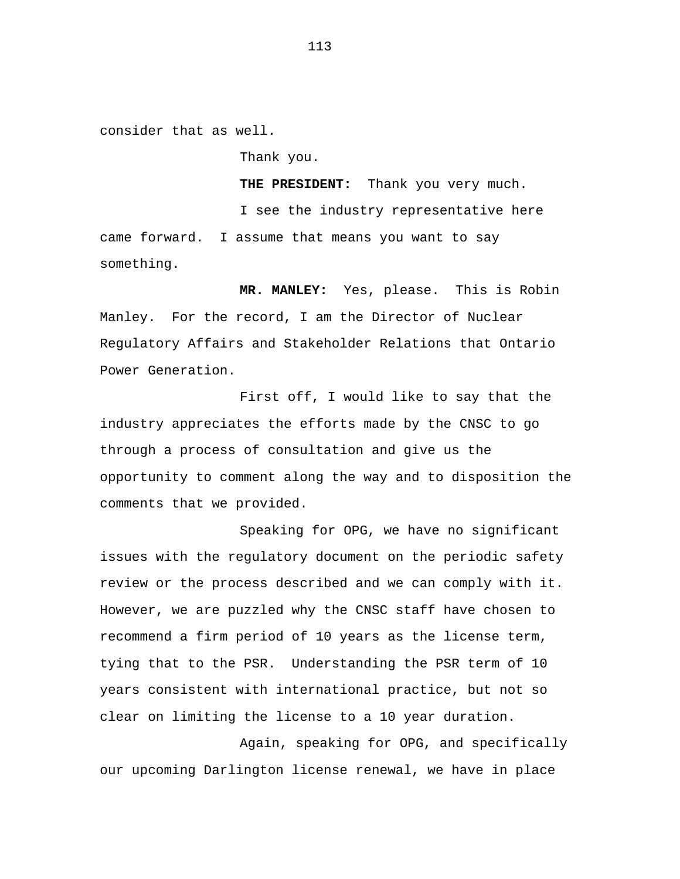consider that as well.

Thank you.

**THE PRESIDENT:** Thank you very much.

I see the industry representative here came forward. I assume that means you want to say something.

**MR. MANLEY:** Yes, please. This is Robin Manley. For the record, I am the Director of Nuclear Regulatory Affairs and Stakeholder Relations that Ontario Power Generation.

First off, I would like to say that the industry appreciates the efforts made by the CNSC to go through a process of consultation and give us the opportunity to comment along the way and to disposition the comments that we provided.

Speaking for OPG, we have no significant issues with the regulatory document on the periodic safety review or the process described and we can comply with it. However, we are puzzled why the CNSC staff have chosen to recommend a firm period of 10 years as the license term, tying that to the PSR. Understanding the PSR term of 10 years consistent with international practice, but not so clear on limiting the license to a 10 year duration.

Again, speaking for OPG, and specifically our upcoming Darlington license renewal, we have in place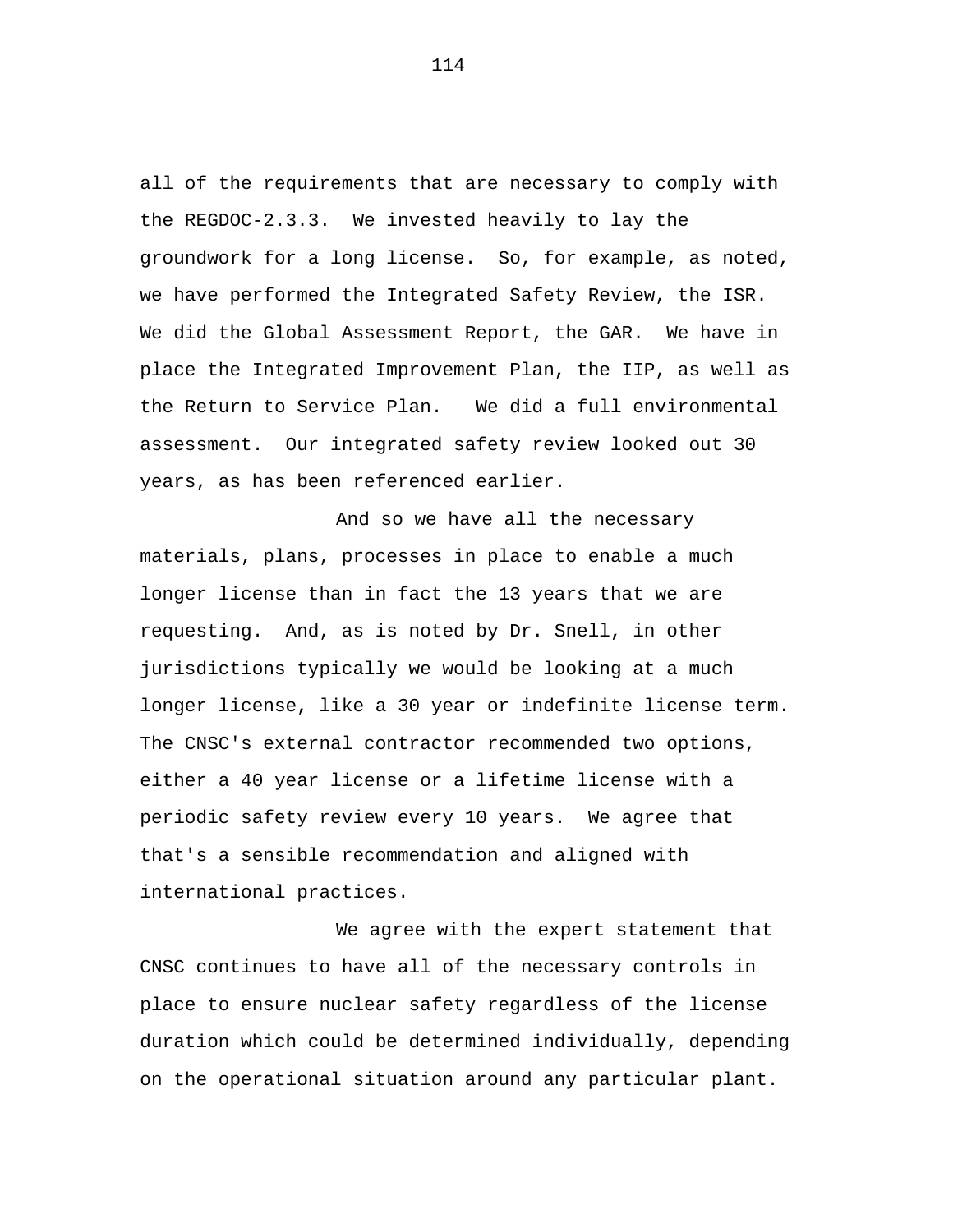all of the requirements that are necessary to comply with the REGDOC-2.3.3. We invested heavily to lay the groundwork for a long license. So, for example, as noted, we have performed the Integrated Safety Review, the ISR. We did the Global Assessment Report, the GAR. We have in place the Integrated Improvement Plan, the IIP, as well as the Return to Service Plan. We did a full environmental assessment. Our integrated safety review looked out 30 years, as has been referenced earlier.

And so we have all the necessary materials, plans, processes in place to enable a much longer license than in fact the 13 years that we are requesting. And, as is noted by Dr. Snell, in other jurisdictions typically we would be looking at a much longer license, like a 30 year or indefinite license term. The CNSC's external contractor recommended two options, either a 40 year license or a lifetime license with a periodic safety review every 10 years. We agree that that's a sensible recommendation and aligned with international practices.

We agree with the expert statement that CNSC continues to have all of the necessary controls in place to ensure nuclear safety regardless of the license duration which could be determined individually, depending on the operational situation around any particular plant.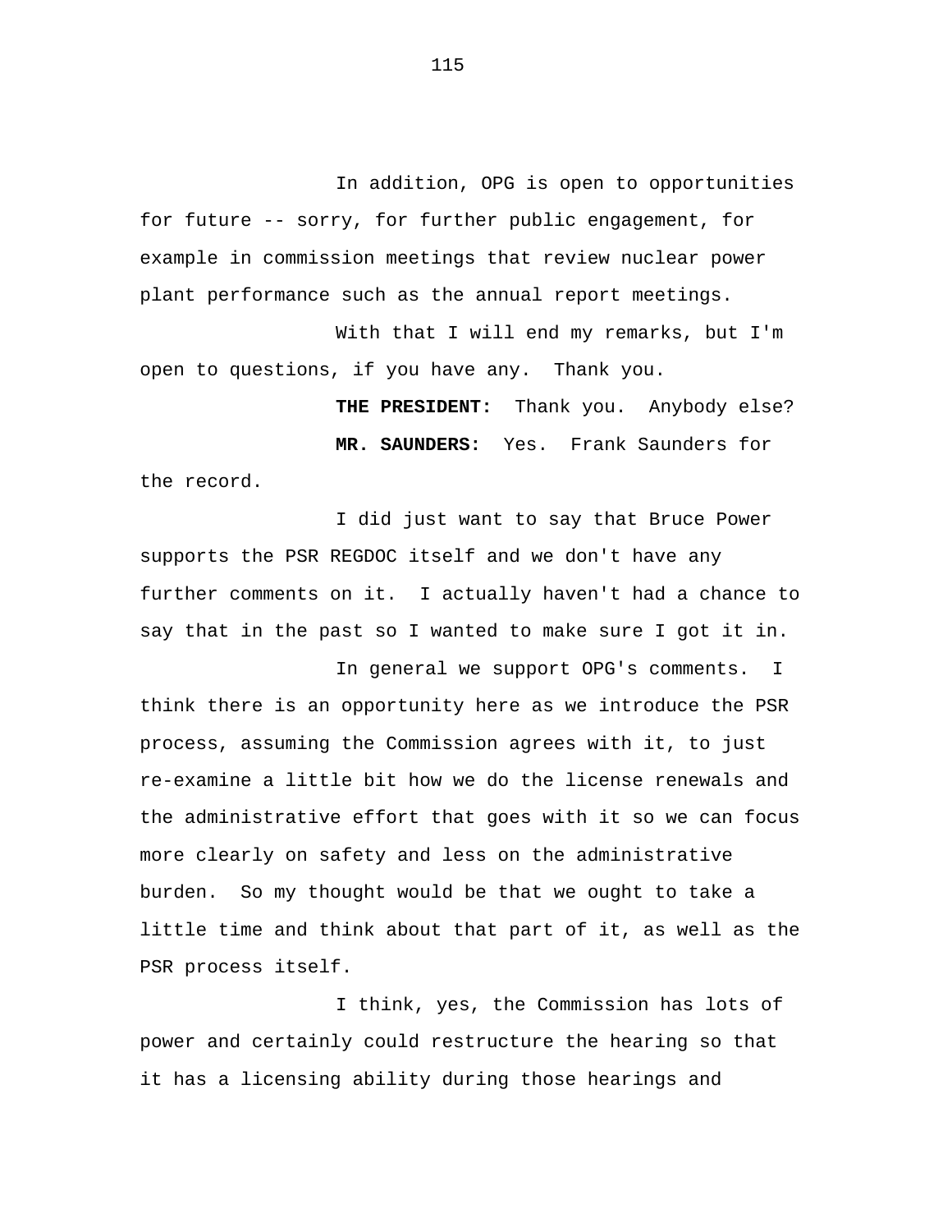In addition, OPG is open to opportunities for future -- sorry, for further public engagement, for example in commission meetings that review nuclear power plant performance such as the annual report meetings.

With that I will end my remarks, but I'm open to questions, if you have any. Thank you.

**THE PRESIDENT:** Thank you. Anybody else?

**MR. SAUNDERS:** Yes. Frank Saunders for the record.

I did just want to say that Bruce Power supports the PSR REGDOC itself and we don't have any further comments on it. I actually haven't had a chance to say that in the past so I wanted to make sure I got it in.

In general we support OPG's comments. I think there is an opportunity here as we introduce the PSR process, assuming the Commission agrees with it, to just re-examine a little bit how we do the license renewals and the administrative effort that goes with it so we can focus more clearly on safety and less on the administrative burden. So my thought would be that we ought to take a little time and think about that part of it, as well as the PSR process itself.

I think, yes, the Commission has lots of power and certainly could restructure the hearing so that it has a licensing ability during those hearings and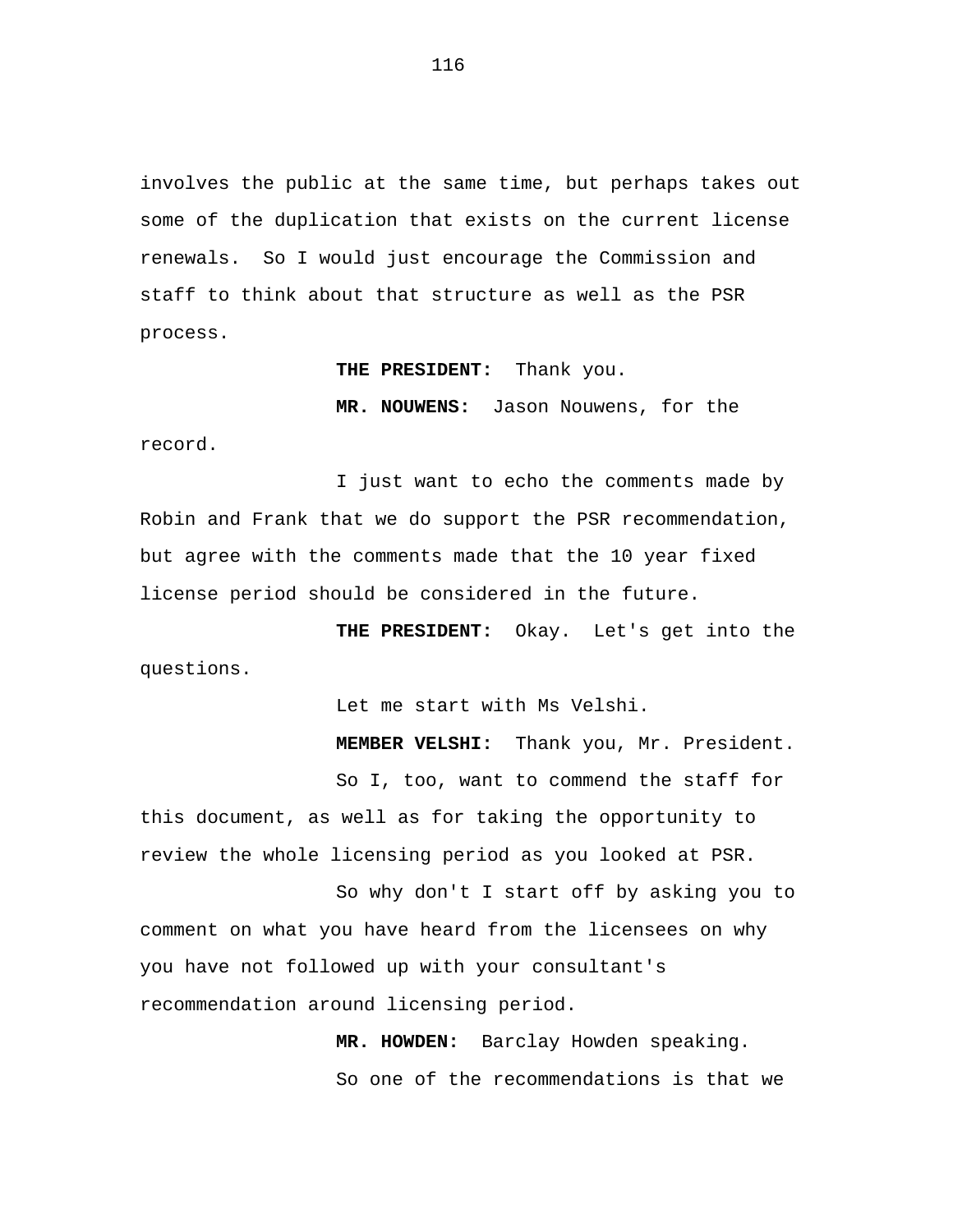involves the public at the same time, but perhaps takes out some of the duplication that exists on the current license renewals. So I would just encourage the Commission and staff to think about that structure as well as the PSR process.

**THE PRESIDENT:** Thank you.

**MR. NOUWENS:** Jason Nouwens, for the record.

I just want to echo the comments made by Robin and Frank that we do support the PSR recommendation, but agree with the comments made that the 10 year fixed license period should be considered in the future.

**THE PRESIDENT:** Okay. Let's get into the questions.

Let me start with Ms Velshi.

**MEMBER VELSHI:** Thank you, Mr. President.

So I, too, want to commend the staff for this document, as well as for taking the opportunity to review the whole licensing period as you looked at PSR.

So why don't I start off by asking you to comment on what you have heard from the licensees on why you have not followed up with your consultant's recommendation around licensing period.

**MR. HOWDEN:** Barclay Howden speaking.

So one of the recommendations is that we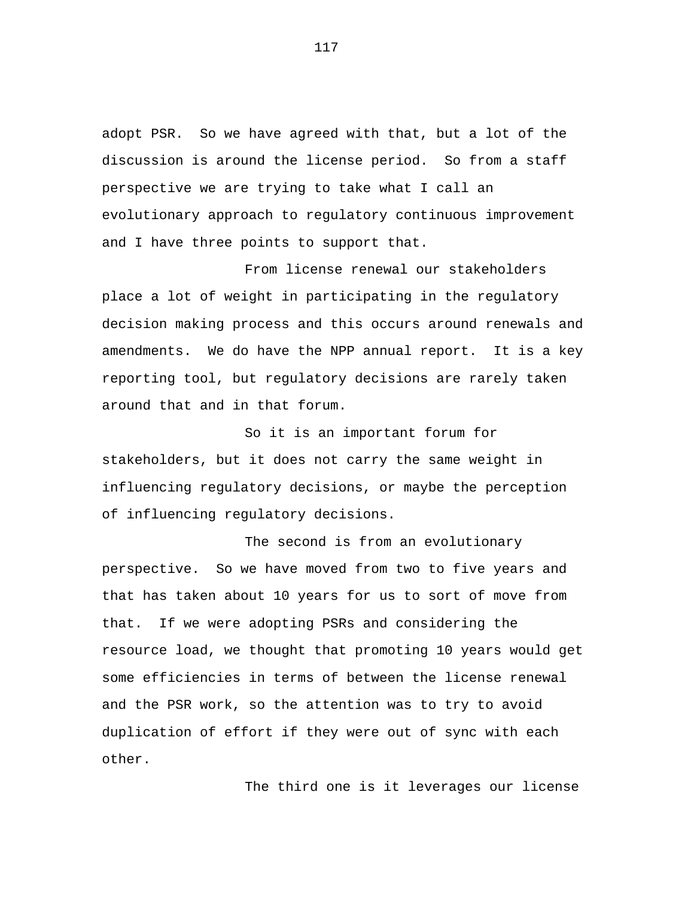adopt PSR. So we have agreed with that, but a lot of the discussion is around the license period. So from a staff perspective we are trying to take what I call an evolutionary approach to regulatory continuous improvement and I have three points to support that.

From license renewal our stakeholders place a lot of weight in participating in the regulatory decision making process and this occurs around renewals and amendments. We do have the NPP annual report. It is a key reporting tool, but regulatory decisions are rarely taken around that and in that forum.

So it is an important forum for stakeholders, but it does not carry the same weight in influencing regulatory decisions, or maybe the perception of influencing regulatory decisions.

The second is from an evolutionary perspective. So we have moved from two to five years and that has taken about 10 years for us to sort of move from that. If we were adopting PSRs and considering the resource load, we thought that promoting 10 years would get some efficiencies in terms of between the license renewal and the PSR work, so the attention was to try to avoid duplication of effort if they were out of sync with each other.

The third one is it leverages our license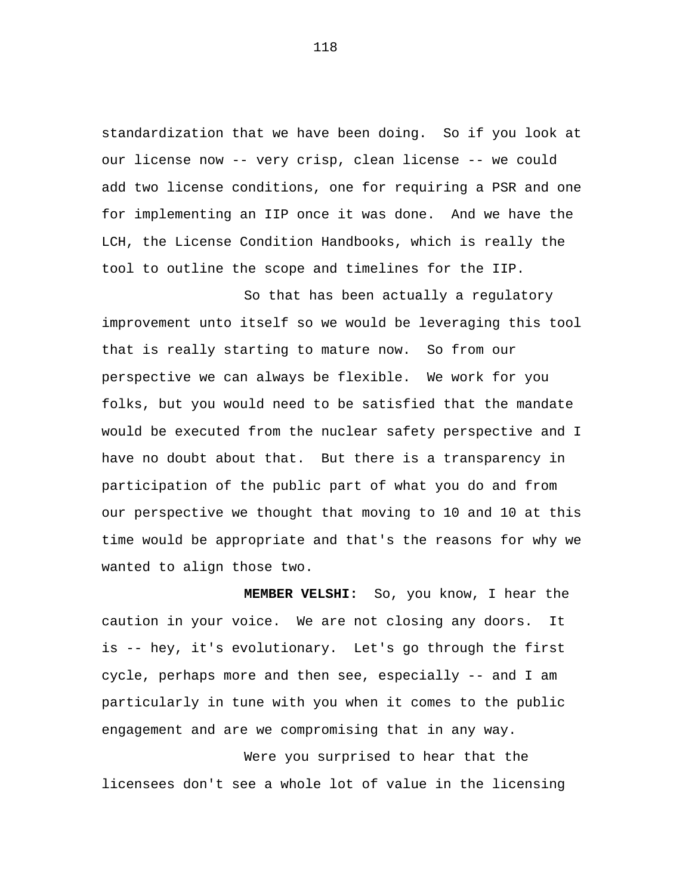standardization that we have been doing. So if you look at our license now -- very crisp, clean license -- we could add two license conditions, one for requiring a PSR and one for implementing an IIP once it was done. And we have the LCH, the License Condition Handbooks, which is really the tool to outline the scope and timelines for the IIP.

So that has been actually a regulatory improvement unto itself so we would be leveraging this tool that is really starting to mature now. So from our perspective we can always be flexible. We work for you folks, but you would need to be satisfied that the mandate would be executed from the nuclear safety perspective and I have no doubt about that. But there is a transparency in participation of the public part of what you do and from our perspective we thought that moving to 10 and 10 at this time would be appropriate and that's the reasons for why we wanted to align those two.

**MEMBER VELSHI:** So, you know, I hear the caution in your voice. We are not closing any doors. It is -- hey, it's evolutionary. Let's go through the first cycle, perhaps more and then see, especially -- and I am particularly in tune with you when it comes to the public engagement and are we compromising that in any way.

Were you surprised to hear that the licensees don't see a whole lot of value in the licensing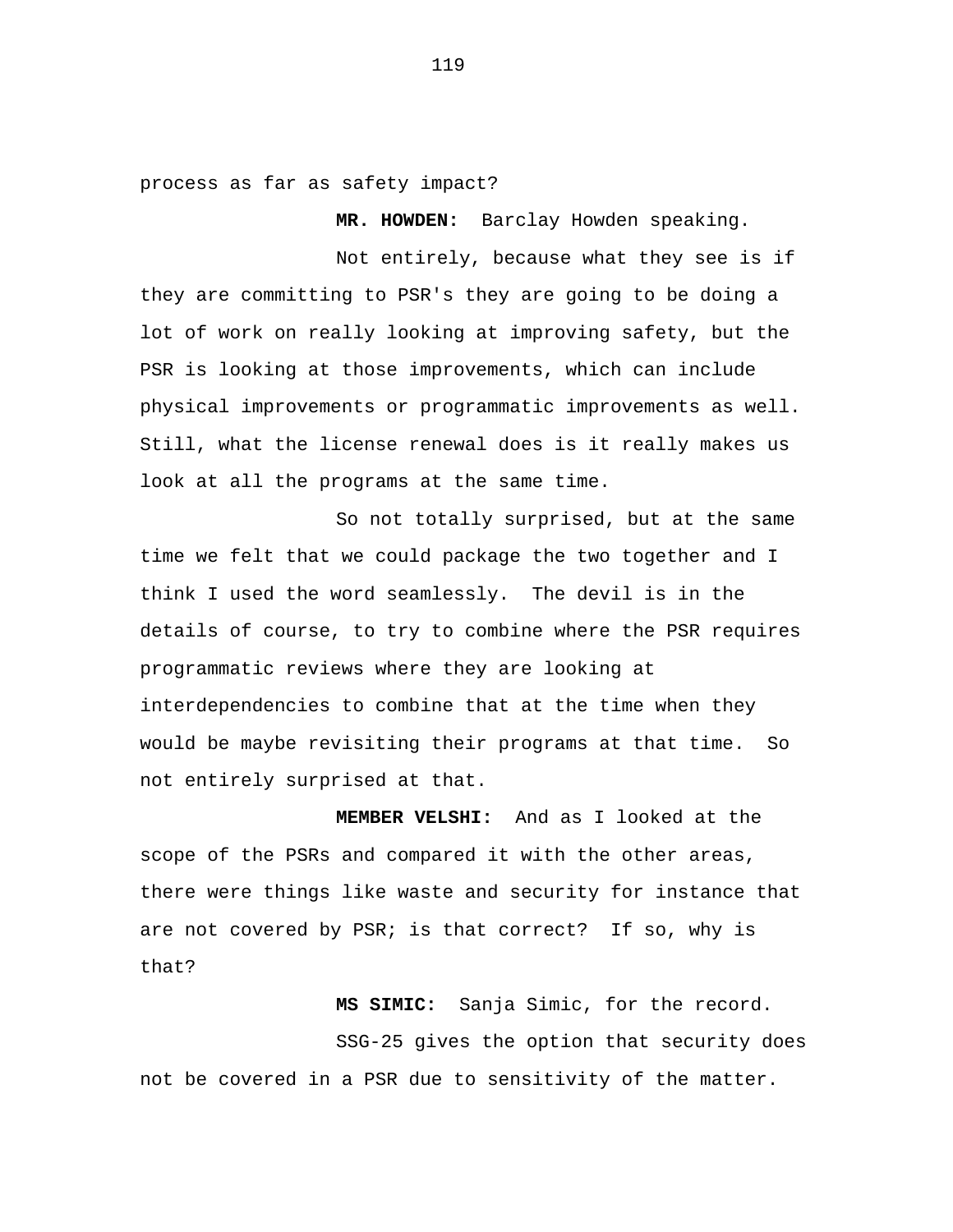process as far as safety impact?

**MR. HOWDEN:** Barclay Howden speaking.

Not entirely, because what they see is if they are committing to PSR's they are going to be doing a lot of work on really looking at improving safety, but the PSR is looking at those improvements, which can include physical improvements or programmatic improvements as well. Still, what the license renewal does is it really makes us look at all the programs at the same time.

So not totally surprised, but at the same time we felt that we could package the two together and I think I used the word seamlessly. The devil is in the details of course, to try to combine where the PSR requires programmatic reviews where they are looking at interdependencies to combine that at the time when they would be maybe revisiting their programs at that time. So not entirely surprised at that.

**MEMBER VELSHI:** And as I looked at the scope of the PSRs and compared it with the other areas, there were things like waste and security for instance that are not covered by PSR; is that correct? If so, why is that?

**MS SIMIC:** Sanja Simic, for the record.

SSG-25 gives the option that security does not be covered in a PSR due to sensitivity of the matter.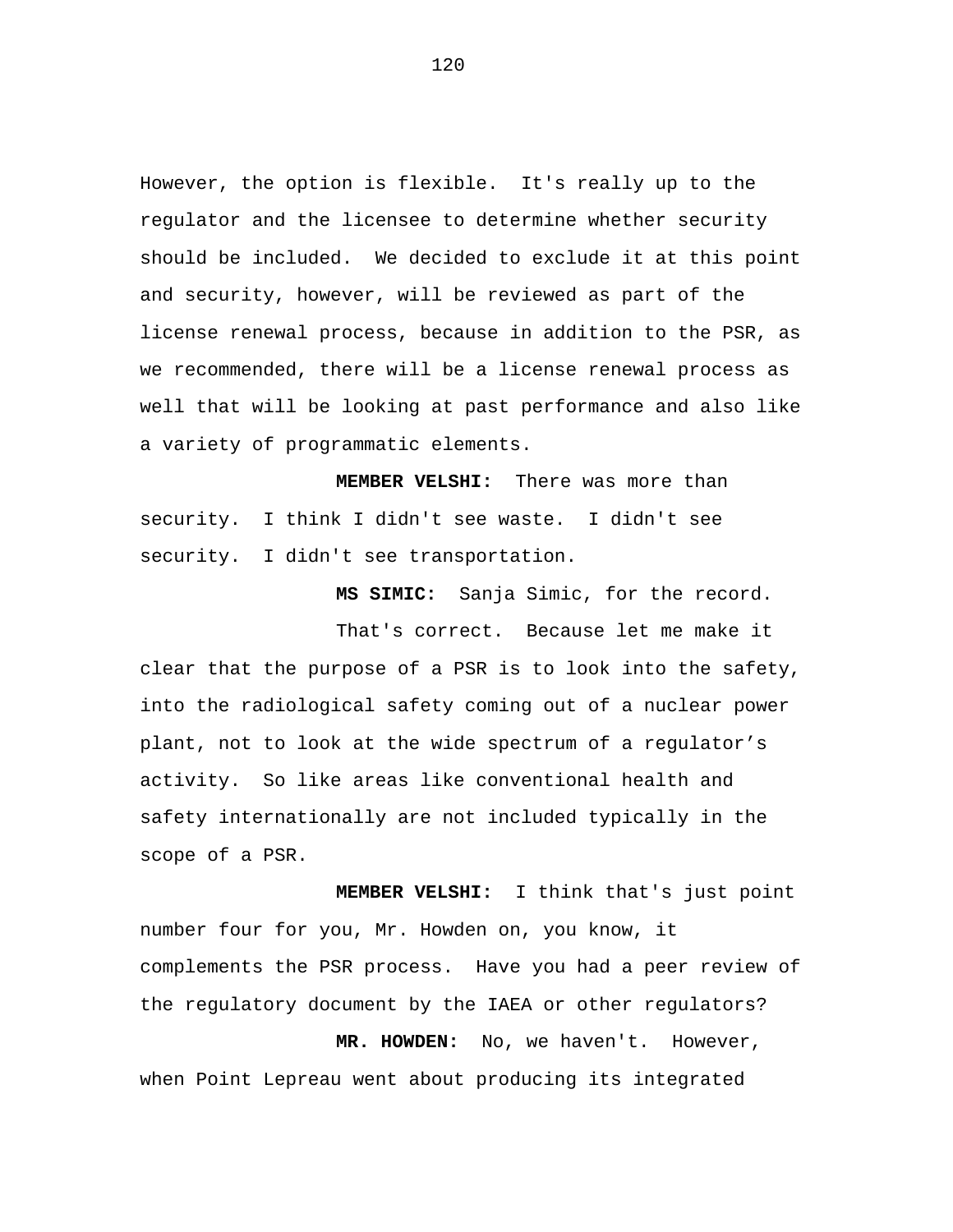However, the option is flexible. It's really up to the regulator and the licensee to determine whether security should be included. We decided to exclude it at this point and security, however, will be reviewed as part of the license renewal process, because in addition to the PSR, as we recommended, there will be a license renewal process as well that will be looking at past performance and also like a variety of programmatic elements.

**MEMBER VELSHI:** There was more than security. I think I didn't see waste. I didn't see security. I didn't see transportation.

**MS SIMIC:** Sanja Simic, for the record.

That's correct. Because let me make it clear that the purpose of a PSR is to look into the safety, into the radiological safety coming out of a nuclear power plant, not to look at the wide spectrum of a regulator's activity. So like areas like conventional health and safety internationally are not included typically in the scope of a PSR.

**MEMBER VELSHI:** I think that's just point number four for you, Mr. Howden on, you know, it complements the PSR process. Have you had a peer review of the regulatory document by the IAEA or other regulators?

**MR. HOWDEN:** No, we haven't. However, when Point Lepreau went about producing its integrated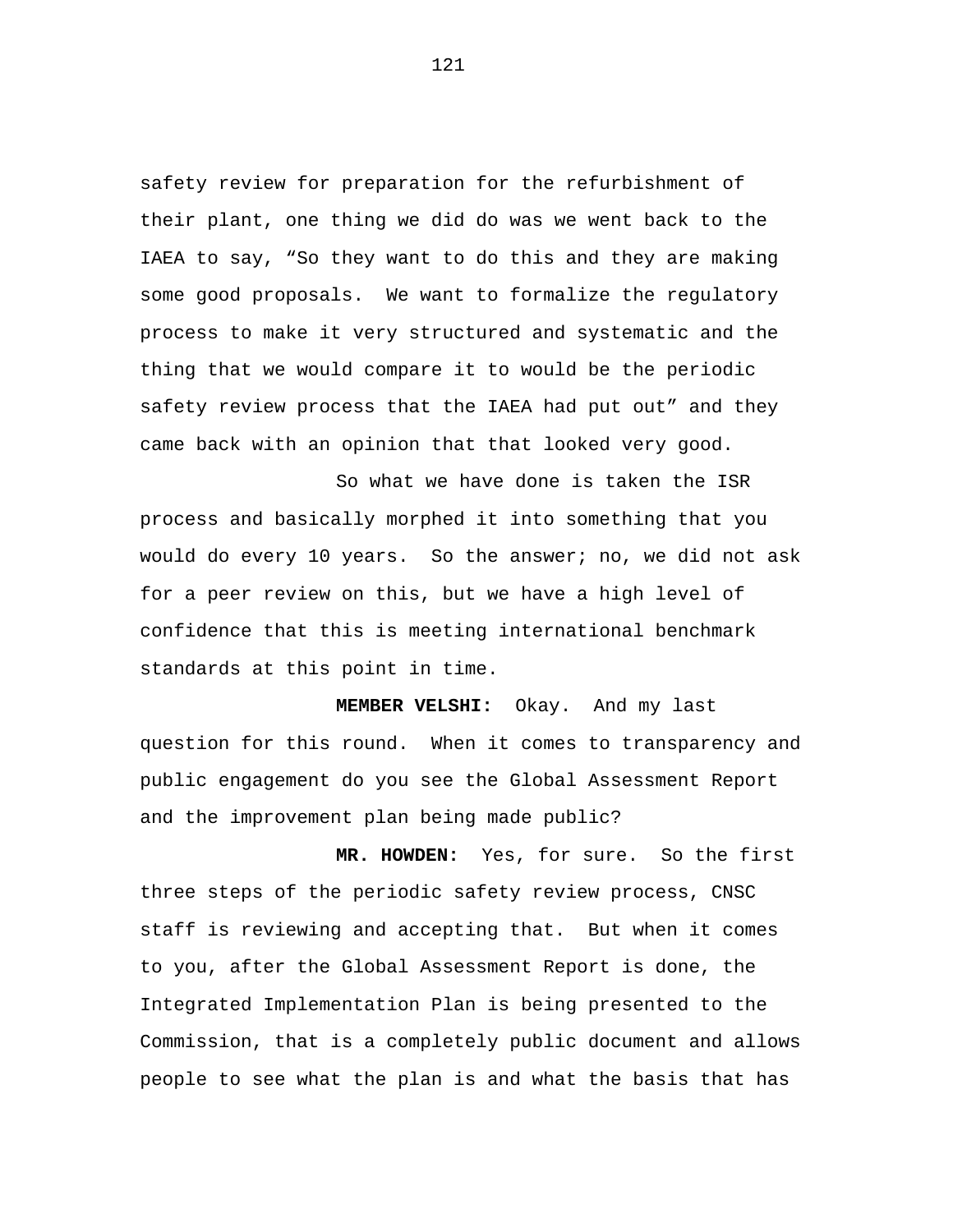safety review for preparation for the refurbishment of their plant, one thing we did do was we went back to the IAEA to say, “So they want to do this and they are making some good proposals. We want to formalize the regulatory process to make it very structured and systematic and the thing that we would compare it to would be the periodic safety review process that the IAEA had put out” and they came back with an opinion that that looked very good.

So what we have done is taken the ISR process and basically morphed it into something that you would do every 10 years. So the answer; no, we did not ask for a peer review on this, but we have a high level of confidence that this is meeting international benchmark standards at this point in time.

**MEMBER VELSHI:** Okay. And my last question for this round. When it comes to transparency and public engagement do you see the Global Assessment Report and the improvement plan being made public?

**MR. HOWDEN:** Yes, for sure. So the first three steps of the periodic safety review process, CNSC staff is reviewing and accepting that. But when it comes to you, after the Global Assessment Report is done, the Integrated Implementation Plan is being presented to the Commission, that is a completely public document and allows people to see what the plan is and what the basis that has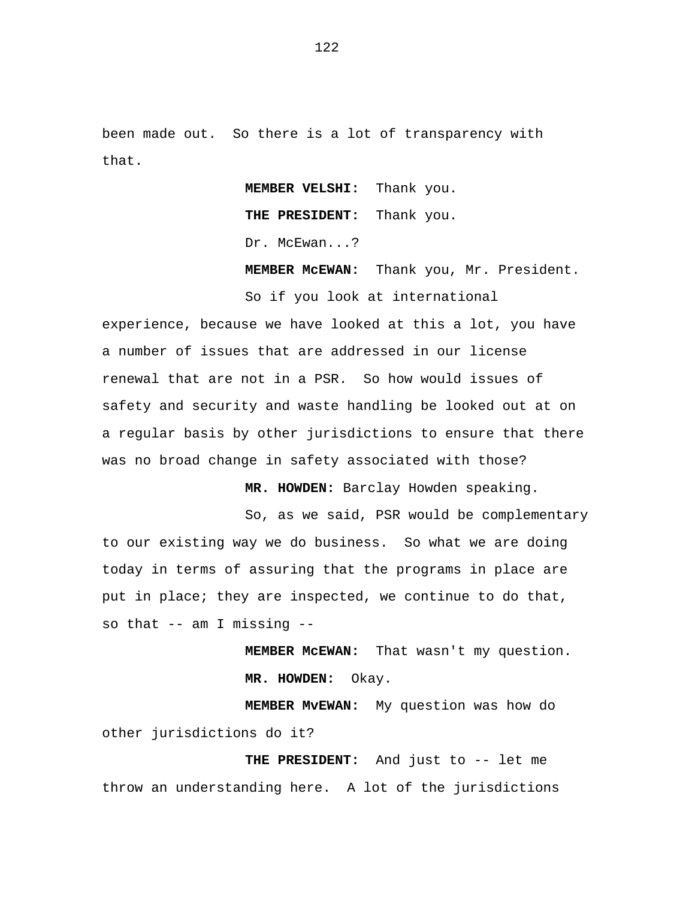been made out. So there is a lot of transparency with that.

**MEMBER VELSHI:** Thank you.

**THE PRESIDENT:** Thank you.

Dr. McEwan...?

**MEMBER McEWAN:** Thank you, Mr. President.

So if you look at international experience, because we have looked at this a lot, you have a number of issues that are addressed in our license renewal that are not in a PSR. So how would issues of safety and security and waste handling be looked out at on a regular basis by other jurisdictions to ensure that there was no broad change in safety associated with those?

**MR. HOWDEN:** Barclay Howden speaking.

So, as we said, PSR would be complementary to our existing way we do business. So what we are doing today in terms of assuring that the programs in place are put in place; they are inspected, we continue to do that, so that -- am I missing --

**MEMBER McEWAN:** That wasn't my question.

**MR. HOWDEN:** Okay.

**MEMBER MvEWAN:** My question was how do other jurisdictions do it?

**THE PRESIDENT:** And just to -- let me throw an understanding here. A lot of the jurisdictions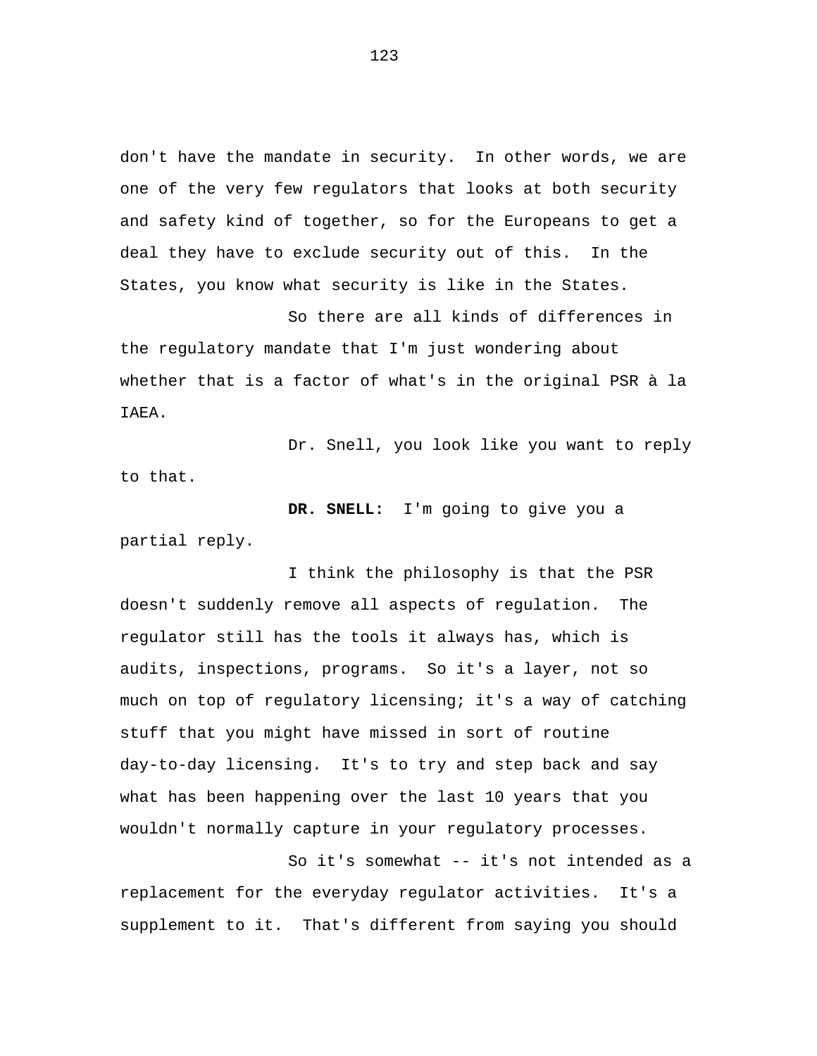don't have the mandate in security. In other words, we are one of the very few regulators that looks at both security and safety kind of together, so for the Europeans to get a deal they have to exclude security out of this. In the States, you know what security is like in the States.

So there are all kinds of differences in the regulatory mandate that I'm just wondering about whether that is a factor of what's in the original PSR à la IAEA.

Dr. Snell, you look like you want to reply to that.

**DR. SNELL:** I'm going to give you a partial reply.

I think the philosophy is that the PSR doesn't suddenly remove all aspects of regulation. The regulator still has the tools it always has, which is audits, inspections, programs. So it's a layer, not so much on top of regulatory licensing; it's a way of catching stuff that you might have missed in sort of routine day-to-day licensing. It's to try and step back and say what has been happening over the last 10 years that you wouldn't normally capture in your regulatory processes.

So it's somewhat -- it's not intended as a replacement for the everyday regulator activities. It's a supplement to it. That's different from saying you should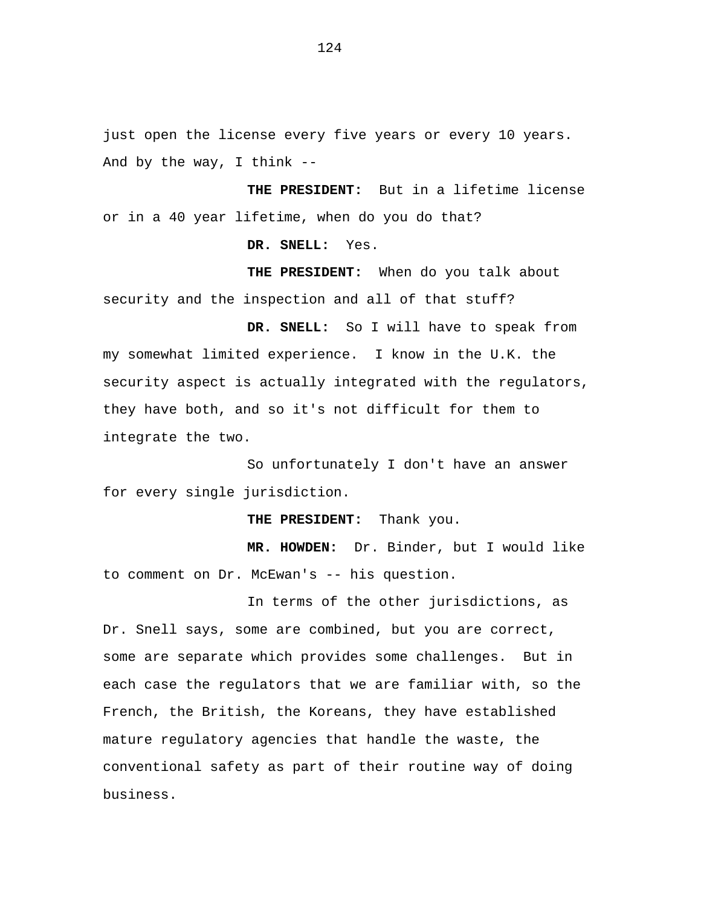just open the license every five years or every 10 years. And by the way, I think --

**THE PRESIDENT:** But in a lifetime license or in a 40 year lifetime, when do you do that?

**DR. SNELL:** Yes.

**THE PRESIDENT:** When do you talk about security and the inspection and all of that stuff?

**DR. SNELL:** So I will have to speak from my somewhat limited experience. I know in the U.K. the security aspect is actually integrated with the regulators, they have both, and so it's not difficult for them to integrate the two.

So unfortunately I don't have an answer for every single jurisdiction.

**THE PRESIDENT:** Thank you.

**MR. HOWDEN:** Dr. Binder, but I would like to comment on Dr. McEwan's -- his question.

In terms of the other jurisdictions, as Dr. Snell says, some are combined, but you are correct, some are separate which provides some challenges. But in each case the regulators that we are familiar with, so the French, the British, the Koreans, they have established mature regulatory agencies that handle the waste, the conventional safety as part of their routine way of doing business.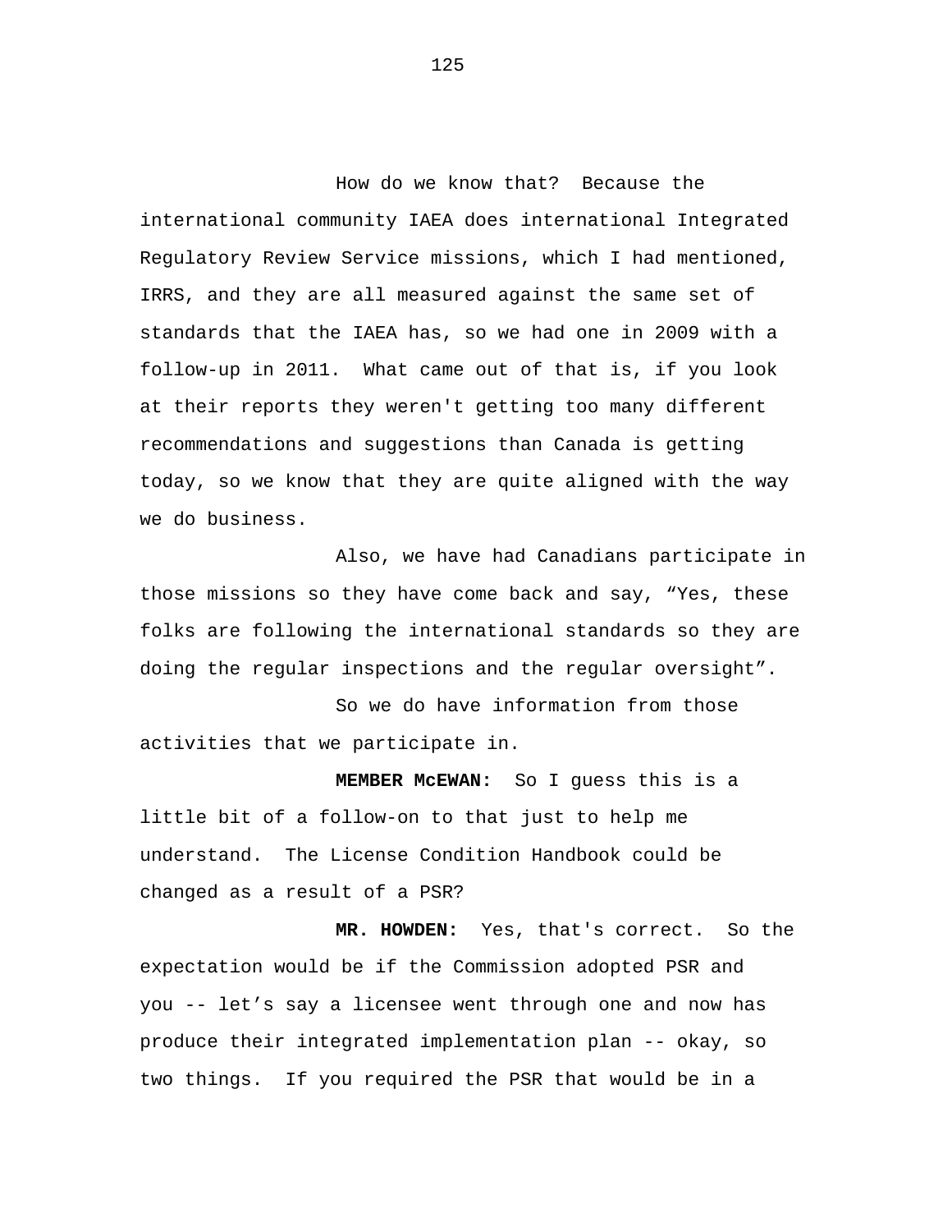How do we know that? Because the international community IAEA does international Integrated Regulatory Review Service missions, which I had mentioned, IRRS, and they are all measured against the same set of standards that the IAEA has, so we had one in 2009 with a follow-up in 2011. What came out of that is, if you look at their reports they weren't getting too many different recommendations and suggestions than Canada is getting today, so we know that they are quite aligned with the way we do business.

Also, we have had Canadians participate in those missions so they have come back and say, “Yes, these folks are following the international standards so they are doing the regular inspections and the regular oversight”.

So we do have information from those activities that we participate in.

**MEMBER McEWAN:** So I guess this is a little bit of a follow-on to that just to help me understand. The License Condition Handbook could be changed as a result of a PSR?

**MR. HOWDEN:** Yes, that's correct. So the expectation would be if the Commission adopted PSR and you -- let’s say a licensee went through one and now has produce their integrated implementation plan -- okay, so two things. If you required the PSR that would be in a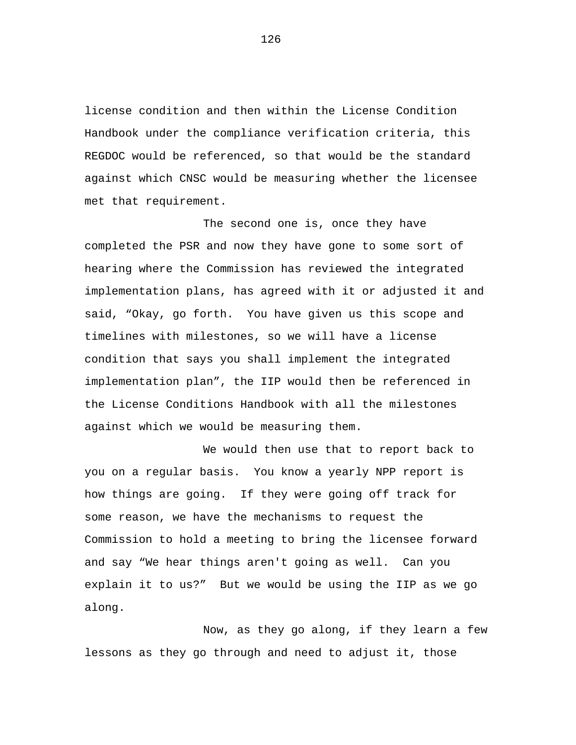license condition and then within the License Condition Handbook under the compliance verification criteria, this REGDOC would be referenced, so that would be the standard against which CNSC would be measuring whether the licensee met that requirement.

The second one is, once they have completed the PSR and now they have gone to some sort of hearing where the Commission has reviewed the integrated implementation plans, has agreed with it or adjusted it and said, “Okay, go forth. You have given us this scope and timelines with milestones, so we will have a license condition that says you shall implement the integrated implementation plan”, the IIP would then be referenced in the License Conditions Handbook with all the milestones against which we would be measuring them.

We would then use that to report back to you on a regular basis. You know a yearly NPP report is how things are going. If they were going off track for some reason, we have the mechanisms to request the Commission to hold a meeting to bring the licensee forward and say “We hear things aren't going as well. Can you explain it to us?” But we would be using the IIP as we go along.

Now, as they go along, if they learn a few lessons as they go through and need to adjust it, those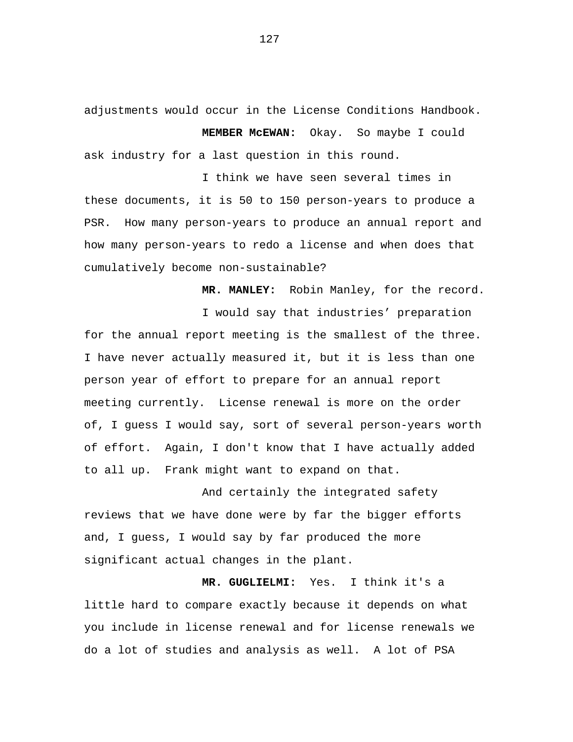adjustments would occur in the License Conditions Handbook.

**MEMBER McEWAN:** Okay. So maybe I could ask industry for a last question in this round.

I think we have seen several times in these documents, it is 50 to 150 person-years to produce a PSR. How many person-years to produce an annual report and how many person-years to redo a license and when does that cumulatively become non-sustainable?

**MR. MANLEY:** Robin Manley, for the record.

I would say that industries' preparation for the annual report meeting is the smallest of the three. I have never actually measured it, but it is less than one person year of effort to prepare for an annual report meeting currently. License renewal is more on the order of, I guess I would say, sort of several person-years worth of effort. Again, I don't know that I have actually added to all up. Frank might want to expand on that.

And certainly the integrated safety reviews that we have done were by far the bigger efforts and, I guess, I would say by far produced the more significant actual changes in the plant.

**MR. GUGLIELMI:** Yes. I think it's a little hard to compare exactly because it depends on what you include in license renewal and for license renewals we do a lot of studies and analysis as well. A lot of PSA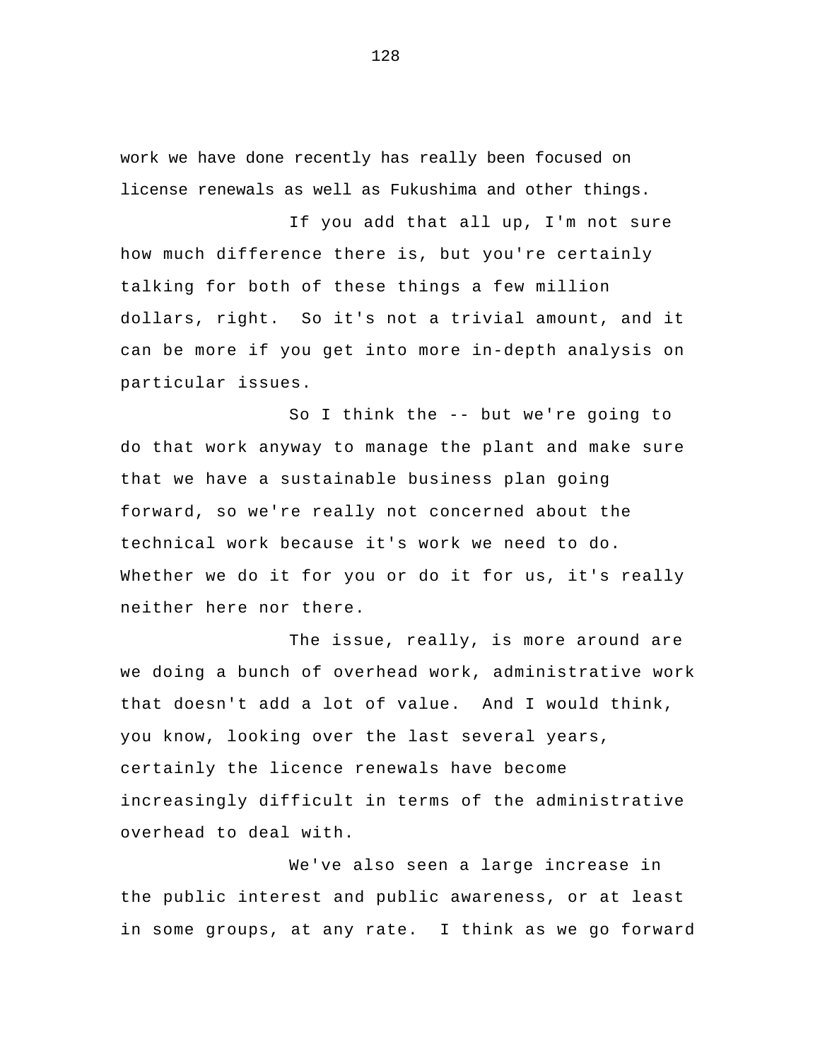work we have done recently has really been focused on license renewals as well as Fukushima and other things.

If you add that all up, I'm not sure how much difference there is, but you're certainly talking for both of these things a few million dollars, right. So it's not a trivial amount, and it can be more if you get into more in-depth analysis on particular issues.

So I think the -- but we're going to do that work anyway to manage the plant and make sure that we have a sustainable business plan going forward, so we're really not concerned about the technical work because it's work we need to do. Whether we do it for you or do it for us, it's really neither here nor there.

The issue, really, is more around are we doing a bunch of overhead work, administrative work that doesn't add a lot of value. And I would think, you know, looking over the last several years, certainly the licence renewals have become increasingly difficult in terms of the administrative overhead to deal with.

We've also seen a large increase in the public interest and public awareness, or at least in some groups, at any rate. I think as we go forward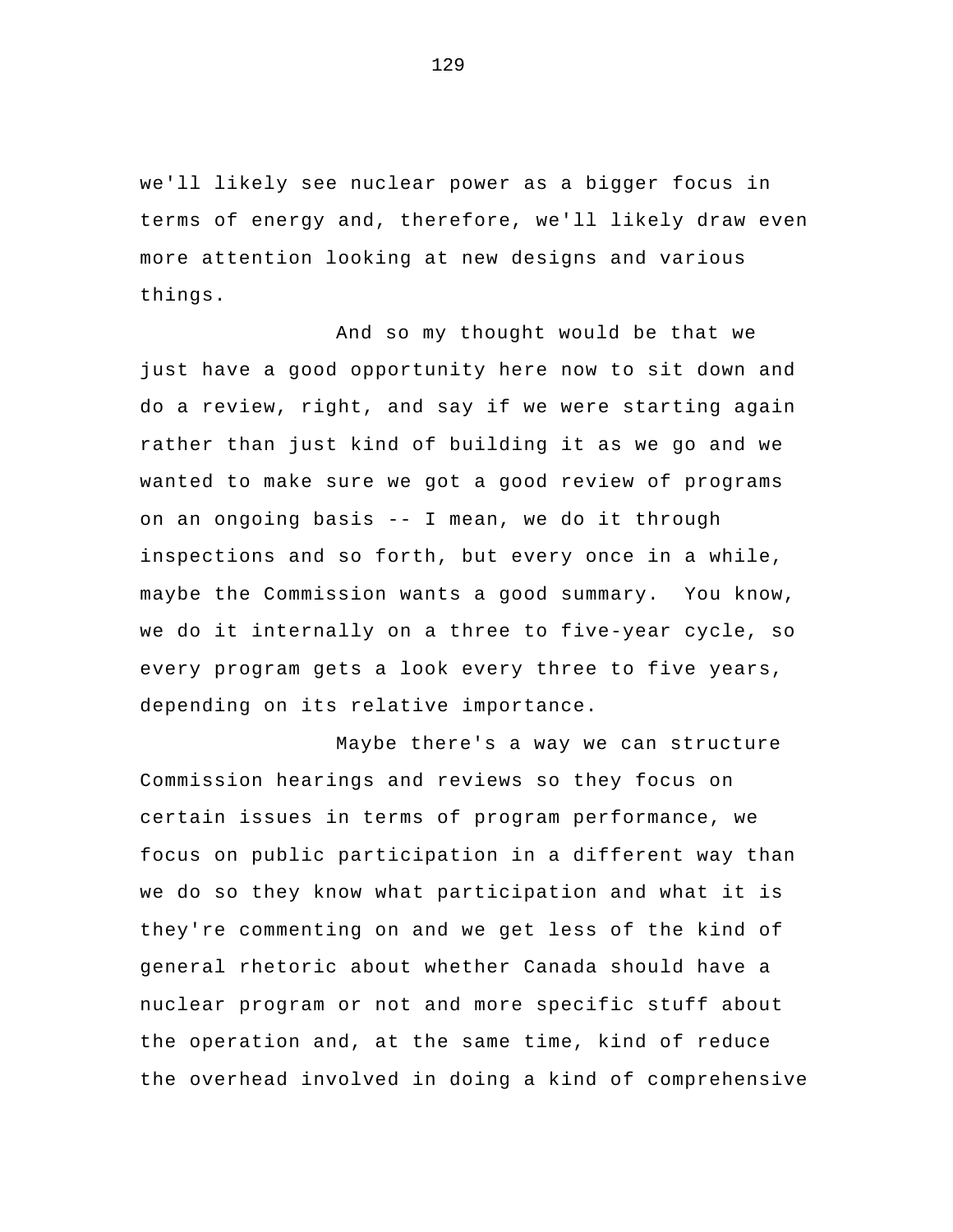we'll likely see nuclear power as a bigger focus in terms of energy and, therefore, we'll likely draw even more attention looking at new designs and various things.

And so my thought would be that we just have a good opportunity here now to sit down and do a review, right, and say if we were starting again rather than just kind of building it as we go and we wanted to make sure we got a good review of programs on an ongoing basis -- I mean, we do it through inspections and so forth, but every once in a while, maybe the Commission wants a good summary. You know, we do it internally on a three to five-year cycle, so every program gets a look every three to five years, depending on its relative importance.

Maybe there's a way we can structure Commission hearings and reviews so they focus on certain issues in terms of program performance, we focus on public participation in a different way than we do so they know what participation and what it is they're commenting on and we get less of the kind of general rhetoric about whether Canada should have a nuclear program or not and more specific stuff about the operation and, at the same time, kind of reduce the overhead involved in doing a kind of comprehensive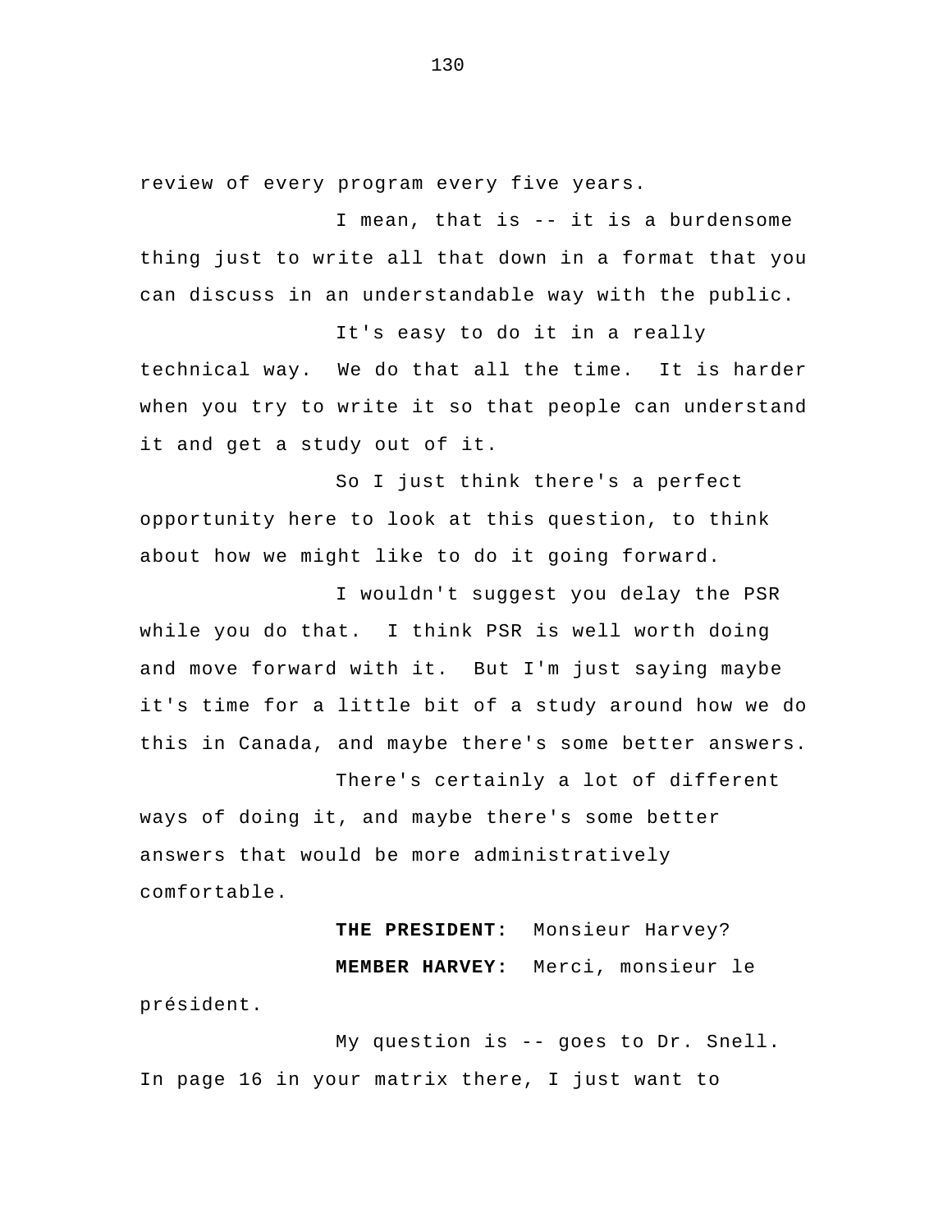review of every program every five years.

I mean, that is -- it is a burdensome thing just to write all that down in a format that you can discuss in an understandable way with the public.

It's easy to do it in a really technical way. We do that all the time. It is harder when you try to write it so that people can understand it and get a study out of it.

So I just think there's a perfect opportunity here to look at this question, to think about how we might like to do it going forward.

I wouldn't suggest you delay the PSR while you do that. I think PSR is well worth doing and move forward with it. But I'm just saying maybe it's time for a little bit of a study around how we do this in Canada, and maybe there's some better answers.

There's certainly a lot of different ways of doing it, and maybe there's some better answers that would be more administratively comfortable.

**THE PRESIDENT:** Monsieur Harvey?

**MEMBER HARVEY:** Merci, monsieur le président.

My question is -- goes to Dr. Snell. In page 16 in your matrix there, I just want to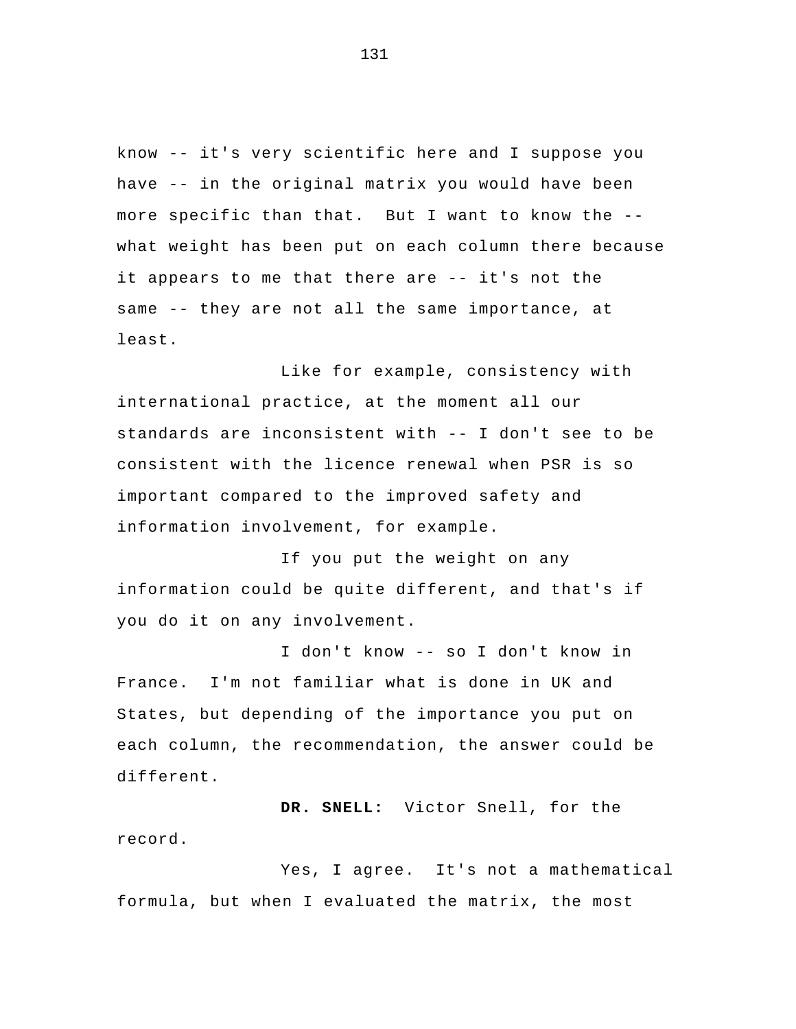know -- it's very scientific here and I suppose you have -- in the original matrix you would have been more specific than that. But I want to know the -- what weight has been put on each column there because it appears to me that there are -- it's not the same -- they are not all the same importance, at least.

Like for example, consistency with international practice, at the moment all our standards are inconsistent with -- I don't see to be consistent with the licence renewal when PSR is so important compared to the improved safety and information involvement, for example.

If you put the weight on any information could be quite different, and that's if you do it on any involvement.

I don't know -- so I don't know in France. I'm not familiar what is done in UK and States, but depending of the importance you put on each column, the recommendation, the answer could be different.

**DR. SNELL:** Victor Snell, for the record.

Yes, I agree. It's not a mathematical formula, but when I evaluated the matrix, the most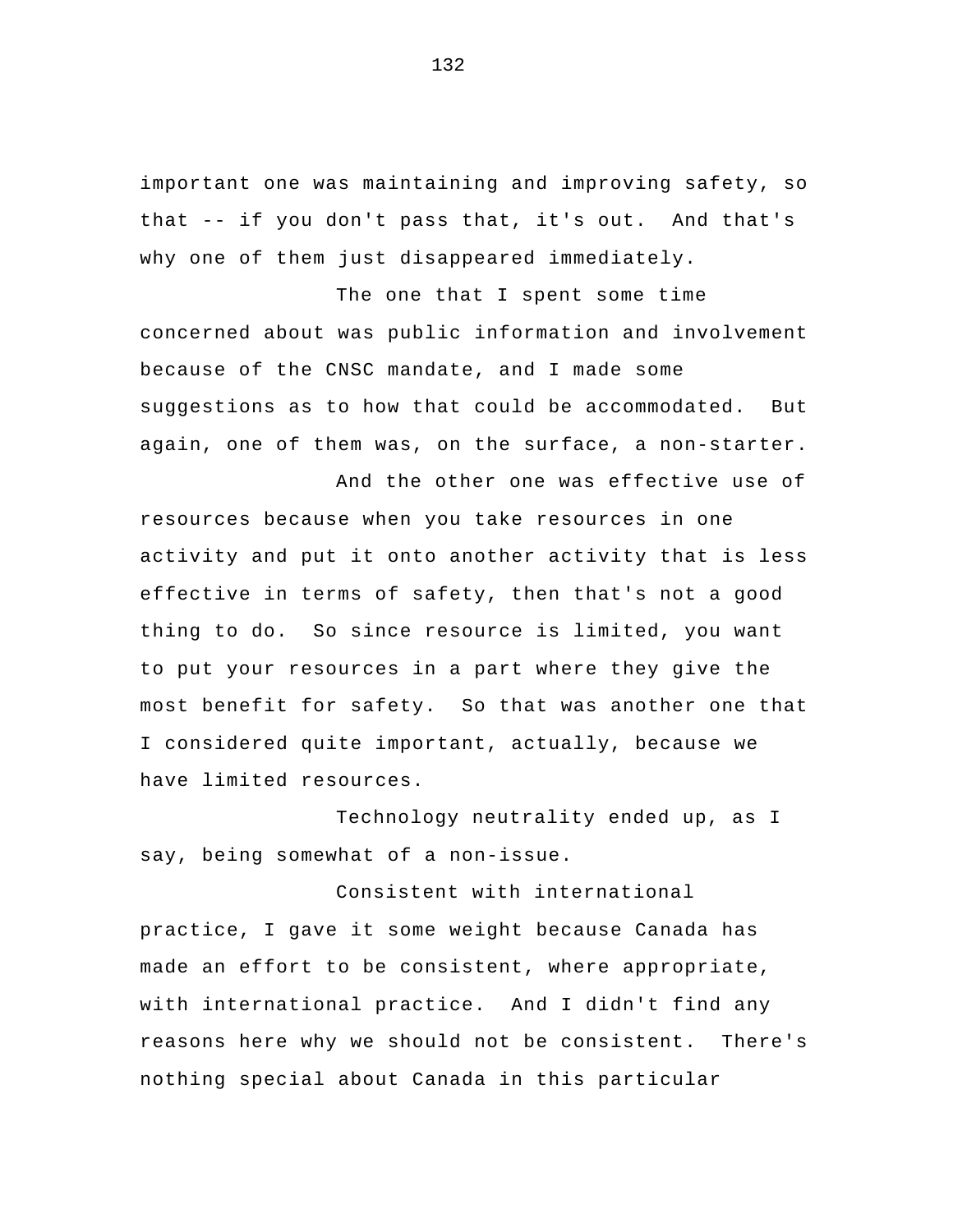important one was maintaining and improving safety, so that -- if you don't pass that, it's out. And that's why one of them just disappeared immediately.

The one that I spent some time concerned about was public information and involvement because of the CNSC mandate, and I made some suggestions as to how that could be accommodated. But again, one of them was, on the surface, a non-starter.

And the other one was effective use of resources because when you take resources in one activity and put it onto another activity that is less effective in terms of safety, then that's not a good thing to do. So since resource is limited, you want to put your resources in a part where they give the most benefit for safety. So that was another one that I considered quite important, actually, because we have limited resources.

Technology neutrality ended up, as I say, being somewhat of a non-issue.

Consistent with international practice, I gave it some weight because Canada has made an effort to be consistent, where appropriate, with international practice. And I didn't find any reasons here why we should not be consistent. There's nothing special about Canada in this particular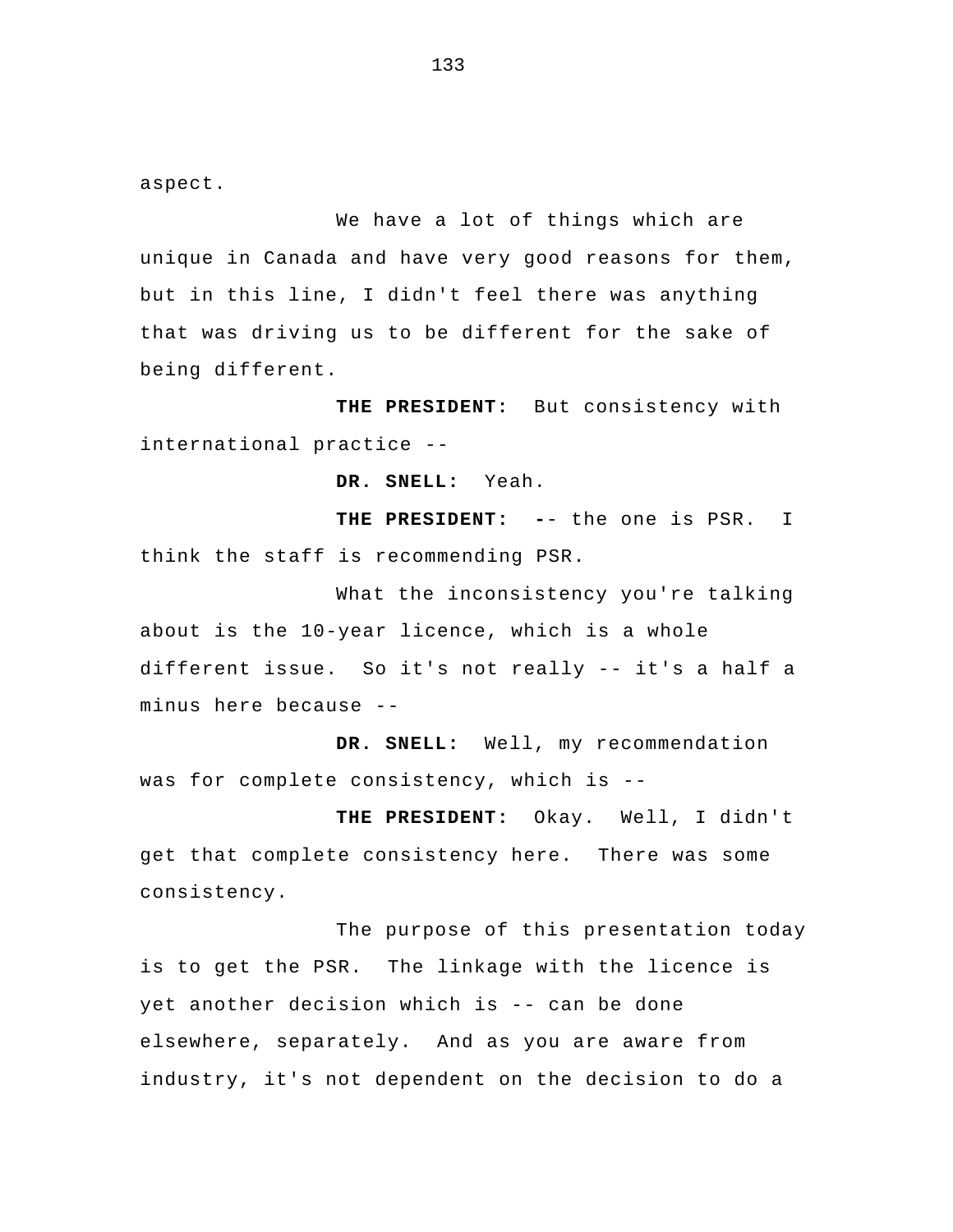aspect.

We have a lot of things which are unique in Canada and have very good reasons for them, but in this line, I didn't feel there was anything that was driving us to be different for the sake of being different.

**THE PRESIDENT:** But consistency with international practice --

**DR. SNELL:** Yeah.

**THE PRESIDENT:** -- the one is PSR. I think the staff is recommending PSR.

What the inconsistency you're talking about is the 10-year licence, which is a whole different issue. So it's not really -- it's a half a minus here because --

**DR. SNELL:** Well, my recommendation was for complete consistency, which is --

**THE PRESIDENT:** Okay. Well, I didn't get that complete consistency here. There was some consistency.

The purpose of this presentation today is to get the PSR. The linkage with the licence is yet another decision which is -- can be done elsewhere, separately. And as you are aware from industry, it's not dependent on the decision to do a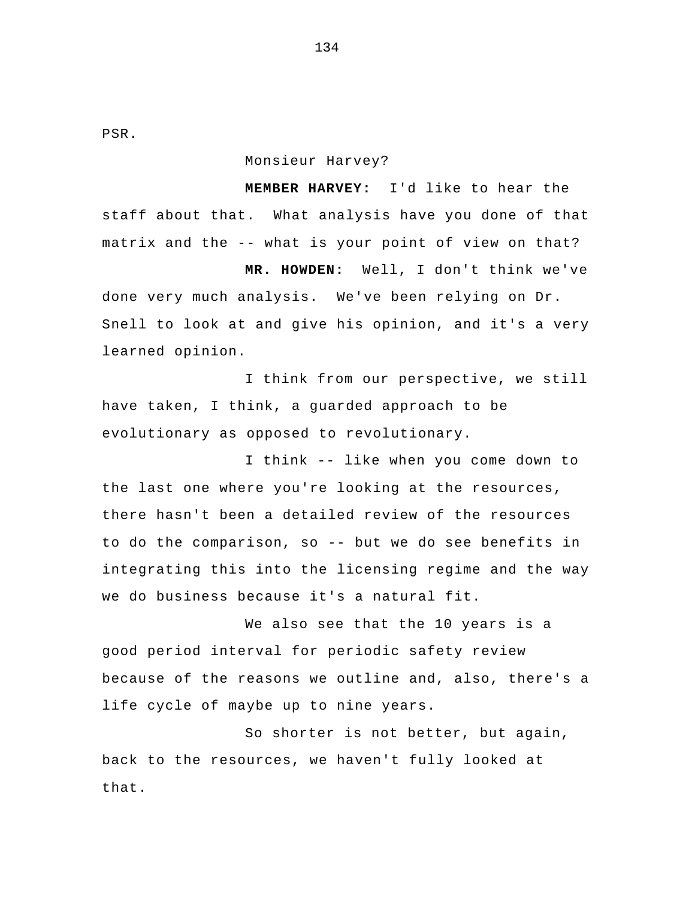PSR.

Monsieur Harvey?

**MEMBER HARVEY:** I'd like to hear the staff about that. What analysis have you done of that matrix and the -- what is your point of view on that?

**MR. HOWDEN:** Well, I don't think we've done very much analysis. We've been relying on Dr. Snell to look at and give his opinion, and it's a very learned opinion.

I think from our perspective, we still have taken, I think, a guarded approach to be evolutionary as opposed to revolutionary.

I think -- like when you come down to the last one where you're looking at the resources, there hasn't been a detailed review of the resources to do the comparison, so -- but we do see benefits in integrating this into the licensing regime and the way we do business because it's a natural fit.

We also see that the 10 years is a good period interval for periodic safety review because of the reasons we outline and, also, there's a life cycle of maybe up to nine years.

So shorter is not better, but again, back to the resources, we haven't fully looked at that.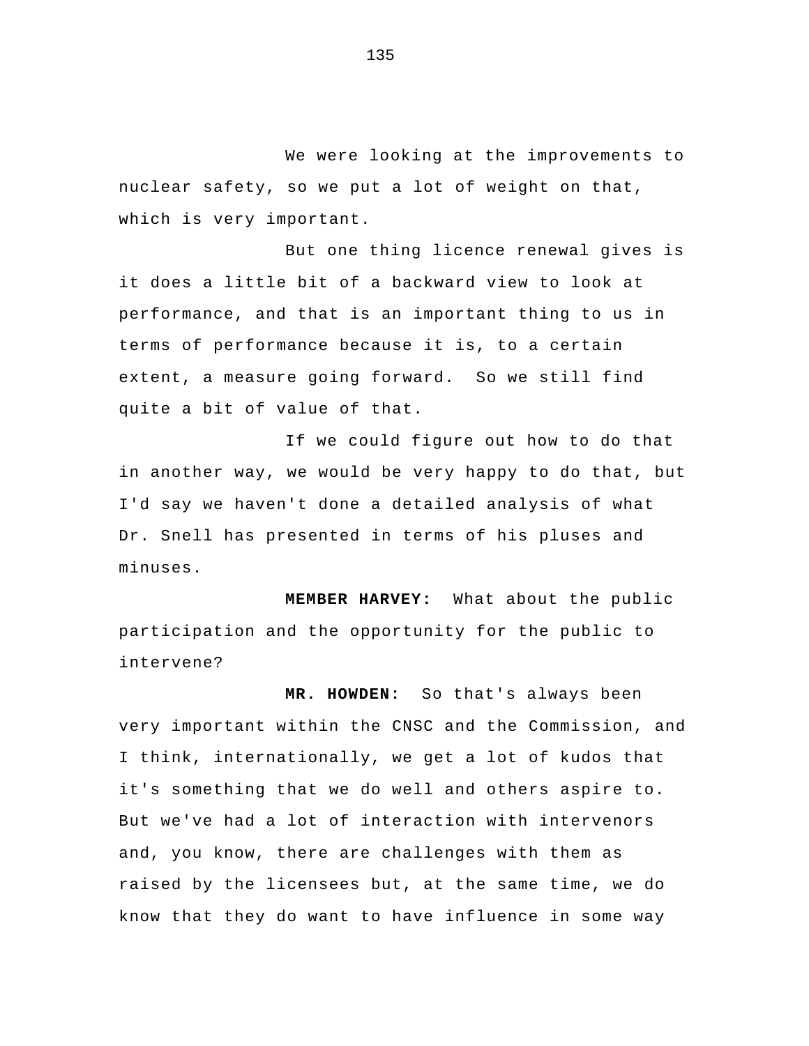We were looking at the improvements to nuclear safety, so we put a lot of weight on that, which is very important.

But one thing licence renewal gives is it does a little bit of a backward view to look at performance, and that is an important thing to us in terms of performance because it is, to a certain extent, a measure going forward.  So we still find quite a bit of value of that.

If we could figure out how to do that in another way, we would be very happy to do that, but I'd say we haven't done a detailed analysis of what Dr. Snell has presented in terms of his pluses and minuses.

**MEMBER HARVEY:**  What about the public participation and the opportunity for the public to intervene?

**MR. HOWDEN:**  So that's always been very important within the CNSC and the Commission, and I think, internationally, we get a lot of kudos that it's something that we do well and others aspire to. But we've had a lot of interaction with intervenors and, you know, there are challenges with them as raised by the licensees but, at the same time, we do know that they do want to have influence in some way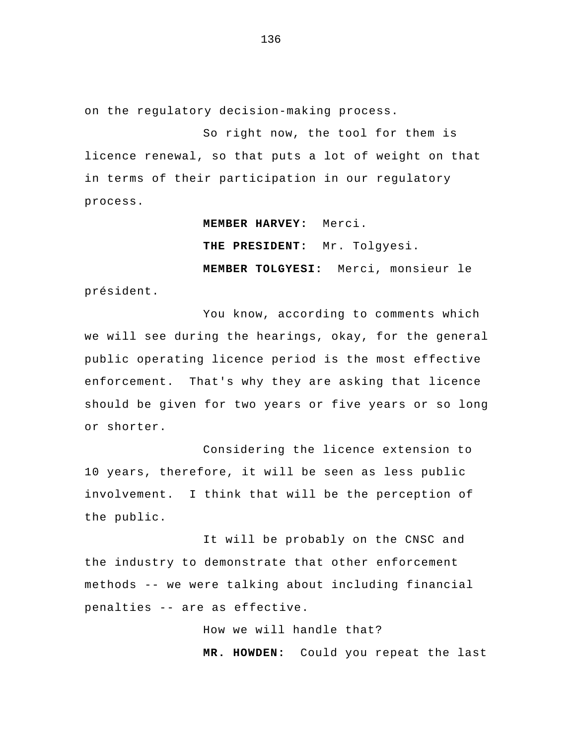on the regulatory decision-making process.

So right now, the tool for them is licence renewal, so that puts a lot of weight on that in terms of their participation in our regulatory process.

**MEMBER HARVEY:** Merci.

**THE PRESIDENT:** Mr. Tolgyesi.

**MEMBER TOLGYESI:** Merci, monsieur le président.

You know, according to comments which we will see during the hearings, okay, for the general public operating licence period is the most effective enforcement. That's why they are asking that licence should be given for two years or five years or so long or shorter.

Considering the licence extension to 10 years, therefore, it will be seen as less public involvement. I think that will be the perception of the public.

It will be probably on the CNSC and the industry to demonstrate that other enforcement methods -- we were talking about including financial penalties -- are as effective.

How we will handle that?

**MR. HOWDEN:** Could you repeat the last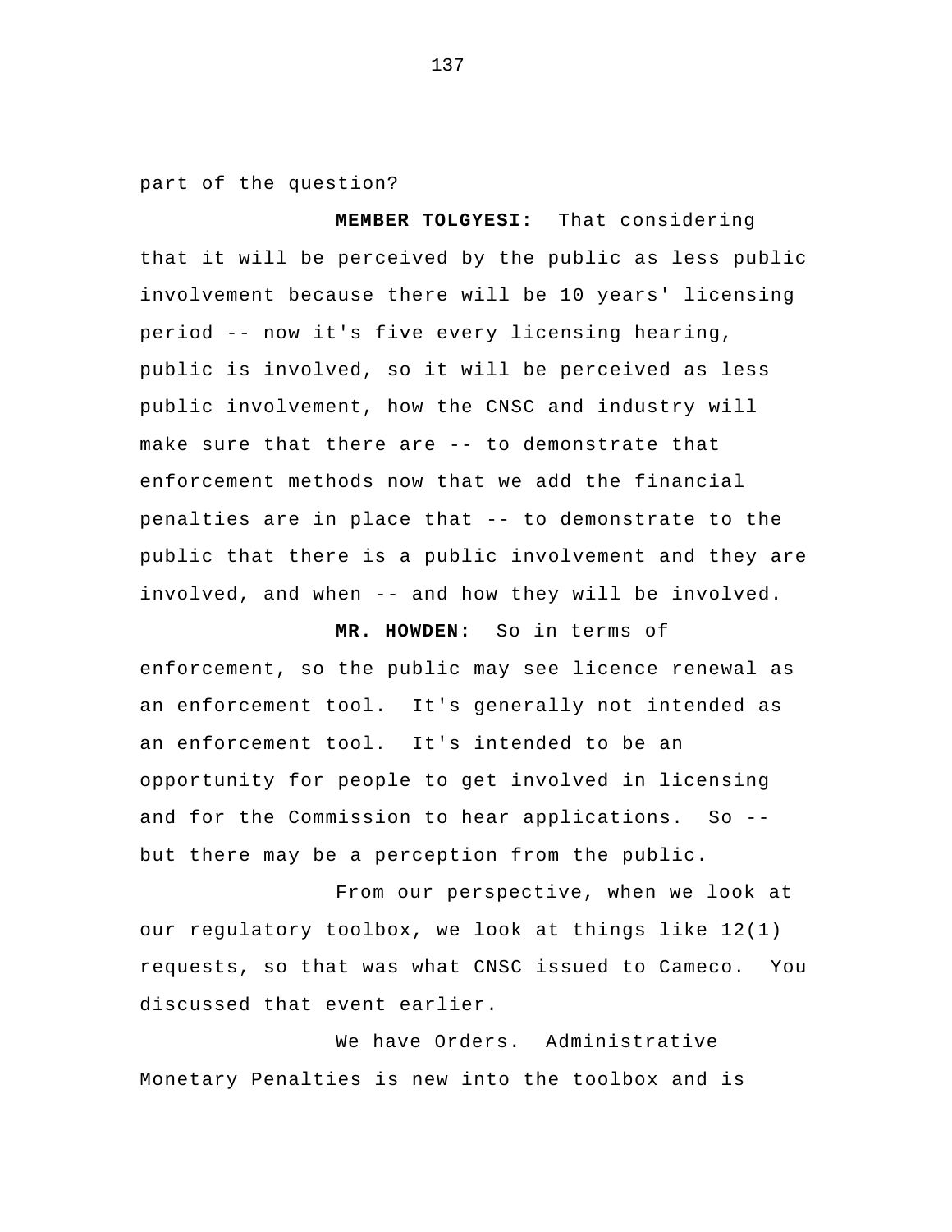part of the question?

**MEMBER TOLGYESI:** That considering that it will be perceived by the public as less public involvement because there will be 10 years' licensing period -- now it's five every licensing hearing, public is involved, so it will be perceived as less public involvement, how the CNSC and industry will make sure that there are -- to demonstrate that enforcement methods now that we add the financial penalties are in place that -- to demonstrate to the public that there is a public involvement and they are involved, and when -- and how they will be involved.

**MR. HOWDEN:** So in terms of enforcement, so the public may see licence renewal as an enforcement tool. It's generally not intended as an enforcement tool. It's intended to be an opportunity for people to get involved in licensing and for the Commission to hear applications. So -- but there may be a perception from the public.

From our perspective, when we look at our regulatory toolbox, we look at things like 12(1) requests, so that was what CNSC issued to Cameco. You discussed that event earlier.

We have Orders. Administrative Monetary Penalties is new into the toolbox and is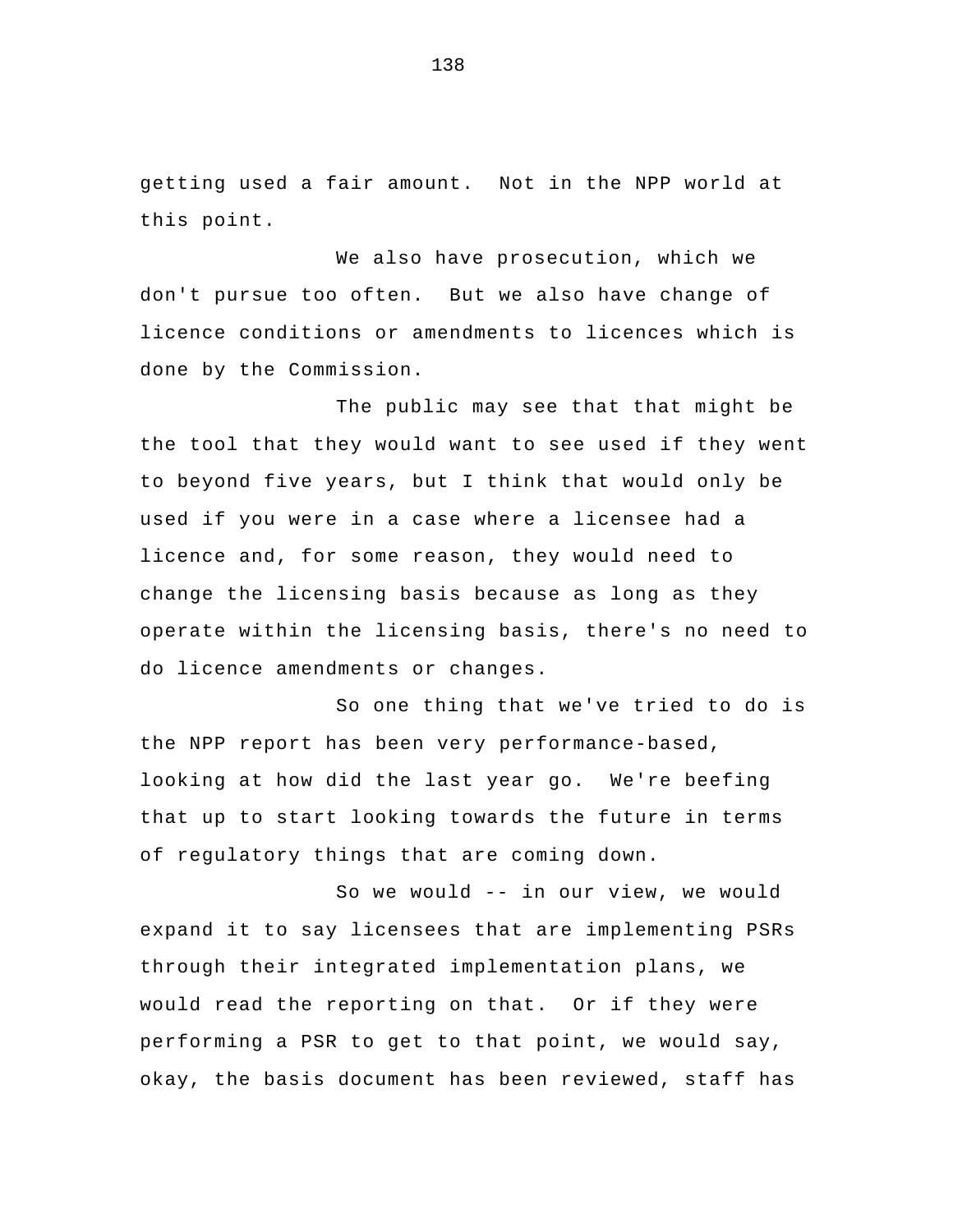getting used a fair amount. Not in the NPP world at this point.

We also have prosecution, which we don't pursue too often. But we also have change of licence conditions or amendments to licences which is done by the Commission.

The public may see that that might be the tool that they would want to see used if they went to beyond five years, but I think that would only be used if you were in a case where a licensee had a licence and, for some reason, they would need to change the licensing basis because as long as they operate within the licensing basis, there's no need to do licence amendments or changes.

So one thing that we've tried to do is the NPP report has been very performance-based, looking at how did the last year go. We're beefing that up to start looking towards the future in terms of regulatory things that are coming down.

So we would -- in our view, we would expand it to say licensees that are implementing PSRs through their integrated implementation plans, we would read the reporting on that. Or if they were performing a PSR to get to that point, we would say, okay, the basis document has been reviewed, staff has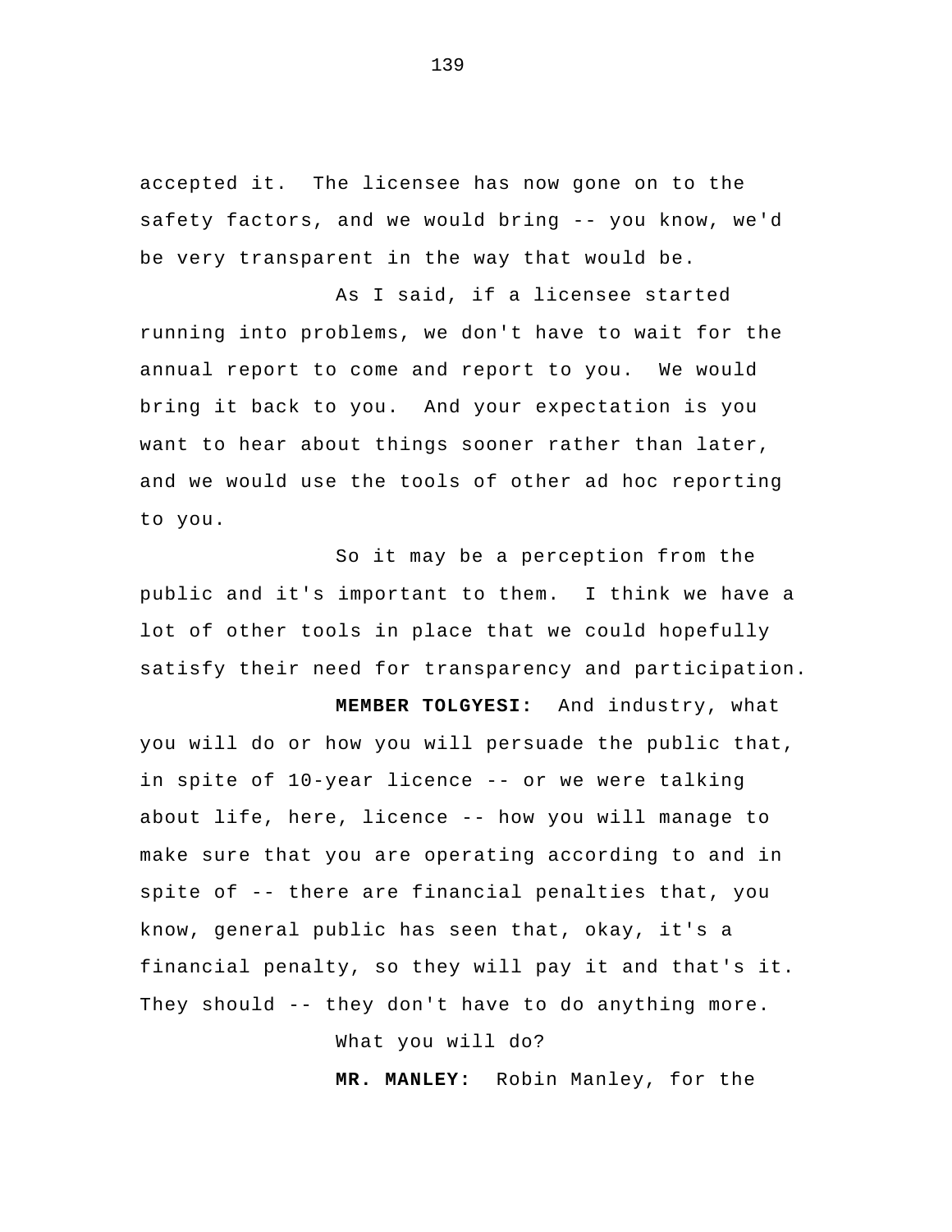accepted it. The licensee has now gone on to the safety factors, and we would bring -- you know, we'd be very transparent in the way that would be.

As I said, if a licensee started running into problems, we don't have to wait for the annual report to come and report to you. We would bring it back to you. And your expectation is you want to hear about things sooner rather than later, and we would use the tools of other ad hoc reporting to you.

So it may be a perception from the public and it's important to them. I think we have a lot of other tools in place that we could hopefully satisfy their need for transparency and participation.

**MEMBER TOLGYESI:** And industry, what you will do or how you will persuade the public that, in spite of 10-year licence -- or we were talking about life, here, licence -- how you will manage to make sure that you are operating according to and in spite of -- there are financial penalties that, you know, general public has seen that, okay, it's a financial penalty, so they will pay it and that's it. They should -- they don't have to do anything more.

What you will do?

**MR. MANLEY:** Robin Manley, for the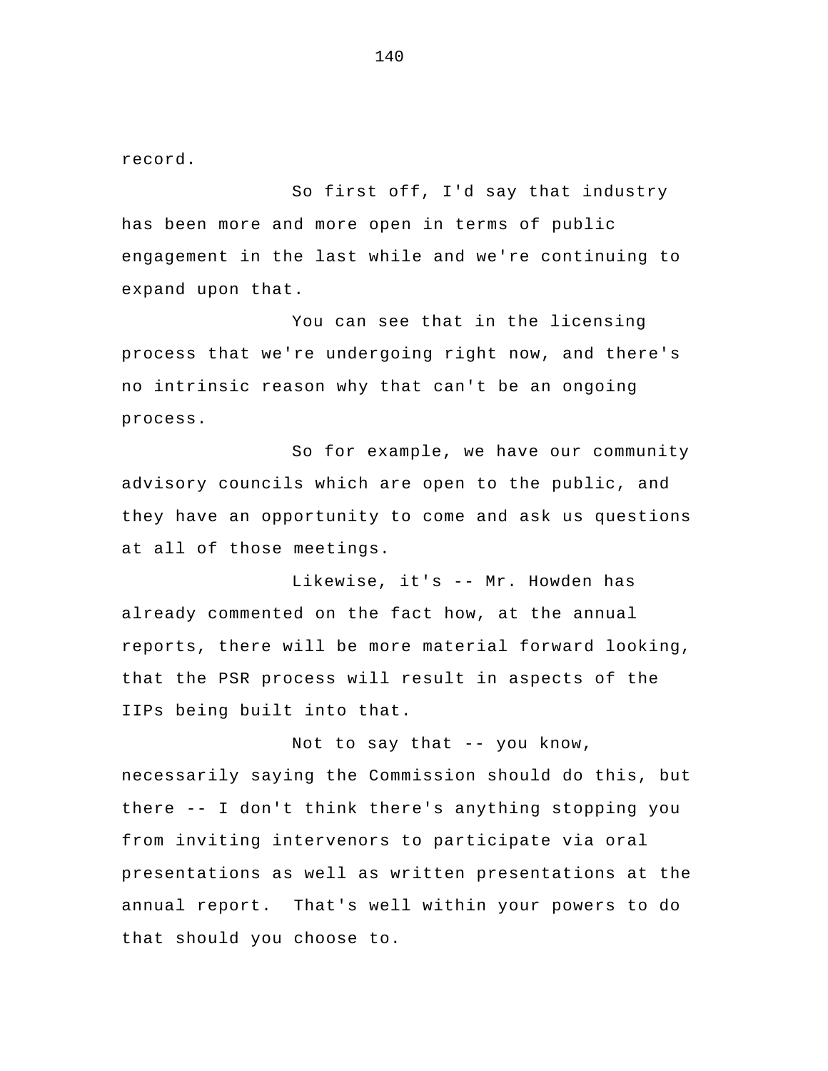record.

So first off, I'd say that industry has been more and more open in terms of public engagement in the last while and we're continuing to expand upon that.

You can see that in the licensing process that we're undergoing right now, and there's no intrinsic reason why that can't be an ongoing process.

So for example, we have our community advisory councils which are open to the public, and they have an opportunity to come and ask us questions at all of those meetings.

Likewise, it's -- Mr. Howden has already commented on the fact how, at the annual reports, there will be more material forward looking, that the PSR process will result in aspects of the IIPs being built into that.

Not to say that -- you know, necessarily saying the Commission should do this, but there -- I don't think there's anything stopping you from inviting intervenors to participate via oral presentations as well as written presentations at the annual report. That's well within your powers to do that should you choose to.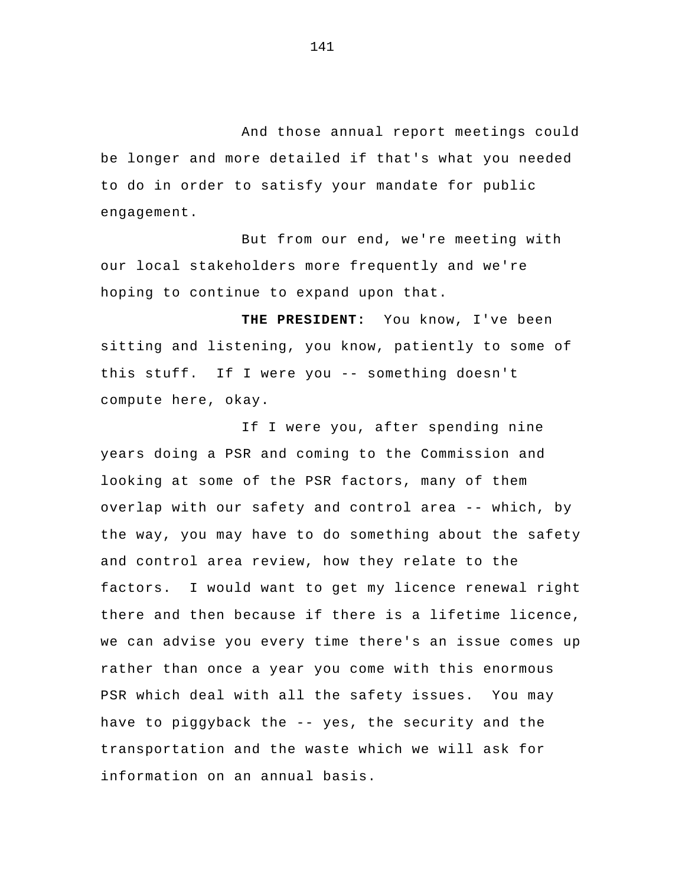And those annual report meetings could be longer and more detailed if that's what you needed to do in order to satisfy your mandate for public engagement.

But from our end, we're meeting with our local stakeholders more frequently and we're hoping to continue to expand upon that.

**THE PRESIDENT:** You know, I've been sitting and listening, you know, patiently to some of this stuff. If I were you -- something doesn't compute here, okay.

If I were you, after spending nine years doing a PSR and coming to the Commission and looking at some of the PSR factors, many of them overlap with our safety and control area -- which, by the way, you may have to do something about the safety and control area review, how they relate to the factors. I would want to get my licence renewal right there and then because if there is a lifetime licence, we can advise you every time there's an issue comes up rather than once a year you come with this enormous PSR which deal with all the safety issues. You may have to piggyback the -- yes, the security and the transportation and the waste which we will ask for information on an annual basis.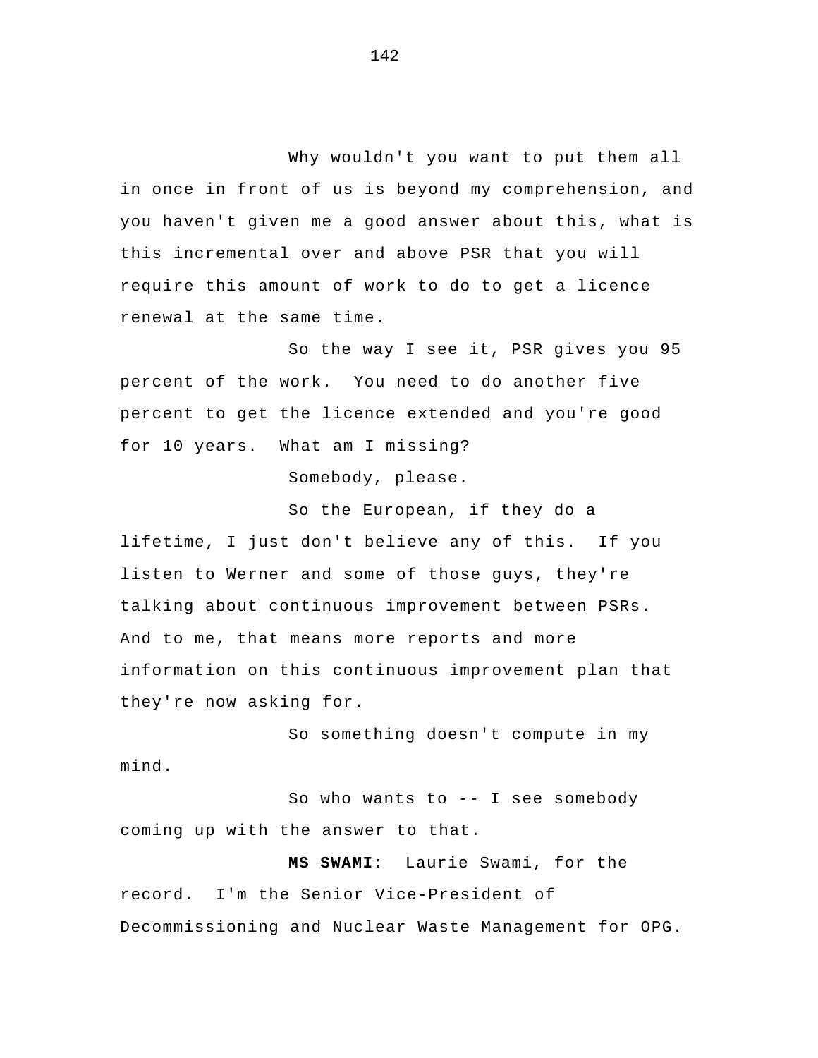Why wouldn't you want to put them all in once in front of us is beyond my comprehension, and you haven't given me a good answer about this, what is this incremental over and above PSR that you will require this amount of work to do to get a licence renewal at the same time.

So the way I see it, PSR gives you 95 percent of the work. You need to do another five percent to get the licence extended and you're good for 10 years. What am I missing?

Somebody, please.

So the European, if they do a lifetime, I just don't believe any of this. If you listen to Werner and some of those guys, they're talking about continuous improvement between PSRs. And to me, that means more reports and more information on this continuous improvement plan that they're now asking for.

So something doesn't compute in my mind.

So who wants to -- I see somebody coming up with the answer to that.

**MS SWAMI:** Laurie Swami, for the record. I'm the Senior Vice-President of Decommissioning and Nuclear Waste Management for OPG.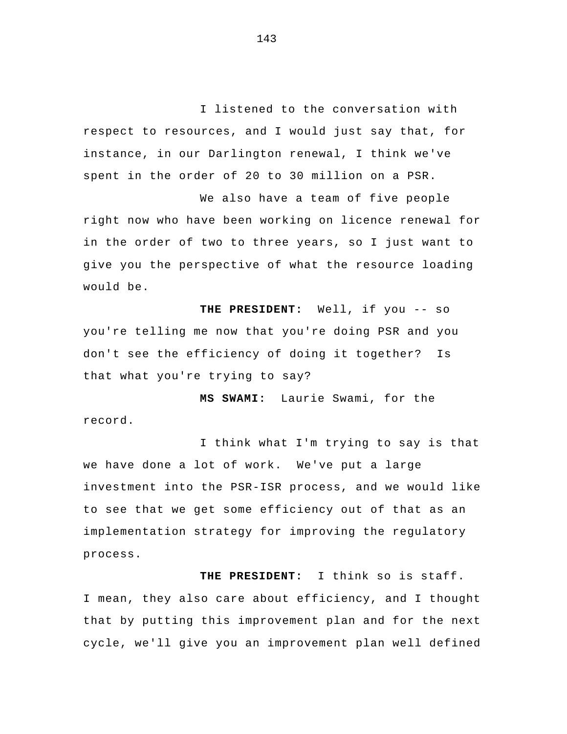I listened to the conversation with respect to resources, and I would just say that, for instance, in our Darlington renewal, I think we've spent in the order of 20 to 30 million on a PSR.

We also have a team of five people right now who have been working on licence renewal for in the order of two to three years, so I just want to give you the perspective of what the resource loading would be.

**THE PRESIDENT:** Well, if you -- so you're telling me now that you're doing PSR and you don't see the efficiency of doing it together? Is that what you're trying to say?

**MS SWAMI:** Laurie Swami, for the record.

I think what I'm trying to say is that we have done a lot of work. We've put a large investment into the PSR-ISR process, and we would like to see that we get some efficiency out of that as an implementation strategy for improving the regulatory process.

**THE PRESIDENT:** I think so is staff. I mean, they also care about efficiency, and I thought that by putting this improvement plan and for the next cycle, we'll give you an improvement plan well defined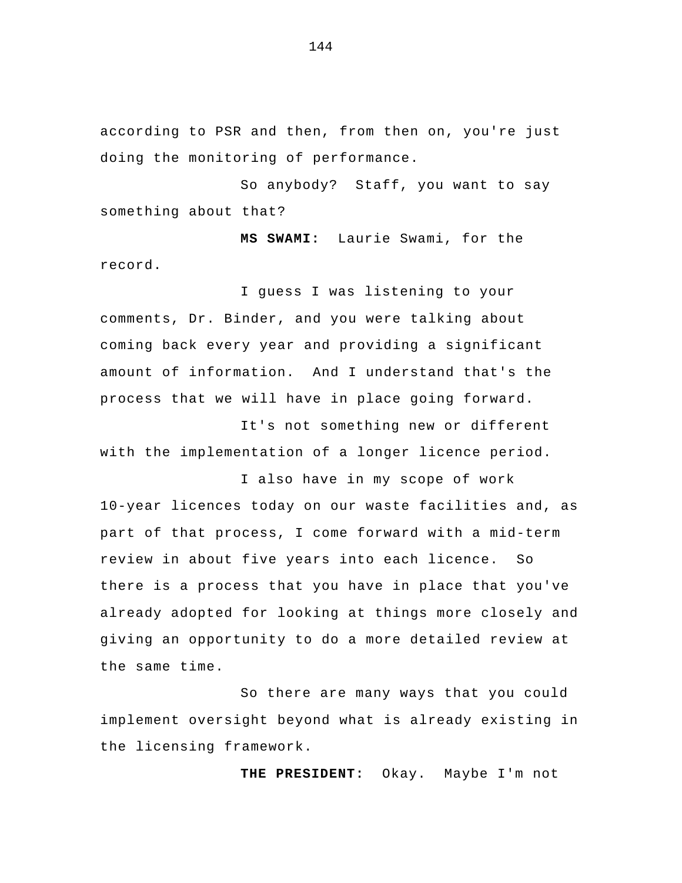according to PSR and then, from then on, you're just doing the monitoring of performance.

So anybody? Staff, you want to say something about that?

**MS SWAMI:** Laurie Swami, for the record.

I guess I was listening to your comments, Dr. Binder, and you were talking about coming back every year and providing a significant amount of information. And I understand that's the process that we will have in place going forward.

It's not something new or different with the implementation of a longer licence period.

I also have in my scope of work 10-year licences today on our waste facilities and, as part of that process, I come forward with a mid-term review in about five years into each licence. So there is a process that you have in place that you've already adopted for looking at things more closely and giving an opportunity to do a more detailed review at the same time.

So there are many ways that you could implement oversight beyond what is already existing in the licensing framework.

**THE PRESIDENT:** Okay. Maybe I'm not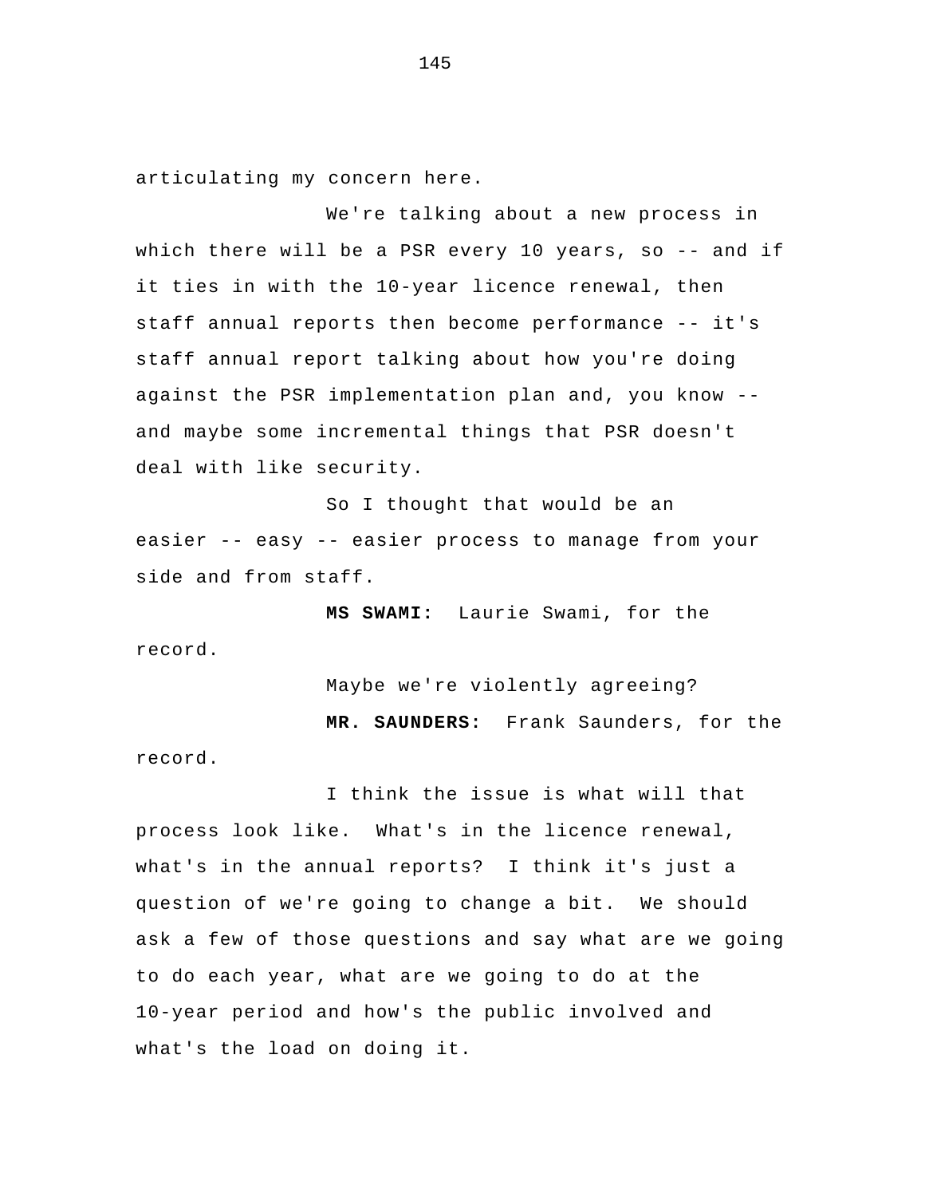articulating my concern here.

We're talking about a new process in which there will be a PSR every 10 years, so -- and if it ties in with the 10-year licence renewal, then staff annual reports then become performance -- it's staff annual report talking about how you're doing against the PSR implementation plan and, you know -- and maybe some incremental things that PSR doesn't deal with like security.

So I thought that would be an easier -- easy -- easier process to manage from your side and from staff.

**MS SWAMI:** Laurie Swami, for the record.

Maybe we're violently agreeing?

**MR. SAUNDERS:** Frank Saunders, for the record.

I think the issue is what will that process look like. What's in the licence renewal, what's in the annual reports? I think it's just a question of we're going to change a bit. We should ask a few of those questions and say what are we going to do each year, what are we going to do at the 10-year period and how's the public involved and what's the load on doing it.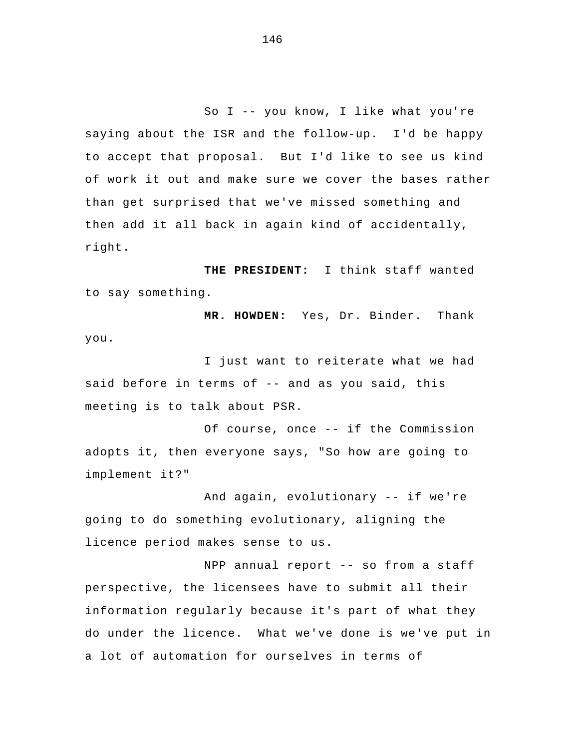So I -- you know, I like what you're saying about the ISR and the follow-up. I'd be happy to accept that proposal. But I'd like to see us kind of work it out and make sure we cover the bases rather than get surprised that we've missed something and then add it all back in again kind of accidentally, right.

**THE PRESIDENT:** I think staff wanted to say something.

**MR. HOWDEN:** Yes, Dr. Binder. Thank you.

I just want to reiterate what we had said before in terms of -- and as you said, this meeting is to talk about PSR.

Of course, once -- if the Commission adopts it, then everyone says, "So how are going to implement it?"

And again, evolutionary -- if we're going to do something evolutionary, aligning the licence period makes sense to us.

NPP annual report -- so from a staff perspective, the licensees have to submit all their information regularly because it's part of what they do under the licence. What we've done is we've put in a lot of automation for ourselves in terms of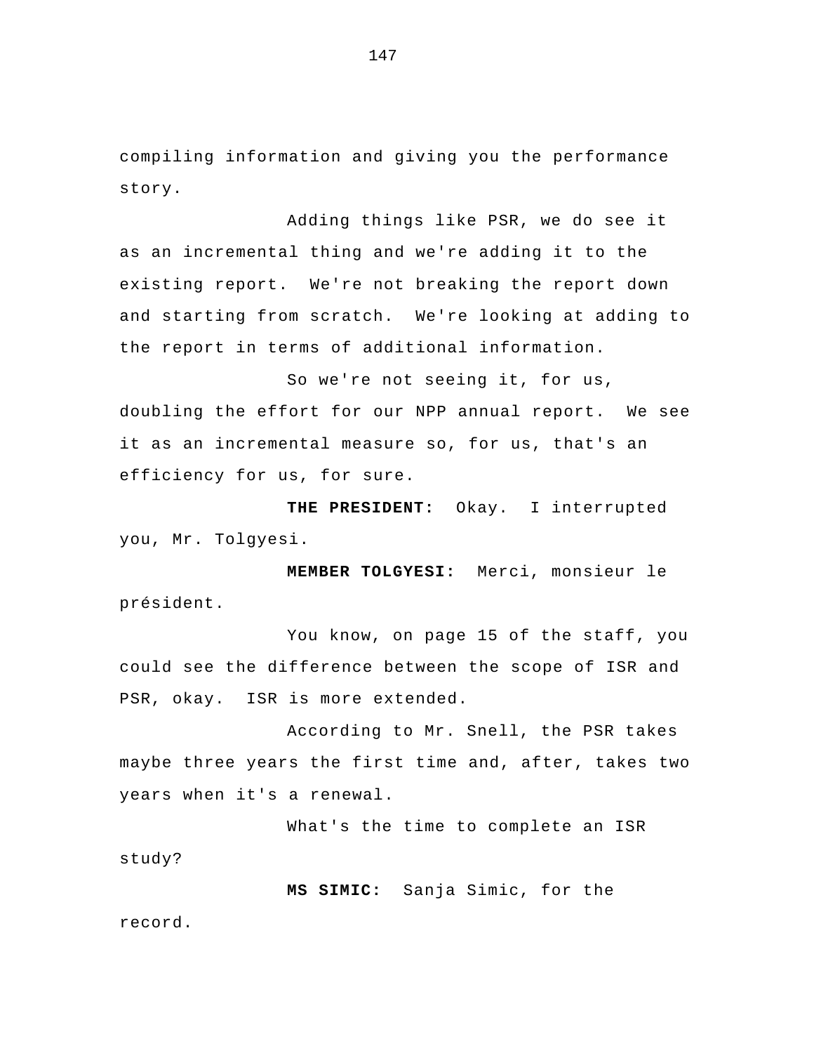compiling information and giving you the performance story.

Adding things like PSR, we do see it as an incremental thing and we're adding it to the existing report.  We're not breaking the report down and starting from scratch.  We're looking at adding to the report in terms of additional information.

So we're not seeing it, for us, doubling the effort for our NPP annual report.  We see it as an incremental measure so, for us, that's an efficiency for us, for sure.

**THE PRESIDENT:**  Okay.  I interrupted you, Mr. Tolgyesi.

**MEMBER TOLGYESI:**  Merci, monsieur le président.

You know, on page 15 of the staff, you could see the difference between the scope of ISR and PSR, okay.  ISR is more extended.

According to Mr. Snell, the PSR takes maybe three years the first time and, after, takes two years when it's a renewal.

What's the time to complete an ISR study?

**MS SIMIC:**  Sanja Simic, for the record.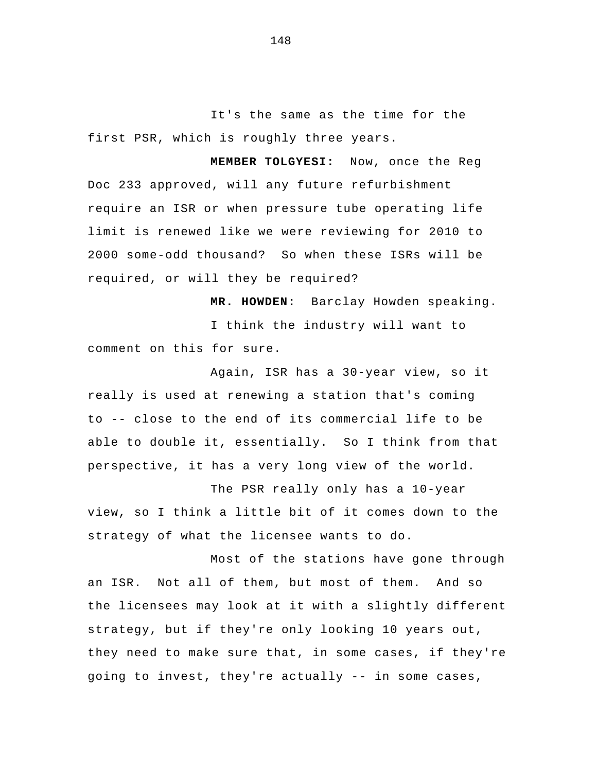It's the same as the time for the first PSR, which is roughly three years.

**MEMBER TOLGYESI:** Now, once the Reg Doc 233 approved, will any future refurbishment require an ISR or when pressure tube operating life limit is renewed like we were reviewing for 2010 to 2000 some-odd thousand? So when these ISRs will be required, or will they be required?

**MR. HOWDEN:** Barclay Howden speaking.

I think the industry will want to comment on this for sure.

Again, ISR has a 30-year view, so it really is used at renewing a station that's coming to -- close to the end of its commercial life to be able to double it, essentially. So I think from that perspective, it has a very long view of the world.

The PSR really only has a 10-year view, so I think a little bit of it comes down to the strategy of what the licensee wants to do.

Most of the stations have gone through an ISR. Not all of them, but most of them. And so the licensees may look at it with a slightly different strategy, but if they're only looking 10 years out, they need to make sure that, in some cases, if they're going to invest, they're actually -- in some cases,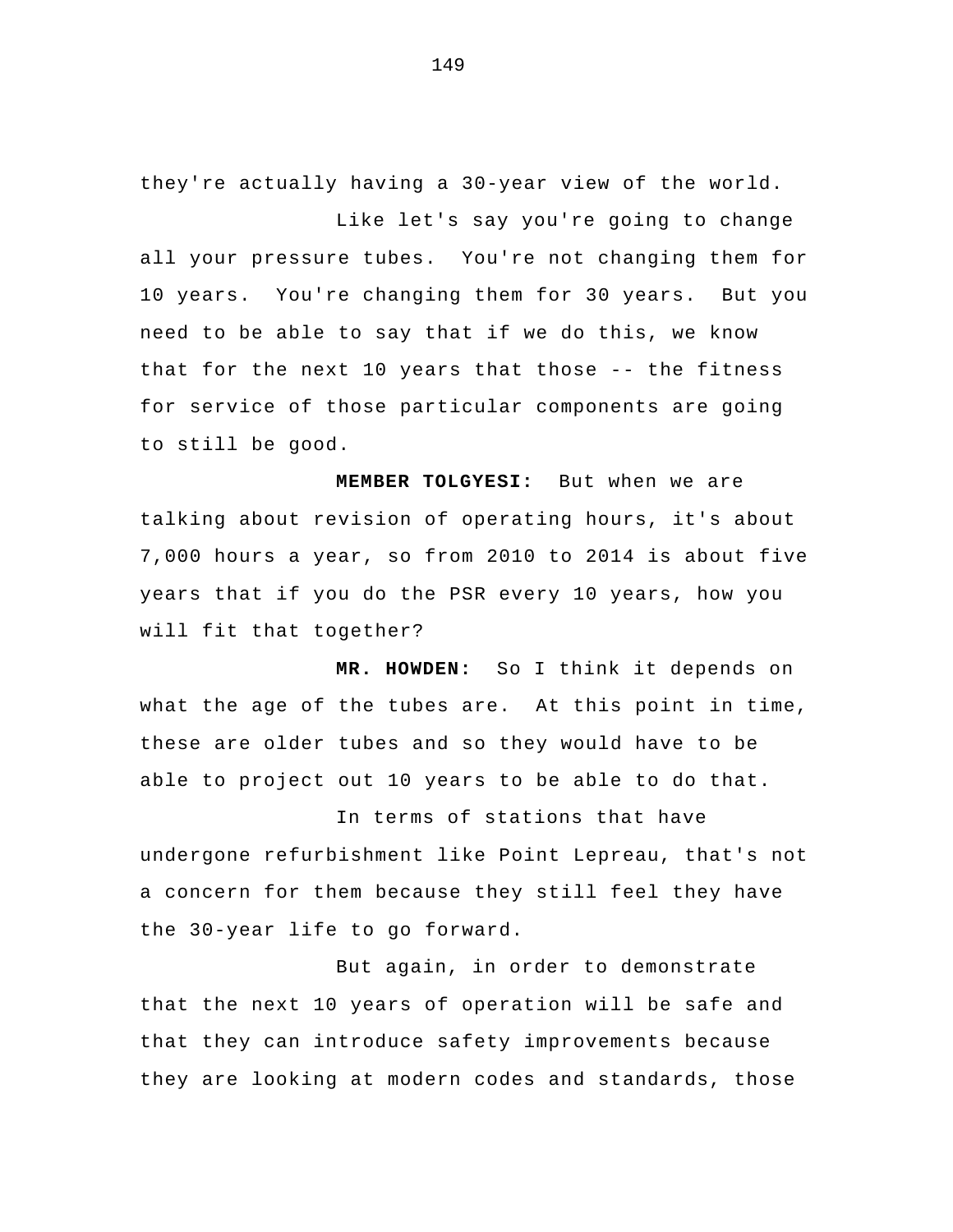they're actually having a 30-year view of the world.

Like let's say you're going to change all your pressure tubes. You're not changing them for 10 years. You're changing them for 30 years. But you need to be able to say that if we do this, we know that for the next 10 years that those -- the fitness for service of those particular components are going to still be good.

**MEMBER TOLGYESI:** But when we are talking about revision of operating hours, it's about 7,000 hours a year, so from 2010 to 2014 is about five years that if you do the PSR every 10 years, how you will fit that together?

**MR. HOWDEN:** So I think it depends on what the age of the tubes are. At this point in time, these are older tubes and so they would have to be able to project out 10 years to be able to do that.

In terms of stations that have undergone refurbishment like Point Lepreau, that's not a concern for them because they still feel they have the 30-year life to go forward.

But again, in order to demonstrate that the next 10 years of operation will be safe and that they can introduce safety improvements because they are looking at modern codes and standards, those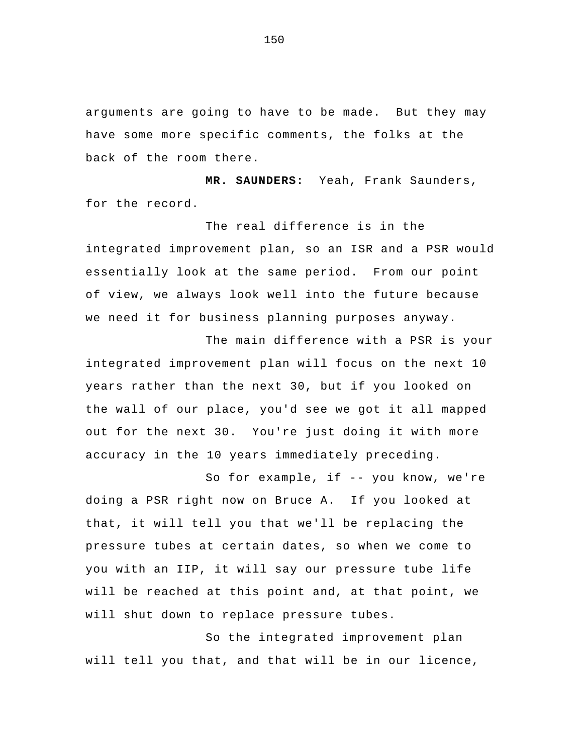arguments are going to have to be made. But they may have some more specific comments, the folks at the back of the room there.

**MR. SAUNDERS:** Yeah, Frank Saunders, for the record.

The real difference is in the integrated improvement plan, so an ISR and a PSR would essentially look at the same period. From our point of view, we always look well into the future because we need it for business planning purposes anyway.

The main difference with a PSR is your integrated improvement plan will focus on the next 10 years rather than the next 30, but if you looked on the wall of our place, you'd see we got it all mapped out for the next 30. You're just doing it with more accuracy in the 10 years immediately preceding.

So for example, if -- you know, we're doing a PSR right now on Bruce A. If you looked at that, it will tell you that we'll be replacing the pressure tubes at certain dates, so when we come to you with an IIP, it will say our pressure tube life will be reached at this point and, at that point, we will shut down to replace pressure tubes.

So the integrated improvement plan will tell you that, and that will be in our licence,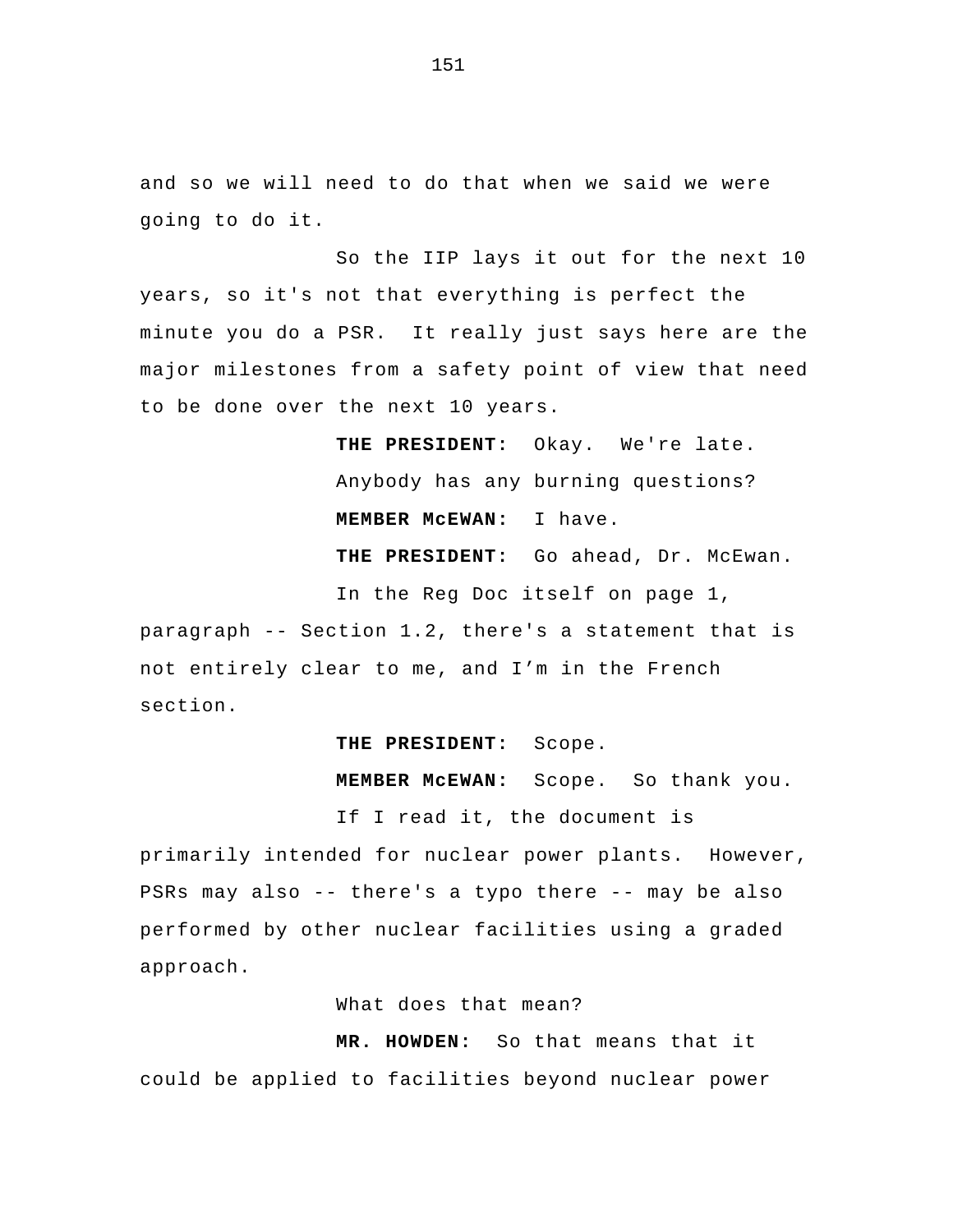and so we will need to do that when we said we were going to do it.

So the IIP lays it out for the next 10 years, so it's not that everything is perfect the minute you do a PSR. It really just says here are the major milestones from a safety point of view that need to be done over the next 10 years.

**THE PRESIDENT:** Okay. We're late. Anybody has any burning questions?

**MEMBER McEWAN:** I have.

**THE PRESIDENT:** Go ahead, Dr. McEwan.

In the Reg Doc itself on page 1, paragraph -- Section 1.2, there's a statement that is not entirely clear to me, and I'm in the French section.

**THE PRESIDENT:** Scope.

**MEMBER McEWAN:** Scope. So thank you.

If I read it, the document is primarily intended for nuclear power plants. However, PSRs may also -- there's a typo there -- may be also performed by other nuclear facilities using a graded approach.

What does that mean?

**MR. HOWDEN:** So that means that it could be applied to facilities beyond nuclear power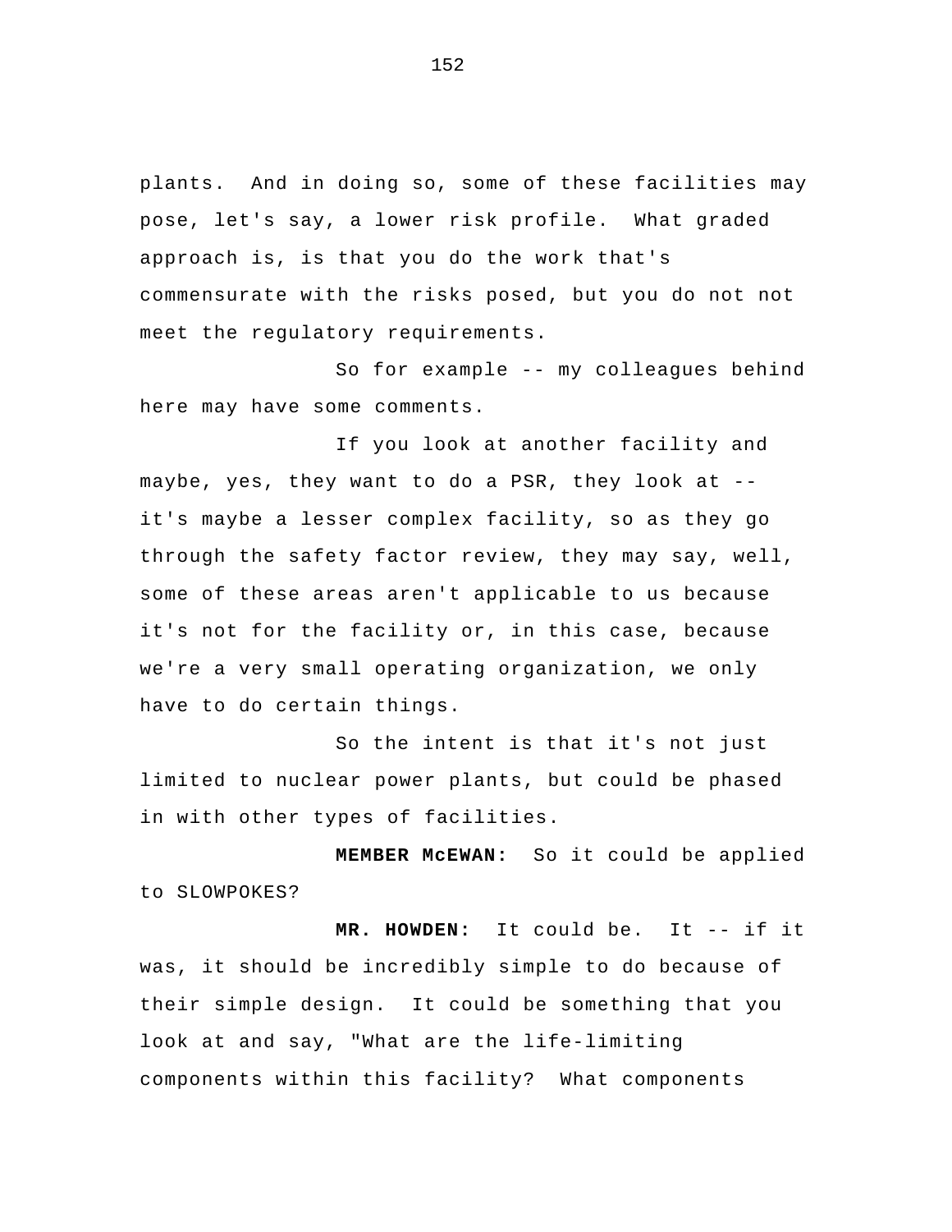plants. And in doing so, some of these facilities may pose, let's say, a lower risk profile. What graded approach is, is that you do the work that's commensurate with the risks posed, but you do not not meet the regulatory requirements.

So for example -- my colleagues behind here may have some comments.

If you look at another facility and maybe, yes, they want to do a PSR, they look at -- it's maybe a lesser complex facility, so as they go through the safety factor review, they may say, well, some of these areas aren't applicable to us because it's not for the facility or, in this case, because we're a very small operating organization, we only have to do certain things.

So the intent is that it's not just limited to nuclear power plants, but could be phased in with other types of facilities.

**MEMBER McEWAN:** So it could be applied to SLOWPOKES?

**MR. HOWDEN:** It could be. It -- if it was, it should be incredibly simple to do because of their simple design. It could be something that you look at and say, "What are the life-limiting components within this facility? What components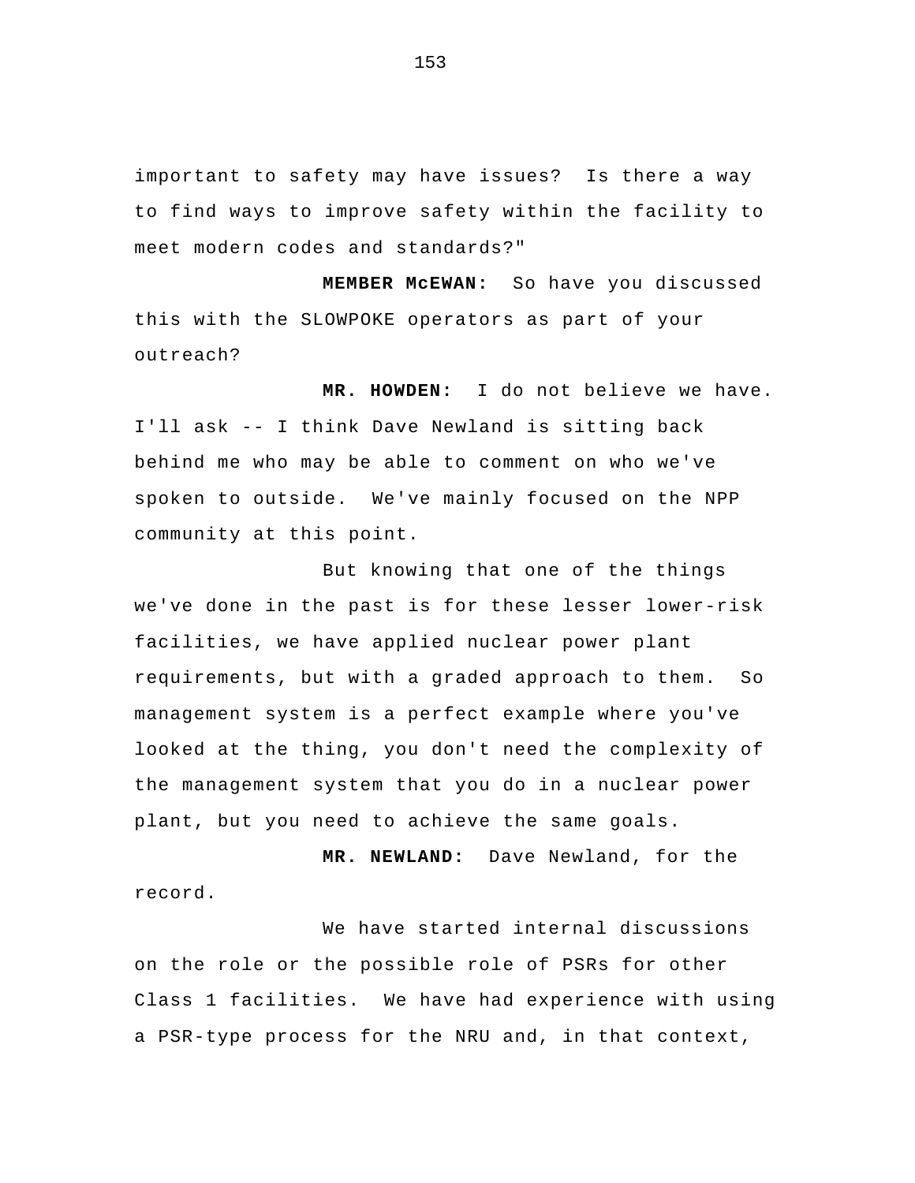important to safety may have issues? Is there a way to find ways to improve safety within the facility to meet modern codes and standards?"

**MEMBER McEWAN:** So have you discussed this with the SLOWPOKE operators as part of your outreach?

**MR. HOWDEN:** I do not believe we have. I'll ask -- I think Dave Newland is sitting back behind me who may be able to comment on who we've spoken to outside. We've mainly focused on the NPP community at this point.

But knowing that one of the things we've done in the past is for these lesser lower-risk facilities, we have applied nuclear power plant requirements, but with a graded approach to them. So management system is a perfect example where you've looked at the thing, you don't need the complexity of the management system that you do in a nuclear power plant, but you need to achieve the same goals.

**MR. NEWLAND:** Dave Newland, for the record.

We have started internal discussions on the role or the possible role of PSRs for other Class 1 facilities. We have had experience with using a PSR-type process for the NRU and, in that context,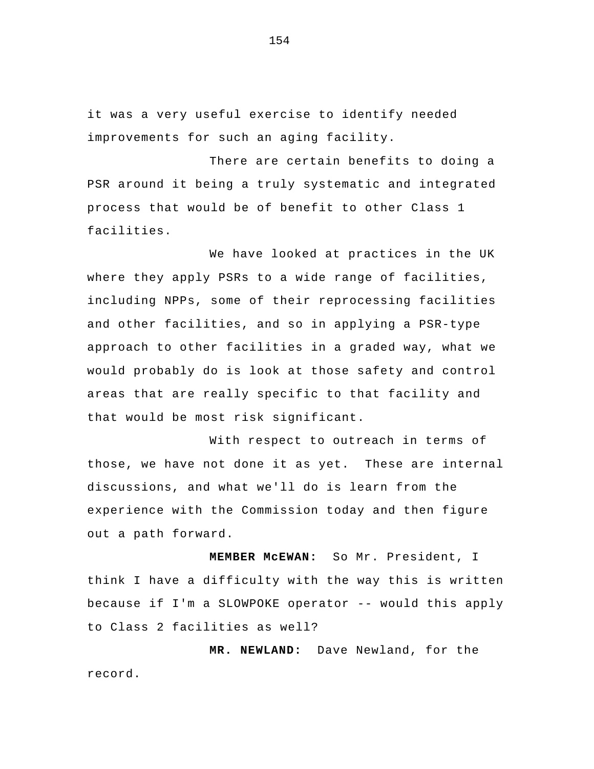it was a very useful exercise to identify needed improvements for such an aging facility.

There are certain benefits to doing a PSR around it being a truly systematic and integrated process that would be of benefit to other Class 1 facilities.

We have looked at practices in the UK where they apply PSRs to a wide range of facilities, including NPPs, some of their reprocessing facilities and other facilities, and so in applying a PSR-type approach to other facilities in a graded way, what we would probably do is look at those safety and control areas that are really specific to that facility and that would be most risk significant.

With respect to outreach in terms of those, we have not done it as yet. These are internal discussions, and what we'll do is learn from the experience with the Commission today and then figure out a path forward.

**MEMBER McEWAN:** So Mr. President, I think I have a difficulty with the way this is written because if I'm a SLOWPOKE operator -- would this apply to Class 2 facilities as well?

**MR. NEWLAND:** Dave Newland, for the record.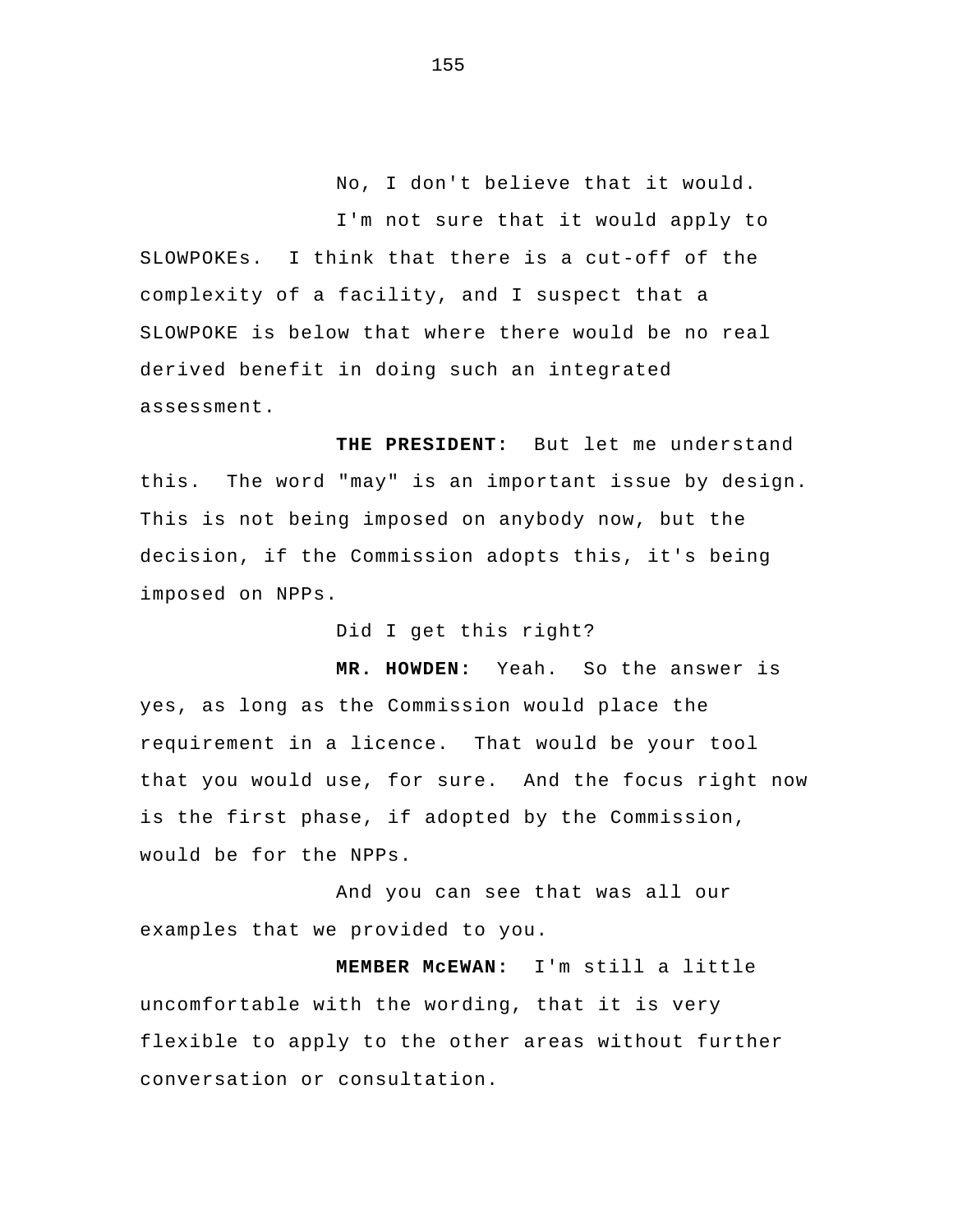No, I don't believe that it would.

I'm not sure that it would apply to SLOWPOKEs. I think that there is a cut-off of the complexity of a facility, and I suspect that a SLOWPOKE is below that where there would be no real derived benefit in doing such an integrated assessment.

**THE PRESIDENT:** But let me understand this. The word "may" is an important issue by design. This is not being imposed on anybody now, but the decision, if the Commission adopts this, it's being imposed on NPPs.

Did I get this right?

**MR. HOWDEN:** Yeah. So the answer is yes, as long as the Commission would place the requirement in a licence. That would be your tool that you would use, for sure. And the focus right now is the first phase, if adopted by the Commission, would be for the NPPs.

And you can see that was all our examples that we provided to you.

**MEMBER McEWAN:** I'm still a little uncomfortable with the wording, that it is very flexible to apply to the other areas without further conversation or consultation.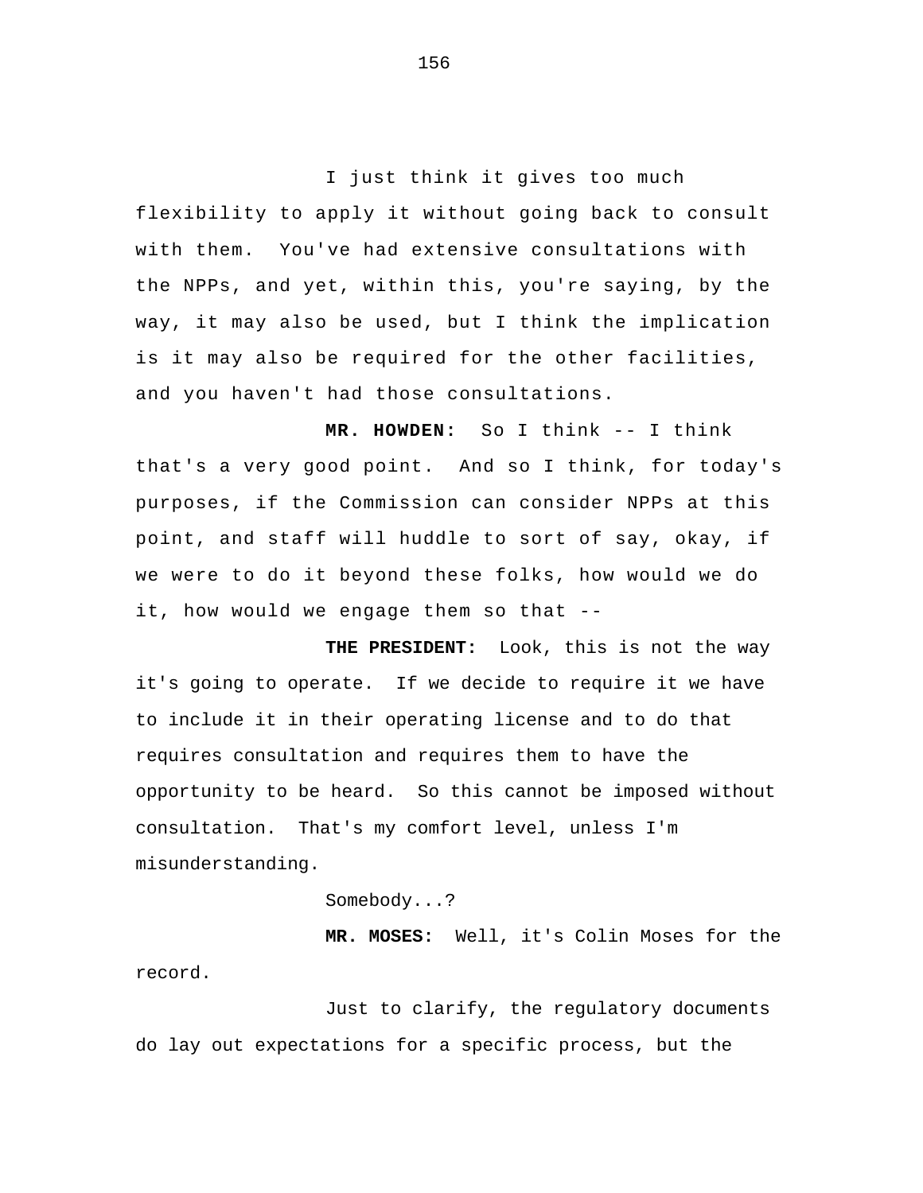I just think it gives too much flexibility to apply it without going back to consult with them. You've had extensive consultations with the NPPs, and yet, within this, you're saying, by the way, it may also be used, but I think the implication is it may also be required for the other facilities, and you haven't had those consultations.

**MR. HOWDEN:** So I think -- I think that's a very good point. And so I think, for today's purposes, if the Commission can consider NPPs at this point, and staff will huddle to sort of say, okay, if we were to do it beyond these folks, how would we do it, how would we engage them so that --

**THE PRESIDENT:** Look, this is not the way it's going to operate. If we decide to require it we have to include it in their operating license and to do that requires consultation and requires them to have the opportunity to be heard. So this cannot be imposed without consultation. That's my comfort level, unless I'm misunderstanding.

Somebody...?

**MR. MOSES:** Well, it's Colin Moses for the record.

Just to clarify, the regulatory documents do lay out expectations for a specific process, but the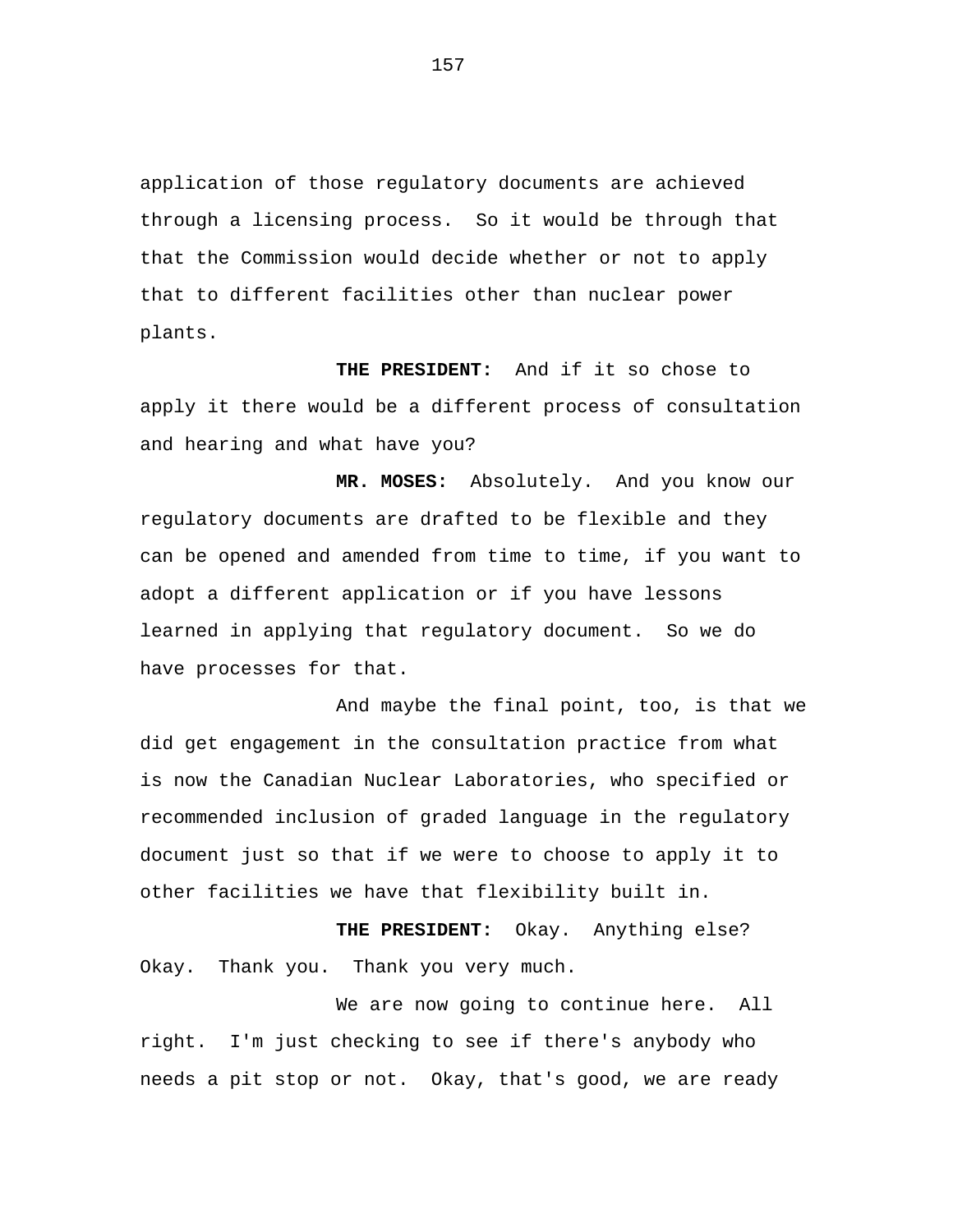application of those regulatory documents are achieved through a licensing process. So it would be through that that the Commission would decide whether or not to apply that to different facilities other than nuclear power plants.

**THE PRESIDENT:** And if it so chose to apply it there would be a different process of consultation and hearing and what have you?

**MR. MOSES:** Absolutely. And you know our regulatory documents are drafted to be flexible and they can be opened and amended from time to time, if you want to adopt a different application or if you have lessons learned in applying that regulatory document. So we do have processes for that.

And maybe the final point, too, is that we did get engagement in the consultation practice from what is now the Canadian Nuclear Laboratories, who specified or recommended inclusion of graded language in the regulatory document just so that if we were to choose to apply it to other facilities we have that flexibility built in.

**THE PRESIDENT:** Okay. Anything else? Okay. Thank you. Thank you very much.

We are now going to continue here. All right. I'm just checking to see if there's anybody who needs a pit stop or not. Okay, that's good, we are ready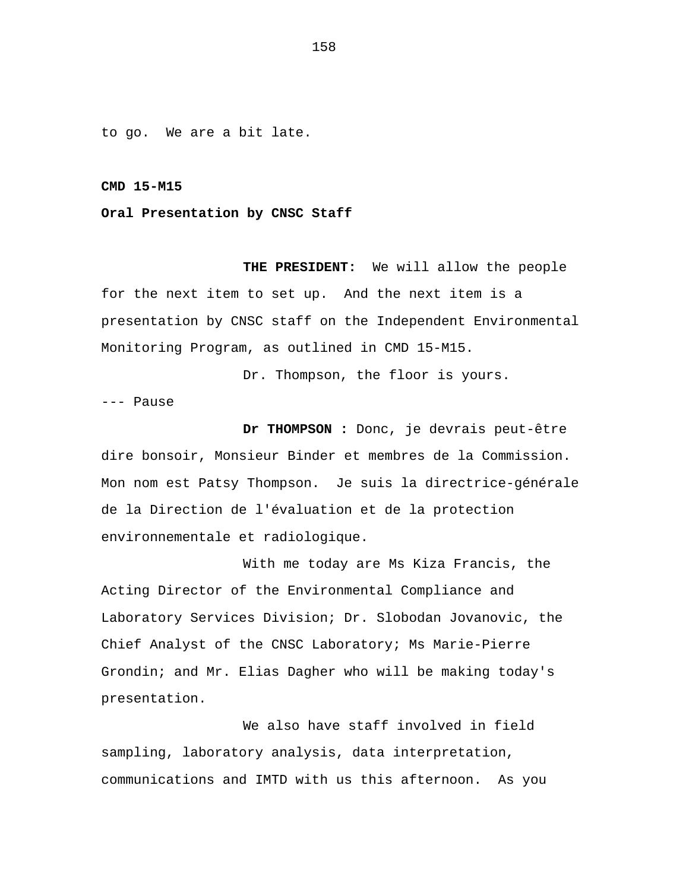to go. We are a bit late.

**CMD 15-M15**

**Oral Presentation by CNSC Staff**

**THE PRESIDENT:** We will allow the people for the next item to set up. And the next item is a presentation by CNSC staff on the Independent Environmental Monitoring Program, as outlined in CMD 15-M15.

Dr. Thompson, the floor is yours.

--- Pause

**Dr THOMPSON :** Donc, je devrais peut-être dire bonsoir, Monsieur Binder et membres de la Commission. Mon nom est Patsy Thompson. Je suis la directrice-générale de la Direction de l'évaluation et de la protection environnementale et radiologique.

With me today are Ms Kiza Francis, the Acting Director of the Environmental Compliance and Laboratory Services Division; Dr. Slobodan Jovanovic, the Chief Analyst of the CNSC Laboratory; Ms Marie-Pierre Grondin; and Mr. Elias Dagher who will be making today's presentation.

We also have staff involved in field sampling, laboratory analysis, data interpretation, communications and IMTD with us this afternoon. As you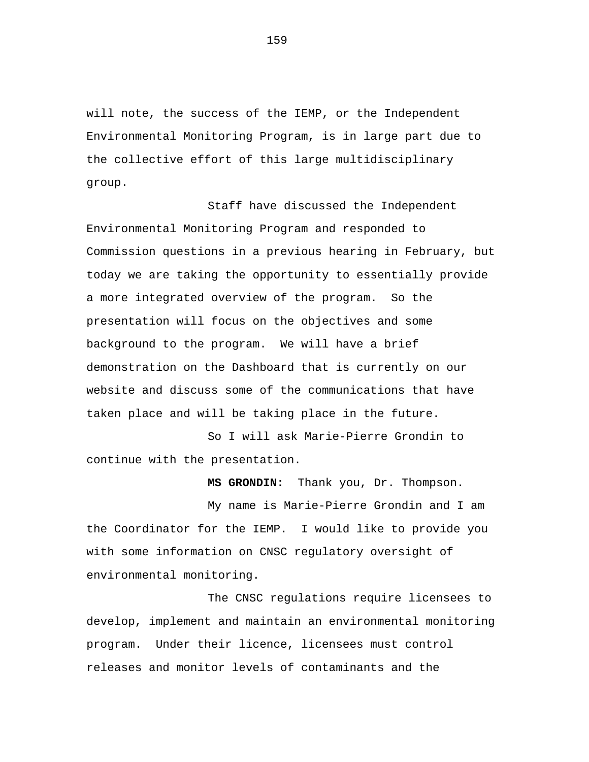will note, the success of the IEMP, or the Independent Environmental Monitoring Program, is in large part due to the collective effort of this large multidisciplinary group.

Staff have discussed the Independent Environmental Monitoring Program and responded to Commission questions in a previous hearing in February, but today we are taking the opportunity to essentially provide a more integrated overview of the program. So the presentation will focus on the objectives and some background to the program. We will have a brief demonstration on the Dashboard that is currently on our website and discuss some of the communications that have taken place and will be taking place in the future.

So I will ask Marie-Pierre Grondin to continue with the presentation.

**MS GRONDIN:** Thank you, Dr. Thompson.

My name is Marie-Pierre Grondin and I am the Coordinator for the IEMP. I would like to provide you with some information on CNSC regulatory oversight of environmental monitoring.

The CNSC regulations require licensees to develop, implement and maintain an environmental monitoring program. Under their licence, licensees must control releases and monitor levels of contaminants and the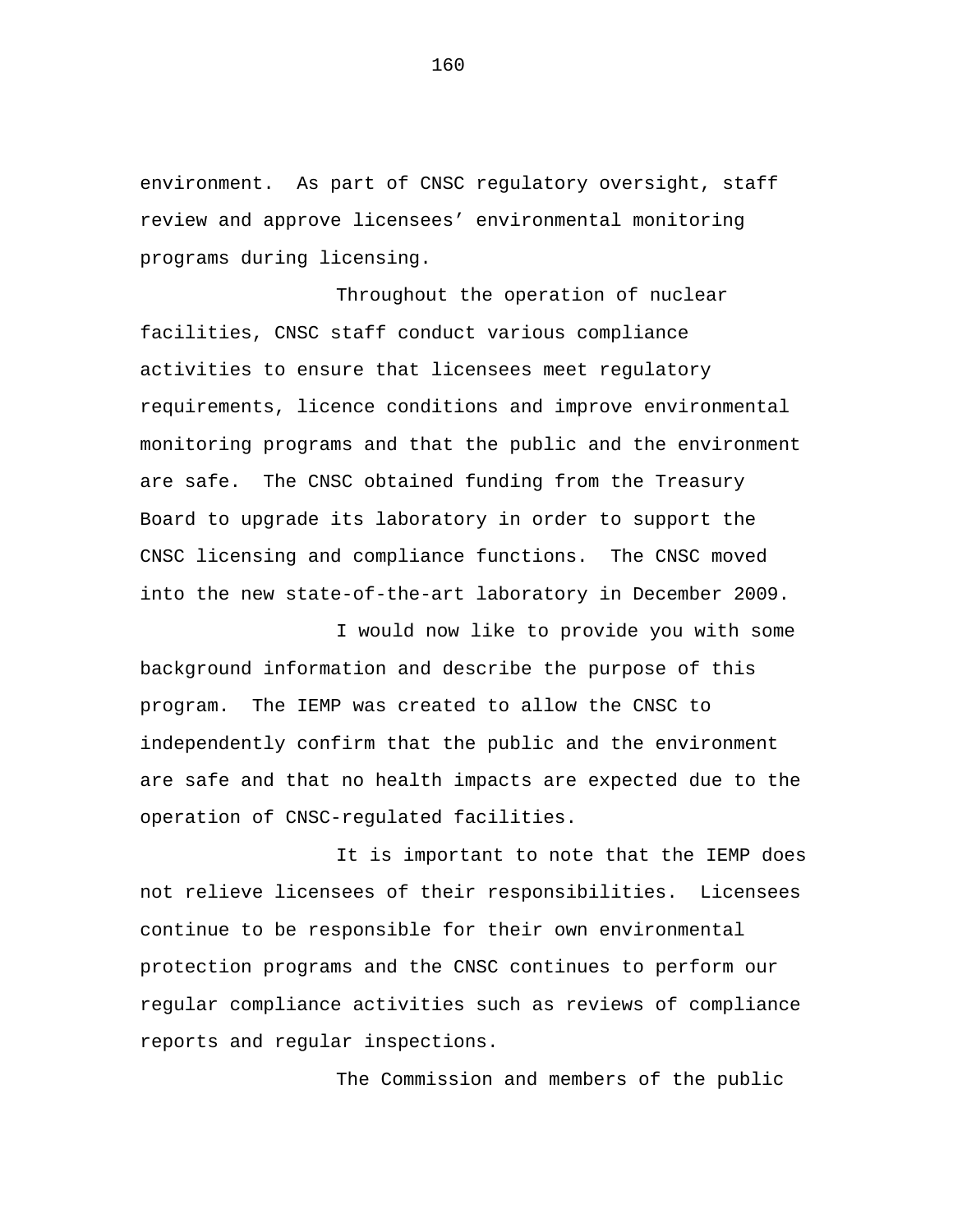environment. As part of CNSC regulatory oversight, staff review and approve licensees' environmental monitoring programs during licensing.

Throughout the operation of nuclear facilities, CNSC staff conduct various compliance activities to ensure that licensees meet regulatory requirements, licence conditions and improve environmental monitoring programs and that the public and the environment are safe. The CNSC obtained funding from the Treasury Board to upgrade its laboratory in order to support the CNSC licensing and compliance functions. The CNSC moved into the new state-of-the-art laboratory in December 2009.

I would now like to provide you with some background information and describe the purpose of this program. The IEMP was created to allow the CNSC to independently confirm that the public and the environment are safe and that no health impacts are expected due to the operation of CNSC-regulated facilities.

It is important to note that the IEMP does not relieve licensees of their responsibilities. Licensees continue to be responsible for their own environmental protection programs and the CNSC continues to perform our regular compliance activities such as reviews of compliance reports and regular inspections.

The Commission and members of the public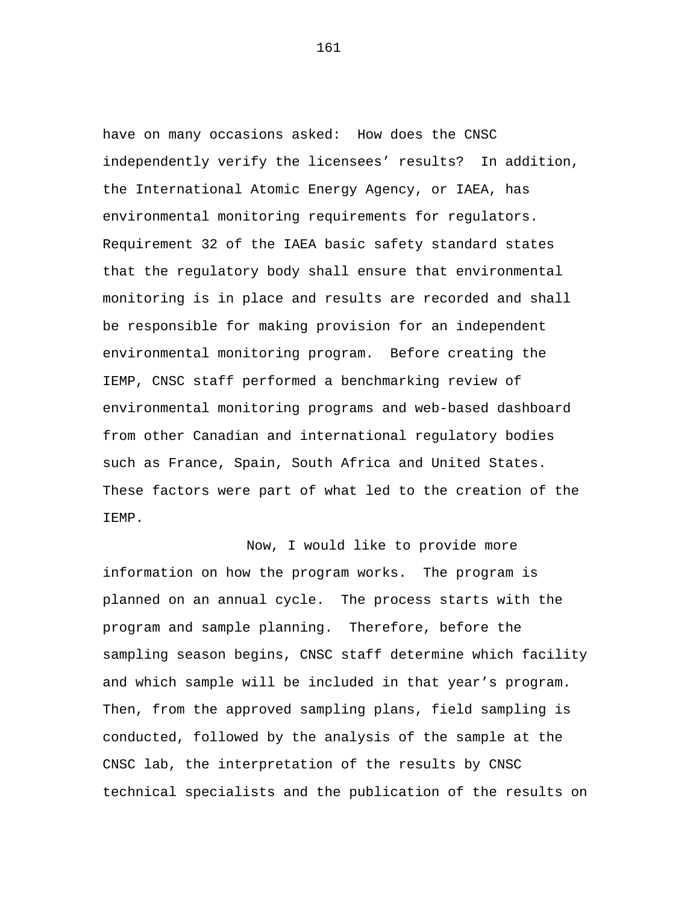have on many occasions asked: How does the CNSC independently verify the licensees' results? In addition, the International Atomic Energy Agency, or IAEA, has environmental monitoring requirements for regulators. Requirement 32 of the IAEA basic safety standard states that the regulatory body shall ensure that environmental monitoring is in place and results are recorded and shall be responsible for making provision for an independent environmental monitoring program. Before creating the IEMP, CNSC staff performed a benchmarking review of environmental monitoring programs and web-based dashboard from other Canadian and international regulatory bodies such as France, Spain, South Africa and United States. These factors were part of what led to the creation of the IEMP.

Now, I would like to provide more information on how the program works. The program is planned on an annual cycle. The process starts with the program and sample planning. Therefore, before the sampling season begins, CNSC staff determine which facility and which sample will be included in that year's program. Then, from the approved sampling plans, field sampling is conducted, followed by the analysis of the sample at the CNSC lab, the interpretation of the results by CNSC technical specialists and the publication of the results on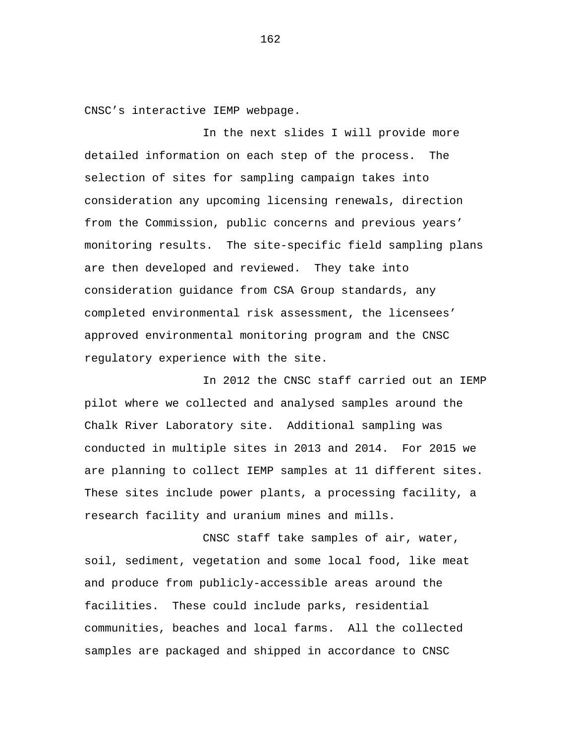CNSC's interactive IEMP webpage.

In the next slides I will provide more detailed information on each step of the process. The selection of sites for sampling campaign takes into consideration any upcoming licensing renewals, direction from the Commission, public concerns and previous years' monitoring results. The site-specific field sampling plans are then developed and reviewed. They take into consideration guidance from CSA Group standards, any completed environmental risk assessment, the licensees' approved environmental monitoring program and the CNSC regulatory experience with the site.

In 2012 the CNSC staff carried out an IEMP pilot where we collected and analysed samples around the Chalk River Laboratory site. Additional sampling was conducted in multiple sites in 2013 and 2014. For 2015 we are planning to collect IEMP samples at 11 different sites. These sites include power plants, a processing facility, a research facility and uranium mines and mills.

CNSC staff take samples of air, water, soil, sediment, vegetation and some local food, like meat and produce from publicly-accessible areas around the facilities. These could include parks, residential communities, beaches and local farms. All the collected samples are packaged and shipped in accordance to CNSC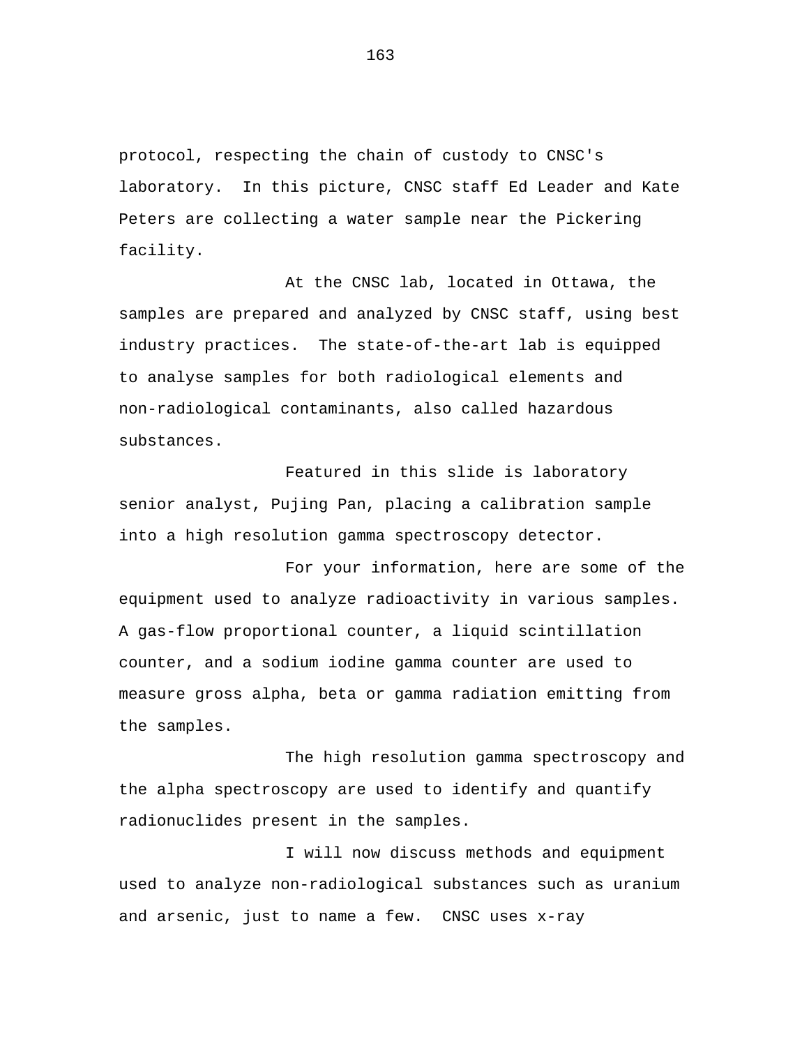protocol, respecting the chain of custody to CNSC's laboratory. In this picture, CNSC staff Ed Leader and Kate Peters are collecting a water sample near the Pickering facility.

At the CNSC lab, located in Ottawa, the samples are prepared and analyzed by CNSC staff, using best industry practices. The state-of-the-art lab is equipped to analyse samples for both radiological elements and non-radiological contaminants, also called hazardous substances.

Featured in this slide is laboratory senior analyst, Pujing Pan, placing a calibration sample into a high resolution gamma spectroscopy detector.

For your information, here are some of the equipment used to analyze radioactivity in various samples. A gas-flow proportional counter, a liquid scintillation counter, and a sodium iodine gamma counter are used to measure gross alpha, beta or gamma radiation emitting from the samples.

The high resolution gamma spectroscopy and the alpha spectroscopy are used to identify and quantify radionuclides present in the samples.

I will now discuss methods and equipment used to analyze non-radiological substances such as uranium and arsenic, just to name a few. CNSC uses x-ray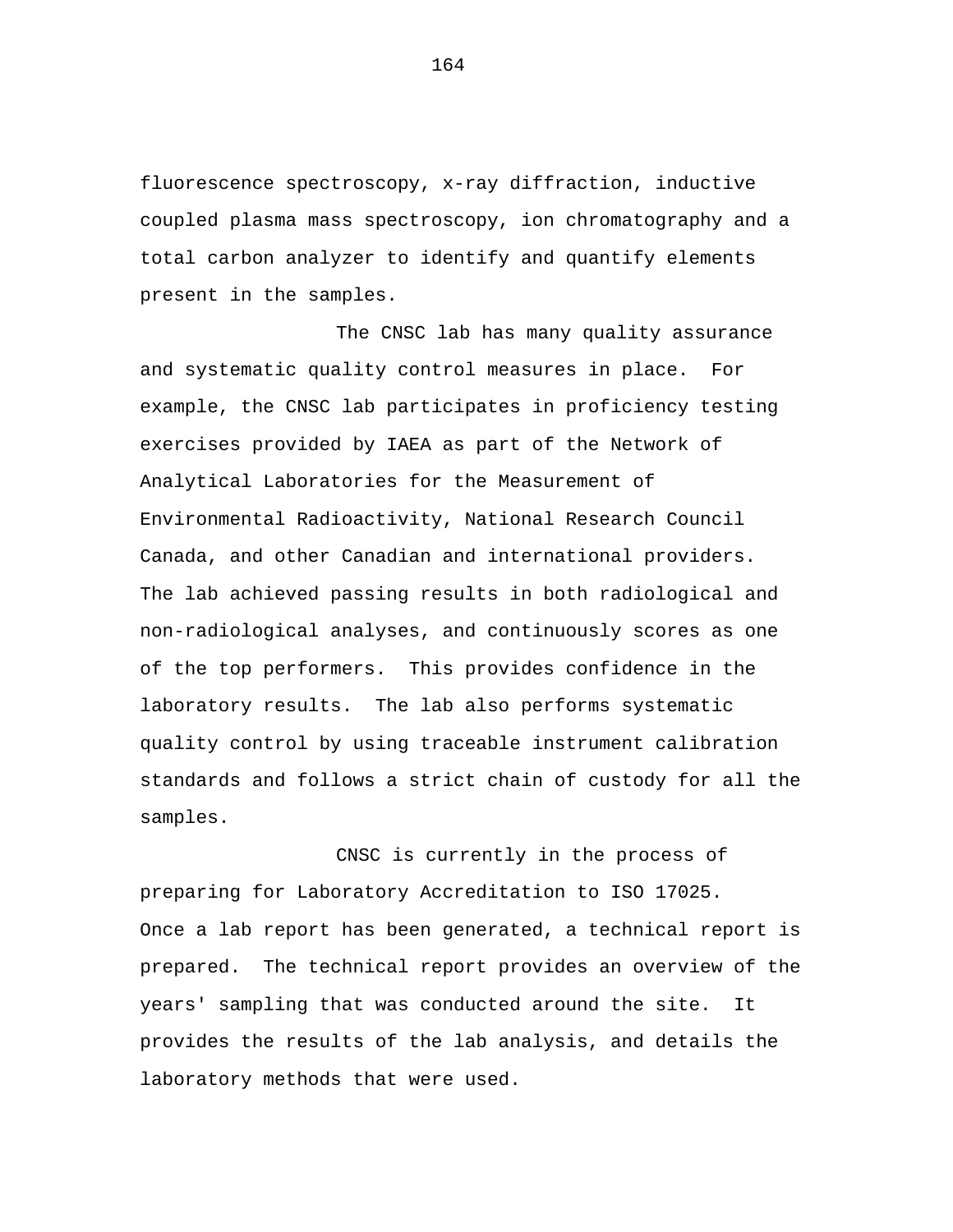fluorescence spectroscopy, x-ray diffraction, inductive coupled plasma mass spectroscopy, ion chromatography and a total carbon analyzer to identify and quantify elements present in the samples.

The CNSC lab has many quality assurance and systematic quality control measures in place. For example, the CNSC lab participates in proficiency testing exercises provided by IAEA as part of the Network of Analytical Laboratories for the Measurement of Environmental Radioactivity, National Research Council Canada, and other Canadian and international providers. The lab achieved passing results in both radiological and non-radiological analyses, and continuously scores as one of the top performers. This provides confidence in the laboratory results. The lab also performs systematic quality control by using traceable instrument calibration standards and follows a strict chain of custody for all the samples.

CNSC is currently in the process of preparing for Laboratory Accreditation to ISO 17025. Once a lab report has been generated, a technical report is prepared. The technical report provides an overview of the years' sampling that was conducted around the site. It provides the results of the lab analysis, and details the laboratory methods that were used.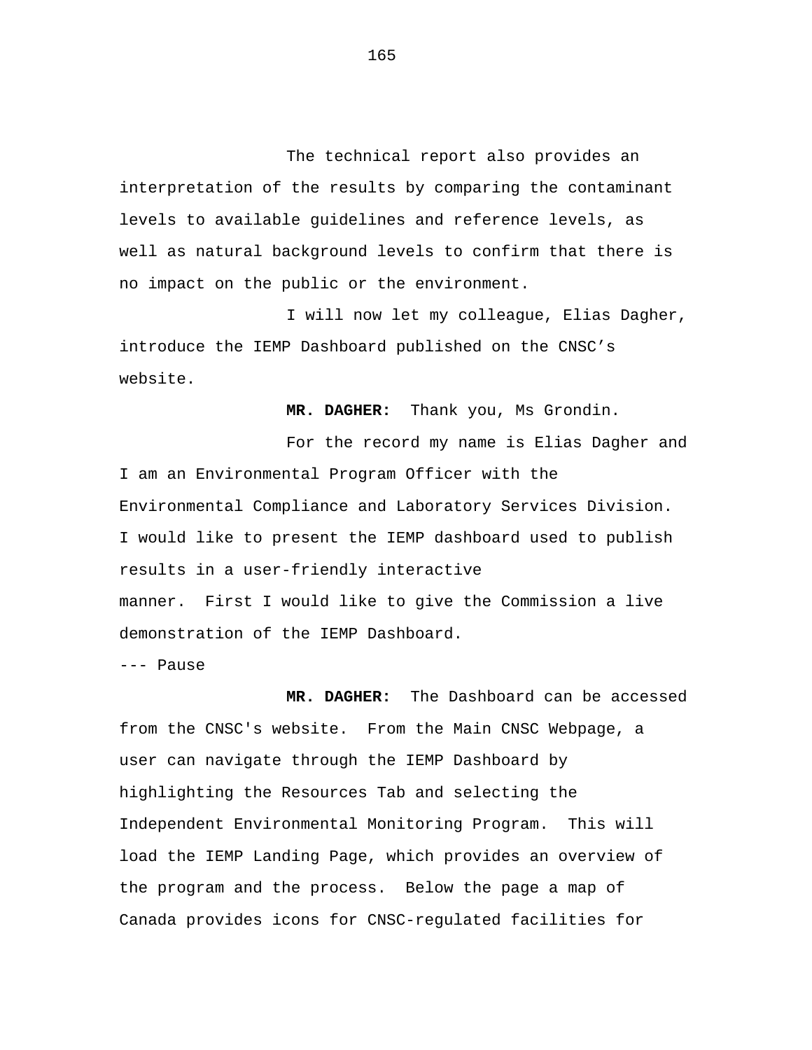The technical report also provides an interpretation of the results by comparing the contaminant levels to available guidelines and reference levels, as well as natural background levels to confirm that there is no impact on the public or the environment.

I will now let my colleague, Elias Dagher, introduce the IEMP Dashboard published on the CNSC's website.

**MR. DAGHER:** Thank you, Ms Grondin.

For the record my name is Elias Dagher and I am an Environmental Program Officer with the Environmental Compliance and Laboratory Services Division. I would like to present the IEMP dashboard used to publish results in a user-friendly interactive manner. First I would like to give the Commission a live demonstration of the IEMP Dashboard.

--- Pause

**MR. DAGHER:** The Dashboard can be accessed from the CNSC's website. From the Main CNSC Webpage, a user can navigate through the IEMP Dashboard by highlighting the Resources Tab and selecting the Independent Environmental Monitoring Program. This will load the IEMP Landing Page, which provides an overview of the program and the process. Below the page a map of Canada provides icons for CNSC-regulated facilities for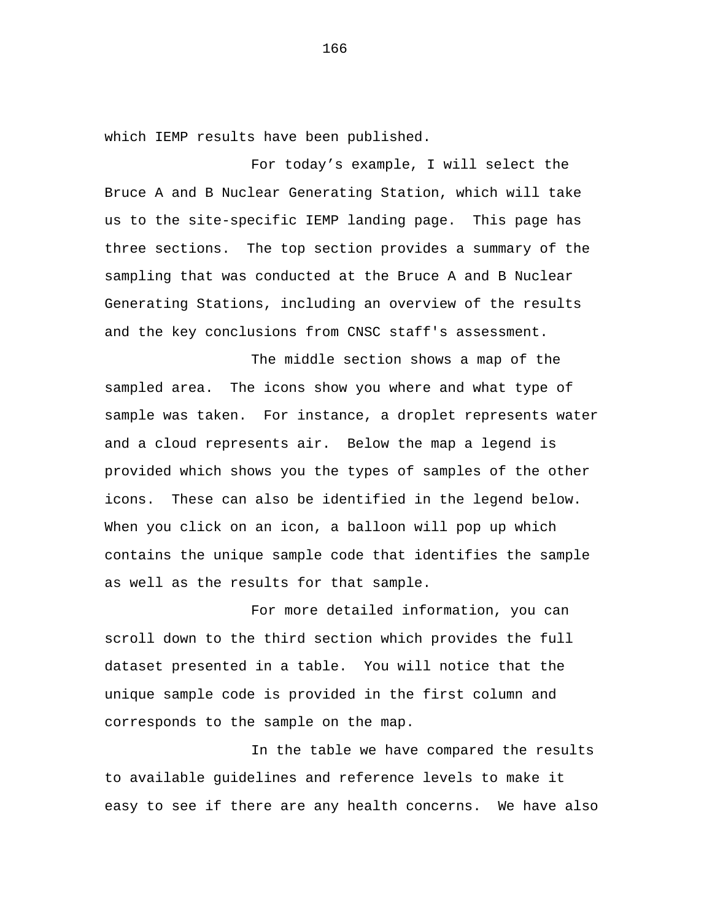which IEMP results have been published.

For today's example, I will select the Bruce A and B Nuclear Generating Station, which will take us to the site-specific IEMP landing page. This page has three sections. The top section provides a summary of the sampling that was conducted at the Bruce A and B Nuclear Generating Stations, including an overview of the results and the key conclusions from CNSC staff's assessment.

The middle section shows a map of the sampled area. The icons show you where and what type of sample was taken. For instance, a droplet represents water and a cloud represents air. Below the map a legend is provided which shows you the types of samples of the other icons. These can also be identified in the legend below. When you click on an icon, a balloon will pop up which contains the unique sample code that identifies the sample as well as the results for that sample.

For more detailed information, you can scroll down to the third section which provides the full dataset presented in a table. You will notice that the unique sample code is provided in the first column and corresponds to the sample on the map.

In the table we have compared the results to available guidelines and reference levels to make it easy to see if there are any health concerns. We have also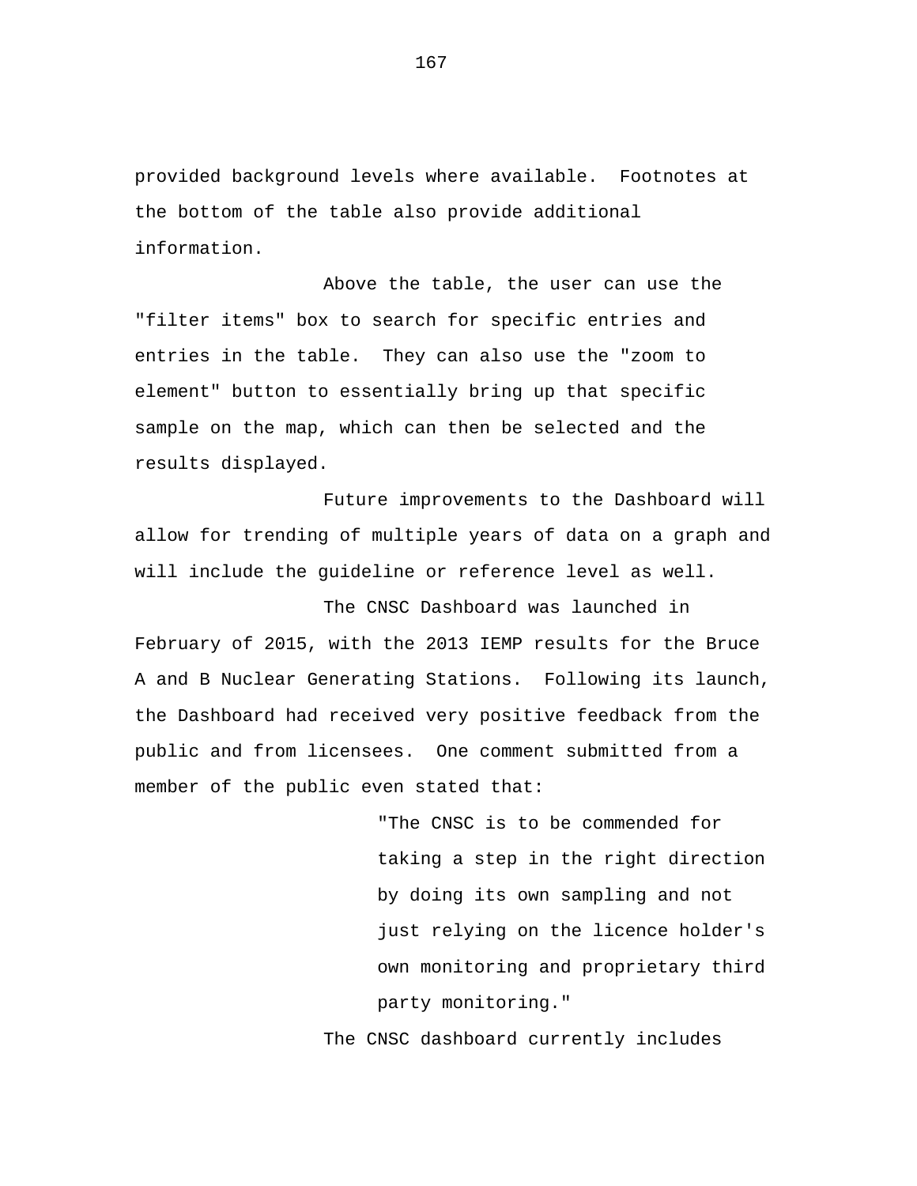provided background levels where available. Footnotes at the bottom of the table also provide additional information.

Above the table, the user can use the "filter items" box to search for specific entries and entries in the table. They can also use the "zoom to element" button to essentially bring up that specific sample on the map, which can then be selected and the results displayed.

Future improvements to the Dashboard will allow for trending of multiple years of data on a graph and will include the guideline or reference level as well.

The CNSC Dashboard was launched in February of 2015, with the 2013 IEMP results for the Bruce A and B Nuclear Generating Stations. Following its launch, the Dashboard had received very positive feedback from the public and from licensees. One comment submitted from a member of the public even stated that:

> "The CNSC is to be commended for taking a step in the right direction by doing its own sampling and not just relying on the licence holder's own monitoring and proprietary third party monitoring."

The CNSC dashboard currently includes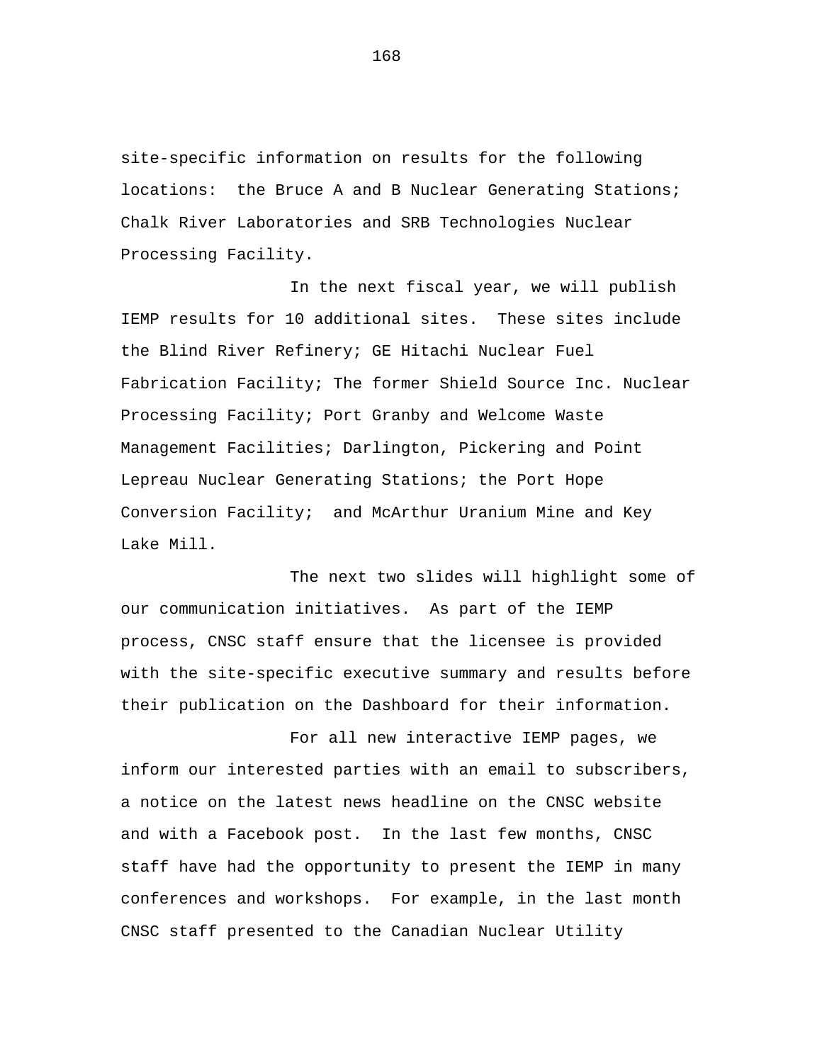site-specific information on results for the following locations: the Bruce A and B Nuclear Generating Stations; Chalk River Laboratories and SRB Technologies Nuclear Processing Facility.

In the next fiscal year, we will publish IEMP results for 10 additional sites. These sites include the Blind River Refinery; GE Hitachi Nuclear Fuel Fabrication Facility; The former Shield Source Inc. Nuclear Processing Facility; Port Granby and Welcome Waste Management Facilities; Darlington, Pickering and Point Lepreau Nuclear Generating Stations; the Port Hope Conversion Facility; and McArthur Uranium Mine and Key Lake Mill.

The next two slides will highlight some of our communication initiatives. As part of the IEMP process, CNSC staff ensure that the licensee is provided with the site-specific executive summary and results before their publication on the Dashboard for their information.

For all new interactive IEMP pages, we inform our interested parties with an email to subscribers, a notice on the latest news headline on the CNSC website and with a Facebook post. In the last few months, CNSC staff have had the opportunity to present the IEMP in many conferences and workshops. For example, in the last month CNSC staff presented to the Canadian Nuclear Utility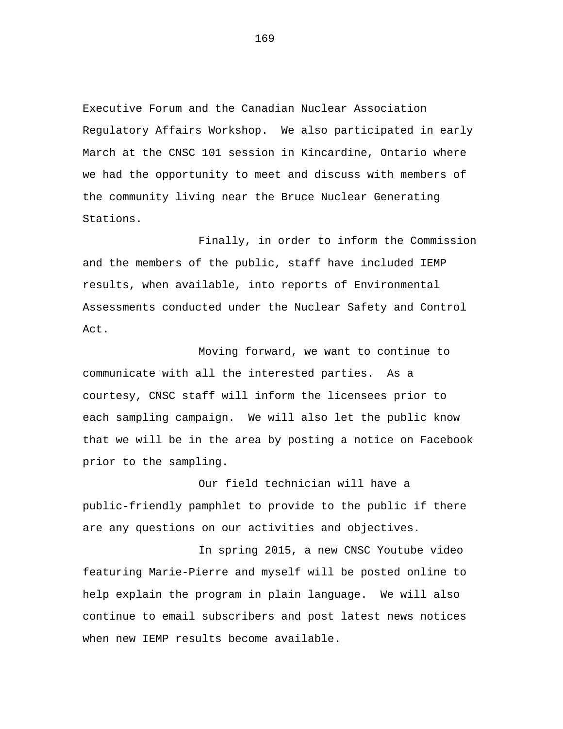Executive Forum and the Canadian Nuclear Association Regulatory Affairs Workshop. We also participated in early March at the CNSC 101 session in Kincardine, Ontario where we had the opportunity to meet and discuss with members of the community living near the Bruce Nuclear Generating Stations.

Finally, in order to inform the Commission and the members of the public, staff have included IEMP results, when available, into reports of Environmental Assessments conducted under the Nuclear Safety and Control Act.

Moving forward, we want to continue to communicate with all the interested parties. As a courtesy, CNSC staff will inform the licensees prior to each sampling campaign. We will also let the public know that we will be in the area by posting a notice on Facebook prior to the sampling.

Our field technician will have a public-friendly pamphlet to provide to the public if there are any questions on our activities and objectives.

In spring 2015, a new CNSC Youtube video featuring Marie-Pierre and myself will be posted online to help explain the program in plain language. We will also continue to email subscribers and post latest news notices when new IEMP results become available.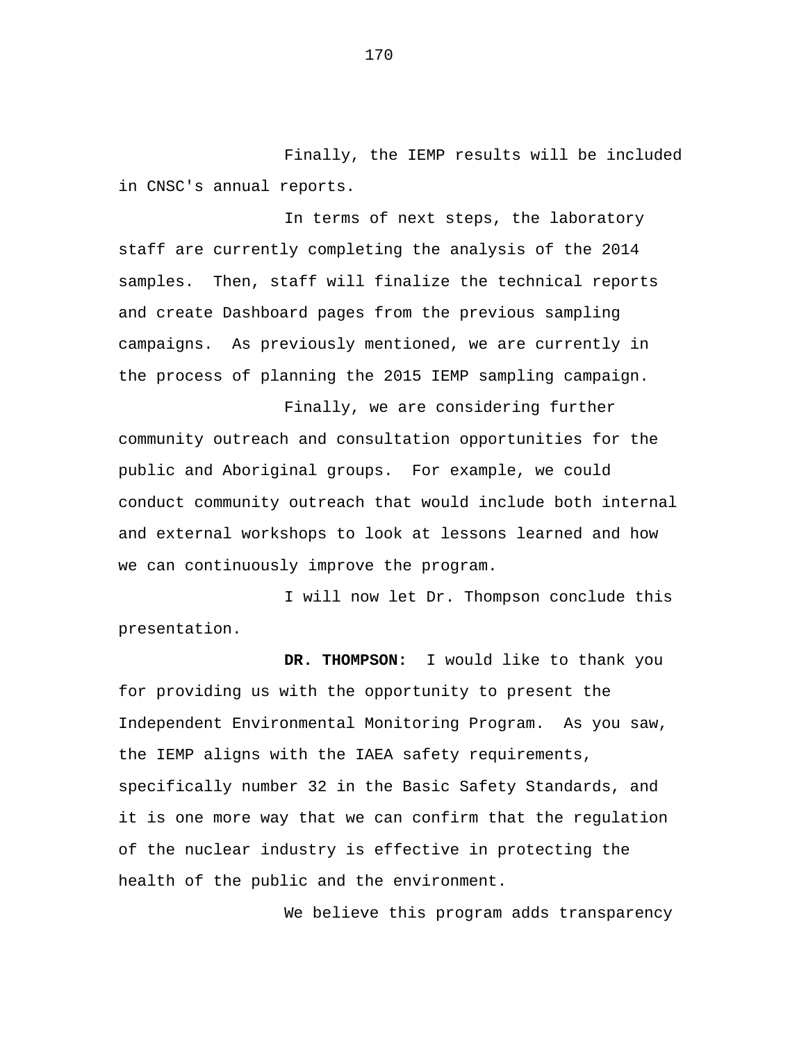Finally, the IEMP results will be included in CNSC's annual reports.

In terms of next steps, the laboratory staff are currently completing the analysis of the 2014 samples. Then, staff will finalize the technical reports and create Dashboard pages from the previous sampling campaigns. As previously mentioned, we are currently in the process of planning the 2015 IEMP sampling campaign.

Finally, we are considering further community outreach and consultation opportunities for the public and Aboriginal groups. For example, we could conduct community outreach that would include both internal and external workshops to look at lessons learned and how we can continuously improve the program.

I will now let Dr. Thompson conclude this presentation.

**DR. THOMPSON:** I would like to thank you for providing us with the opportunity to present the Independent Environmental Monitoring Program. As you saw, the IEMP aligns with the IAEA safety requirements, specifically number 32 in the Basic Safety Standards, and it is one more way that we can confirm that the regulation of the nuclear industry is effective in protecting the health of the public and the environment.

We believe this program adds transparency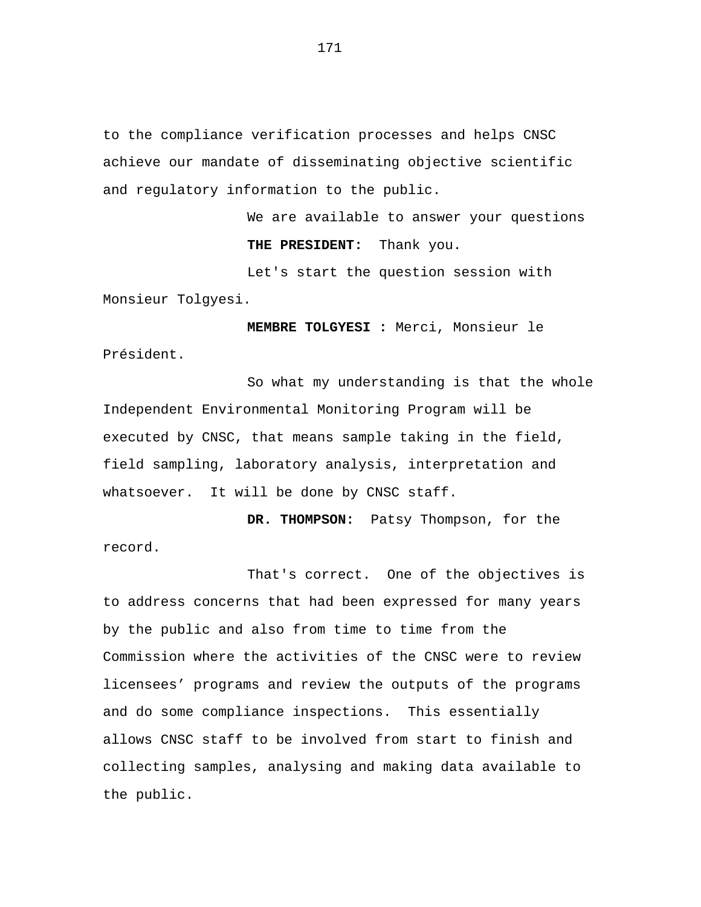to the compliance verification processes and helps CNSC achieve our mandate of disseminating objective scientific and regulatory information to the public.

We are available to answer your questions

**THE PRESIDENT:** Thank you.

Let's start the question session with Monsieur Tolgyesi.

**MEMBRE TOLGYESI :** Merci, Monsieur le Président.

So what my understanding is that the whole Independent Environmental Monitoring Program will be executed by CNSC, that means sample taking in the field, field sampling, laboratory analysis, interpretation and whatsoever. It will be done by CNSC staff.

**DR. THOMPSON:** Patsy Thompson, for the record.

That's correct. One of the objectives is to address concerns that had been expressed for many years by the public and also from time to time from the Commission where the activities of the CNSC were to review licensees' programs and review the outputs of the programs and do some compliance inspections. This essentially allows CNSC staff to be involved from start to finish and collecting samples, analysing and making data available to the public.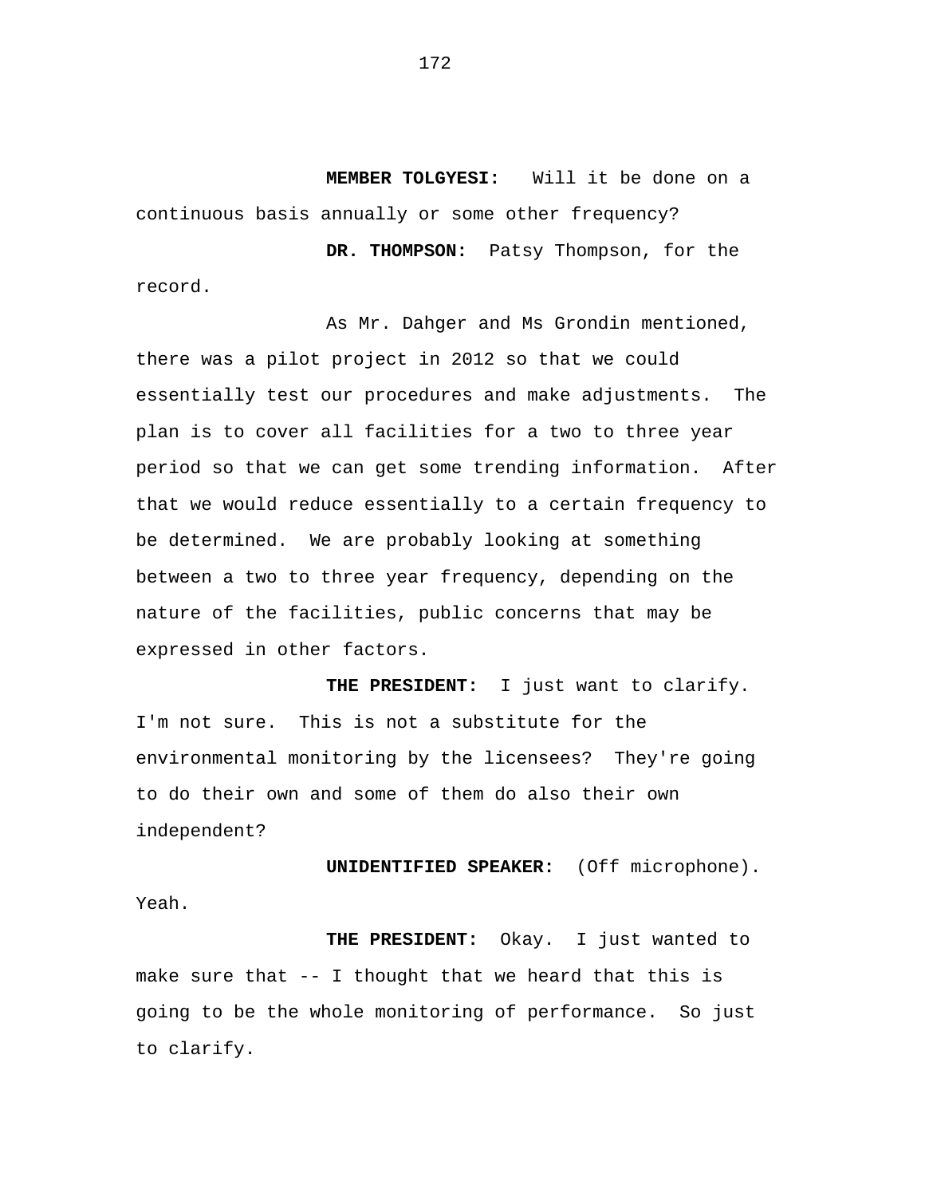**MEMBER TOLGYESI:** Will it be done on a continuous basis annually or some other frequency?

**DR. THOMPSON:** Patsy Thompson, for the record.

As Mr. Dahger and Ms Grondin mentioned, there was a pilot project in 2012 so that we could essentially test our procedures and make adjustments. The plan is to cover all facilities for a two to three year period so that we can get some trending information. After that we would reduce essentially to a certain frequency to be determined. We are probably looking at something between a two to three year frequency, depending on the nature of the facilities, public concerns that may be expressed in other factors.

**THE PRESIDENT:** I just want to clarify. I'm not sure. This is not a substitute for the environmental monitoring by the licensees? They're going to do their own and some of them do also their own independent?

**UNIDENTIFIED SPEAKER:** (Off microphone). Yeah.

**THE PRESIDENT:** Okay. I just wanted to make sure that -- I thought that we heard that this is going to be the whole monitoring of performance. So just to clarify.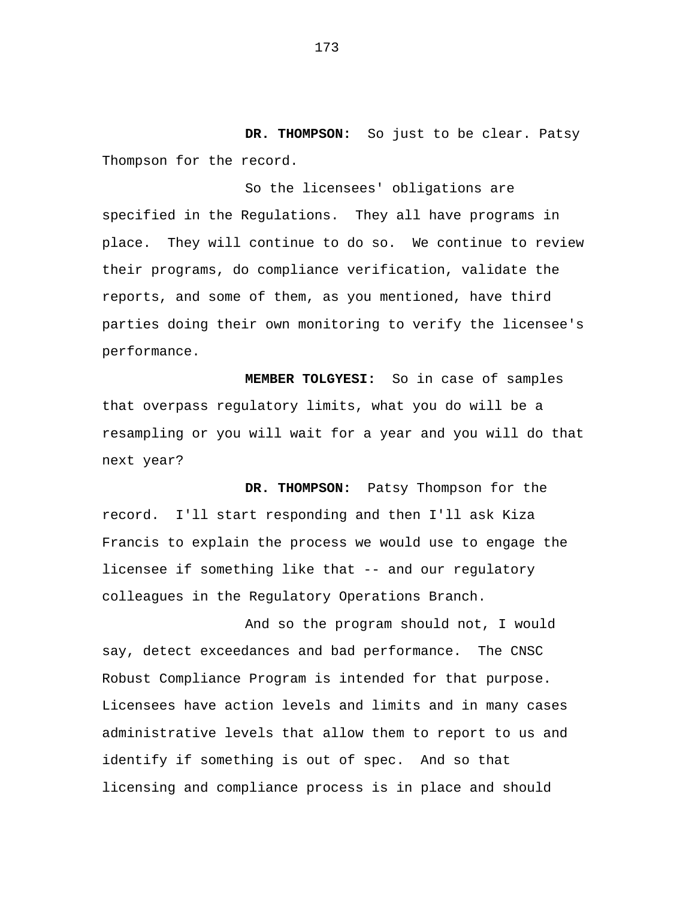**DR. THOMPSON:** So just to be clear. Patsy Thompson for the record.

So the licensees' obligations are specified in the Regulations. They all have programs in place. They will continue to do so. We continue to review their programs, do compliance verification, validate the reports, and some of them, as you mentioned, have third parties doing their own monitoring to verify the licensee's performance.

**MEMBER TOLGYESI:** So in case of samples that overpass regulatory limits, what you do will be a resampling or you will wait for a year and you will do that next year?

**DR. THOMPSON:** Patsy Thompson for the record. I'll start responding and then I'll ask Kiza Francis to explain the process we would use to engage the licensee if something like that -- and our regulatory colleagues in the Regulatory Operations Branch.

And so the program should not, I would say, detect exceedances and bad performance. The CNSC Robust Compliance Program is intended for that purpose. Licensees have action levels and limits and in many cases administrative levels that allow them to report to us and identify if something is out of spec. And so that licensing and compliance process is in place and should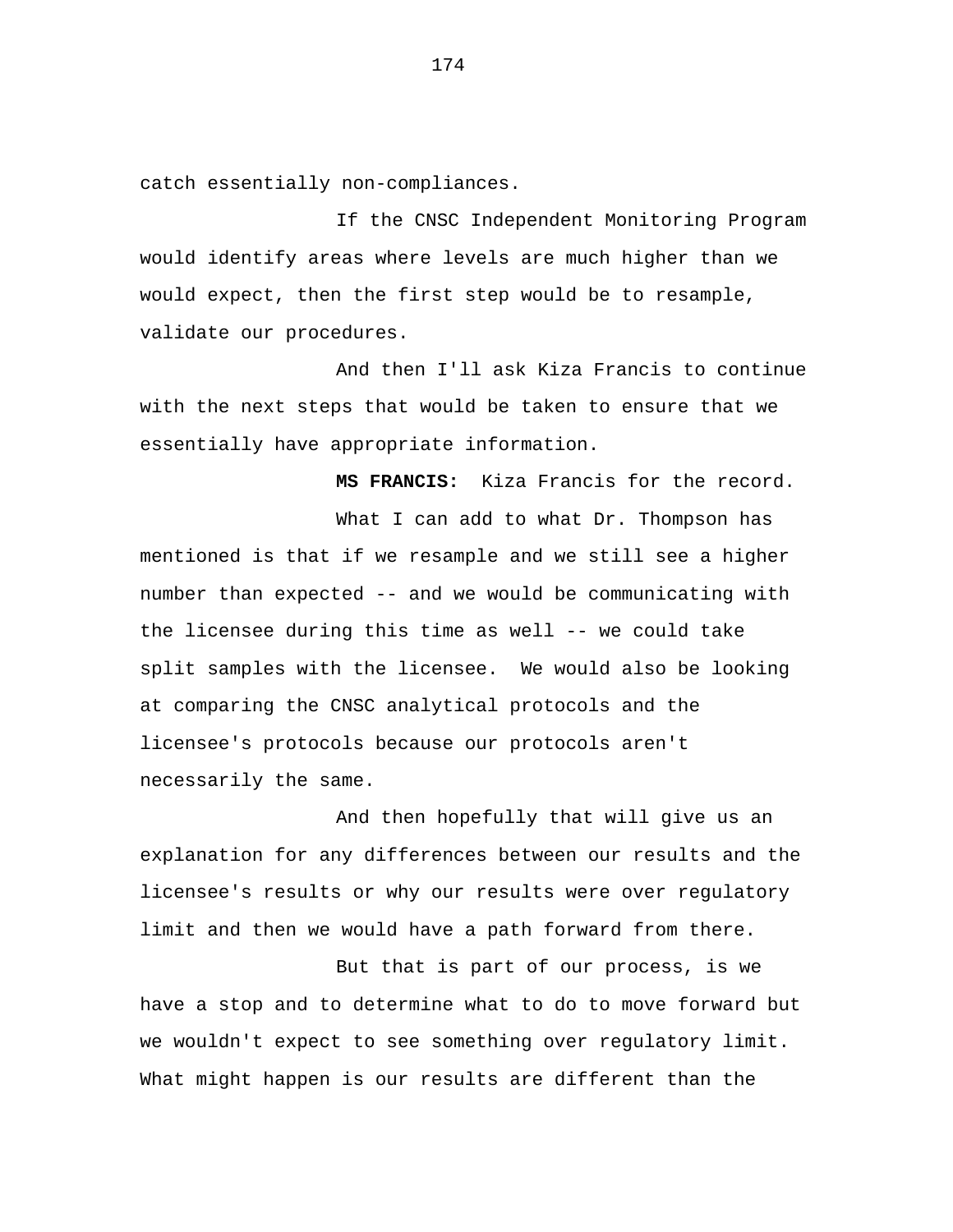catch essentially non-compliances.

If the CNSC Independent Monitoring Program would identify areas where levels are much higher than we would expect, then the first step would be to resample, validate our procedures.

And then I'll ask Kiza Francis to continue with the next steps that would be taken to ensure that we essentially have appropriate information.

**MS FRANCIS:** Kiza Francis for the record.

What I can add to what Dr. Thompson has mentioned is that if we resample and we still see a higher number than expected -- and we would be communicating with the licensee during this time as well -- we could take split samples with the licensee. We would also be looking at comparing the CNSC analytical protocols and the licensee's protocols because our protocols aren't necessarily the same.

And then hopefully that will give us an explanation for any differences between our results and the licensee's results or why our results were over regulatory limit and then we would have a path forward from there.

But that is part of our process, is we have a stop and to determine what to do to move forward but we wouldn't expect to see something over regulatory limit. What might happen is our results are different than the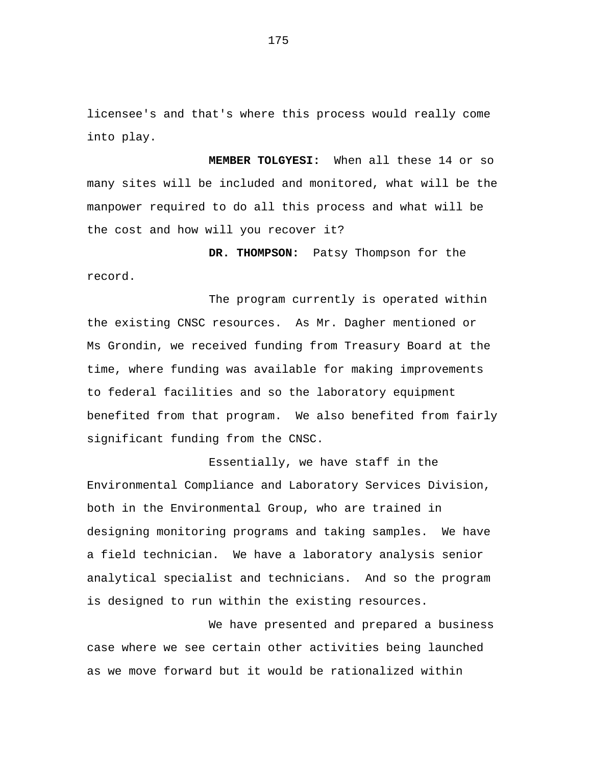licensee's and that's where this process would really come into play.

**MEMBER TOLGYESI:** When all these 14 or so many sites will be included and monitored, what will be the manpower required to do all this process and what will be the cost and how will you recover it?

**DR. THOMPSON:** Patsy Thompson for the record.

The program currently is operated within the existing CNSC resources. As Mr. Dagher mentioned or Ms Grondin, we received funding from Treasury Board at the time, where funding was available for making improvements to federal facilities and so the laboratory equipment benefited from that program. We also benefited from fairly significant funding from the CNSC.

Essentially, we have staff in the Environmental Compliance and Laboratory Services Division, both in the Environmental Group, who are trained in designing monitoring programs and taking samples. We have a field technician. We have a laboratory analysis senior analytical specialist and technicians. And so the program is designed to run within the existing resources.

We have presented and prepared a business case where we see certain other activities being launched as we move forward but it would be rationalized within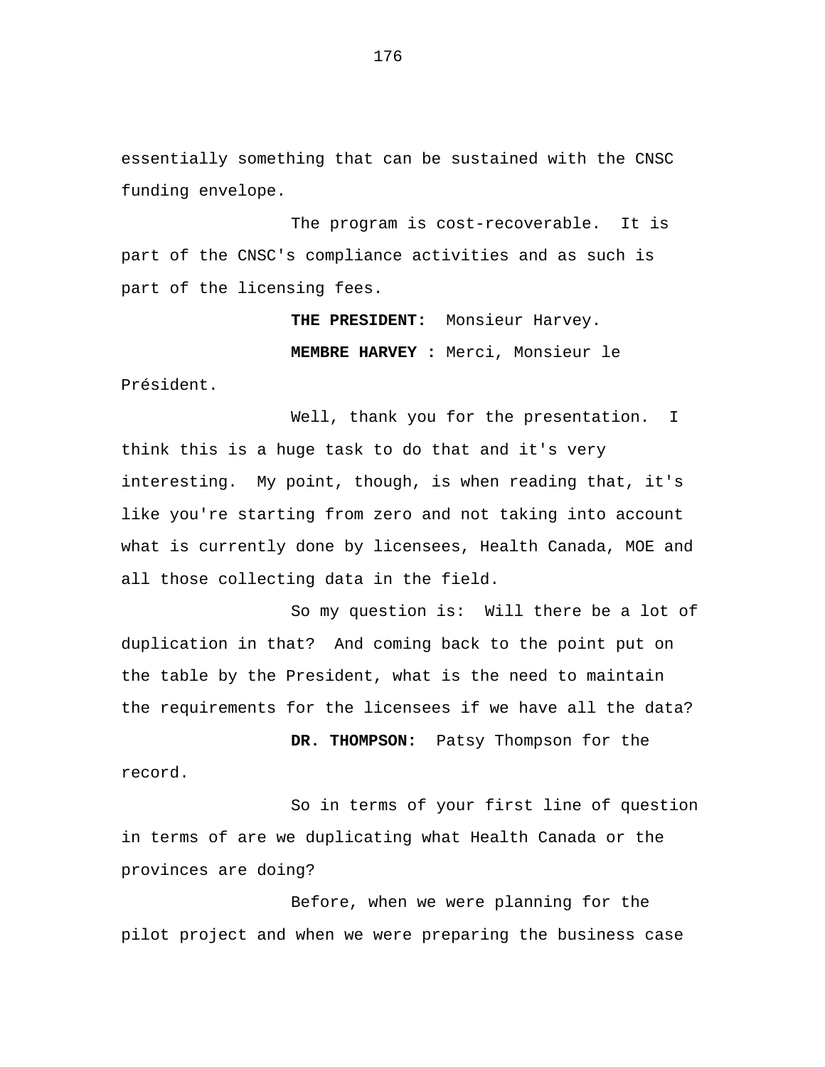essentially something that can be sustained with the CNSC funding envelope.

The program is cost-recoverable. It is part of the CNSC's compliance activities and as such is part of the licensing fees.

**THE PRESIDENT:** Monsieur Harvey.

**MEMBRE HARVEY :** Merci, Monsieur le Président.

Well, thank you for the presentation. I think this is a huge task to do that and it's very interesting. My point, though, is when reading that, it's like you're starting from zero and not taking into account what is currently done by licensees, Health Canada, MOE and all those collecting data in the field.

So my question is: Will there be a lot of duplication in that? And coming back to the point put on the table by the President, what is the need to maintain the requirements for the licensees if we have all the data?

**DR. THOMPSON:** Patsy Thompson for the record.

So in terms of your first line of question in terms of are we duplicating what Health Canada or the provinces are doing?

Before, when we were planning for the pilot project and when we were preparing the business case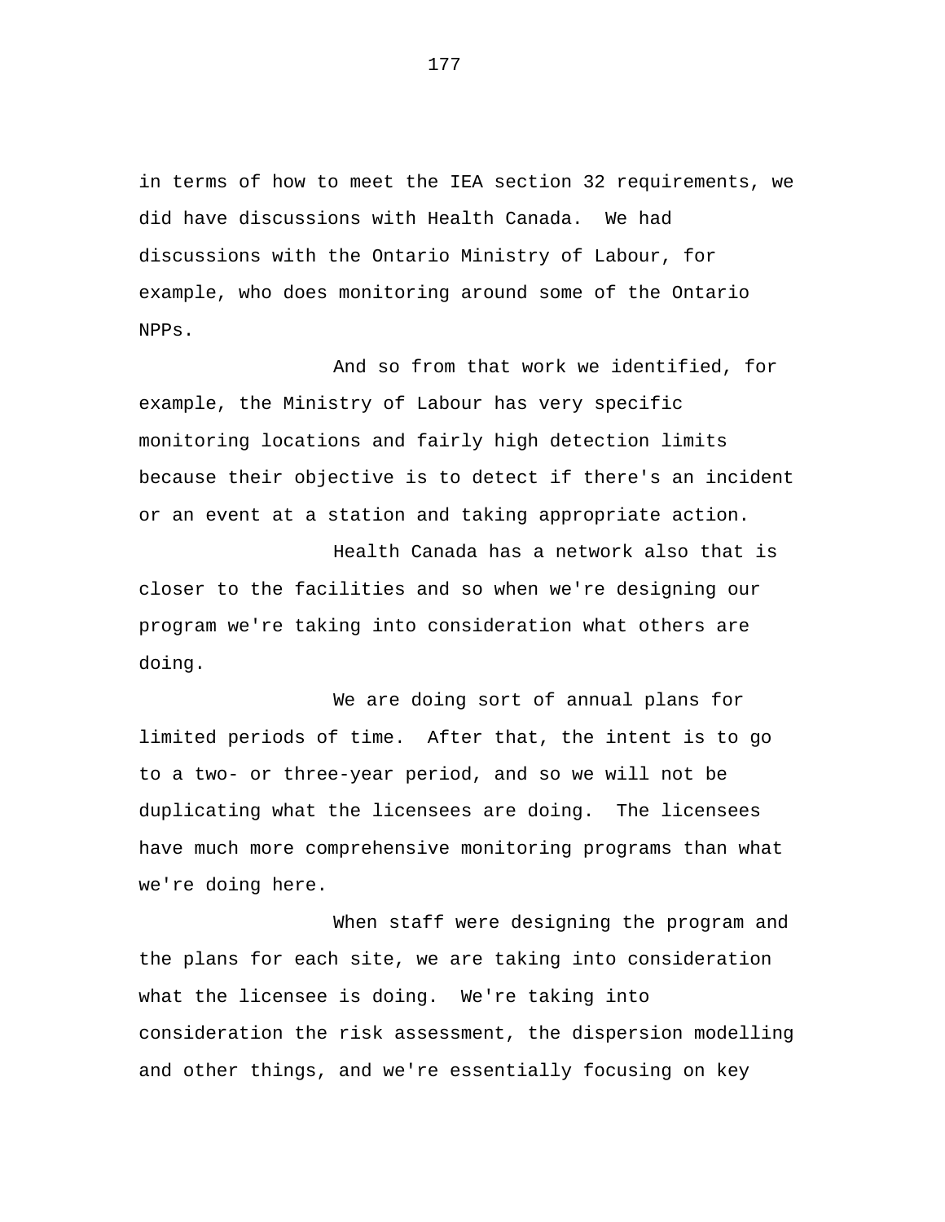in terms of how to meet the IEA section 32 requirements, we did have discussions with Health Canada. We had discussions with the Ontario Ministry of Labour, for example, who does monitoring around some of the Ontario NPPs.

And so from that work we identified, for example, the Ministry of Labour has very specific monitoring locations and fairly high detection limits because their objective is to detect if there's an incident or an event at a station and taking appropriate action.

Health Canada has a network also that is closer to the facilities and so when we're designing our program we're taking into consideration what others are doing.

We are doing sort of annual plans for limited periods of time. After that, the intent is to go to a two- or three-year period, and so we will not be duplicating what the licensees are doing. The licensees have much more comprehensive monitoring programs than what we're doing here.

When staff were designing the program and the plans for each site, we are taking into consideration what the licensee is doing. We're taking into consideration the risk assessment, the dispersion modelling and other things, and we're essentially focusing on key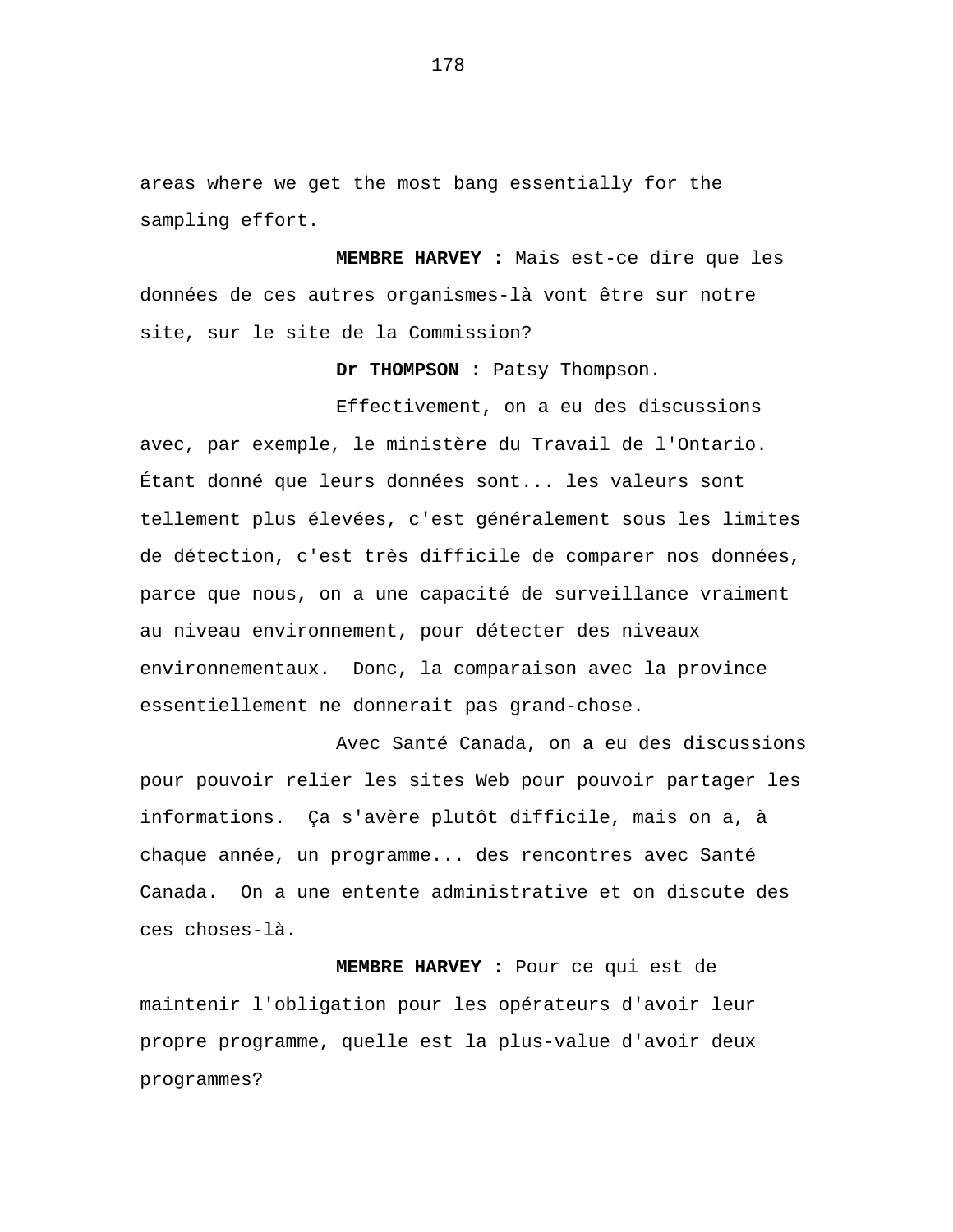areas where we get the most bang essentially for the sampling effort.

**MEMBRE HARVEY :** Mais est-ce dire que les données de ces autres organismes-là vont être sur notre site, sur le site de la Commission?

**Dr THOMPSON :** Patsy Thompson.

Effectivement, on a eu des discussions avec, par exemple, le ministère du Travail de l'Ontario. Étant donné que leurs données sont... les valeurs sont tellement plus élevées, c'est généralement sous les limites de détection, c'est très difficile de comparer nos données, parce que nous, on a une capacité de surveillance vraiment au niveau environnement, pour détecter des niveaux environnementaux. Donc, la comparaison avec la province essentiellement ne donnerait pas grand-chose.

Avec Santé Canada, on a eu des discussions pour pouvoir relier les sites Web pour pouvoir partager les informations. Ça s'avère plutôt difficile, mais on a, à chaque année, un programme... des rencontres avec Santé Canada. On a une entente administrative et on discute des ces choses-là.

**MEMBRE HARVEY :** Pour ce qui est de maintenir l'obligation pour les opérateurs d'avoir leur propre programme, quelle est la plus-value d'avoir deux programmes?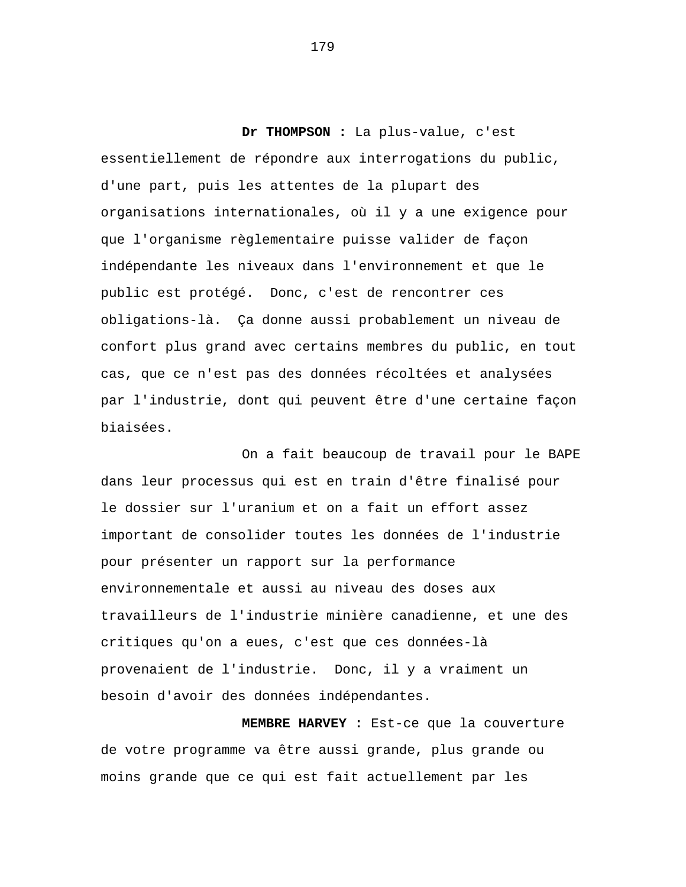**Dr THOMPSON :** La plus-value, c'est essentiellement de répondre aux interrogations du public, d'une part, puis les attentes de la plupart des organisations internationales, où il y a une exigence pour que l'organisme règlementaire puisse valider de façon indépendante les niveaux dans l'environnement et que le public est protégé. Donc, c'est de rencontrer ces obligations-là. Ça donne aussi probablement un niveau de confort plus grand avec certains membres du public, en tout cas, que ce n'est pas des données récoltées et analysées par l'industrie, dont qui peuvent être d'une certaine façon biaisées.

On a fait beaucoup de travail pour le BAPE dans leur processus qui est en train d'être finalisé pour le dossier sur l'uranium et on a fait un effort assez important de consolider toutes les données de l'industrie pour présenter un rapport sur la performance environnementale et aussi au niveau des doses aux travailleurs de l'industrie minière canadienne, et une des critiques qu'on a eues, c'est que ces données-là provenaient de l'industrie. Donc, il y a vraiment un besoin d'avoir des données indépendantes.

**MEMBRE HARVEY :** Est-ce que la couverture de votre programme va être aussi grande, plus grande ou moins grande que ce qui est fait actuellement par les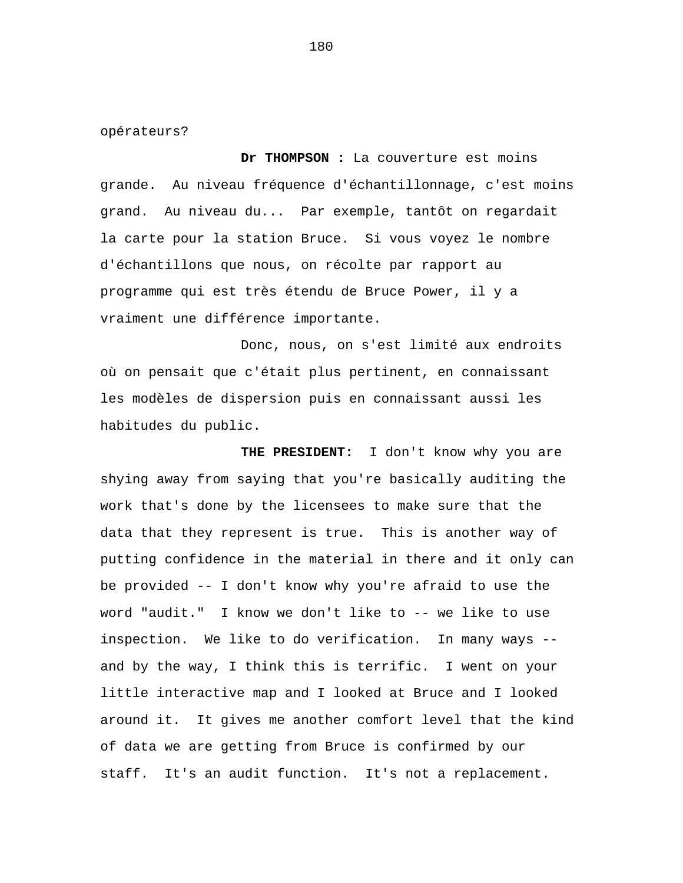opérateurs?

**Dr THOMPSON :** La couverture est moins grande. Au niveau fréquence d'échantillonnage, c'est moins grand. Au niveau du... Par exemple, tantôt on regardait la carte pour la station Bruce. Si vous voyez le nombre d'échantillons que nous, on récolte par rapport au programme qui est très étendu de Bruce Power, il y a vraiment une différence importante.

Donc, nous, on s'est limité aux endroits où on pensait que c'était plus pertinent, en connaissant les modèles de dispersion puis en connaissant aussi les habitudes du public.

**THE PRESIDENT:** I don't know why you are shying away from saying that you're basically auditing the work that's done by the licensees to make sure that the data that they represent is true. This is another way of putting confidence in the material in there and it only can be provided -- I don't know why you're afraid to use the word "audit." I know we don't like to -- we like to use inspection. We like to do verification. In many ways -- and by the way, I think this is terrific. I went on your little interactive map and I looked at Bruce and I looked around it. It gives me another comfort level that the kind of data we are getting from Bruce is confirmed by our staff. It's an audit function. It's not a replacement.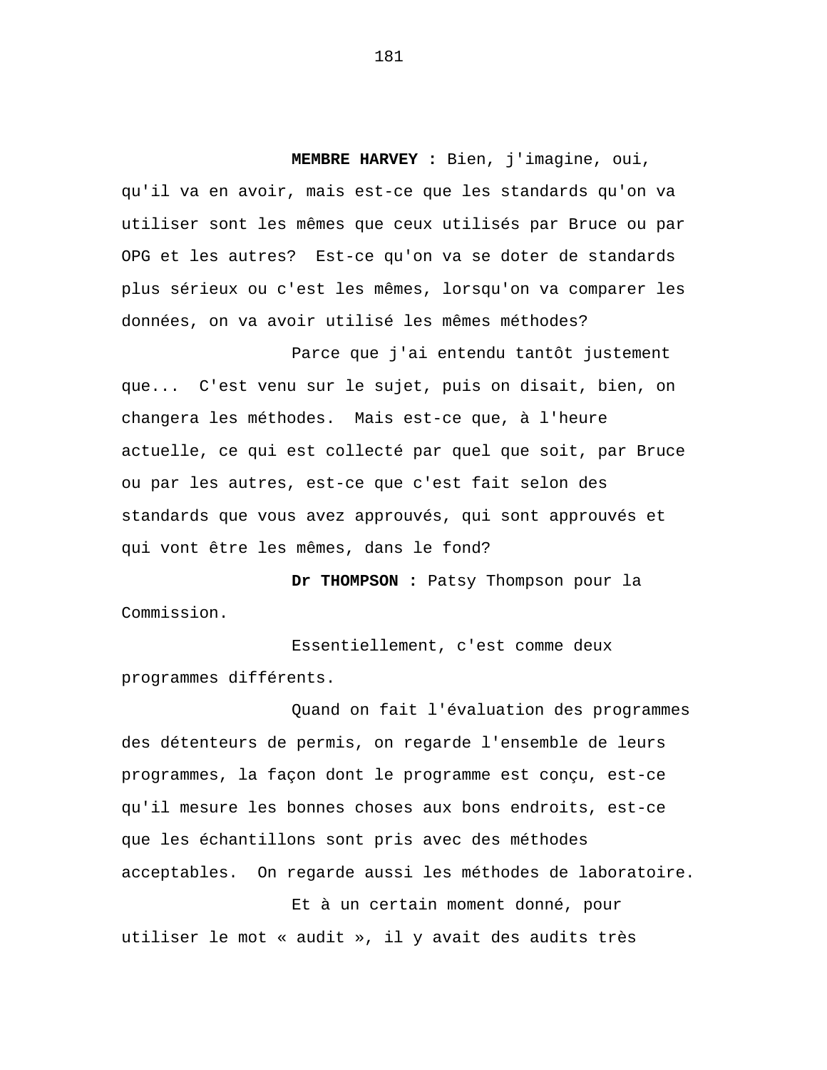**MEMBRE HARVEY :** Bien, j'imagine, oui, qu'il va en avoir, mais est-ce que les standards qu'on va utiliser sont les mêmes que ceux utilisés par Bruce ou par OPG et les autres? Est-ce qu'on va se doter de standards plus sérieux ou c'est les mêmes, lorsqu'on va comparer les données, on va avoir utilisé les mêmes méthodes?

Parce que j'ai entendu tantôt justement que... C'est venu sur le sujet, puis on disait, bien, on changera les méthodes. Mais est-ce que, à l'heure actuelle, ce qui est collecté par quel que soit, par Bruce ou par les autres, est-ce que c'est fait selon des standards que vous avez approuvés, qui sont approuvés et qui vont être les mêmes, dans le fond?

**Dr THOMPSON :** Patsy Thompson pour la Commission.

Essentiellement, c'est comme deux programmes différents.

Quand on fait l'évaluation des programmes des détenteurs de permis, on regarde l'ensemble de leurs programmes, la façon dont le programme est conçu, est-ce qu'il mesure les bonnes choses aux bons endroits, est-ce que les échantillons sont pris avec des méthodes acceptables. On regarde aussi les méthodes de laboratoire.

Et à un certain moment donné, pour utiliser le mot « audit », il y avait des audits très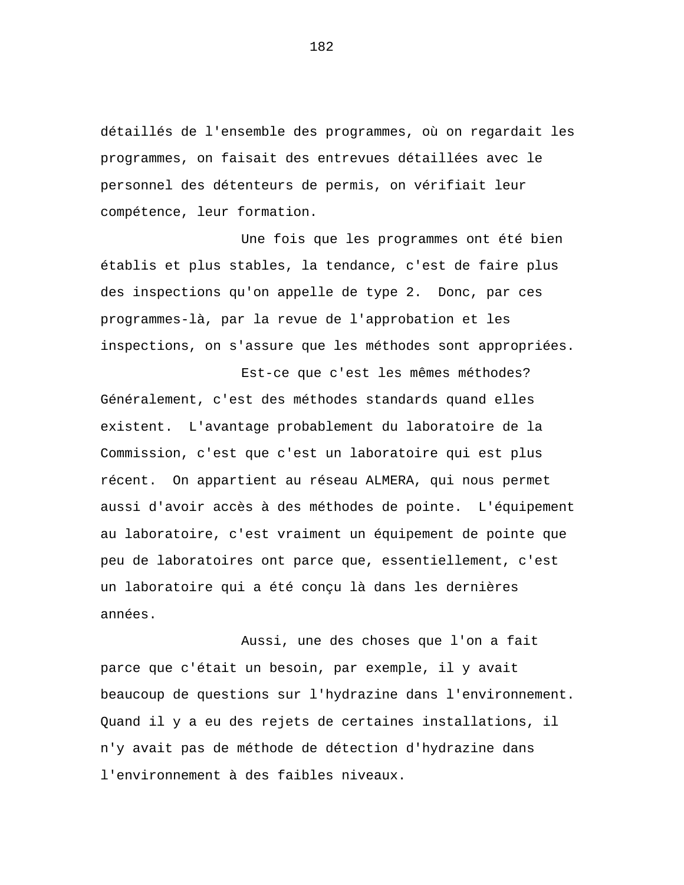détaillés de l'ensemble des programmes, où on regardait les programmes, on faisait des entrevues détaillées avec le personnel des détenteurs de permis, on vérifiait leur compétence, leur formation.

Une fois que les programmes ont été bien établis et plus stables, la tendance, c'est de faire plus des inspections qu'on appelle de type 2. Donc, par ces programmes-là, par la revue de l'approbation et les inspections, on s'assure que les méthodes sont appropriées.

Est-ce que c'est les mêmes méthodes? Généralement, c'est des méthodes standards quand elles existent. L'avantage probablement du laboratoire de la Commission, c'est que c'est un laboratoire qui est plus récent. On appartient au réseau ALMERA, qui nous permet aussi d'avoir accès à des méthodes de pointe. L'équipement au laboratoire, c'est vraiment un équipement de pointe que peu de laboratoires ont parce que, essentiellement, c'est un laboratoire qui a été conçu là dans les dernières années.

Aussi, une des choses que l'on a fait parce que c'était un besoin, par exemple, il y avait beaucoup de questions sur l'hydrazine dans l'environnement. Quand il y a eu des rejets de certaines installations, il n'y avait pas de méthode de détection d'hydrazine dans l'environnement à des faibles niveaux.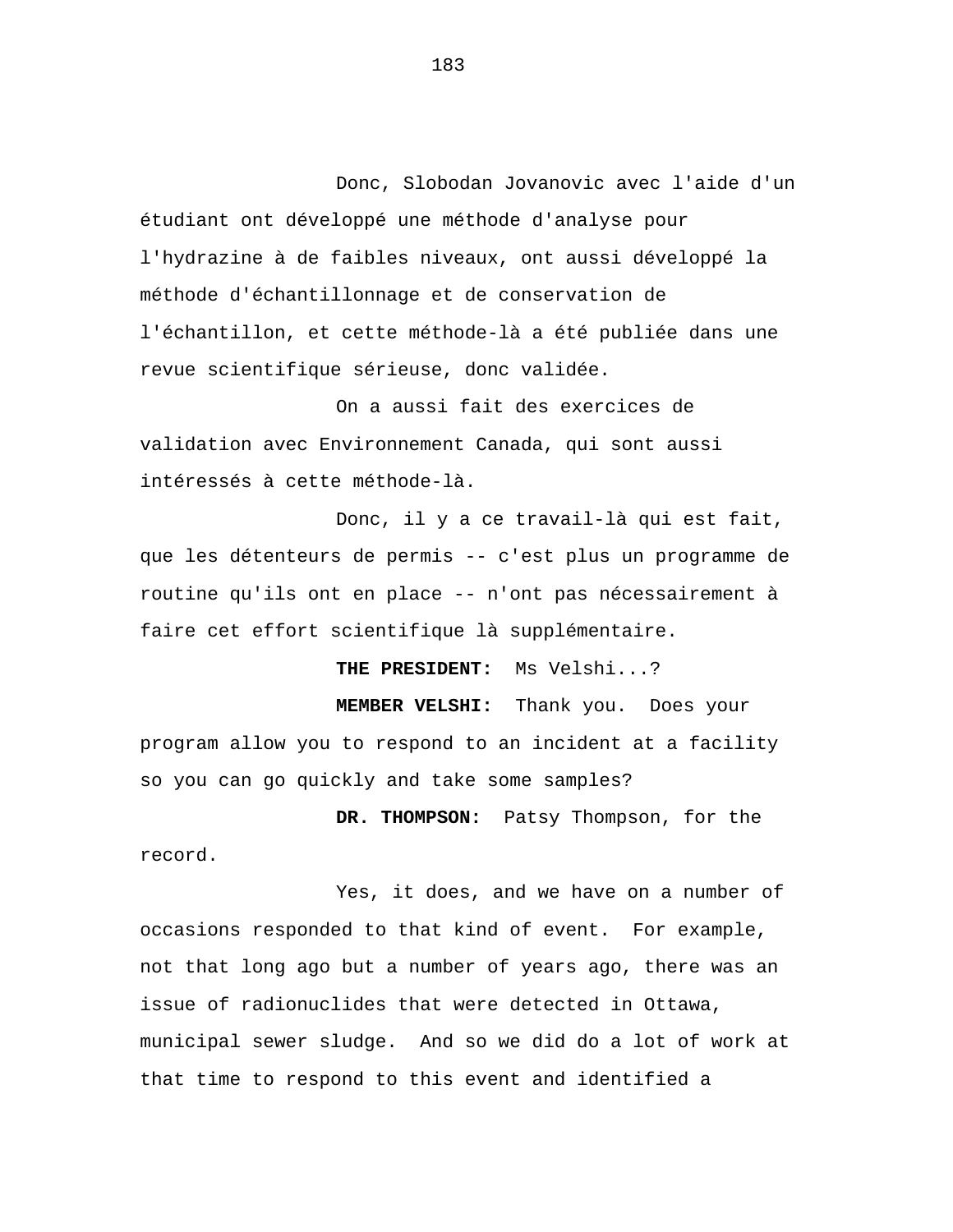Donc, Slobodan Jovanovic avec l'aide d'un étudiant ont développé une méthode d'analyse pour l'hydrazine à de faibles niveaux, ont aussi développé la méthode d'échantillonnage et de conservation de l'échantillon, et cette méthode-là a été publiée dans une revue scientifique sérieuse, donc validée.

On a aussi fait des exercices de validation avec Environnement Canada, qui sont aussi intéressés à cette méthode-là.

Donc, il y a ce travail-là qui est fait, que les détenteurs de permis -- c'est plus un programme de routine qu'ils ont en place -- n'ont pas nécessairement à faire cet effort scientifique là supplémentaire.

**THE PRESIDENT:** Ms Velshi...?

**MEMBER VELSHI:** Thank you. Does your program allow you to respond to an incident at a facility so you can go quickly and take some samples?

**DR. THOMPSON:** Patsy Thompson, for the record.

Yes, it does, and we have on a number of occasions responded to that kind of event. For example, not that long ago but a number of years ago, there was an issue of radionuclides that were detected in Ottawa, municipal sewer sludge. And so we did do a lot of work at that time to respond to this event and identified a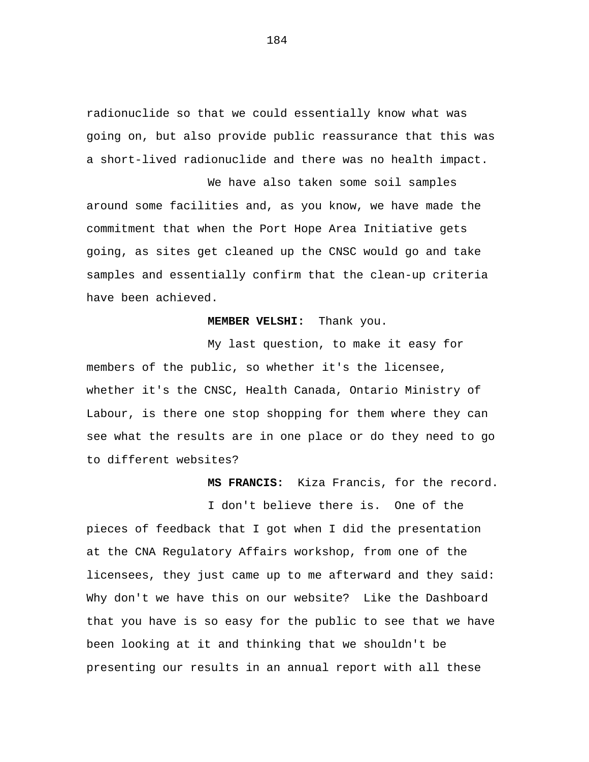radionuclide so that we could essentially know what was going on, but also provide public reassurance that this was a short-lived radionuclide and there was no health impact.

We have also taken some soil samples around some facilities and, as you know, we have made the commitment that when the Port Hope Area Initiative gets going, as sites get cleaned up the CNSC would go and take samples and essentially confirm that the clean-up criteria have been achieved.

**MEMBER VELSHI:** Thank you.

My last question, to make it easy for members of the public, so whether it's the licensee, whether it's the CNSC, Health Canada, Ontario Ministry of Labour, is there one stop shopping for them where they can see what the results are in one place or do they need to go to different websites?

**MS FRANCIS:** Kiza Francis, for the record.

I don't believe there is. One of the pieces of feedback that I got when I did the presentation at the CNA Regulatory Affairs workshop, from one of the licensees, they just came up to me afterward and they said: Why don't we have this on our website? Like the Dashboard that you have is so easy for the public to see that we have been looking at it and thinking that we shouldn't be presenting our results in an annual report with all these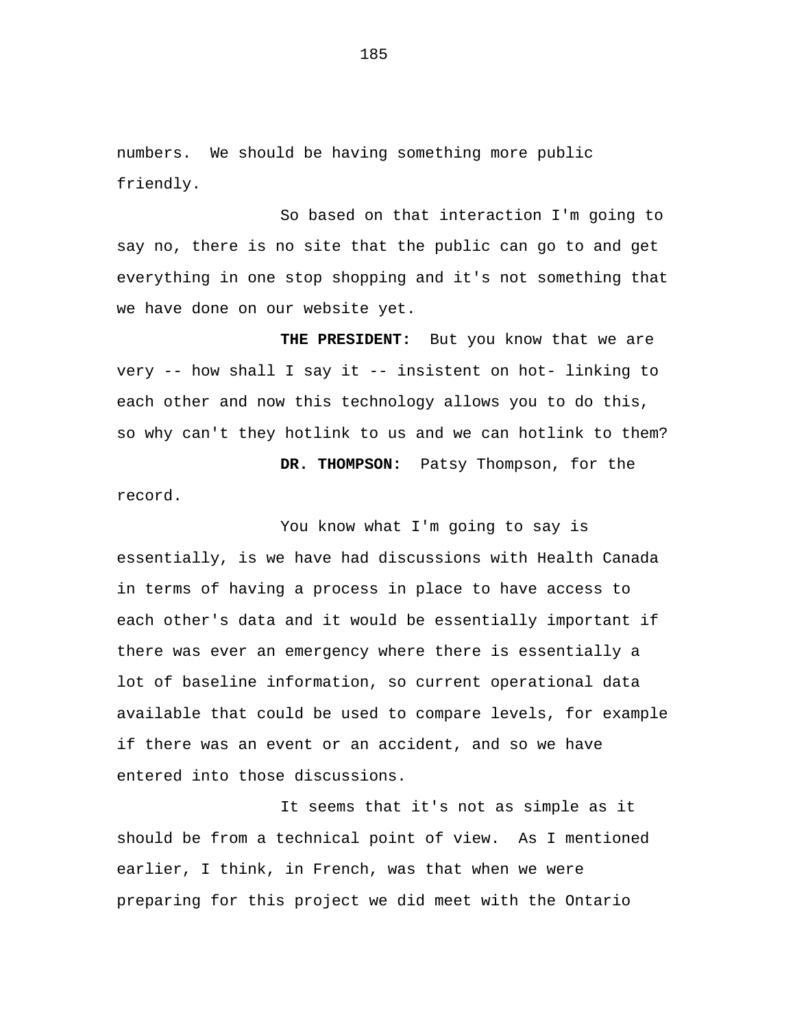numbers. We should be having something more public friendly.

So based on that interaction I'm going to say no, there is no site that the public can go to and get everything in one stop shopping and it's not something that we have done on our website yet.

**THE PRESIDENT:** But you know that we are very -- how shall I say it -- insistent on hot- linking to each other and now this technology allows you to do this, so why can't they hotlink to us and we can hotlink to them?

**DR. THOMPSON:** Patsy Thompson, for the record.

You know what I'm going to say is essentially, is we have had discussions with Health Canada in terms of having a process in place to have access to each other's data and it would be essentially important if there was ever an emergency where there is essentially a lot of baseline information, so current operational data available that could be used to compare levels, for example if there was an event or an accident, and so we have entered into those discussions.

It seems that it's not as simple as it should be from a technical point of view. As I mentioned earlier, I think, in French, was that when we were preparing for this project we did meet with the Ontario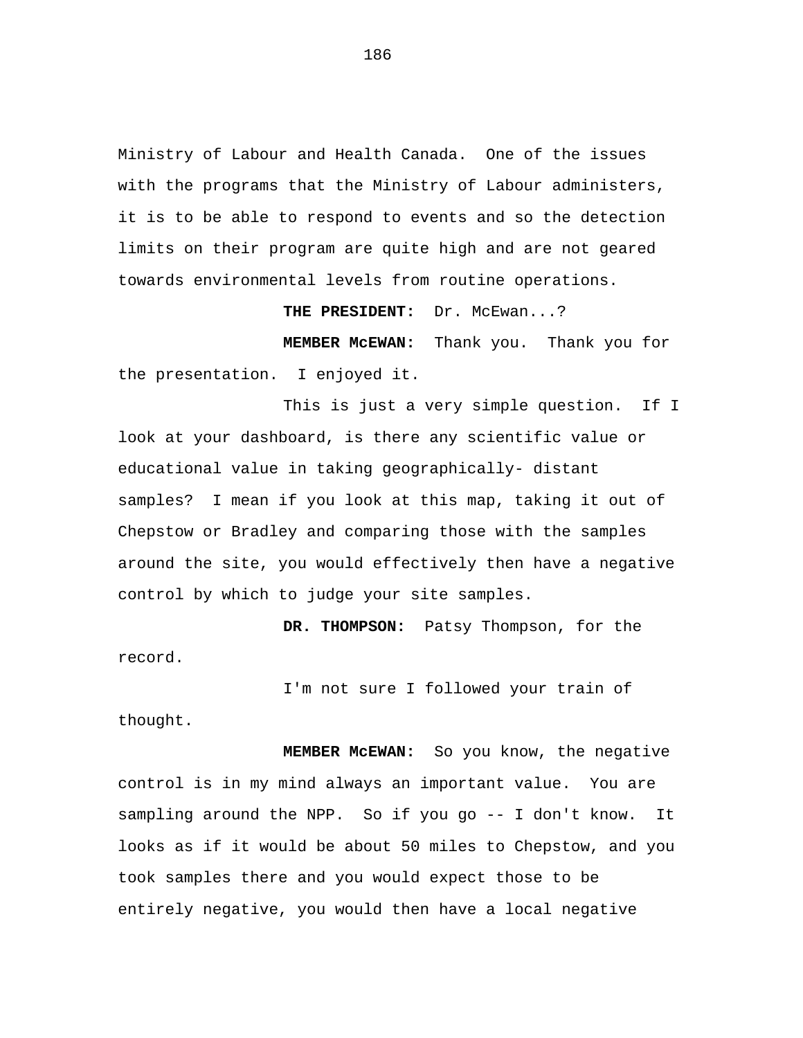Ministry of Labour and Health Canada. One of the issues with the programs that the Ministry of Labour administers, it is to be able to respond to events and so the detection limits on their program are quite high and are not geared towards environmental levels from routine operations.

**THE PRESIDENT:** Dr. McEwan...?

**MEMBER McEWAN:** Thank you. Thank you for the presentation. I enjoyed it.

This is just a very simple question. If I look at your dashboard, is there any scientific value or educational value in taking geographically- distant samples? I mean if you look at this map, taking it out of Chepstow or Bradley and comparing those with the samples around the site, you would effectively then have a negative control by which to judge your site samples.

**DR. THOMPSON:** Patsy Thompson, for the record.

I'm not sure I followed your train of thought.

**MEMBER McEWAN:** So you know, the negative control is in my mind always an important value. You are sampling around the NPP. So if you go -- I don't know. It looks as if it would be about 50 miles to Chepstow, and you took samples there and you would expect those to be entirely negative, you would then have a local negative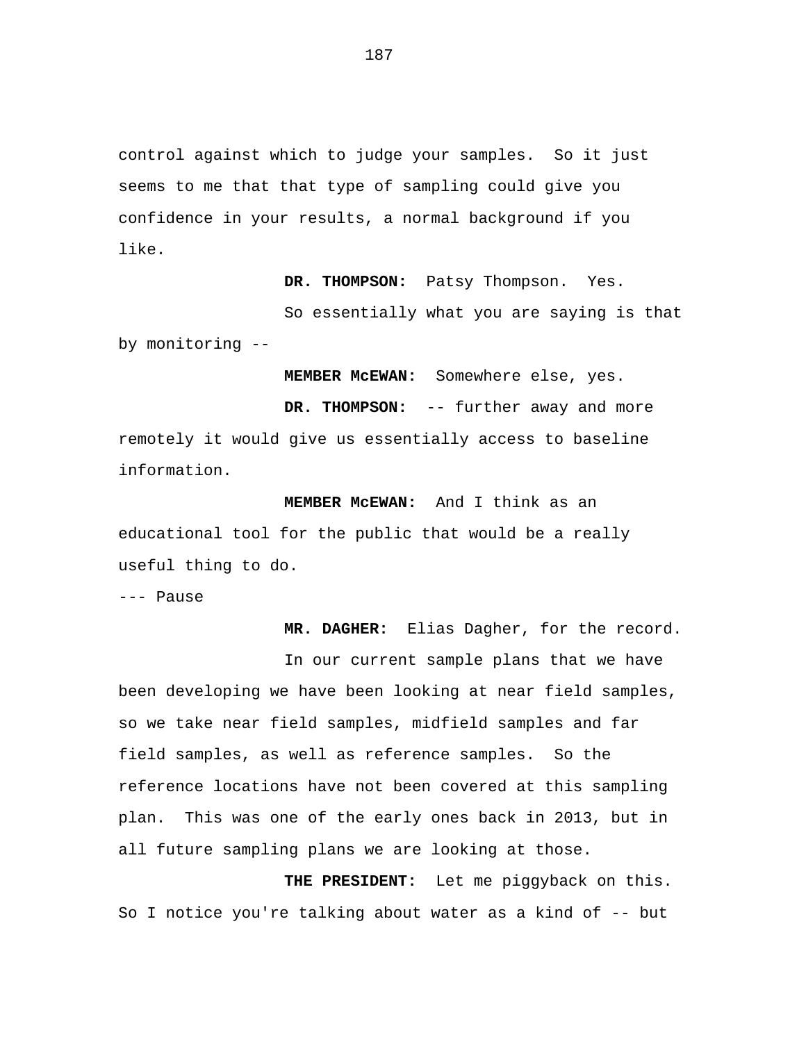control against which to judge your samples. So it just seems to me that that type of sampling could give you confidence in your results, a normal background if you like.

**DR. THOMPSON:** Patsy Thompson. Yes.

So essentially what you are saying is that by monitoring --

**MEMBER McEWAN:** Somewhere else, yes.

**DR. THOMPSON:** -- further away and more remotely it would give us essentially access to baseline information.

**MEMBER McEWAN:** And I think as an educational tool for the public that would be a really useful thing to do.

--- Pause

**MR. DAGHER:** Elias Dagher, for the record.

In our current sample plans that we have been developing we have been looking at near field samples, so we take near field samples, midfield samples and far field samples, as well as reference samples. So the reference locations have not been covered at this sampling plan. This was one of the early ones back in 2013, but in all future sampling plans we are looking at those.

**THE PRESIDENT:** Let me piggyback on this. So I notice you're talking about water as a kind of -- but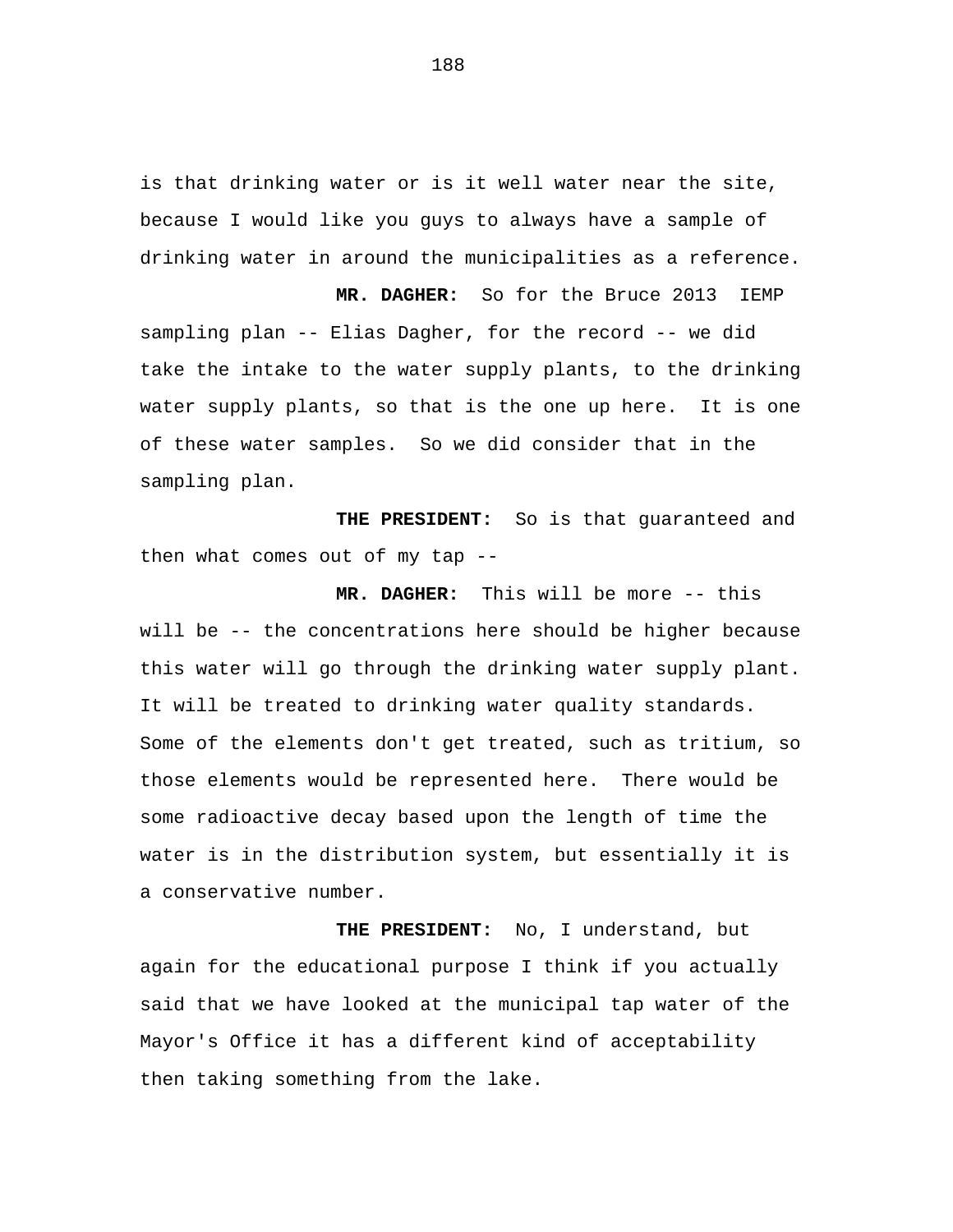is that drinking water or is it well water near the site, because I would like you guys to always have a sample of drinking water in around the municipalities as a reference.

**MR. DAGHER:** So for the Bruce 2013 IEMP sampling plan -- Elias Dagher, for the record -- we did take the intake to the water supply plants, to the drinking water supply plants, so that is the one up here. It is one of these water samples. So we did consider that in the sampling plan.

**THE PRESIDENT:** So is that guaranteed and then what comes out of my tap --

**MR. DAGHER:** This will be more -- this will be -- the concentrations here should be higher because this water will go through the drinking water supply plant. It will be treated to drinking water quality standards. Some of the elements don't get treated, such as tritium, so those elements would be represented here. There would be some radioactive decay based upon the length of time the water is in the distribution system, but essentially it is a conservative number.

**THE PRESIDENT:** No, I understand, but again for the educational purpose I think if you actually said that we have looked at the municipal tap water of the Mayor's Office it has a different kind of acceptability then taking something from the lake.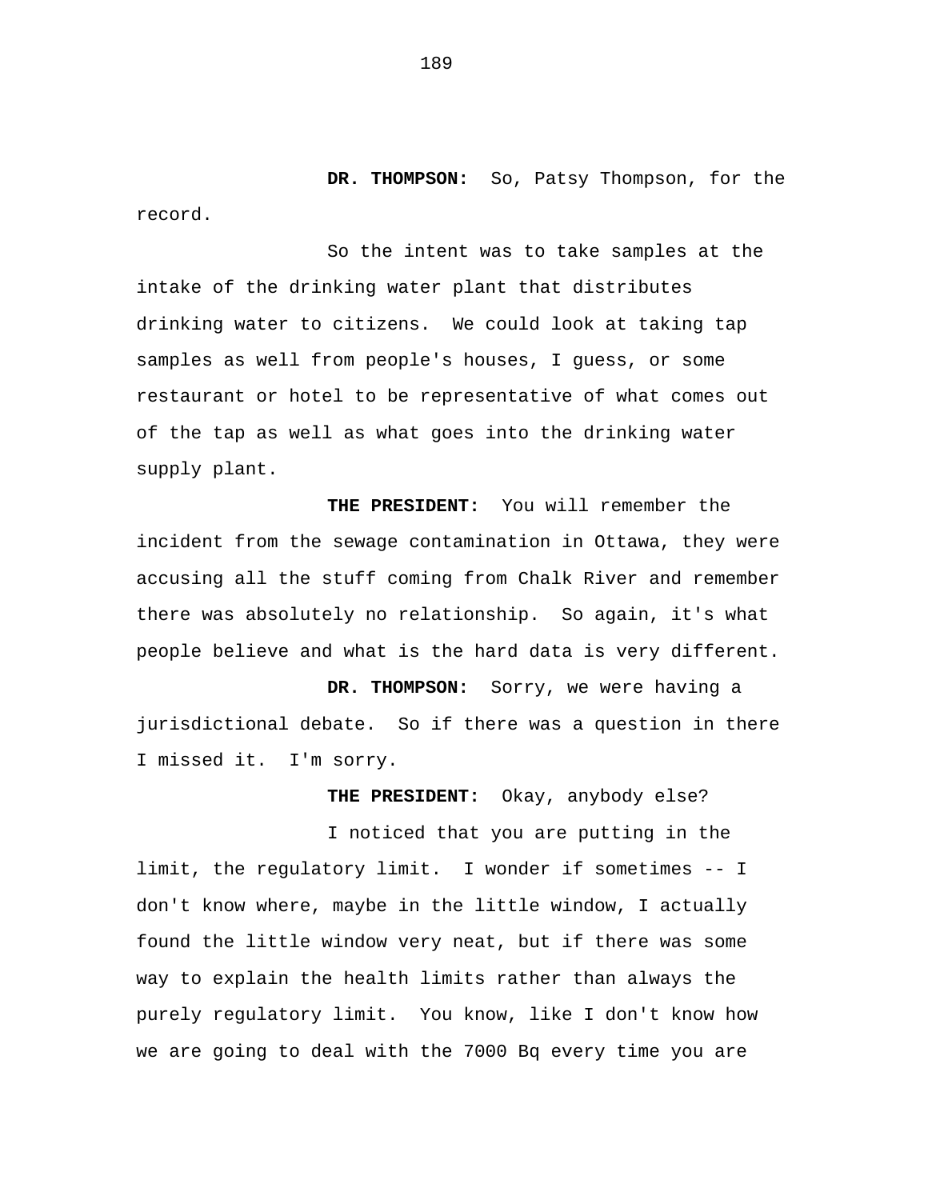**DR. THOMPSON:** So, Patsy Thompson, for the record.

So the intent was to take samples at the intake of the drinking water plant that distributes drinking water to citizens. We could look at taking tap samples as well from people's houses, I guess, or some restaurant or hotel to be representative of what comes out of the tap as well as what goes into the drinking water supply plant.

**THE PRESIDENT:** You will remember the incident from the sewage contamination in Ottawa, they were accusing all the stuff coming from Chalk River and remember there was absolutely no relationship. So again, it's what people believe and what is the hard data is very different.

**DR. THOMPSON:** Sorry, we were having a jurisdictional debate. So if there was a question in there I missed it. I'm sorry.

**THE PRESIDENT:** Okay, anybody else?

I noticed that you are putting in the limit, the regulatory limit. I wonder if sometimes -- I don't know where, maybe in the little window, I actually found the little window very neat, but if there was some way to explain the health limits rather than always the purely regulatory limit. You know, like I don't know how we are going to deal with the 7000 Bq every time you are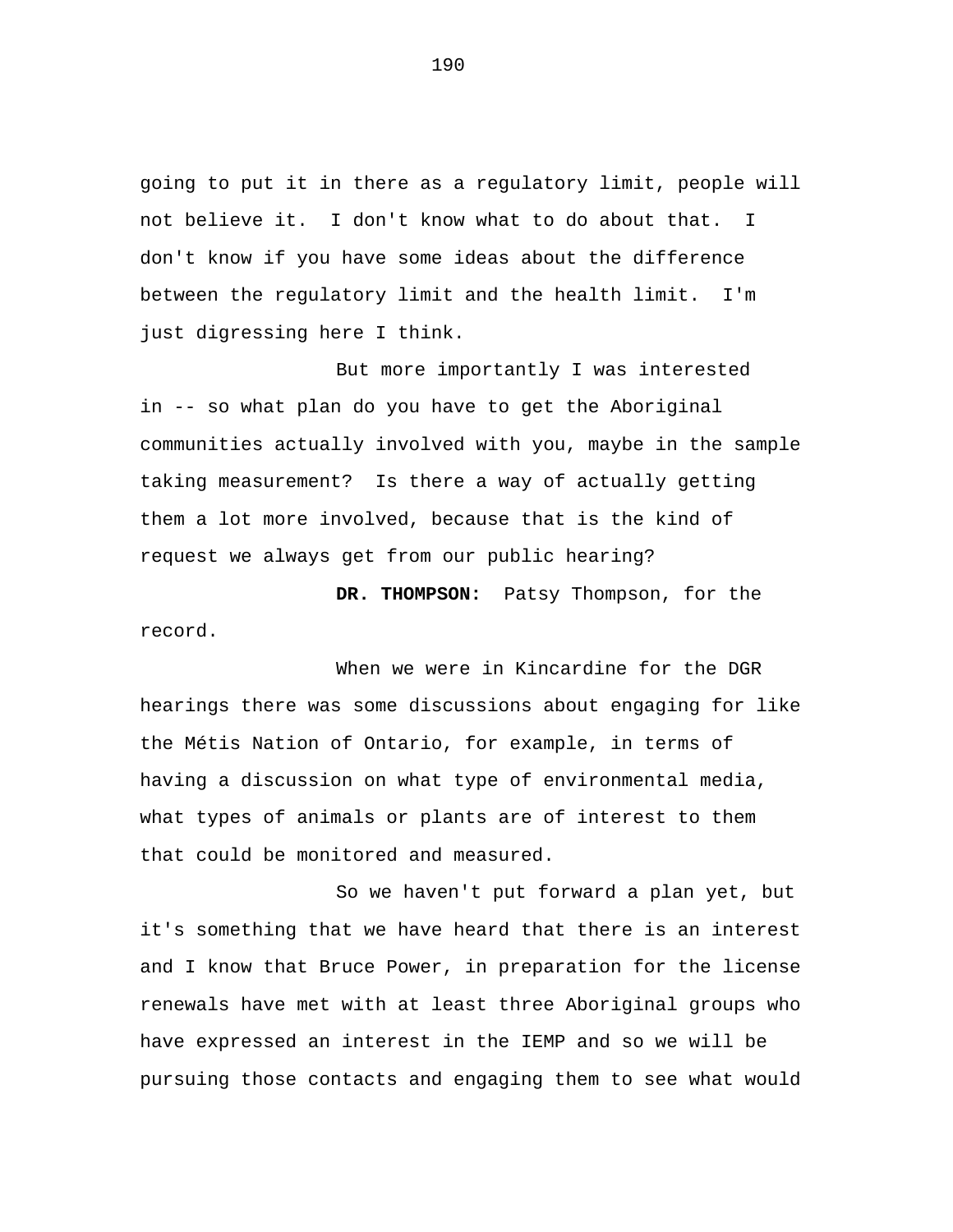going to put it in there as a regulatory limit, people will not believe it. I don't know what to do about that. I don't know if you have some ideas about the difference between the regulatory limit and the health limit. I'm just digressing here I think.

But more importantly I was interested in -- so what plan do you have to get the Aboriginal communities actually involved with you, maybe in the sample taking measurement? Is there a way of actually getting them a lot more involved, because that is the kind of request we always get from our public hearing?

**DR. THOMPSON:** Patsy Thompson, for the record.

When we were in Kincardine for the DGR hearings there was some discussions about engaging for like the Métis Nation of Ontario, for example, in terms of having a discussion on what type of environmental media, what types of animals or plants are of interest to them that could be monitored and measured.

So we haven't put forward a plan yet, but it's something that we have heard that there is an interest and I know that Bruce Power, in preparation for the license renewals have met with at least three Aboriginal groups who have expressed an interest in the IEMP and so we will be pursuing those contacts and engaging them to see what would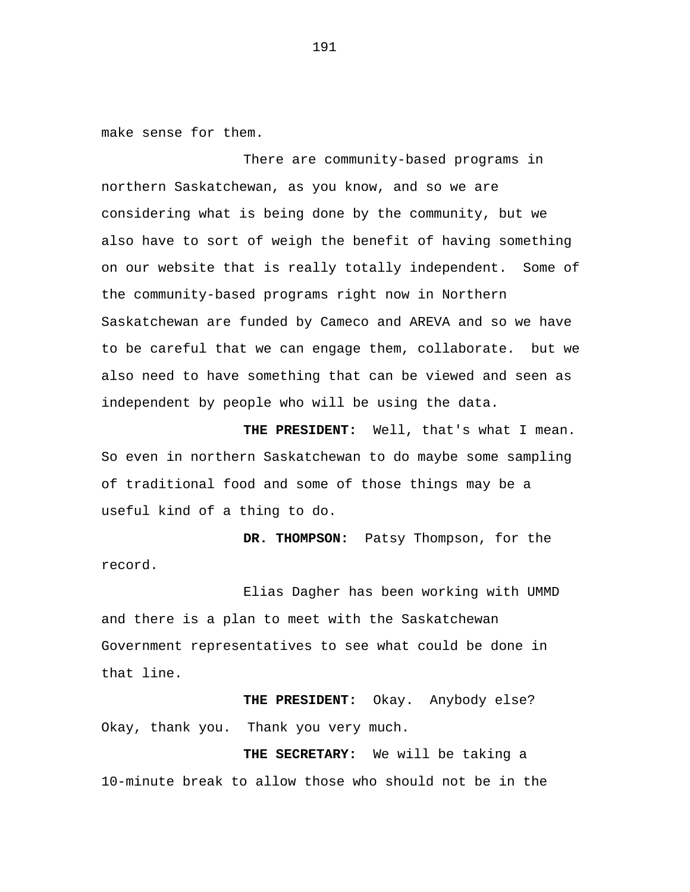make sense for them.

There are community-based programs in northern Saskatchewan, as you know, and so we are considering what is being done by the community, but we also have to sort of weigh the benefit of having something on our website that is really totally independent.  Some of the community-based programs right now in Northern Saskatchewan are funded by Cameco and AREVA and so we have to be careful that we can engage them, collaborate.  but we also need to have something that can be viewed and seen as independent by people who will be using the data.

**THE PRESIDENT:**  Well, that's what I mean. So even in northern Saskatchewan to do maybe some sampling of traditional food and some of those things may be a useful kind of a thing to do.

**DR. THOMPSON:**  Patsy Thompson, for the record.

Elias Dagher has been working with UMMD and there is a plan to meet with the Saskatchewan Government representatives to see what could be done in that line.

**THE PRESIDENT:**  Okay.  Anybody else? Okay, thank you.  Thank you very much.

**THE SECRETARY:**  We will be taking a 10-minute break to allow those who should not be in the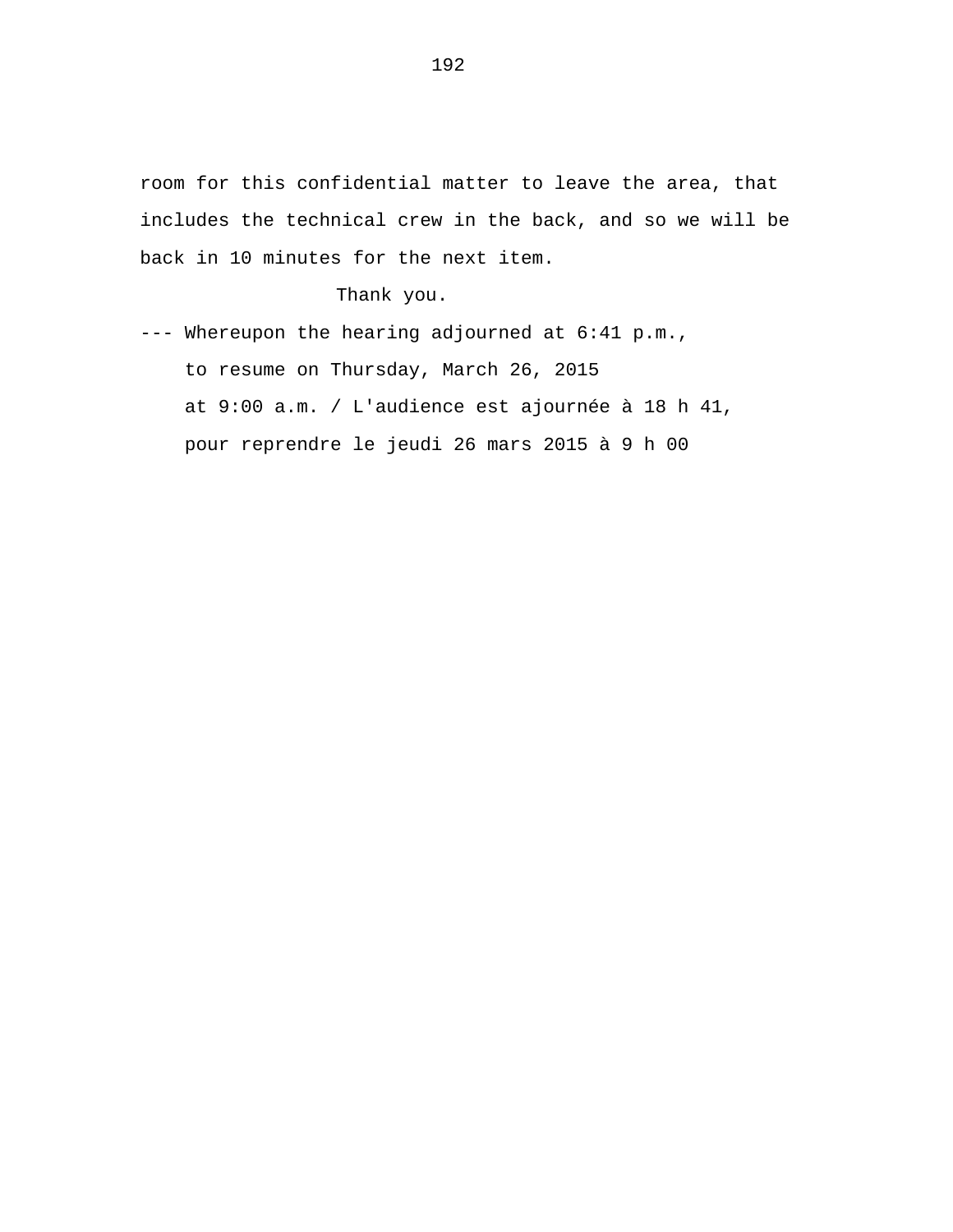room for this confidential matter to leave the area, that includes the technical crew in the back, and so we will be back in 10 minutes for the next item.

Thank you.

--- Whereupon the hearing adjourned at 6:41 p.m., to resume on Thursday, March 26, 2015 at 9:00 a.m. / L'audience est ajournée à 18 h 41, pour reprendre le jeudi 26 mars 2015 à 9 h 00